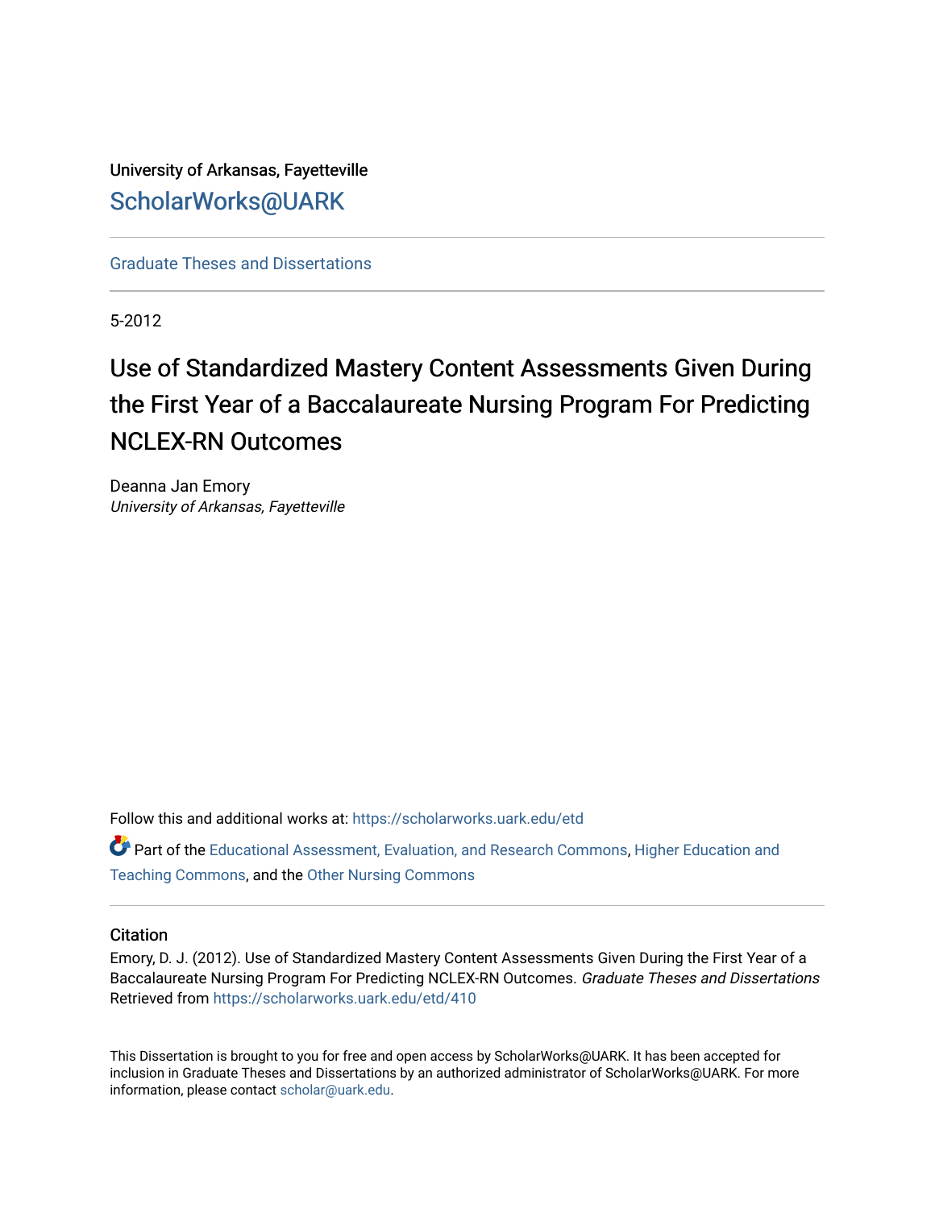University of Arkansas, Fayetteville

ScholarWorks@UARK

Graduate Theses and Dissertations

5-2012

# Use of Standardized Mastery Content Assessments Given During the First Year of a Baccalaureate Nursing Program For Predicting NCLEX-RN Outcomes

Deanna Jan Emory
*University of Arkansas, Fayetteville*

Follow this and additional works at: https://scholarworks.uark.edu/etd

Part of the Educational Assessment, Evaluation, and Research Commons, Higher Education and Teaching Commons, and the Other Nursing Commons

## Citation

Emory, D. J. (2012). Use of Standardized Mastery Content Assessments Given During the First Year of a Baccalaureate Nursing Program For Predicting NCLEX-RN Outcomes. *Graduate Theses and Dissertations* Retrieved from https://scholarworks.uark.edu/etd/410

This Dissertation is brought to you for free and open access by ScholarWorks@UARK. It has been accepted for inclusion in Graduate Theses and Dissertations by an authorized administrator of ScholarWorks@UARK. For more information, please contact scholar@uark.edu.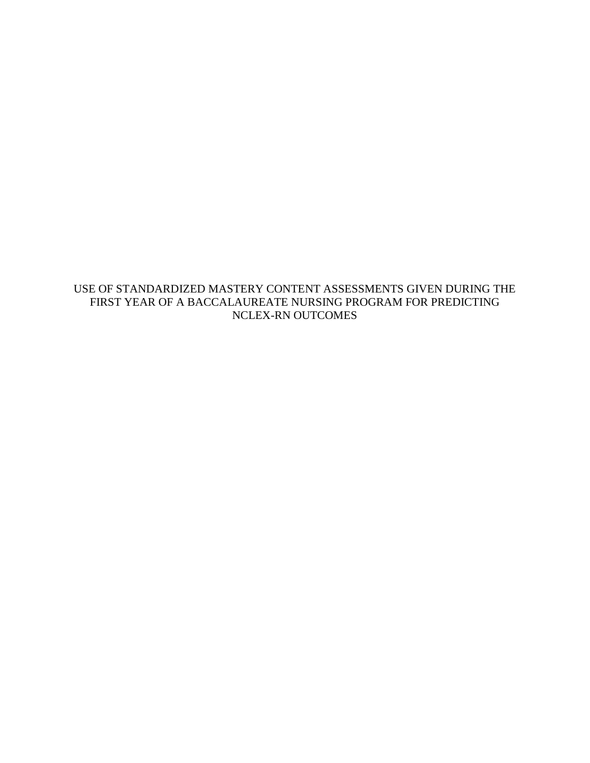USE OF STANDARDIZED MASTERY CONTENT ASSESSMENTS GIVEN DURING THE FIRST YEAR OF A BACCALAUREATE NURSING PROGRAM FOR PREDICTING NCLEX-RN OUTCOMES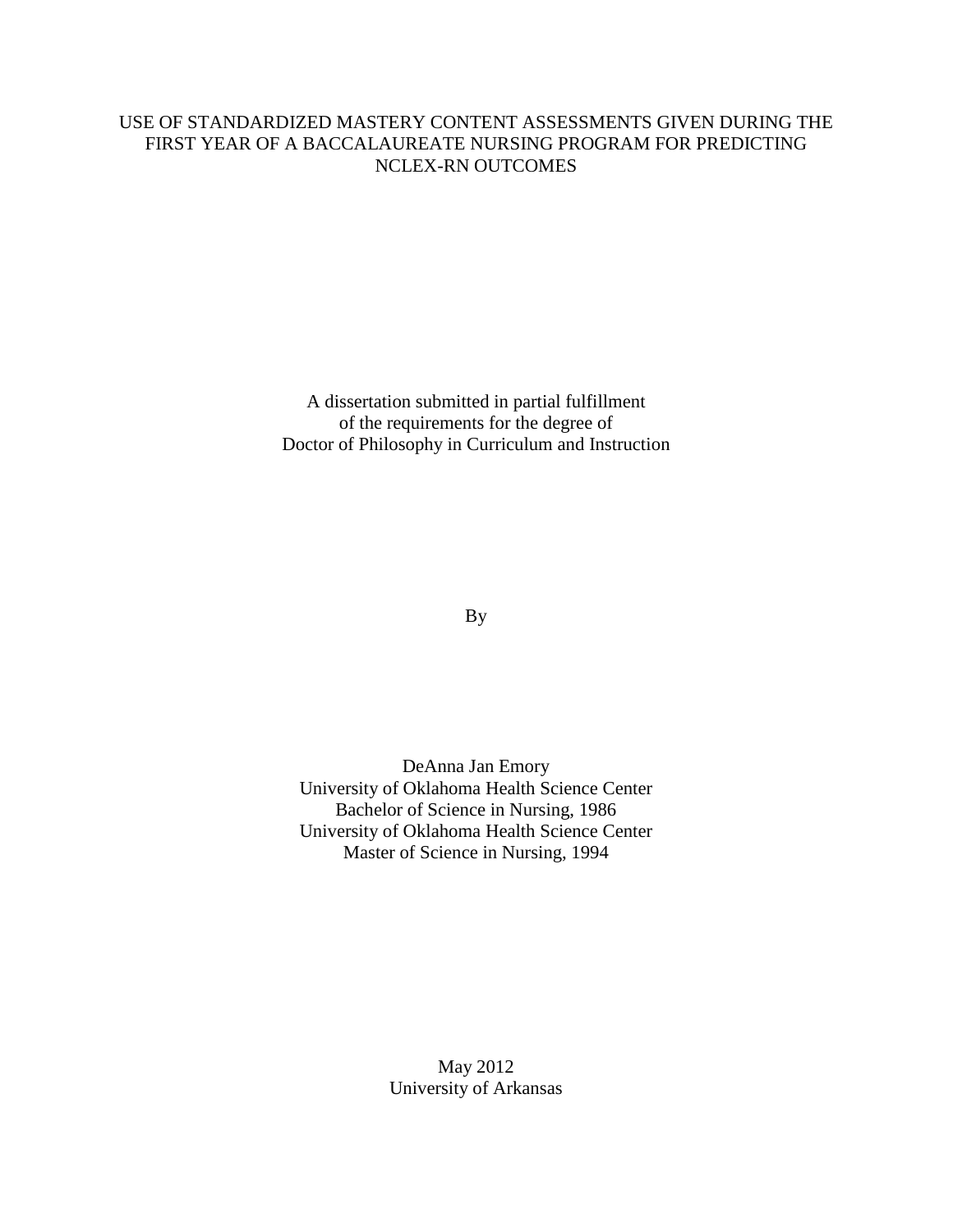# USE OF STANDARDIZED MASTERY CONTENT ASSESSMENTS GIVEN DURING THE FIRST YEAR OF A BACCALAUREATE NURSING PROGRAM FOR PREDICTING NCLEX-RN OUTCOMES

A dissertation submitted in partial fulfillment
of the requirements for the degree of
Doctor of Philosophy in Curriculum and Instruction

By

DeAnna Jan Emory
University of Oklahoma Health Science Center
Bachelor of Science in Nursing, 1986
University of Oklahoma Health Science Center
Master of Science in Nursing, 1994

May 2012
University of Arkansas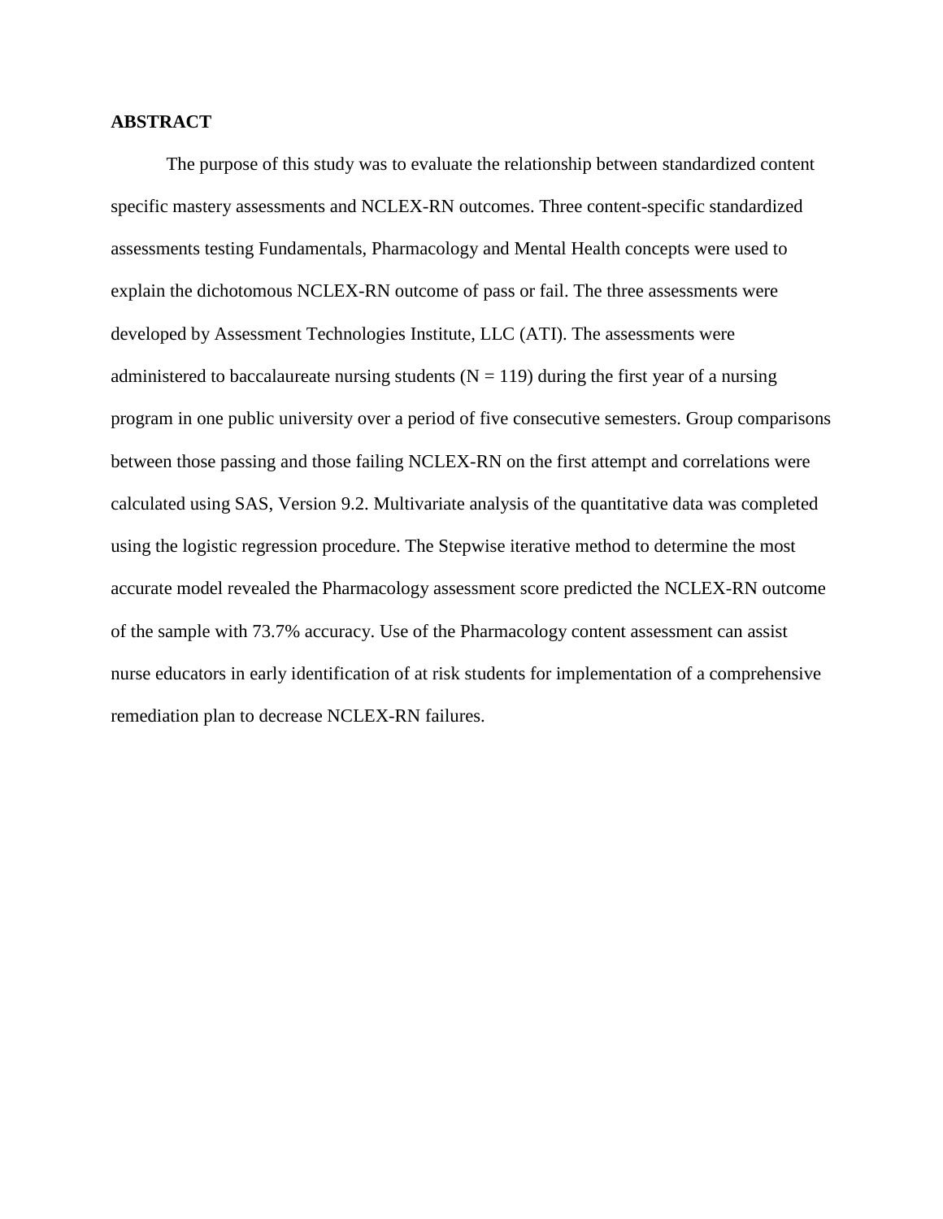**ABSTRACT**

The purpose of this study was to evaluate the relationship between standardized content specific mastery assessments and NCLEX-RN outcomes. Three content-specific standardized assessments testing Fundamentals, Pharmacology and Mental Health concepts were used to explain the dichotomous NCLEX-RN outcome of pass or fail. The three assessments were developed by Assessment Technologies Institute, LLC (ATI). The assessments were administered to baccalaureate nursing students ($N = 119$) during the first year of a nursing program in one public university over a period of five consecutive semesters. Group comparisons between those passing and those failing NCLEX-RN on the first attempt and correlations were calculated using SAS, Version 9.2. Multivariate analysis of the quantitative data was completed using the logistic regression procedure. The Stepwise iterative method to determine the most accurate model revealed the Pharmacology assessment score predicted the NCLEX-RN outcome of the sample with 73.7% accuracy. Use of the Pharmacology content assessment can assist nurse educators in early identification of at risk students for implementation of a comprehensive remediation plan to decrease NCLEX-RN failures.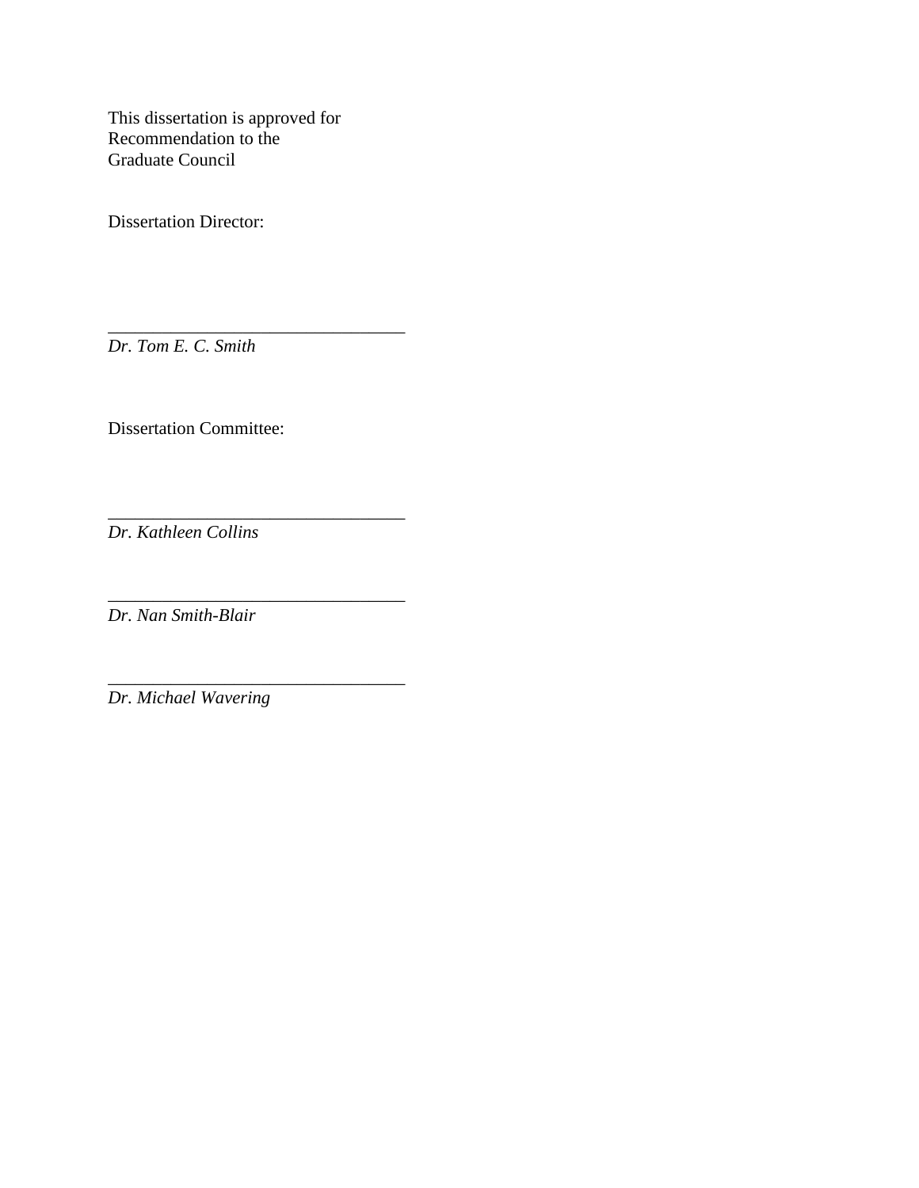This dissertation is approved for
Recommendation to the
Graduate Council

Dissertation Director:

\_\_\_\_\_\_\_\_\_\_\_\_\_\_\_\_\_\_\_\_\_\_\_\_\_\_\_\_\_\_\_\_\_

*Dr. Tom E. C. Smith*

Dissertation Committee:

\_\_\_\_\_\_\_\_\_\_\_\_\_\_\_\_\_\_\_\_\_\_\_\_\_\_\_\_\_\_\_\_\_

*Dr. Kathleen Collins*

\_\_\_\_\_\_\_\_\_\_\_\_\_\_\_\_\_\_\_\_\_\_\_\_\_\_\_\_\_\_\_\_\_

*Dr. Nan Smith-Blair*

\_\_\_\_\_\_\_\_\_\_\_\_\_\_\_\_\_\_\_\_\_\_\_\_\_\_\_\_\_\_\_\_\_

*Dr. Michael Wavering*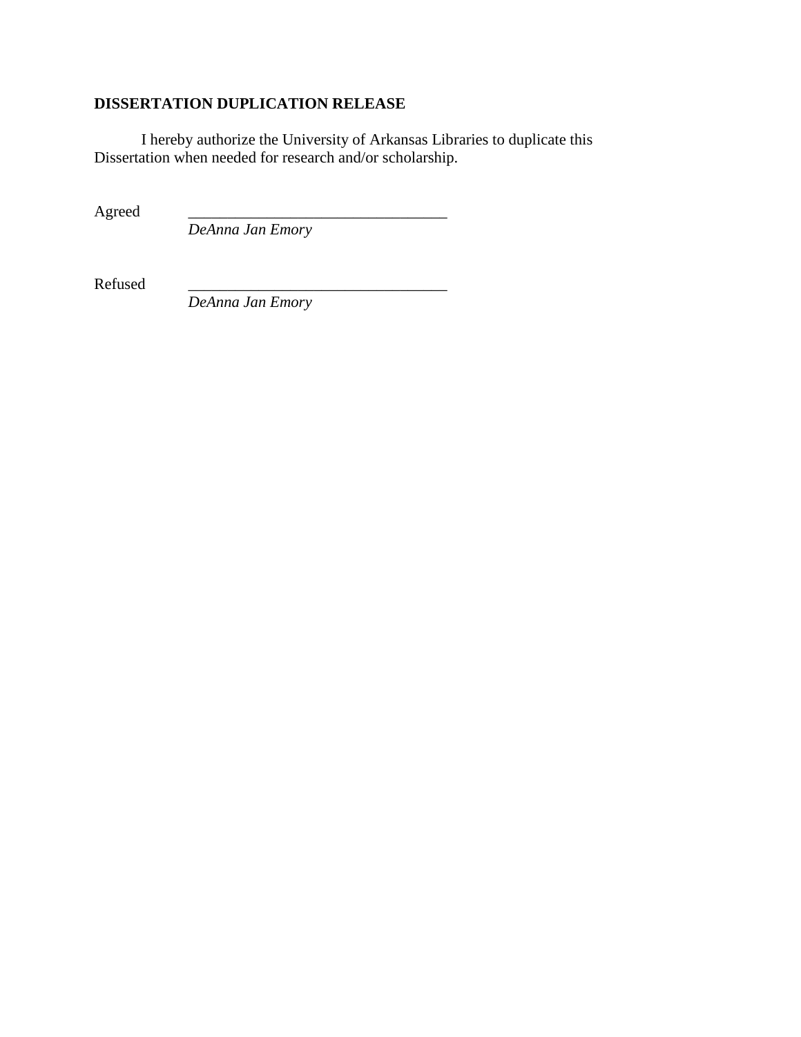**DISSERTATION DUPLICATION RELEASE**

I hereby authorize the University of Arkansas Libraries to duplicate this Dissertation when needed for research and/or scholarship.

Agreed ________________________________
*DeAnna Jan Emory*

Refused ________________________________
*DeAnna Jan Emory*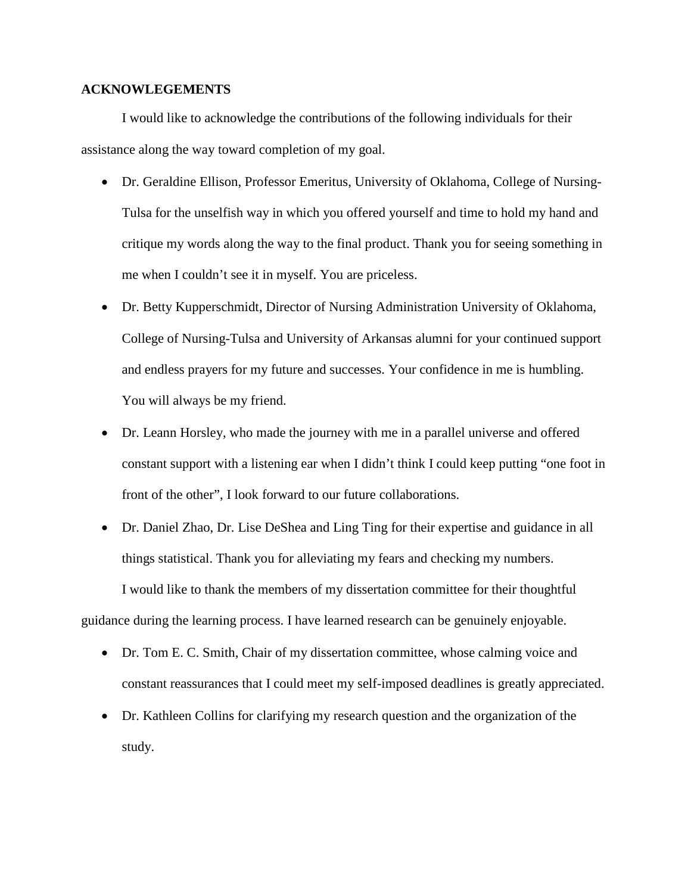**ACKNOWLEGEMENTS**

I would like to acknowledge the contributions of the following individuals for their assistance along the way toward completion of my goal.

- Dr. Geraldine Ellison, Professor Emeritus, University of Oklahoma, College of Nursing-Tulsa for the unselfish way in which you offered yourself and time to hold my hand and critique my words along the way to the final product. Thank you for seeing something in me when I couldn't see it in myself. You are priceless.
- Dr. Betty Kupperschmidt, Director of Nursing Administration University of Oklahoma, College of Nursing-Tulsa and University of Arkansas alumni for your continued support and endless prayers for my future and successes. Your confidence in me is humbling. You will always be my friend.
- Dr. Leann Horsley, who made the journey with me in a parallel universe and offered constant support with a listening ear when I didn't think I could keep putting "one foot in front of the other", I look forward to our future collaborations.
- Dr. Daniel Zhao, Dr. Lise DeShea and Ling Ting for their expertise and guidance in all things statistical. Thank you for alleviating my fears and checking my numbers.

I would like to thank the members of my dissertation committee for their thoughtful guidance during the learning process. I have learned research can be genuinely enjoyable.

- Dr. Tom E. C. Smith, Chair of my dissertation committee, whose calming voice and constant reassurances that I could meet my self-imposed deadlines is greatly appreciated.
- Dr. Kathleen Collins for clarifying my research question and the organization of the study.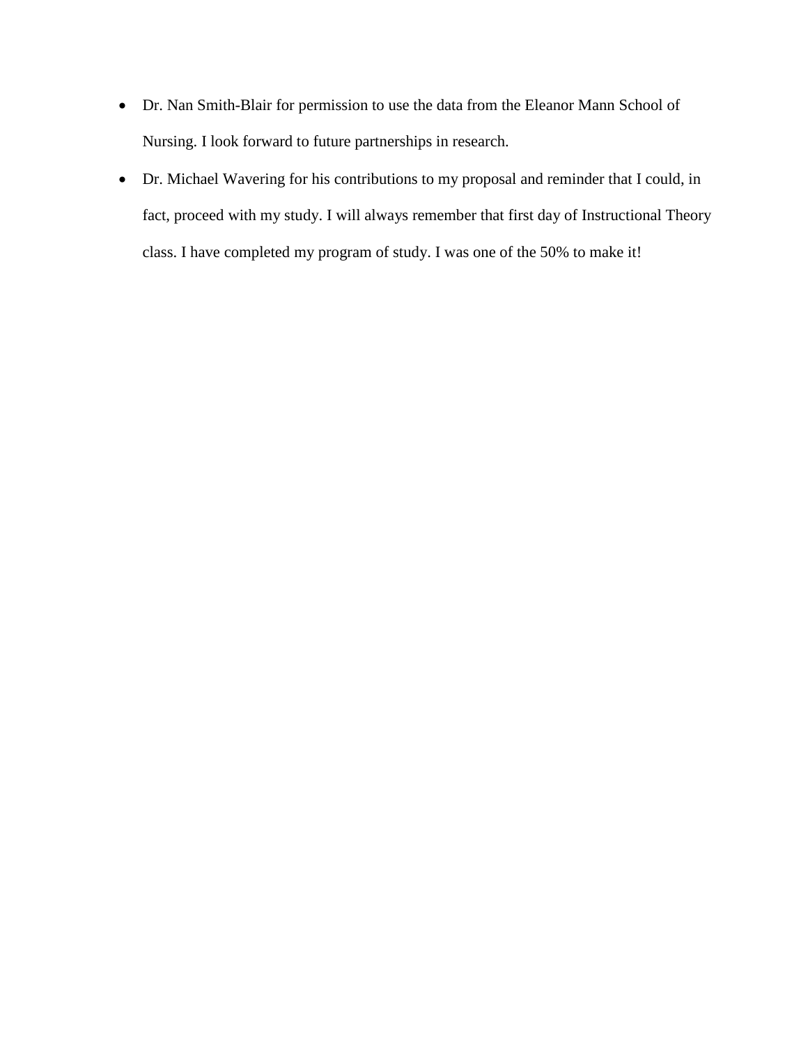- Dr. Nan Smith-Blair for permission to use the data from the Eleanor Mann School of Nursing. I look forward to future partnerships in research.
- Dr. Michael Wavering for his contributions to my proposal and reminder that I could, in fact, proceed with my study. I will always remember that first day of Instructional Theory class. I have completed my program of study. I was one of the 50% to make it!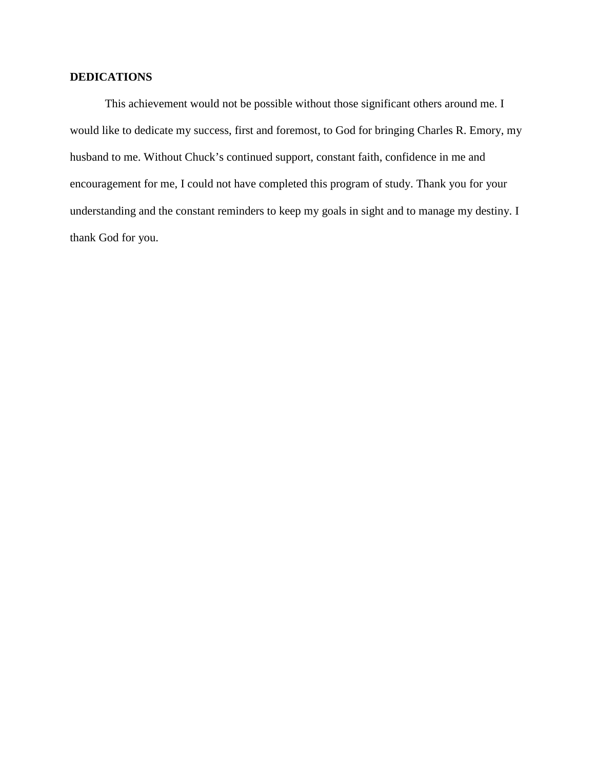## DEDICATIONS

This achievement would not be possible without those significant others around me. I would like to dedicate my success, first and foremost, to God for bringing Charles R. Emory, my husband to me. Without Chuck's continued support, constant faith, confidence in me and encouragement for me, I could not have completed this program of study. Thank you for your understanding and the constant reminders to keep my goals in sight and to manage my destiny. I thank God for you.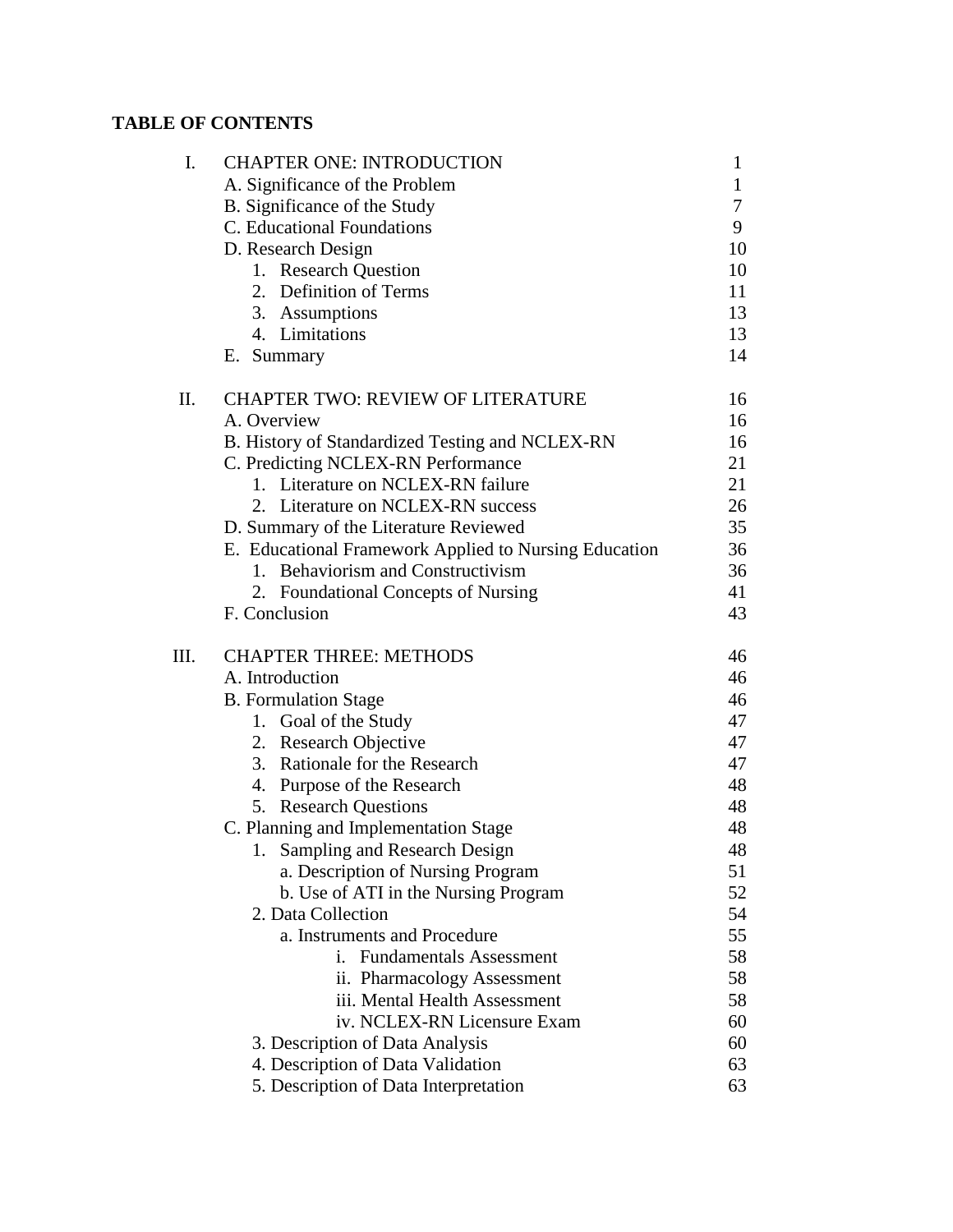**TABLE OF CONTENTS**

| | | |
|---|---|---|
| I. | CHAPTER ONE: INTRODUCTION | 1 |
| | A. Significance of the Problem | 1 |
| | B. Significance of the Study | 7 |
| | C. Educational Foundations | 9 |
| | D. Research Design | 10 |
| | 1. Research Question | 10 |
| | 2. Definition of Terms | 11 |
| | 3. Assumptions | 13 |
| | 4. Limitations | 13 |
| | E. Summary | 14 |
| II. | CHAPTER TWO: REVIEW OF LITERATURE | 16 |
| | A. Overview | 16 |
| | B. History of Standardized Testing and NCLEX-RN | 16 |
| | C. Predicting NCLEX-RN Performance | 21 |
| | 1. Literature on NCLEX-RN failure | 21 |
| | 2. Literature on NCLEX-RN success | 26 |
| | D. Summary of the Literature Reviewed | 35 |
| | E. Educational Framework Applied to Nursing Education | 36 |
| | 1. Behaviorism and Constructivism | 36 |
| | 2. Foundational Concepts of Nursing | 41 |
| | F. Conclusion | 43 |
| III. | CHAPTER THREE: METHODS | 46 |
| | A. Introduction | 46 |
| | B. Formulation Stage | 46 |
| | 1. Goal of the Study | 47 |
| | 2. Research Objective | 47 |
| | 3. Rationale for the Research | 47 |
| | 4. Purpose of the Research | 48 |
| | 5. Research Questions | 48 |
| | C. Planning and Implementation Stage | 48 |
| | 1. Sampling and Research Design | 48 |
| | a. Description of Nursing Program | 51 |
| | b. Use of ATI in the Nursing Program | 52 |
| | 2. Data Collection | 54 |
| | a. Instruments and Procedure | 55 |
| | i. Fundamentals Assessment | 58 |
| | ii. Pharmacology Assessment | 58 |
| | iii. Mental Health Assessment | 58 |
| | iv. NCLEX-RN Licensure Exam | 60 |
| | 3. Description of Data Analysis | 60 |
| | 4. Description of Data Validation | 63 |
| | 5. Description of Data Interpretation | 63 |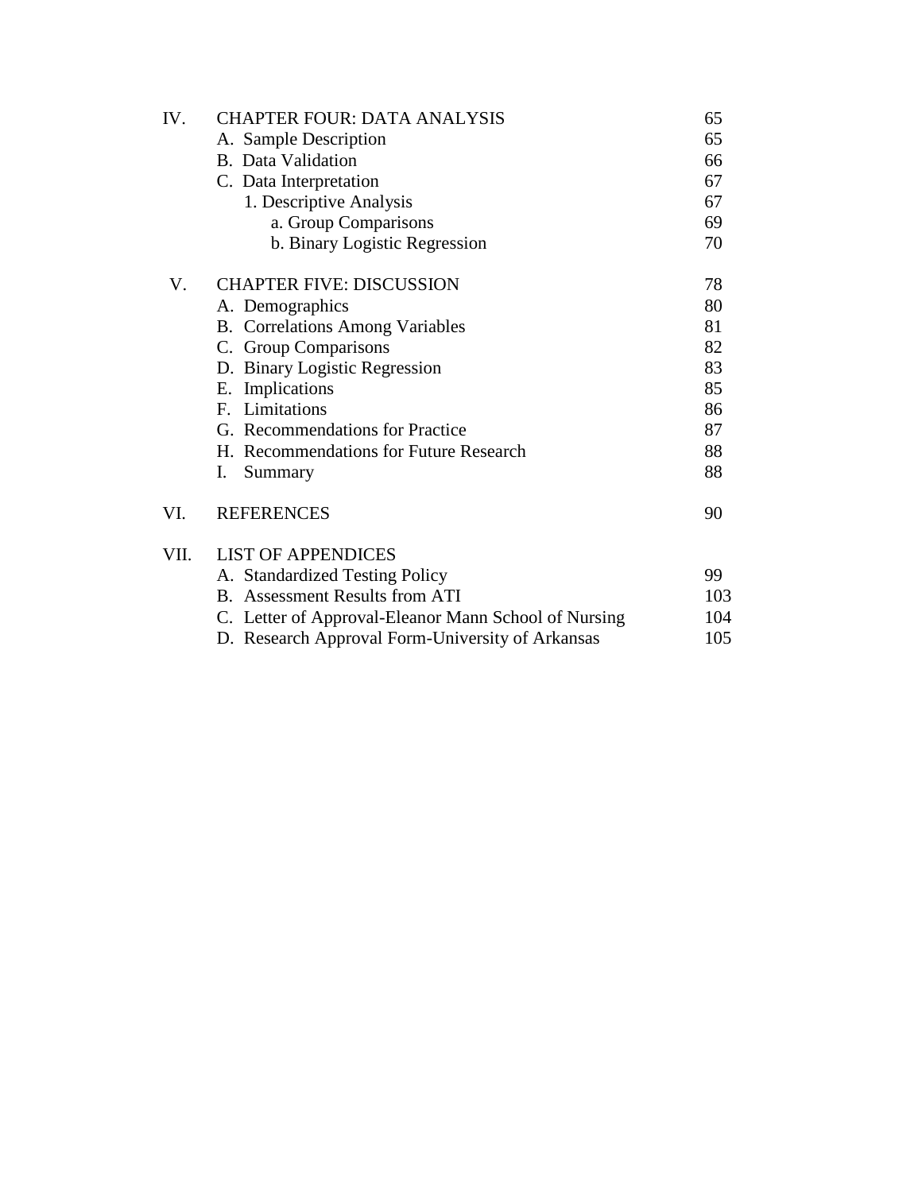| | | |
|---|---|---|
| IV. | CHAPTER FOUR: DATA ANALYSIS | 65 |
| | A. Sample Description | 65 |
| | B. Data Validation | 66 |
| | C. Data Interpretation | 67 |
| | 1. Descriptive Analysis | 67 |
| | a. Group Comparisons | 69 |
| | b. Binary Logistic Regression | 70 |
| V. | CHAPTER FIVE: DISCUSSION | 78 |
| | A. Demographics | 80 |
| | B. Correlations Among Variables | 81 |
| | C. Group Comparisons | 82 |
| | D. Binary Logistic Regression | 83 |
| | E. Implications | 85 |
| | F. Limitations | 86 |
| | G. Recommendations for Practice | 87 |
| | H. Recommendations for Future Research | 88 |
| | I. Summary | 88 |
| VI. | REFERENCES | 90 |
| VII. | LIST OF APPENDICES | |
| | A. Standardized Testing Policy | 99 |
| | B. Assessment Results from ATI | 103 |
| | C. Letter of Approval-Eleanor Mann School of Nursing | 104 |
| | D. Research Approval Form-University of Arkansas | 105 |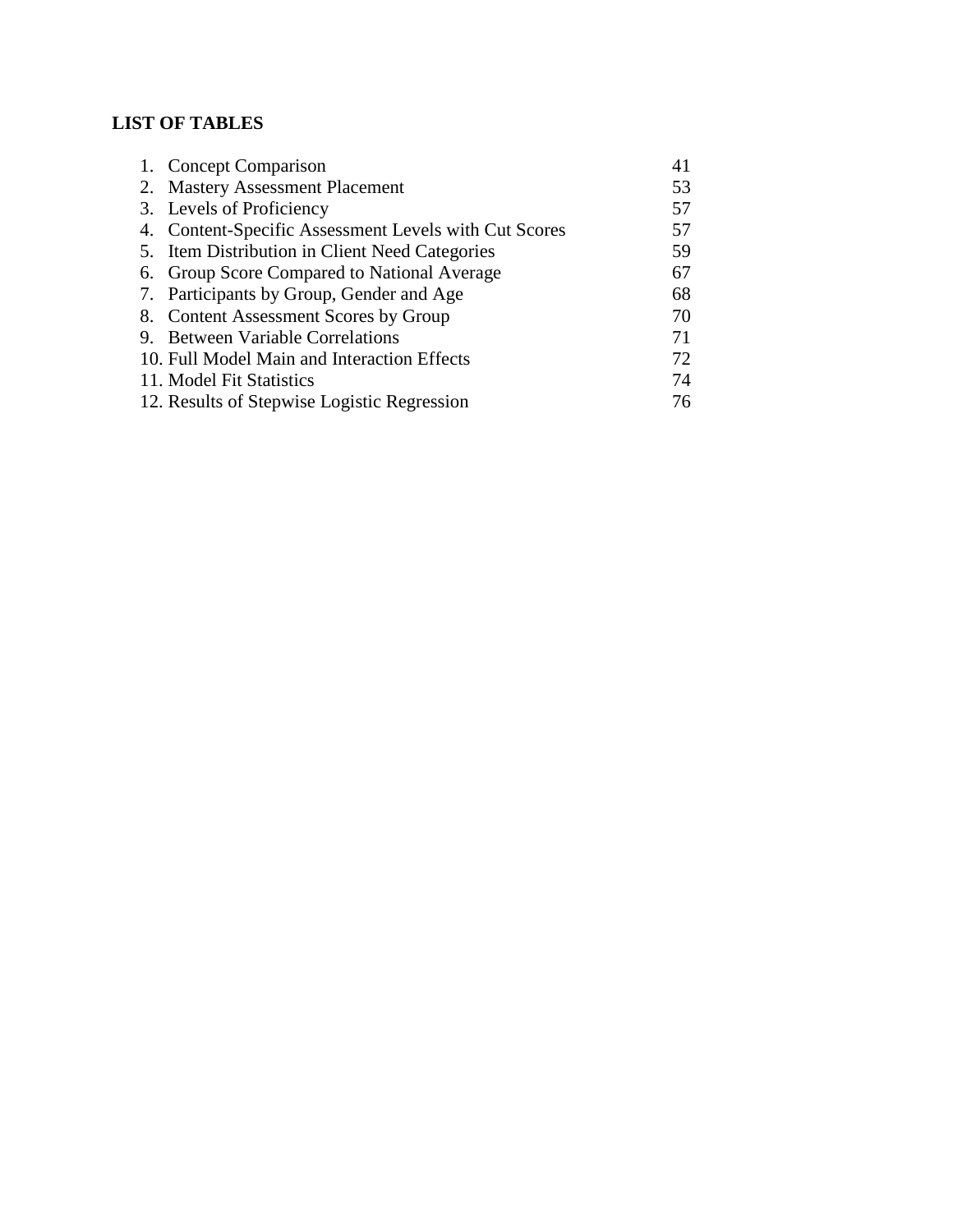**LIST OF TABLES**

1. Concept Comparison 41
2. Mastery Assessment Placement 53
3. Levels of Proficiency 57
4. Content-Specific Assessment Levels with Cut Scores 57
5. Item Distribution in Client Need Categories 59
6. Group Score Compared to National Average 67
7. Participants by Group, Gender and Age 68
8. Content Assessment Scores by Group 70
9. Between Variable Correlations 71
10. Full Model Main and Interaction Effects 72
11. Model Fit Statistics 74
12. Results of Stepwise Logistic Regression 76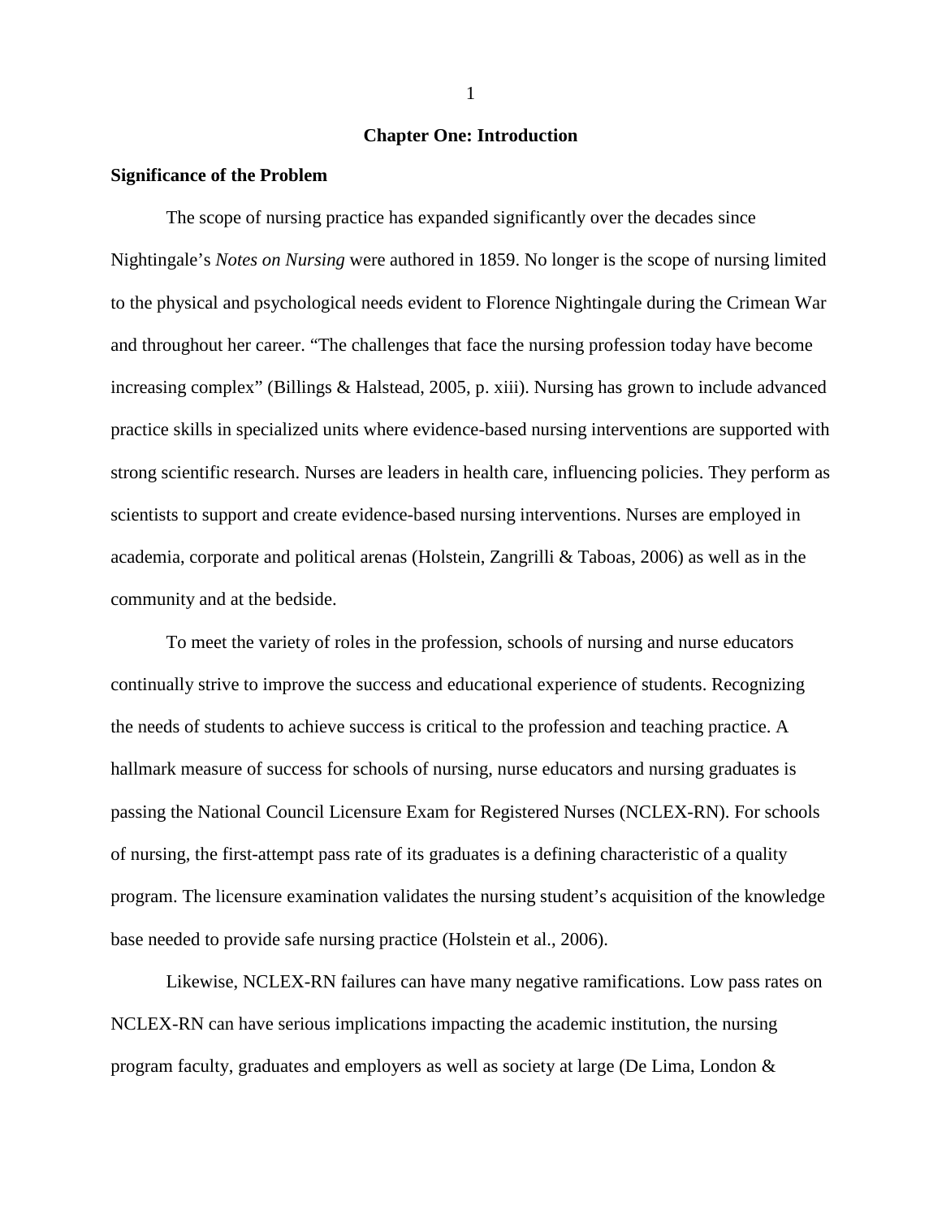# Chapter One: Introduction

## Significance of the Problem

The scope of nursing practice has expanded significantly over the decades since Nightingale's *Notes on Nursing* were authored in 1859. No longer is the scope of nursing limited to the physical and psychological needs evident to Florence Nightingale during the Crimean War and throughout her career. "The challenges that face the nursing profession today have become increasing complex" (Billings & Halstead, 2005, p. xiii). Nursing has grown to include advanced practice skills in specialized units where evidence-based nursing interventions are supported with strong scientific research. Nurses are leaders in health care, influencing policies. They perform as scientists to support and create evidence-based nursing interventions. Nurses are employed in academia, corporate and political arenas (Holstein, Zangrilli & Taboas, 2006) as well as in the community and at the bedside.

To meet the variety of roles in the profession, schools of nursing and nurse educators continually strive to improve the success and educational experience of students. Recognizing the needs of students to achieve success is critical to the profession and teaching practice. A hallmark measure of success for schools of nursing, nurse educators and nursing graduates is passing the National Council Licensure Exam for Registered Nurses (NCLEX-RN). For schools of nursing, the first-attempt pass rate of its graduates is a defining characteristic of a quality program. The licensure examination validates the nursing student's acquisition of the knowledge base needed to provide safe nursing practice (Holstein et al., 2006).

Likewise, NCLEX-RN failures can have many negative ramifications. Low pass rates on NCLEX-RN can have serious implications impacting the academic institution, the nursing program faculty, graduates and employers as well as society at large (De Lima, London &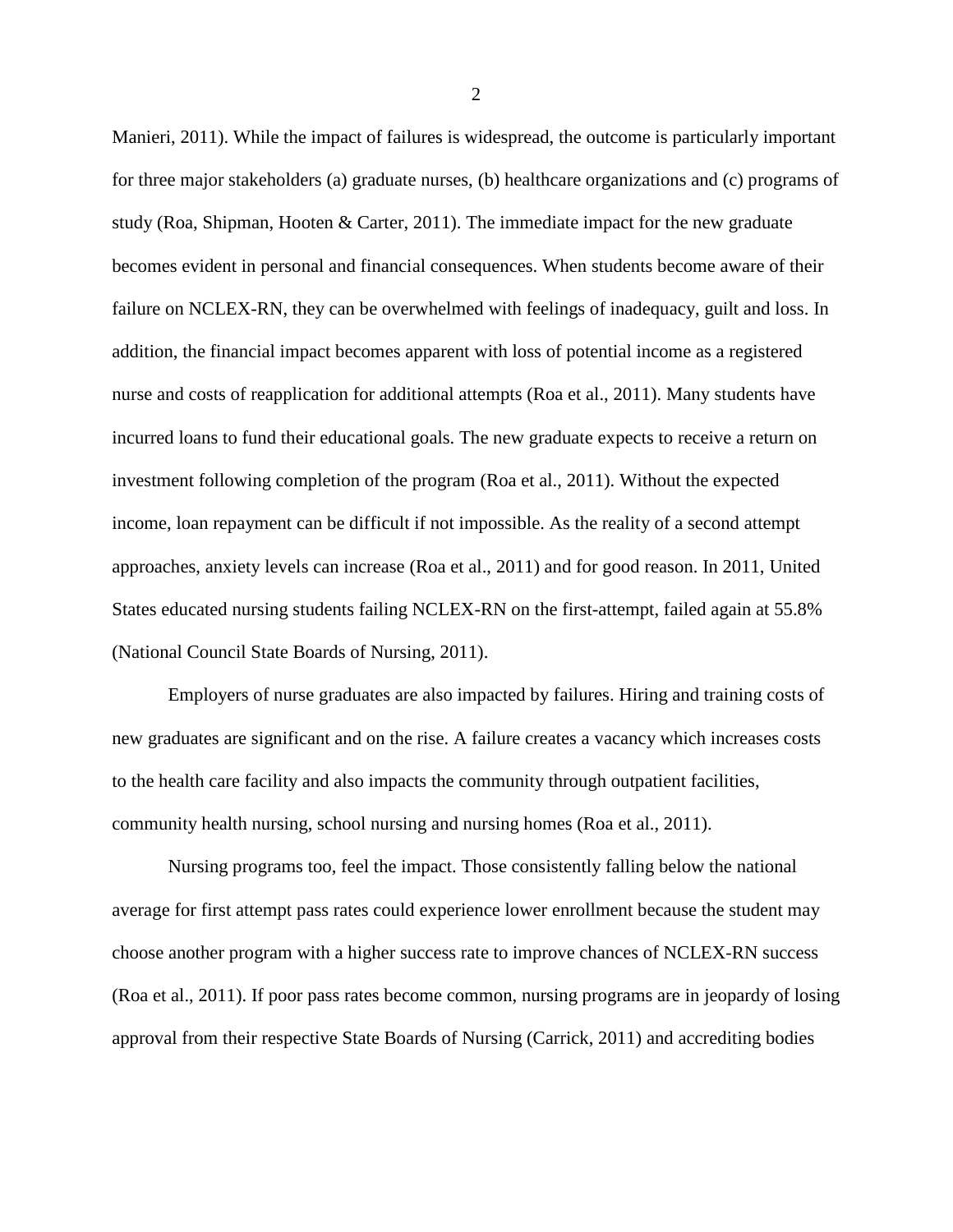Manieri, 2011). While the impact of failures is widespread, the outcome is particularly important for three major stakeholders (a) graduate nurses, (b) healthcare organizations and (c) programs of study (Roa, Shipman, Hooten & Carter, 2011). The immediate impact for the new graduate becomes evident in personal and financial consequences. When students become aware of their failure on NCLEX-RN, they can be overwhelmed with feelings of inadequacy, guilt and loss. In addition, the financial impact becomes apparent with loss of potential income as a registered nurse and costs of reapplication for additional attempts (Roa et al., 2011). Many students have incurred loans to fund their educational goals. The new graduate expects to receive a return on investment following completion of the program (Roa et al., 2011). Without the expected income, loan repayment can be difficult if not impossible. As the reality of a second attempt approaches, anxiety levels can increase (Roa et al., 2011) and for good reason. In 2011, United States educated nursing students failing NCLEX-RN on the first-attempt, failed again at 55.8% (National Council State Boards of Nursing, 2011).

Employers of nurse graduates are also impacted by failures. Hiring and training costs of new graduates are significant and on the rise. A failure creates a vacancy which increases costs to the health care facility and also impacts the community through outpatient facilities, community health nursing, school nursing and nursing homes (Roa et al., 2011).

Nursing programs too, feel the impact. Those consistently falling below the national average for first attempt pass rates could experience lower enrollment because the student may choose another program with a higher success rate to improve chances of NCLEX-RN success (Roa et al., 2011). If poor pass rates become common, nursing programs are in jeopardy of losing approval from their respective State Boards of Nursing (Carrick, 2011) and accrediting bodies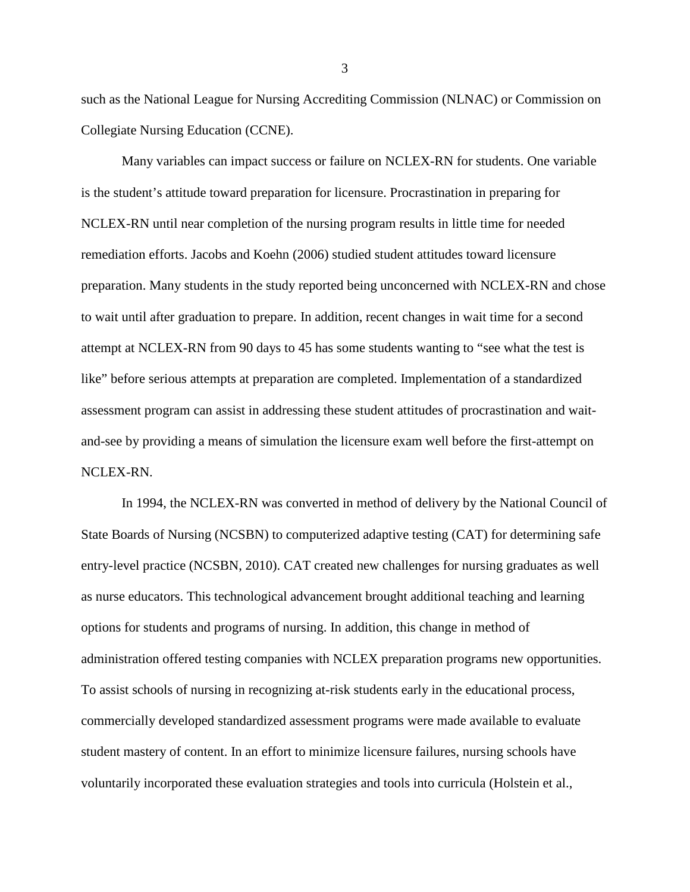such as the National League for Nursing Accrediting Commission (NLNAC) or Commission on Collegiate Nursing Education (CCNE).

Many variables can impact success or failure on NCLEX-RN for students. One variable is the student's attitude toward preparation for licensure. Procrastination in preparing for NCLEX-RN until near completion of the nursing program results in little time for needed remediation efforts. Jacobs and Koehn (2006) studied student attitudes toward licensure preparation. Many students in the study reported being unconcerned with NCLEX-RN and chose to wait until after graduation to prepare. In addition, recent changes in wait time for a second attempt at NCLEX-RN from 90 days to 45 has some students wanting to "see what the test is like" before serious attempts at preparation are completed. Implementation of a standardized assessment program can assist in addressing these student attitudes of procrastination and wait-and-see by providing a means of simulation the licensure exam well before the first-attempt on NCLEX-RN.

In 1994, the NCLEX-RN was converted in method of delivery by the National Council of State Boards of Nursing (NCSBN) to computerized adaptive testing (CAT) for determining safe entry-level practice (NCSBN, 2010). CAT created new challenges for nursing graduates as well as nurse educators. This technological advancement brought additional teaching and learning options for students and programs of nursing. In addition, this change in method of administration offered testing companies with NCLEX preparation programs new opportunities. To assist schools of nursing in recognizing at-risk students early in the educational process, commercially developed standardized assessment programs were made available to evaluate student mastery of content. In an effort to minimize licensure failures, nursing schools have voluntarily incorporated these evaluation strategies and tools into curricula (Holstein et al.,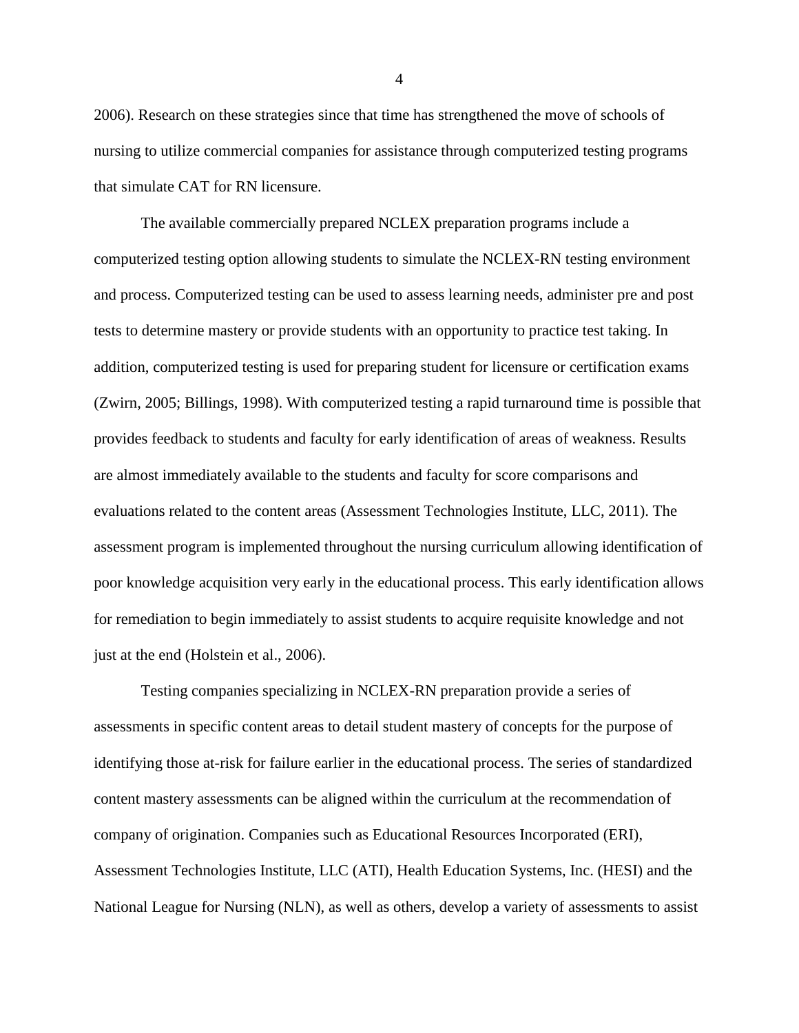2006). Research on these strategies since that time has strengthened the move of schools of nursing to utilize commercial companies for assistance through computerized testing programs that simulate CAT for RN licensure.

The available commercially prepared NCLEX preparation programs include a computerized testing option allowing students to simulate the NCLEX-RN testing environment and process. Computerized testing can be used to assess learning needs, administer pre and post tests to determine mastery or provide students with an opportunity to practice test taking. In addition, computerized testing is used for preparing student for licensure or certification exams (Zwirn, 2005; Billings, 1998). With computerized testing a rapid turnaround time is possible that provides feedback to students and faculty for early identification of areas of weakness. Results are almost immediately available to the students and faculty for score comparisons and evaluations related to the content areas (Assessment Technologies Institute, LLC, 2011). The assessment program is implemented throughout the nursing curriculum allowing identification of poor knowledge acquisition very early in the educational process. This early identification allows for remediation to begin immediately to assist students to acquire requisite knowledge and not just at the end (Holstein et al., 2006).

Testing companies specializing in NCLEX-RN preparation provide a series of assessments in specific content areas to detail student mastery of concepts for the purpose of identifying those at-risk for failure earlier in the educational process. The series of standardized content mastery assessments can be aligned within the curriculum at the recommendation of company of origination. Companies such as Educational Resources Incorporated (ERI), Assessment Technologies Institute, LLC (ATI), Health Education Systems, Inc. (HESI) and the National League for Nursing (NLN), as well as others, develop a variety of assessments to assist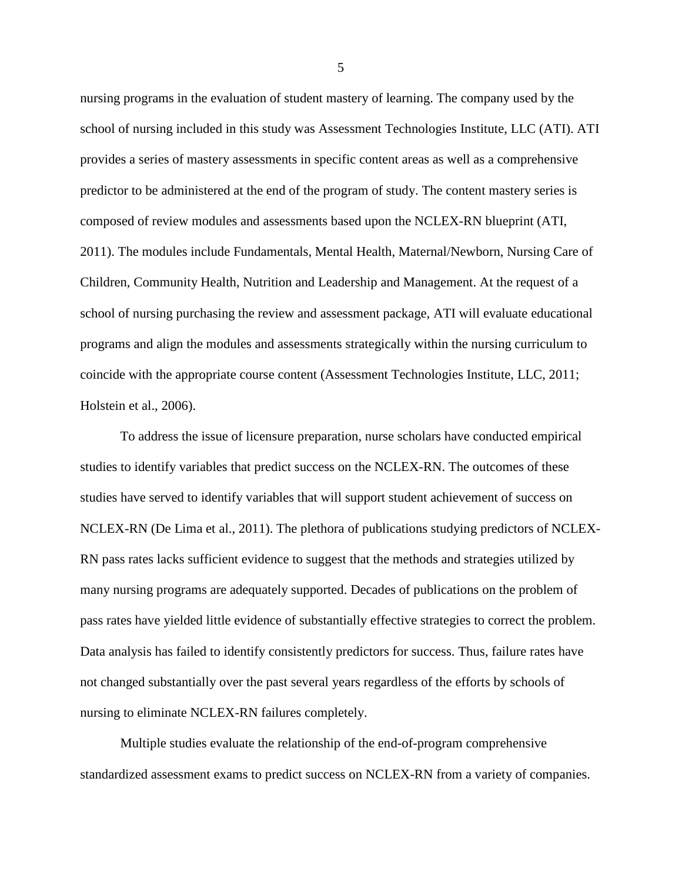nursing programs in the evaluation of student mastery of learning. The company used by the school of nursing included in this study was Assessment Technologies Institute, LLC (ATI). ATI provides a series of mastery assessments in specific content areas as well as a comprehensive predictor to be administered at the end of the program of study. The content mastery series is composed of review modules and assessments based upon the NCLEX-RN blueprint (ATI, 2011). The modules include Fundamentals, Mental Health, Maternal/Newborn, Nursing Care of Children, Community Health, Nutrition and Leadership and Management. At the request of a school of nursing purchasing the review and assessment package, ATI will evaluate educational programs and align the modules and assessments strategically within the nursing curriculum to coincide with the appropriate course content (Assessment Technologies Institute, LLC, 2011; Holstein et al., 2006).

To address the issue of licensure preparation, nurse scholars have conducted empirical studies to identify variables that predict success on the NCLEX-RN. The outcomes of these studies have served to identify variables that will support student achievement of success on NCLEX-RN (De Lima et al., 2011). The plethora of publications studying predictors of NCLEX-RN pass rates lacks sufficient evidence to suggest that the methods and strategies utilized by many nursing programs are adequately supported. Decades of publications on the problem of pass rates have yielded little evidence of substantially effective strategies to correct the problem. Data analysis has failed to identify consistently predictors for success. Thus, failure rates have not changed substantially over the past several years regardless of the efforts by schools of nursing to eliminate NCLEX-RN failures completely.

Multiple studies evaluate the relationship of the end-of-program comprehensive standardized assessment exams to predict success on NCLEX-RN from a variety of companies.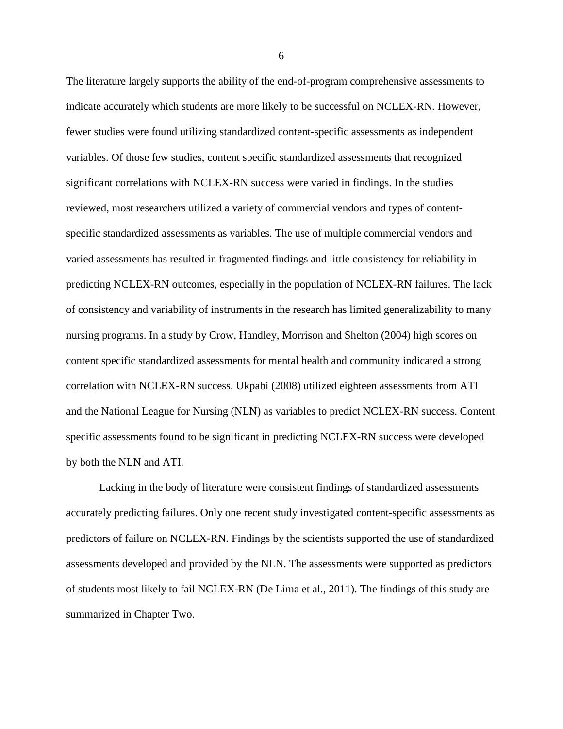The literature largely supports the ability of the end-of-program comprehensive assessments to indicate accurately which students are more likely to be successful on NCLEX-RN. However, fewer studies were found utilizing standardized content-specific assessments as independent variables. Of those few studies, content specific standardized assessments that recognized significant correlations with NCLEX-RN success were varied in findings. In the studies reviewed, most researchers utilized a variety of commercial vendors and types of content-specific standardized assessments as variables. The use of multiple commercial vendors and varied assessments has resulted in fragmented findings and little consistency for reliability in predicting NCLEX-RN outcomes, especially in the population of NCLEX-RN failures. The lack of consistency and variability of instruments in the research has limited generalizability to many nursing programs. In a study by Crow, Handley, Morrison and Shelton (2004) high scores on content specific standardized assessments for mental health and community indicated a strong correlation with NCLEX-RN success. Ukpabi (2008) utilized eighteen assessments from ATI and the National League for Nursing (NLN) as variables to predict NCLEX-RN success. Content specific assessments found to be significant in predicting NCLEX-RN success were developed by both the NLN and ATI.

Lacking in the body of literature were consistent findings of standardized assessments accurately predicting failures. Only one recent study investigated content-specific assessments as predictors of failure on NCLEX-RN. Findings by the scientists supported the use of standardized assessments developed and provided by the NLN. The assessments were supported as predictors of students most likely to fail NCLEX-RN (De Lima et al., 2011). The findings of this study are summarized in Chapter Two.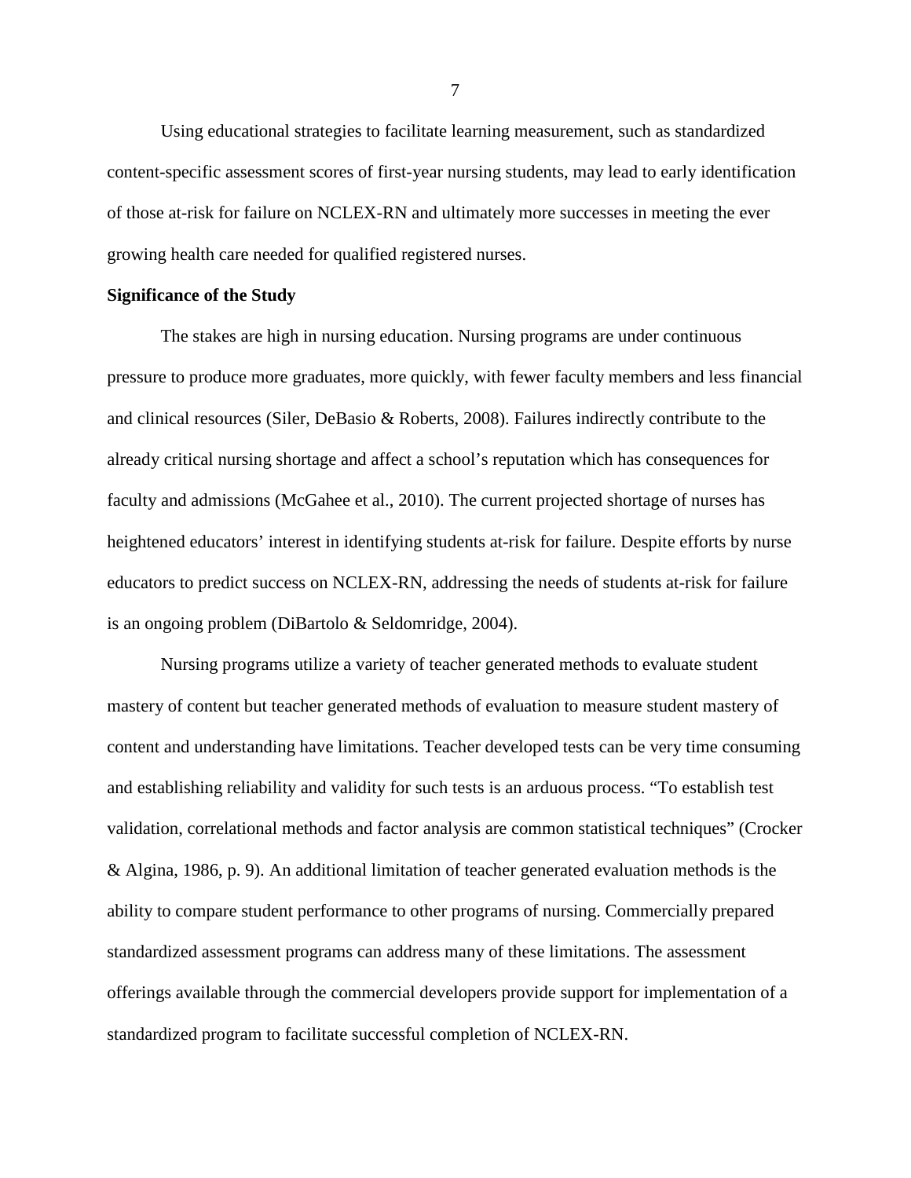Using educational strategies to facilitate learning measurement, such as standardized content-specific assessment scores of first-year nursing students, may lead to early identification of those at-risk for failure on NCLEX-RN and ultimately more successes in meeting the ever growing health care needed for qualified registered nurses.

**Significance of the Study**

The stakes are high in nursing education. Nursing programs are under continuous pressure to produce more graduates, more quickly, with fewer faculty members and less financial and clinical resources (Siler, DeBasio & Roberts, 2008). Failures indirectly contribute to the already critical nursing shortage and affect a school's reputation which has consequences for faculty and admissions (McGahee et al., 2010). The current projected shortage of nurses has heightened educators' interest in identifying students at-risk for failure. Despite efforts by nurse educators to predict success on NCLEX-RN, addressing the needs of students at-risk for failure is an ongoing problem (DiBartolo & Seldomridge, 2004).

Nursing programs utilize a variety of teacher generated methods to evaluate student mastery of content but teacher generated methods of evaluation to measure student mastery of content and understanding have limitations. Teacher developed tests can be very time consuming and establishing reliability and validity for such tests is an arduous process. "To establish test validation, correlational methods and factor analysis are common statistical techniques" (Crocker & Algina, 1986, p. 9). An additional limitation of teacher generated evaluation methods is the ability to compare student performance to other programs of nursing. Commercially prepared standardized assessment programs can address many of these limitations. The assessment offerings available through the commercial developers provide support for implementation of a standardized program to facilitate successful completion of NCLEX-RN.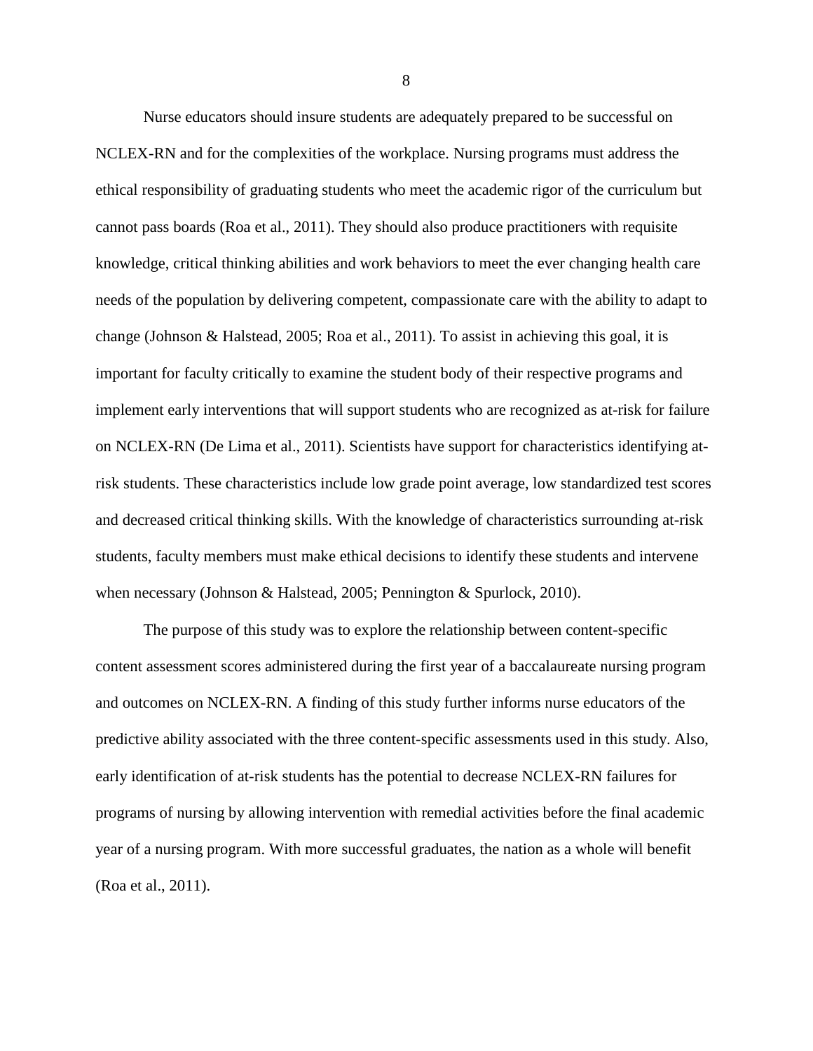Nurse educators should insure students are adequately prepared to be successful on NCLEX-RN and for the complexities of the workplace. Nursing programs must address the ethical responsibility of graduating students who meet the academic rigor of the curriculum but cannot pass boards (Roa et al., 2011). They should also produce practitioners with requisite knowledge, critical thinking abilities and work behaviors to meet the ever changing health care needs of the population by delivering competent, compassionate care with the ability to adapt to change (Johnson & Halstead, 2005; Roa et al., 2011). To assist in achieving this goal, it is important for faculty critically to examine the student body of their respective programs and implement early interventions that will support students who are recognized as at-risk for failure on NCLEX-RN (De Lima et al., 2011). Scientists have support for characteristics identifying at-risk students. These characteristics include low grade point average, low standardized test scores and decreased critical thinking skills. With the knowledge of characteristics surrounding at-risk students, faculty members must make ethical decisions to identify these students and intervene when necessary (Johnson & Halstead, 2005; Pennington & Spurlock, 2010).

The purpose of this study was to explore the relationship between content-specific content assessment scores administered during the first year of a baccalaureate nursing program and outcomes on NCLEX-RN. A finding of this study further informs nurse educators of the predictive ability associated with the three content-specific assessments used in this study. Also, early identification of at-risk students has the potential to decrease NCLEX-RN failures for programs of nursing by allowing intervention with remedial activities before the final academic year of a nursing program. With more successful graduates, the nation as a whole will benefit (Roa et al., 2011).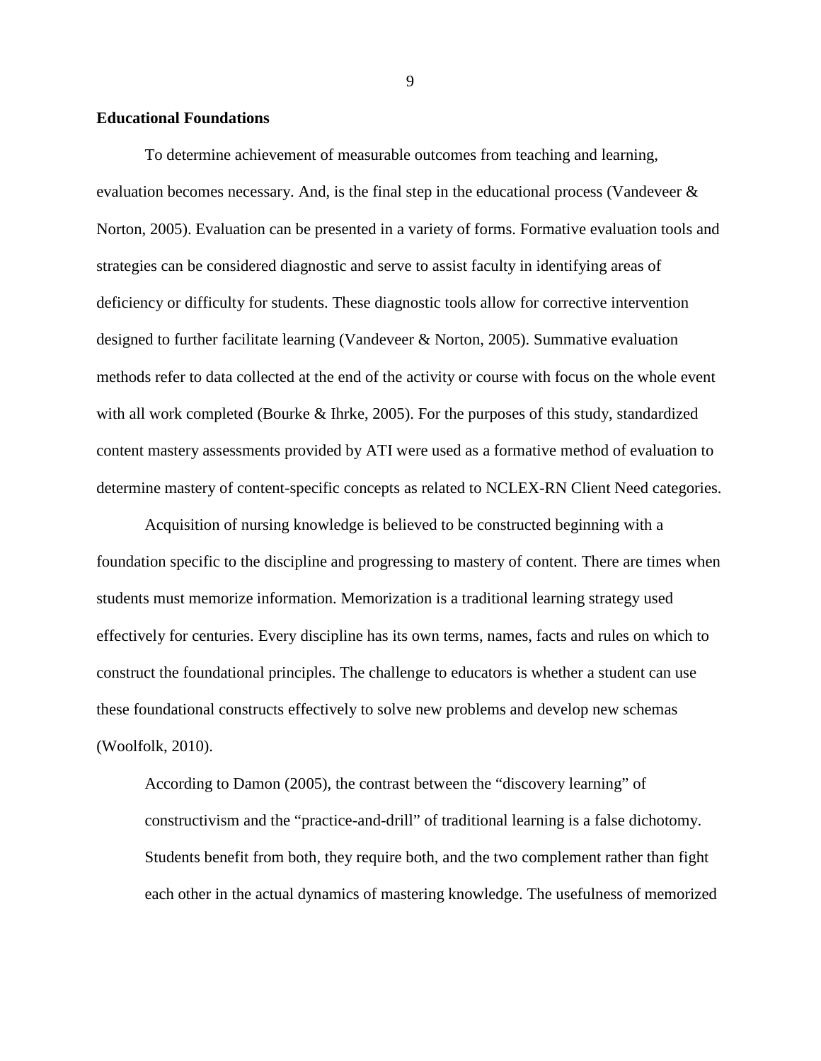**Educational Foundations**

To determine achievement of measurable outcomes from teaching and learning, evaluation becomes necessary. And, is the final step in the educational process (Vandeveer & Norton, 2005). Evaluation can be presented in a variety of forms. Formative evaluation tools and strategies can be considered diagnostic and serve to assist faculty in identifying areas of deficiency or difficulty for students. These diagnostic tools allow for corrective intervention designed to further facilitate learning (Vandeveer & Norton, 2005). Summative evaluation methods refer to data collected at the end of the activity or course with focus on the whole event with all work completed (Bourke & Ihrke, 2005). For the purposes of this study, standardized content mastery assessments provided by ATI were used as a formative method of evaluation to determine mastery of content-specific concepts as related to NCLEX-RN Client Need categories.

Acquisition of nursing knowledge is believed to be constructed beginning with a foundation specific to the discipline and progressing to mastery of content. There are times when students must memorize information. Memorization is a traditional learning strategy used effectively for centuries. Every discipline has its own terms, names, facts and rules on which to construct the foundational principles. The challenge to educators is whether a student can use these foundational constructs effectively to solve new problems and develop new schemas (Woolfolk, 2010).

> According to Damon (2005), the contrast between the "discovery learning" of constructivism and the "practice-and-drill" of traditional learning is a false dichotomy. Students benefit from both, they require both, and the two complement rather than fight each other in the actual dynamics of mastering knowledge. The usefulness of memorized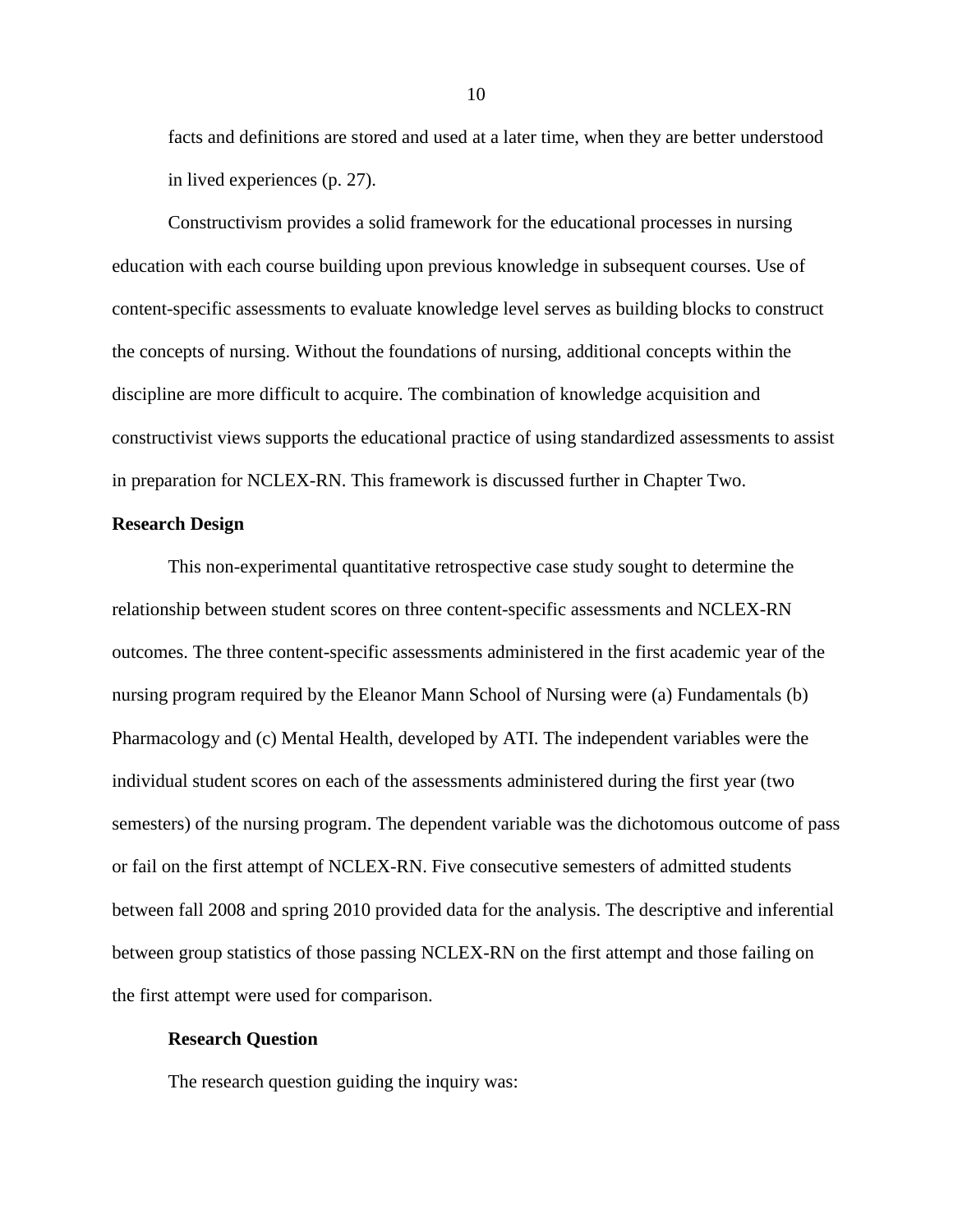facts and definitions are stored and used at a later time, when they are better understood in lived experiences (p. 27).

Constructivism provides a solid framework for the educational processes in nursing education with each course building upon previous knowledge in subsequent courses. Use of content-specific assessments to evaluate knowledge level serves as building blocks to construct the concepts of nursing. Without the foundations of nursing, additional concepts within the discipline are more difficult to acquire. The combination of knowledge acquisition and constructivist views supports the educational practice of using standardized assessments to assist in preparation for NCLEX-RN. This framework is discussed further in Chapter Two.

## Research Design

This non-experimental quantitative retrospective case study sought to determine the relationship between student scores on three content-specific assessments and NCLEX-RN outcomes. The three content-specific assessments administered in the first academic year of the nursing program required by the Eleanor Mann School of Nursing were (a) Fundamentals (b) Pharmacology and (c) Mental Health, developed by ATI. The independent variables were the individual student scores on each of the assessments administered during the first year (two semesters) of the nursing program. The dependent variable was the dichotomous outcome of pass or fail on the first attempt of NCLEX-RN. Five consecutive semesters of admitted students between fall 2008 and spring 2010 provided data for the analysis. The descriptive and inferential between group statistics of those passing NCLEX-RN on the first attempt and those failing on the first attempt were used for comparison.

### Research Question

The research question guiding the inquiry was: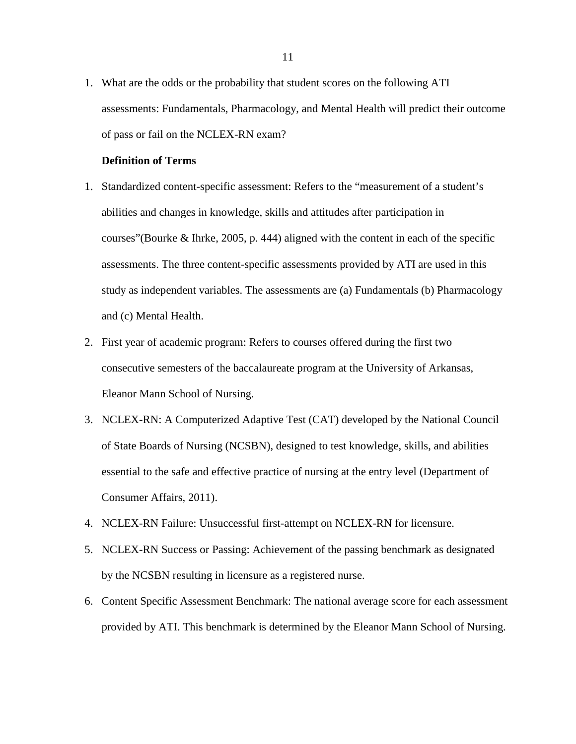1. What are the odds or the probability that student scores on the following ATI assessments: Fundamentals, Pharmacology, and Mental Health will predict their outcome of pass or fail on the NCLEX-RN exam?

**Definition of Terms**

1. Standardized content-specific assessment: Refers to the "measurement of a student's abilities and changes in knowledge, skills and attitudes after participation in courses"(Bourke & Ihrke, 2005, p. 444) aligned with the content in each of the specific assessments. The three content-specific assessments provided by ATI are used in this study as independent variables. The assessments are (a) Fundamentals (b) Pharmacology and (c) Mental Health.
2. First year of academic program: Refers to courses offered during the first two consecutive semesters of the baccalaureate program at the University of Arkansas, Eleanor Mann School of Nursing.
3. NCLEX-RN: A Computerized Adaptive Test (CAT) developed by the National Council of State Boards of Nursing (NCSBN), designed to test knowledge, skills, and abilities essential to the safe and effective practice of nursing at the entry level (Department of Consumer Affairs, 2011).
4. NCLEX-RN Failure: Unsuccessful first-attempt on NCLEX-RN for licensure.
5. NCLEX-RN Success or Passing: Achievement of the passing benchmark as designated by the NCSBN resulting in licensure as a registered nurse.
6. Content Specific Assessment Benchmark: The national average score for each assessment provided by ATI. This benchmark is determined by the Eleanor Mann School of Nursing.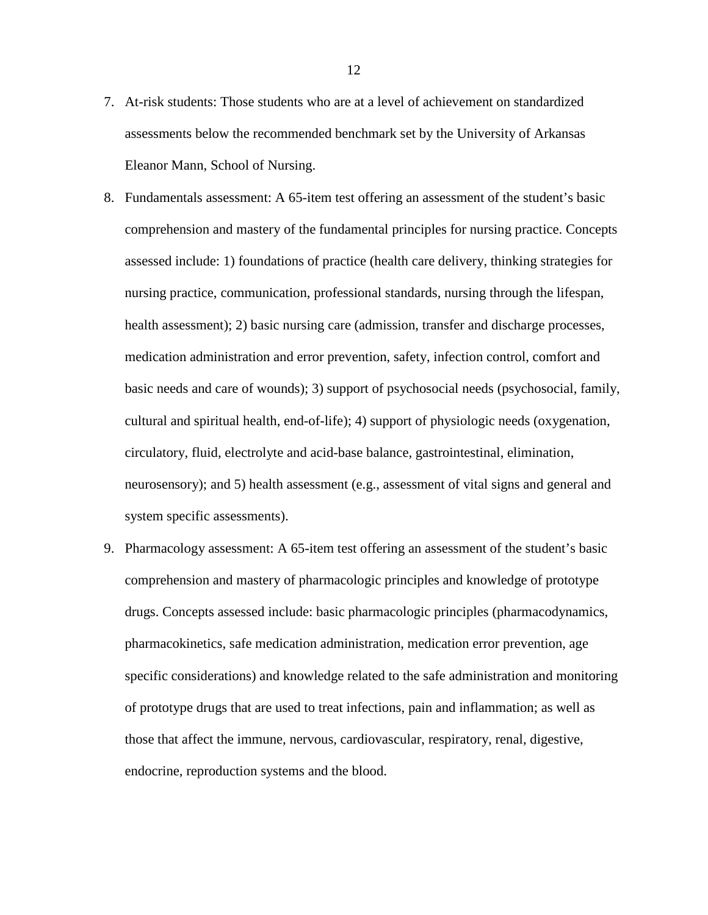7. At-risk students: Those students who are at a level of achievement on standardized assessments below the recommended benchmark set by the University of Arkansas Eleanor Mann, School of Nursing.
8. Fundamentals assessment: A 65-item test offering an assessment of the student's basic comprehension and mastery of the fundamental principles for nursing practice. Concepts assessed include: 1) foundations of practice (health care delivery, thinking strategies for nursing practice, communication, professional standards, nursing through the lifespan, health assessment); 2) basic nursing care (admission, transfer and discharge processes, medication administration and error prevention, safety, infection control, comfort and basic needs and care of wounds); 3) support of psychosocial needs (psychosocial, family, cultural and spiritual health, end-of-life); 4) support of physiologic needs (oxygenation, circulatory, fluid, electrolyte and acid-base balance, gastrointestinal, elimination, neurosensory); and 5) health assessment (e.g., assessment of vital signs and general and system specific assessments).
9. Pharmacology assessment: A 65-item test offering an assessment of the student's basic comprehension and mastery of pharmacologic principles and knowledge of prototype drugs. Concepts assessed include: basic pharmacologic principles (pharmacodynamics, pharmacokinetics, safe medication administration, medication error prevention, age specific considerations) and knowledge related to the safe administration and monitoring of prototype drugs that are used to treat infections, pain and inflammation; as well as those that affect the immune, nervous, cardiovascular, respiratory, renal, digestive, endocrine, reproduction systems and the blood.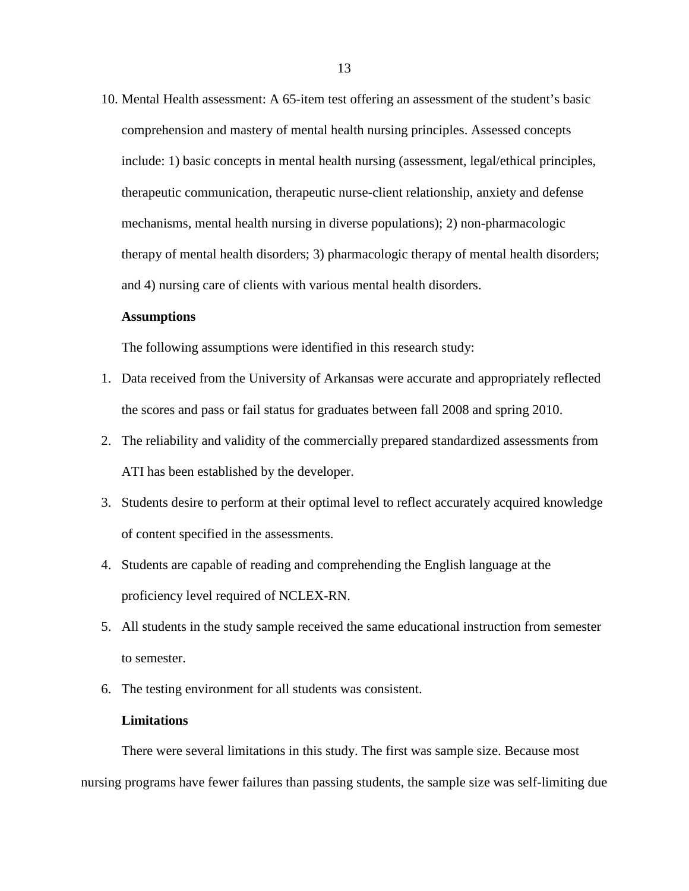10. Mental Health assessment: A 65-item test offering an assessment of the student's basic comprehension and mastery of mental health nursing principles. Assessed concepts include: 1) basic concepts in mental health nursing (assessment, legal/ethical principles, therapeutic communication, therapeutic nurse-client relationship, anxiety and defense mechanisms, mental health nursing in diverse populations); 2) non-pharmacologic therapy of mental health disorders; 3) pharmacologic therapy of mental health disorders; and 4) nursing care of clients with various mental health disorders.

### Assumptions

The following assumptions were identified in this research study:

1. Data received from the University of Arkansas were accurate and appropriately reflected the scores and pass or fail status for graduates between fall 2008 and spring 2010.
2. The reliability and validity of the commercially prepared standardized assessments from ATI has been established by the developer.
3. Students desire to perform at their optimal level to reflect accurately acquired knowledge of content specified in the assessments.
4. Students are capable of reading and comprehending the English language at the proficiency level required of NCLEX-RN.
5. All students in the study sample received the same educational instruction from semester to semester.
6. The testing environment for all students was consistent.

### Limitations

There were several limitations in this study. The first was sample size. Because most nursing programs have fewer failures than passing students, the sample size was self-limiting due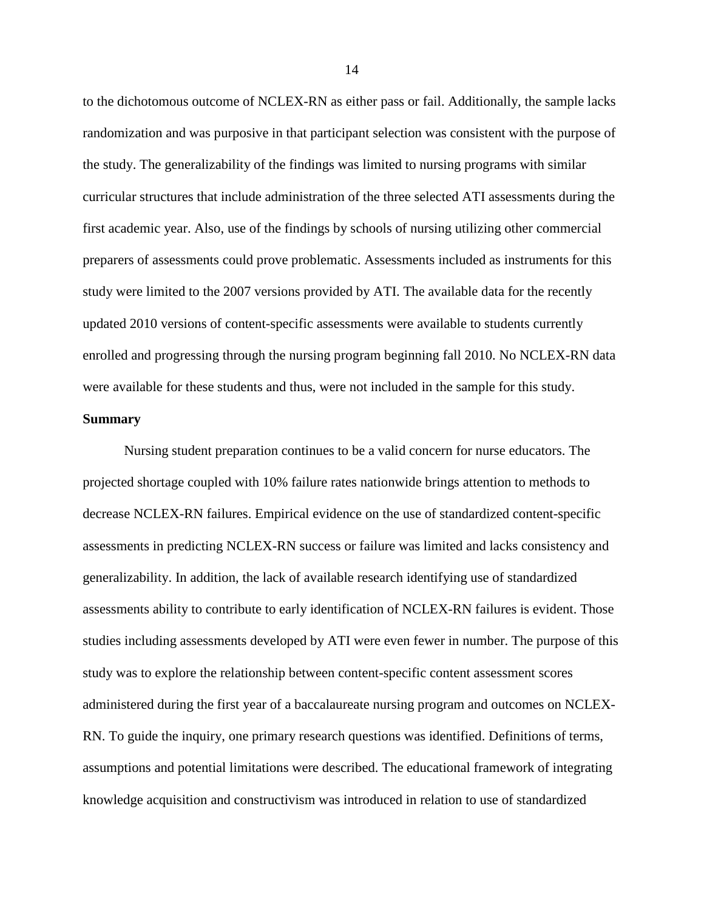to the dichotomous outcome of NCLEX-RN as either pass or fail. Additionally, the sample lacks randomization and was purposive in that participant selection was consistent with the purpose of the study. The generalizability of the findings was limited to nursing programs with similar curricular structures that include administration of the three selected ATI assessments during the first academic year. Also, use of the findings by schools of nursing utilizing other commercial preparers of assessments could prove problematic. Assessments included as instruments for this study were limited to the 2007 versions provided by ATI. The available data for the recently updated 2010 versions of content-specific assessments were available to students currently enrolled and progressing through the nursing program beginning fall 2010. No NCLEX-RN data were available for these students and thus, were not included in the sample for this study.

**Summary**

Nursing student preparation continues to be a valid concern for nurse educators. The projected shortage coupled with 10% failure rates nationwide brings attention to methods to decrease NCLEX-RN failures. Empirical evidence on the use of standardized content-specific assessments in predicting NCLEX-RN success or failure was limited and lacks consistency and generalizability. In addition, the lack of available research identifying use of standardized assessments ability to contribute to early identification of NCLEX-RN failures is evident. Those studies including assessments developed by ATI were even fewer in number. The purpose of this study was to explore the relationship between content-specific content assessment scores administered during the first year of a baccalaureate nursing program and outcomes on NCLEX-RN. To guide the inquiry, one primary research questions was identified. Definitions of terms, assumptions and potential limitations were described. The educational framework of integrating knowledge acquisition and constructivism was introduced in relation to use of standardized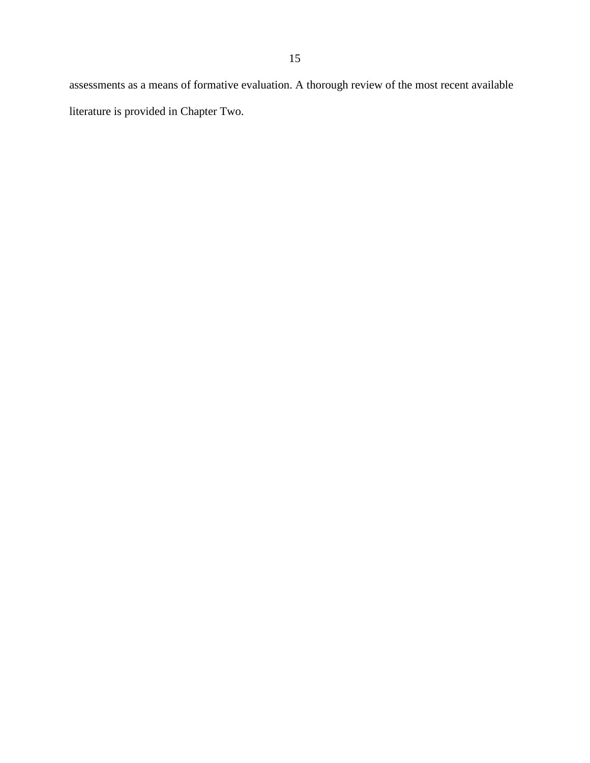assessments as a means of formative evaluation. A thorough review of the most recent available literature is provided in Chapter Two.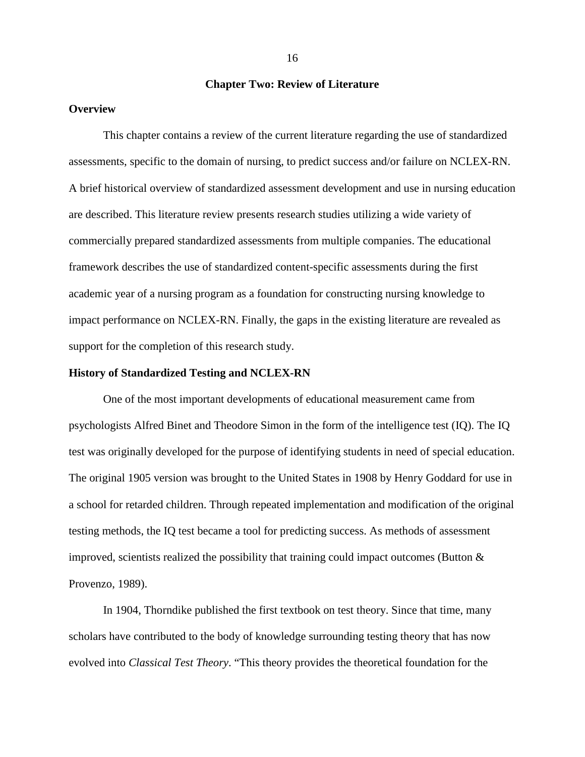# Chapter Two: Review of Literature

## Overview

This chapter contains a review of the current literature regarding the use of standardized assessments, specific to the domain of nursing, to predict success and/or failure on NCLEX-RN. A brief historical overview of standardized assessment development and use in nursing education are described. This literature review presents research studies utilizing a wide variety of commercially prepared standardized assessments from multiple companies. The educational framework describes the use of standardized content-specific assessments during the first academic year of a nursing program as a foundation for constructing nursing knowledge to impact performance on NCLEX-RN. Finally, the gaps in the existing literature are revealed as support for the completion of this research study.

## History of Standardized Testing and NCLEX-RN

One of the most important developments of educational measurement came from psychologists Alfred Binet and Theodore Simon in the form of the intelligence test (IQ). The IQ test was originally developed for the purpose of identifying students in need of special education. The original 1905 version was brought to the United States in 1908 by Henry Goddard for use in a school for retarded children. Through repeated implementation and modification of the original testing methods, the IQ test became a tool for predicting success. As methods of assessment improved, scientists realized the possibility that training could impact outcomes (Button & Provenzo, 1989).

In 1904, Thorndike published the first textbook on test theory. Since that time, many scholars have contributed to the body of knowledge surrounding testing theory that has now evolved into *Classical Test Theory*. "This theory provides the theoretical foundation for the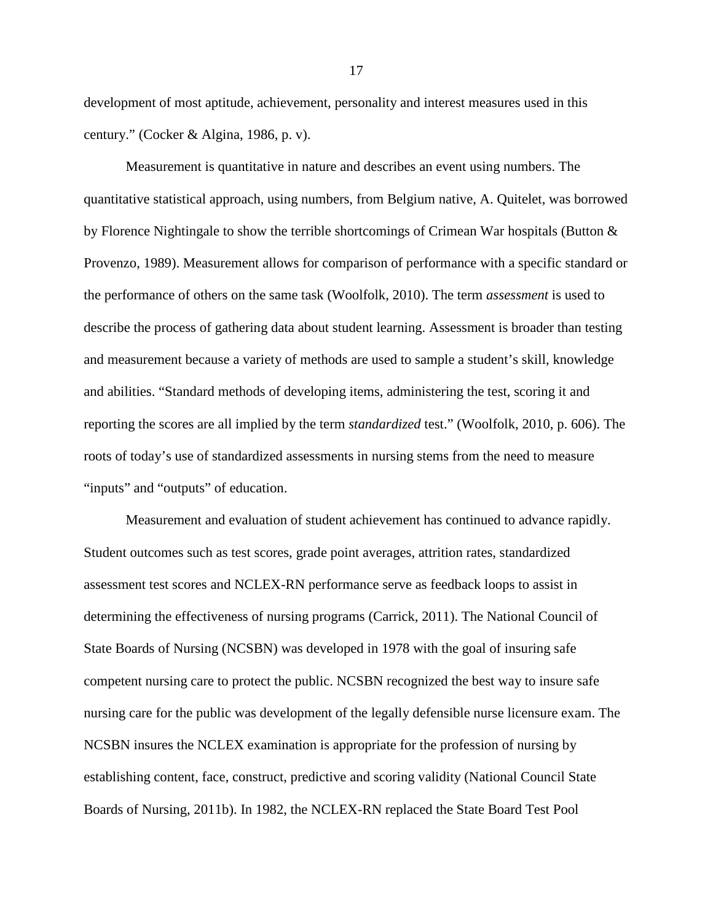development of most aptitude, achievement, personality and interest measures used in this century." (Cocker & Algina, 1986, p. v).

Measurement is quantitative in nature and describes an event using numbers. The quantitative statistical approach, using numbers, from Belgium native, A. Quitelet, was borrowed by Florence Nightingale to show the terrible shortcomings of Crimean War hospitals (Button & Provenzo, 1989). Measurement allows for comparison of performance with a specific standard or the performance of others on the same task (Woolfolk, 2010). The term *assessment* is used to describe the process of gathering data about student learning. Assessment is broader than testing and measurement because a variety of methods are used to sample a student's skill, knowledge and abilities. "Standard methods of developing items, administering the test, scoring it and reporting the scores are all implied by the term *standardized* test." (Woolfolk, 2010, p. 606). The roots of today's use of standardized assessments in nursing stems from the need to measure "inputs" and "outputs" of education.

Measurement and evaluation of student achievement has continued to advance rapidly. Student outcomes such as test scores, grade point averages, attrition rates, standardized assessment test scores and NCLEX-RN performance serve as feedback loops to assist in determining the effectiveness of nursing programs (Carrick, 2011). The National Council of State Boards of Nursing (NCSBN) was developed in 1978 with the goal of insuring safe competent nursing care to protect the public. NCSBN recognized the best way to insure safe nursing care for the public was development of the legally defensible nurse licensure exam. The NCSBN insures the NCLEX examination is appropriate for the profession of nursing by establishing content, face, construct, predictive and scoring validity (National Council State Boards of Nursing, 2011b). In 1982, the NCLEX-RN replaced the State Board Test Pool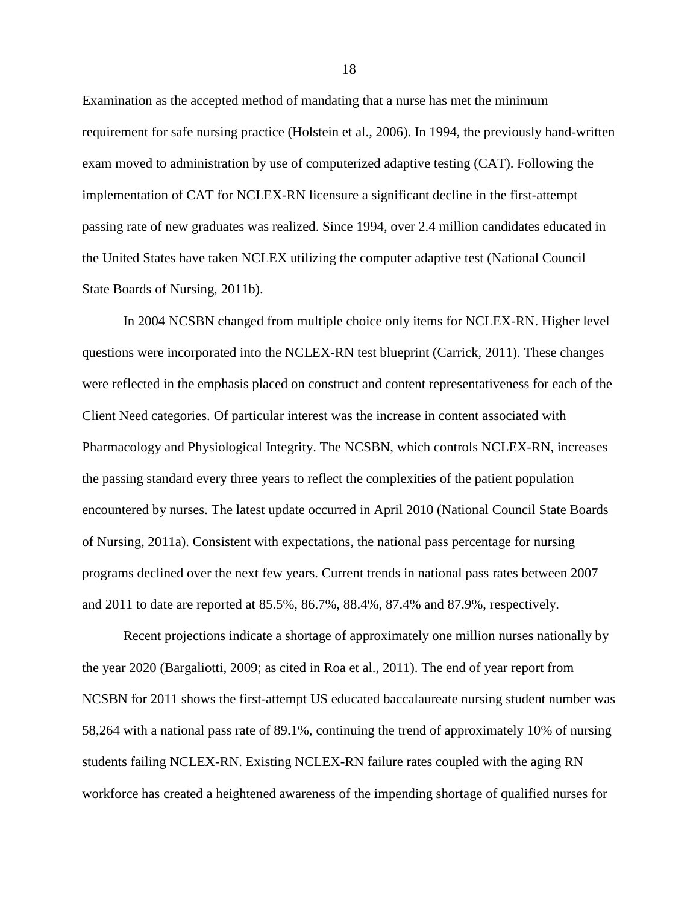Examination as the accepted method of mandating that a nurse has met the minimum requirement for safe nursing practice (Holstein et al., 2006). In 1994, the previously hand-written exam moved to administration by use of computerized adaptive testing (CAT). Following the implementation of CAT for NCLEX-RN licensure a significant decline in the first-attempt passing rate of new graduates was realized. Since 1994, over 2.4 million candidates educated in the United States have taken NCLEX utilizing the computer adaptive test (National Council State Boards of Nursing, 2011b).

In 2004 NCSBN changed from multiple choice only items for NCLEX-RN. Higher level questions were incorporated into the NCLEX-RN test blueprint (Carrick, 2011). These changes were reflected in the emphasis placed on construct and content representativeness for each of the Client Need categories. Of particular interest was the increase in content associated with Pharmacology and Physiological Integrity. The NCSBN, which controls NCLEX-RN, increases the passing standard every three years to reflect the complexities of the patient population encountered by nurses. The latest update occurred in April 2010 (National Council State Boards of Nursing, 2011a). Consistent with expectations, the national pass percentage for nursing programs declined over the next few years. Current trends in national pass rates between 2007 and 2011 to date are reported at 85.5%, 86.7%, 88.4%, 87.4% and 87.9%, respectively.

Recent projections indicate a shortage of approximately one million nurses nationally by the year 2020 (Bargaliotti, 2009; as cited in Roa et al., 2011). The end of year report from NCSBN for 2011 shows the first-attempt US educated baccalaureate nursing student number was 58,264 with a national pass rate of 89.1%, continuing the trend of approximately 10% of nursing students failing NCLEX-RN. Existing NCLEX-RN failure rates coupled with the aging RN workforce has created a heightened awareness of the impending shortage of qualified nurses for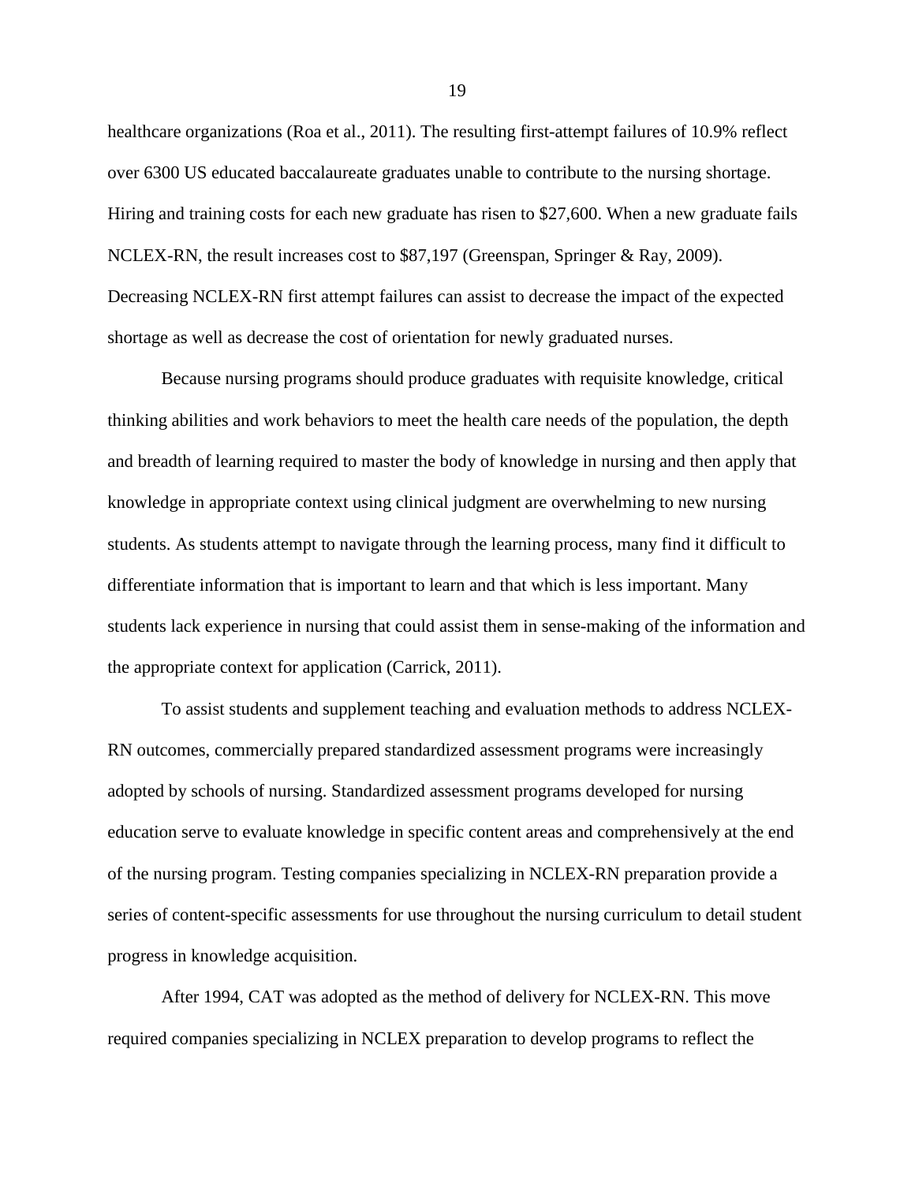healthcare organizations (Roa et al., 2011). The resulting first-attempt failures of 10.9% reflect over 6300 US educated baccalaureate graduates unable to contribute to the nursing shortage. Hiring and training costs for each new graduate has risen to $27,600. When a new graduate fails NCLEX-RN, the result increases cost to $87,197 (Greenspan, Springer & Ray, 2009). Decreasing NCLEX-RN first attempt failures can assist to decrease the impact of the expected shortage as well as decrease the cost of orientation for newly graduated nurses.

Because nursing programs should produce graduates with requisite knowledge, critical thinking abilities and work behaviors to meet the health care needs of the population, the depth and breadth of learning required to master the body of knowledge in nursing and then apply that knowledge in appropriate context using clinical judgment are overwhelming to new nursing students. As students attempt to navigate through the learning process, many find it difficult to differentiate information that is important to learn and that which is less important. Many students lack experience in nursing that could assist them in sense-making of the information and the appropriate context for application (Carrick, 2011).

To assist students and supplement teaching and evaluation methods to address NCLEX-RN outcomes, commercially prepared standardized assessment programs were increasingly adopted by schools of nursing. Standardized assessment programs developed for nursing education serve to evaluate knowledge in specific content areas and comprehensively at the end of the nursing program. Testing companies specializing in NCLEX-RN preparation provide a series of content-specific assessments for use throughout the nursing curriculum to detail student progress in knowledge acquisition.

After 1994, CAT was adopted as the method of delivery for NCLEX-RN. This move required companies specializing in NCLEX preparation to develop programs to reflect the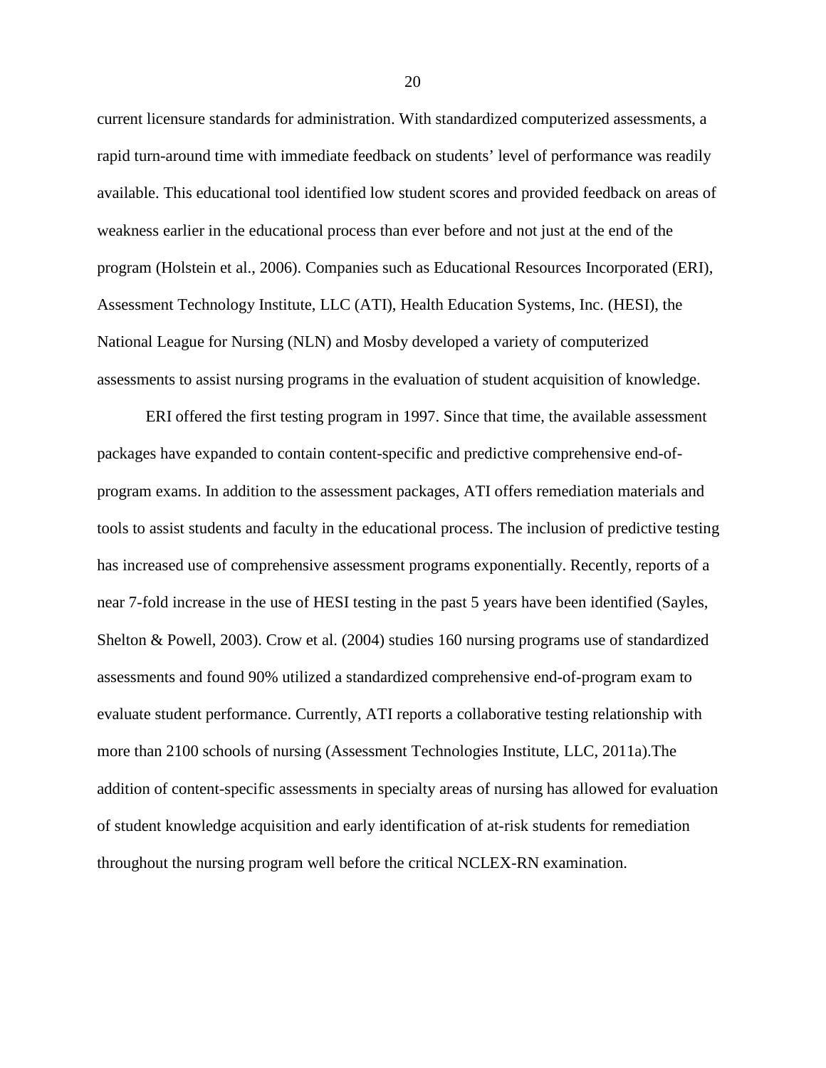current licensure standards for administration. With standardized computerized assessments, a rapid turn-around time with immediate feedback on students' level of performance was readily available. This educational tool identified low student scores and provided feedback on areas of weakness earlier in the educational process than ever before and not just at the end of the program (Holstein et al., 2006). Companies such as Educational Resources Incorporated (ERI), Assessment Technology Institute, LLC (ATI), Health Education Systems, Inc. (HESI), the National League for Nursing (NLN) and Mosby developed a variety of computerized assessments to assist nursing programs in the evaluation of student acquisition of knowledge.

ERI offered the first testing program in 1997. Since that time, the available assessment packages have expanded to contain content-specific and predictive comprehensive end-of-program exams. In addition to the assessment packages, ATI offers remediation materials and tools to assist students and faculty in the educational process. The inclusion of predictive testing has increased use of comprehensive assessment programs exponentially. Recently, reports of a near 7-fold increase in the use of HESI testing in the past 5 years have been identified (Sayles, Shelton & Powell, 2003). Crow et al. (2004) studies 160 nursing programs use of standardized assessments and found 90% utilized a standardized comprehensive end-of-program exam to evaluate student performance. Currently, ATI reports a collaborative testing relationship with more than 2100 schools of nursing (Assessment Technologies Institute, LLC, 2011a).The addition of content-specific assessments in specialty areas of nursing has allowed for evaluation of student knowledge acquisition and early identification of at-risk students for remediation throughout the nursing program well before the critical NCLEX-RN examination.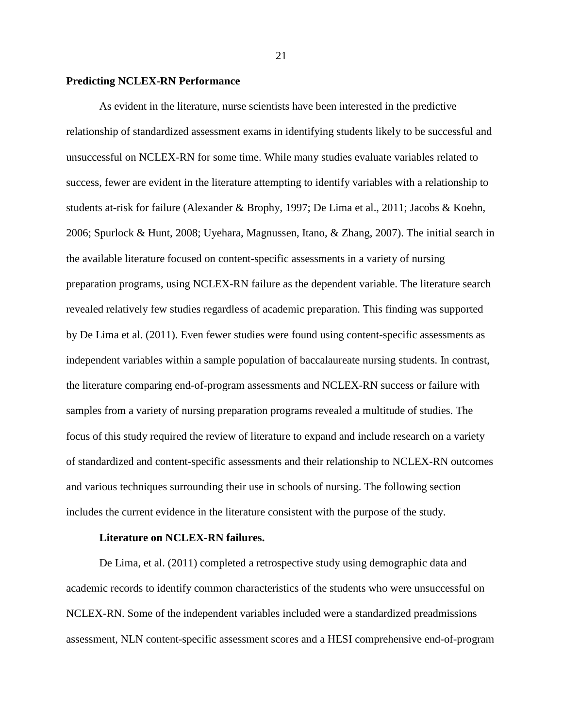## Predicting NCLEX-RN Performance

As evident in the literature, nurse scientists have been interested in the predictive relationship of standardized assessment exams in identifying students likely to be successful and unsuccessful on NCLEX-RN for some time. While many studies evaluate variables related to success, fewer are evident in the literature attempting to identify variables with a relationship to students at-risk for failure (Alexander & Brophy, 1997; De Lima et al., 2011; Jacobs & Koehn, 2006; Spurlock & Hunt, 2008; Uyehara, Magnussen, Itano, & Zhang, 2007). The initial search in the available literature focused on content-specific assessments in a variety of nursing preparation programs, using NCLEX-RN failure as the dependent variable. The literature search revealed relatively few studies regardless of academic preparation. This finding was supported by De Lima et al. (2011). Even fewer studies were found using content-specific assessments as independent variables within a sample population of baccalaureate nursing students. In contrast, the literature comparing end-of-program assessments and NCLEX-RN success or failure with samples from a variety of nursing preparation programs revealed a multitude of studies. The focus of this study required the review of literature to expand and include research on a variety of standardized and content-specific assessments and their relationship to NCLEX-RN outcomes and various techniques surrounding their use in schools of nursing. The following section includes the current evidence in the literature consistent with the purpose of the study.

### Literature on NCLEX-RN failures.

De Lima, et al. (2011) completed a retrospective study using demographic data and academic records to identify common characteristics of the students who were unsuccessful on NCLEX-RN. Some of the independent variables included were a standardized preadmissions assessment, NLN content-specific assessment scores and a HESI comprehensive end-of-program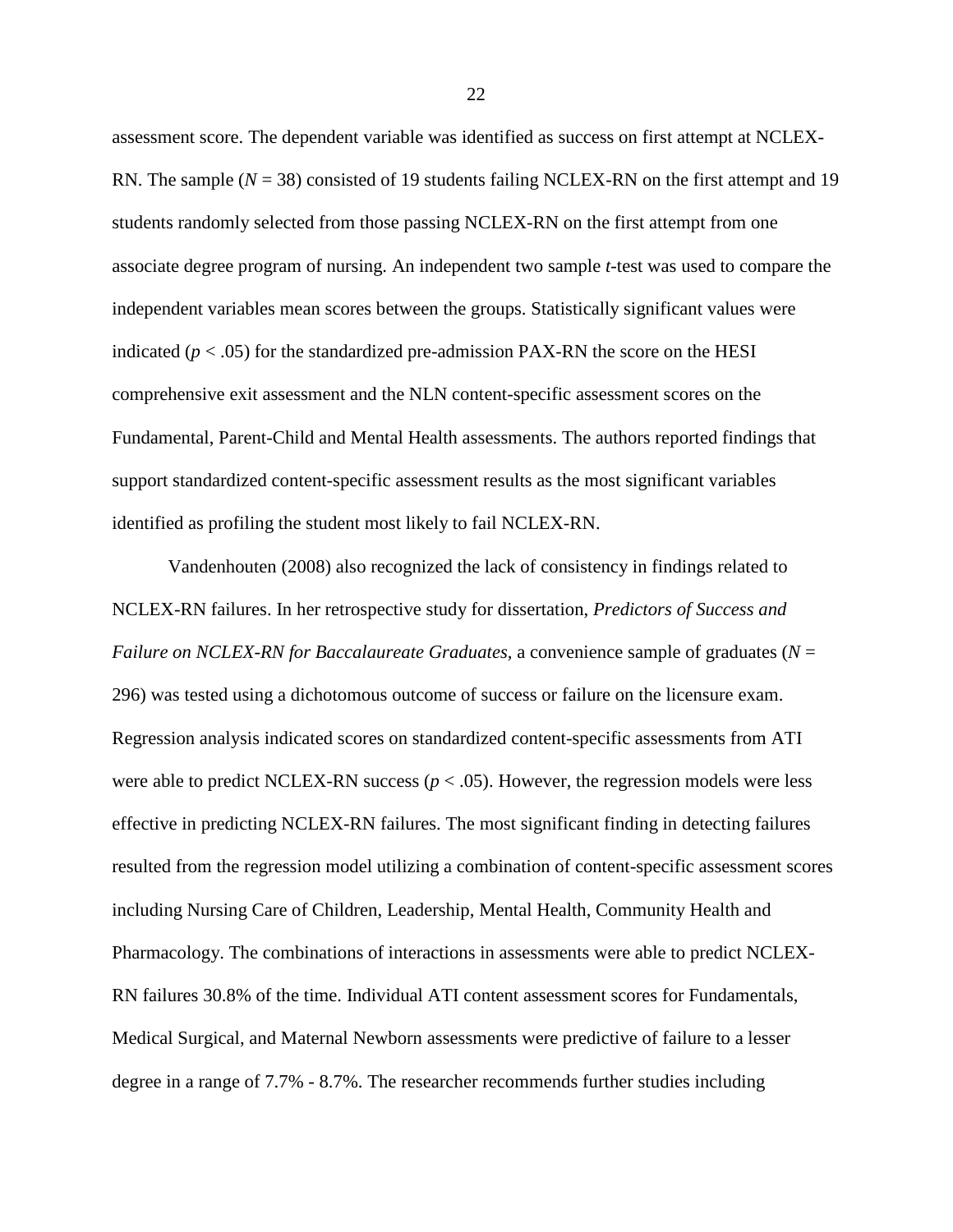assessment score. The dependent variable was identified as success on first attempt at NCLEX-RN. The sample ($N = 38$) consisted of 19 students failing NCLEX-RN on the first attempt and 19 students randomly selected from those passing NCLEX-RN on the first attempt from one associate degree program of nursing. An independent two sample *t*-test was used to compare the independent variables mean scores between the groups. Statistically significant values were indicated ($p < .05$) for the standardized pre-admission PAX-RN the score on the HESI comprehensive exit assessment and the NLN content-specific assessment scores on the Fundamental, Parent-Child and Mental Health assessments. The authors reported findings that support standardized content-specific assessment results as the most significant variables identified as profiling the student most likely to fail NCLEX-RN.

Vandenhouten (2008) also recognized the lack of consistency in findings related to NCLEX-RN failures. In her retrospective study for dissertation, *Predictors of Success and Failure on NCLEX-RN for Baccalaureate Graduates*, a convenience sample of graduates ($N = 296$) was tested using a dichotomous outcome of success or failure on the licensure exam. Regression analysis indicated scores on standardized content-specific assessments from ATI were able to predict NCLEX-RN success ($p < .05$). However, the regression models were less effective in predicting NCLEX-RN failures. The most significant finding in detecting failures resulted from the regression model utilizing a combination of content-specific assessment scores including Nursing Care of Children, Leadership, Mental Health, Community Health and Pharmacology. The combinations of interactions in assessments were able to predict NCLEX-RN failures 30.8% of the time. Individual ATI content assessment scores for Fundamentals, Medical Surgical, and Maternal Newborn assessments were predictive of failure to a lesser degree in a range of 7.7% - 8.7%. The researcher recommends further studies including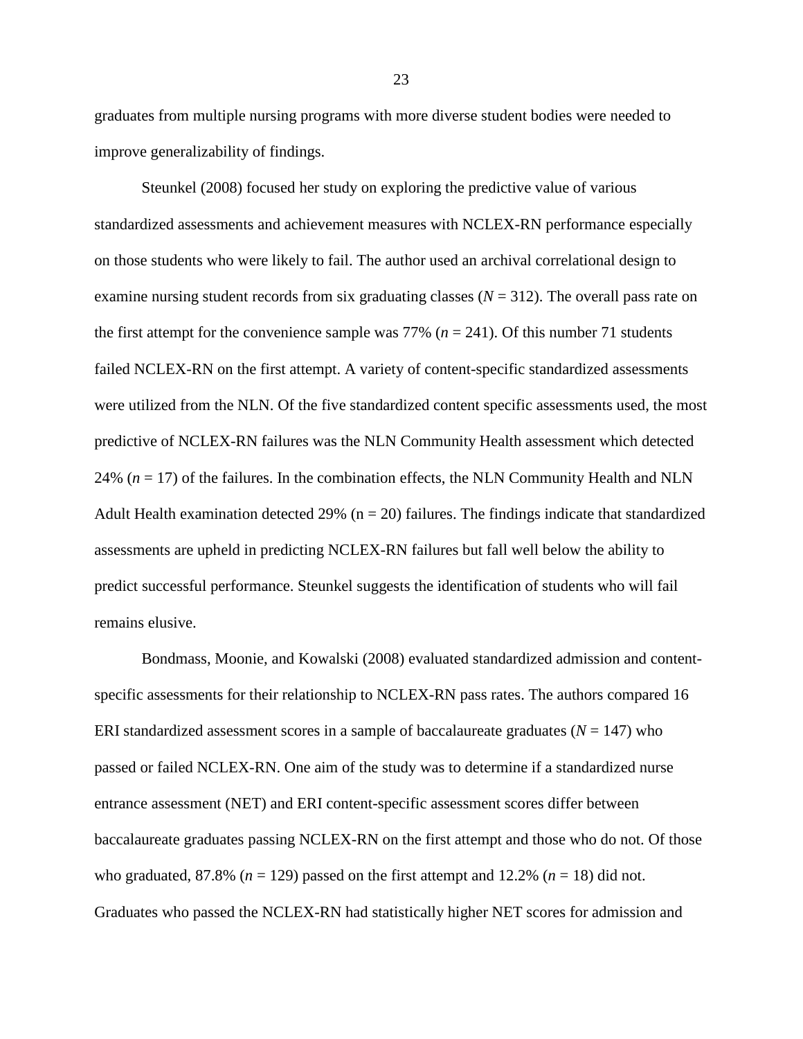graduates from multiple nursing programs with more diverse student bodies were needed to improve generalizability of findings.

Steunkel (2008) focused her study on exploring the predictive value of various standardized assessments and achievement measures with NCLEX-RN performance especially on those students who were likely to fail. The author used an archival correlational design to examine nursing student records from six graduating classes ($N$ = 312). The overall pass rate on the first attempt for the convenience sample was 77% ($n$ = 241). Of this number 71 students failed NCLEX-RN on the first attempt. A variety of content-specific standardized assessments were utilized from the NLN. Of the five standardized content specific assessments used, the most predictive of NCLEX-RN failures was the NLN Community Health assessment which detected 24% ($n$ = 17) of the failures. In the combination effects, the NLN Community Health and NLN Adult Health examination detected 29% (n = 20) failures. The findings indicate that standardized assessments are upheld in predicting NCLEX-RN failures but fall well below the ability to predict successful performance. Steunkel suggests the identification of students who will fail remains elusive.

Bondmass, Moonie, and Kowalski (2008) evaluated standardized admission and content-specific assessments for their relationship to NCLEX-RN pass rates. The authors compared 16 ERI standardized assessment scores in a sample of baccalaureate graduates ($N$ = 147) who passed or failed NCLEX-RN. One aim of the study was to determine if a standardized nurse entrance assessment (NET) and ERI content-specific assessment scores differ between baccalaureate graduates passing NCLEX-RN on the first attempt and those who do not. Of those who graduated, 87.8% ($n$ = 129) passed on the first attempt and 12.2% ($n$ = 18) did not. Graduates who passed the NCLEX-RN had statistically higher NET scores for admission and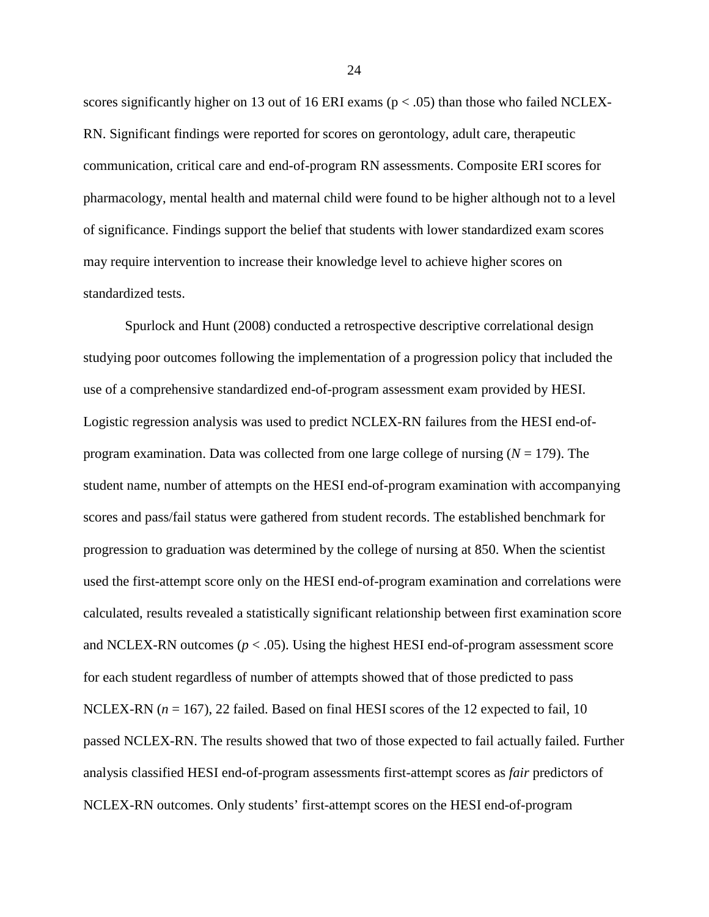scores significantly higher on 13 out of 16 ERI exams ($p < .05$) than those who failed NCLEX-RN. Significant findings were reported for scores on gerontology, adult care, therapeutic communication, critical care and end-of-program RN assessments. Composite ERI scores for pharmacology, mental health and maternal child were found to be higher although not to a level of significance. Findings support the belief that students with lower standardized exam scores may require intervention to increase their knowledge level to achieve higher scores on standardized tests.

Spurlock and Hunt (2008) conducted a retrospective descriptive correlational design studying poor outcomes following the implementation of a progression policy that included the use of a comprehensive standardized end-of-program assessment exam provided by HESI. Logistic regression analysis was used to predict NCLEX-RN failures from the HESI end-of-program examination. Data was collected from one large college of nursing ($N = 179$). The student name, number of attempts on the HESI end-of-program examination with accompanying scores and pass/fail status were gathered from student records. The established benchmark for progression to graduation was determined by the college of nursing at 850. When the scientist used the first-attempt score only on the HESI end-of-program examination and correlations were calculated, results revealed a statistically significant relationship between first examination score and NCLEX-RN outcomes ($p < .05$). Using the highest HESI end-of-program assessment score for each student regardless of number of attempts showed that of those predicted to pass NCLEX-RN ($n = 167$), 22 failed. Based on final HESI scores of the 12 expected to fail, 10 passed NCLEX-RN. The results showed that two of those expected to fail actually failed. Further analysis classified HESI end-of-program assessments first-attempt scores as *fair* predictors of NCLEX-RN outcomes. Only students' first-attempt scores on the HESI end-of-program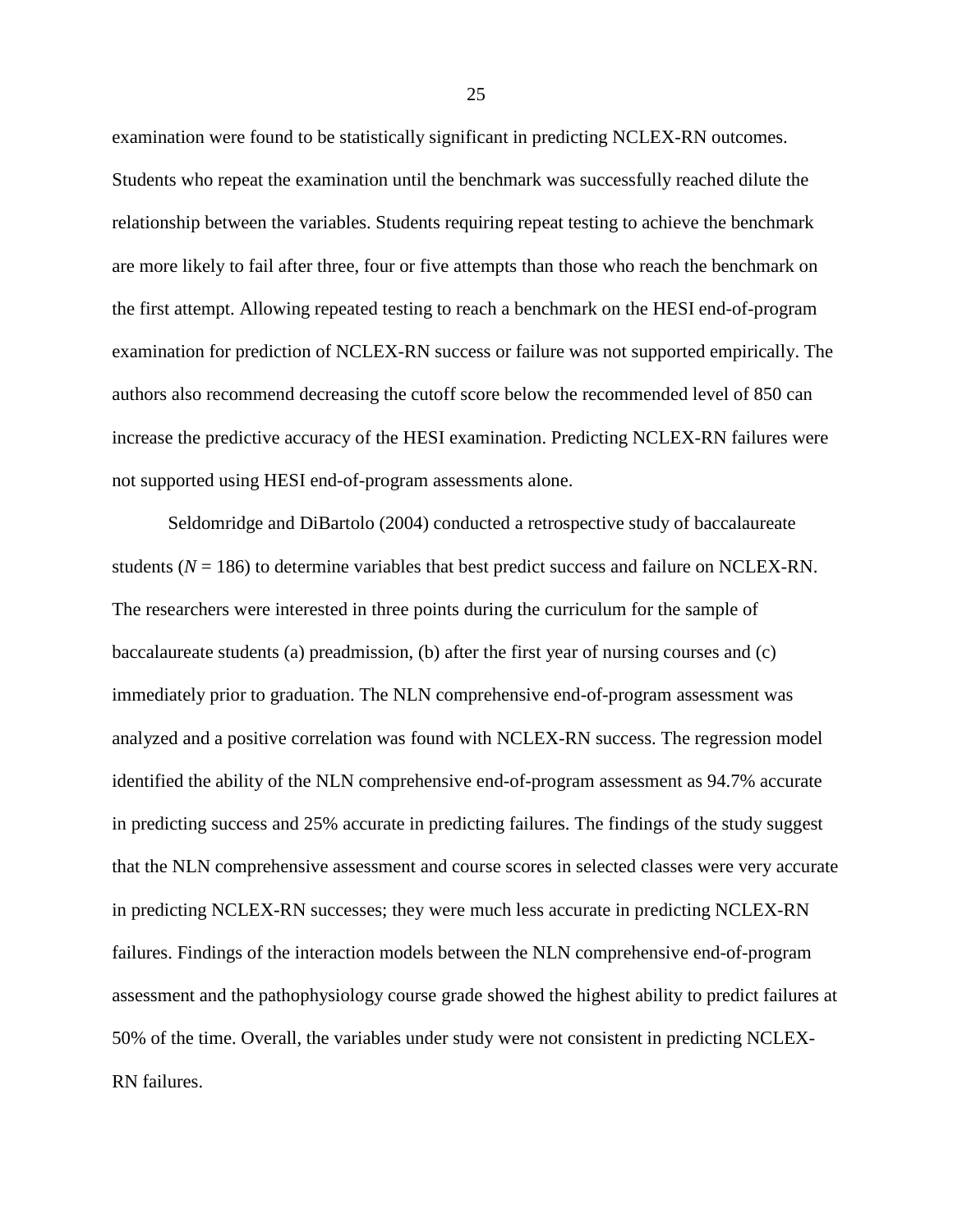examination were found to be statistically significant in predicting NCLEX-RN outcomes. Students who repeat the examination until the benchmark was successfully reached dilute the relationship between the variables. Students requiring repeat testing to achieve the benchmark are more likely to fail after three, four or five attempts than those who reach the benchmark on the first attempt. Allowing repeated testing to reach a benchmark on the HESI end-of-program examination for prediction of NCLEX-RN success or failure was not supported empirically. The authors also recommend decreasing the cutoff score below the recommended level of 850 can increase the predictive accuracy of the HESI examination. Predicting NCLEX-RN failures were not supported using HESI end-of-program assessments alone.

Seldomridge and DiBartolo (2004) conducted a retrospective study of baccalaureate students ($N = 186$) to determine variables that best predict success and failure on NCLEX-RN. The researchers were interested in three points during the curriculum for the sample of baccalaureate students (a) preadmission, (b) after the first year of nursing courses and (c) immediately prior to graduation. The NLN comprehensive end-of-program assessment was analyzed and a positive correlation was found with NCLEX-RN success. The regression model identified the ability of the NLN comprehensive end-of-program assessment as 94.7% accurate in predicting success and 25% accurate in predicting failures. The findings of the study suggest that the NLN comprehensive assessment and course scores in selected classes were very accurate in predicting NCLEX-RN successes; they were much less accurate in predicting NCLEX-RN failures. Findings of the interaction models between the NLN comprehensive end-of-program assessment and the pathophysiology course grade showed the highest ability to predict failures at 50% of the time. Overall, the variables under study were not consistent in predicting NCLEX-RN failures.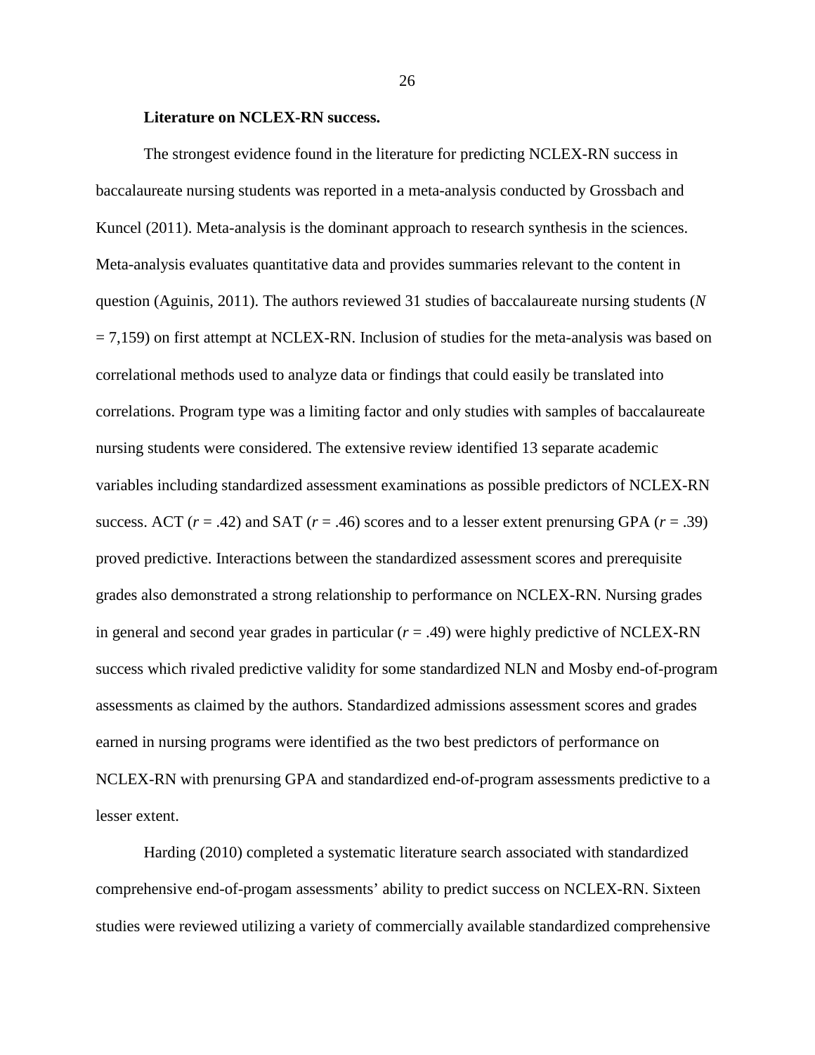#### Literature on NCLEX-RN success.

The strongest evidence found in the literature for predicting NCLEX-RN success in baccalaureate nursing students was reported in a meta-analysis conducted by Grossbach and Kuncel (2011). Meta-analysis is the dominant approach to research synthesis in the sciences. Meta-analysis evaluates quantitative data and provides summaries relevant to the content in question (Aguinis, 2011). The authors reviewed 31 studies of baccalaureate nursing students ($N = 7{,}159$) on first attempt at NCLEX-RN. Inclusion of studies for the meta-analysis was based on correlational methods used to analyze data or findings that could easily be translated into correlations. Program type was a limiting factor and only studies with samples of baccalaureate nursing students were considered. The extensive review identified 13 separate academic variables including standardized assessment examinations as possible predictors of NCLEX-RN success. ACT ($r = .42$) and SAT ($r = .46$) scores and to a lesser extent prenursing GPA ($r = .39$) proved predictive. Interactions between the standardized assessment scores and prerequisite grades also demonstrated a strong relationship to performance on NCLEX-RN. Nursing grades in general and second year grades in particular ($r = .49$) were highly predictive of NCLEX-RN success which rivaled predictive validity for some standardized NLN and Mosby end-of-program assessments as claimed by the authors. Standardized admissions assessment scores and grades earned in nursing programs were identified as the two best predictors of performance on NCLEX-RN with prenursing GPA and standardized end-of-program assessments predictive to a lesser extent.

Harding (2010) completed a systematic literature search associated with standardized comprehensive end-of-progam assessments' ability to predict success on NCLEX-RN. Sixteen studies were reviewed utilizing a variety of commercially available standardized comprehensive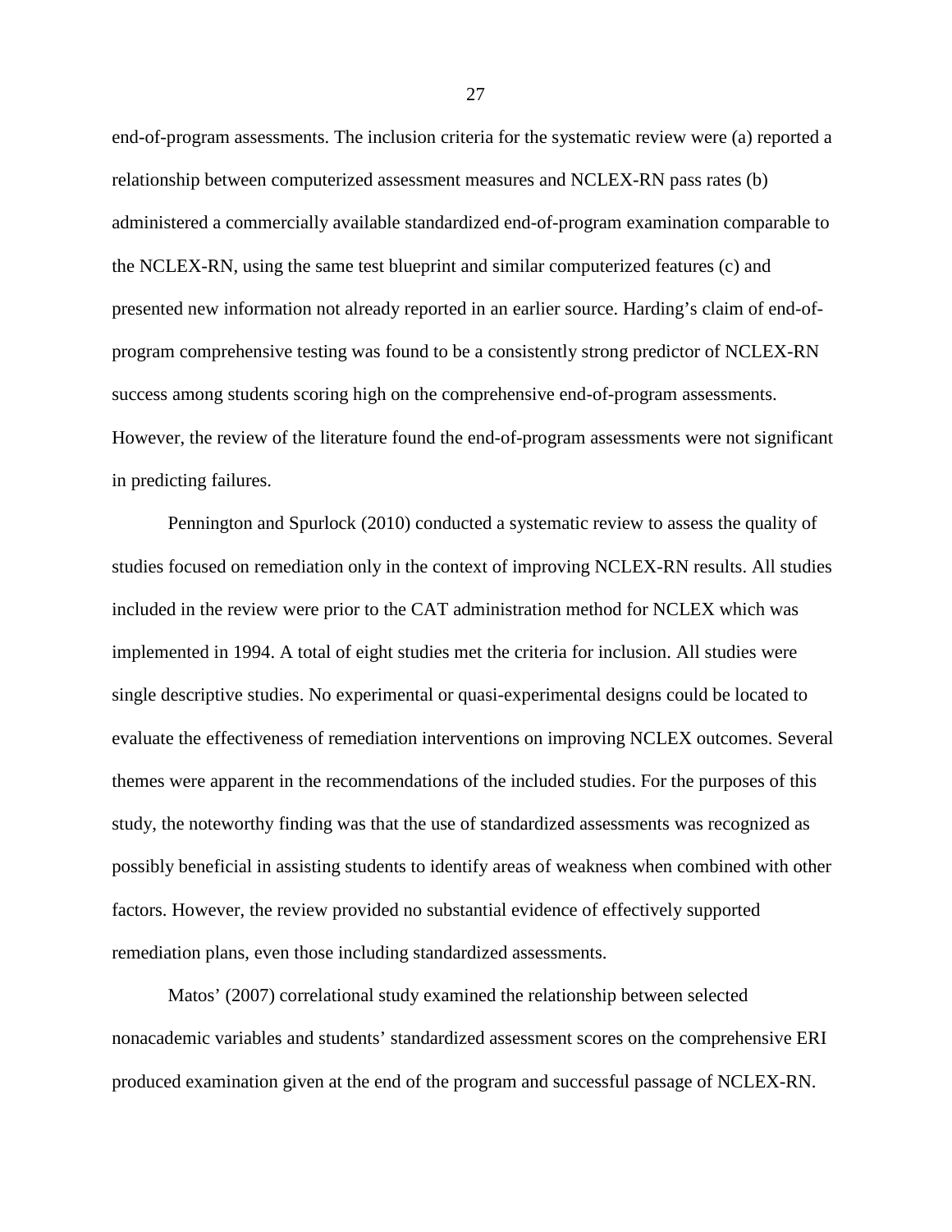end-of-program assessments. The inclusion criteria for the systematic review were (a) reported a relationship between computerized assessment measures and NCLEX-RN pass rates (b) administered a commercially available standardized end-of-program examination comparable to the NCLEX-RN, using the same test blueprint and similar computerized features (c) and presented new information not already reported in an earlier source. Harding's claim of end-of-program comprehensive testing was found to be a consistently strong predictor of NCLEX-RN success among students scoring high on the comprehensive end-of-program assessments. However, the review of the literature found the end-of-program assessments were not significant in predicting failures.

Pennington and Spurlock (2010) conducted a systematic review to assess the quality of studies focused on remediation only in the context of improving NCLEX-RN results. All studies included in the review were prior to the CAT administration method for NCLEX which was implemented in 1994. A total of eight studies met the criteria for inclusion. All studies were single descriptive studies. No experimental or quasi-experimental designs could be located to evaluate the effectiveness of remediation interventions on improving NCLEX outcomes. Several themes were apparent in the recommendations of the included studies. For the purposes of this study, the noteworthy finding was that the use of standardized assessments was recognized as possibly beneficial in assisting students to identify areas of weakness when combined with other factors. However, the review provided no substantial evidence of effectively supported remediation plans, even those including standardized assessments.

Matos' (2007) correlational study examined the relationship between selected nonacademic variables and students' standardized assessment scores on the comprehensive ERI produced examination given at the end of the program and successful passage of NCLEX-RN.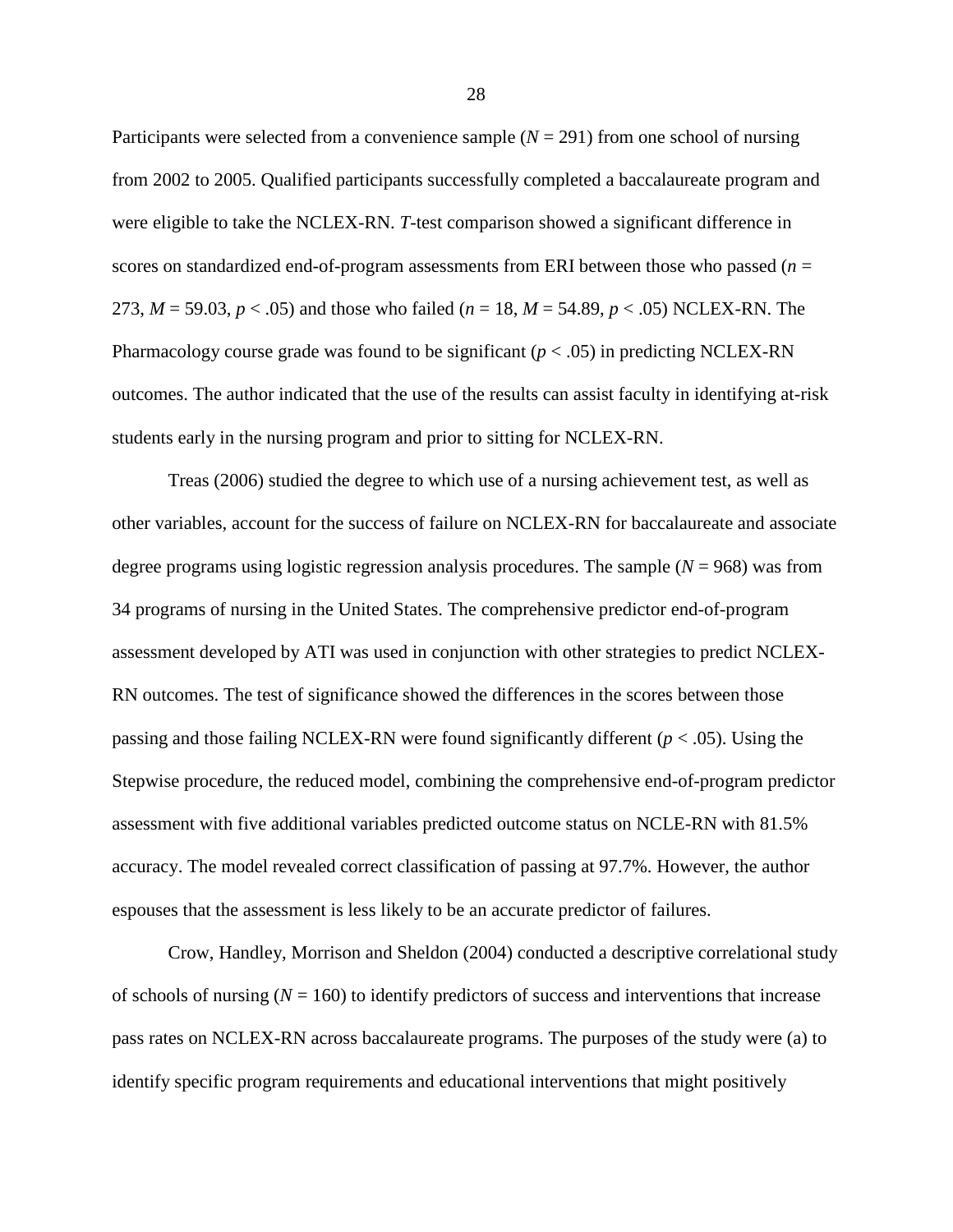Participants were selected from a convenience sample ($N = 291$) from one school of nursing from 2002 to 2005. Qualified participants successfully completed a baccalaureate program and were eligible to take the NCLEX-RN. *T*-test comparison showed a significant difference in scores on standardized end-of-program assessments from ERI between those who passed ($n = 273$, $M = 59.03$, $p < .05$) and those who failed ($n = 18$, $M = 54.89$, $p < .05$) NCLEX-RN. The Pharmacology course grade was found to be significant ($p < .05$) in predicting NCLEX-RN outcomes. The author indicated that the use of the results can assist faculty in identifying at-risk students early in the nursing program and prior to sitting for NCLEX-RN.

Treas (2006) studied the degree to which use of a nursing achievement test, as well as other variables, account for the success of failure on NCLEX-RN for baccalaureate and associate degree programs using logistic regression analysis procedures. The sample ($N = 968$) was from 34 programs of nursing in the United States. The comprehensive predictor end-of-program assessment developed by ATI was used in conjunction with other strategies to predict NCLEX-RN outcomes. The test of significance showed the differences in the scores between those passing and those failing NCLEX-RN were found significantly different ($p < .05$). Using the Stepwise procedure, the reduced model, combining the comprehensive end-of-program predictor assessment with five additional variables predicted outcome status on NCLE-RN with 81.5% accuracy. The model revealed correct classification of passing at 97.7%. However, the author espouses that the assessment is less likely to be an accurate predictor of failures.

Crow, Handley, Morrison and Sheldon (2004) conducted a descriptive correlational study of schools of nursing ($N = 160$) to identify predictors of success and interventions that increase pass rates on NCLEX-RN across baccalaureate programs. The purposes of the study were (a) to identify specific program requirements and educational interventions that might positively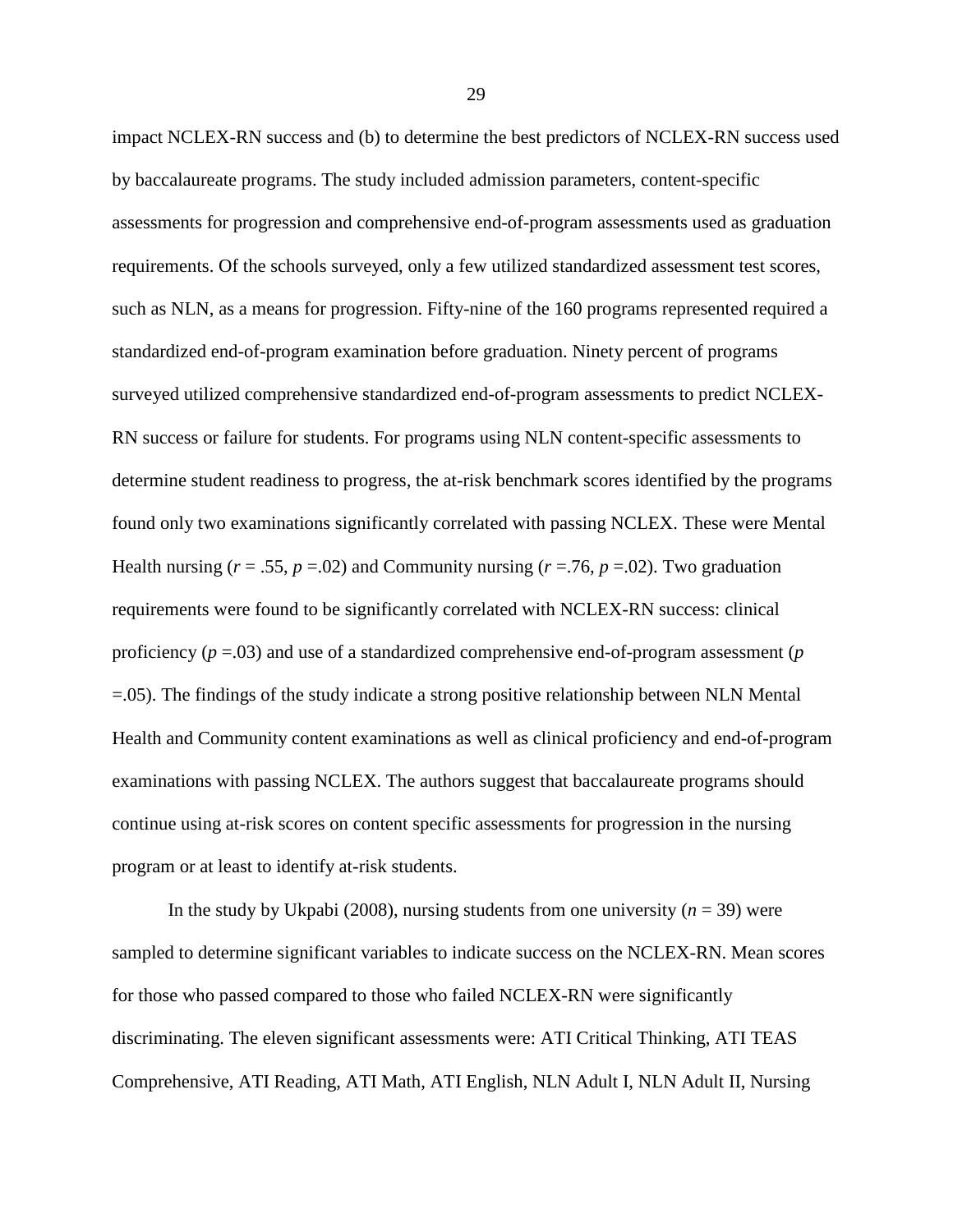impact NCLEX-RN success and (b) to determine the best predictors of NCLEX-RN success used by baccalaureate programs. The study included admission parameters, content-specific assessments for progression and comprehensive end-of-program assessments used as graduation requirements. Of the schools surveyed, only a few utilized standardized assessment test scores, such as NLN, as a means for progression. Fifty-nine of the 160 programs represented required a standardized end-of-program examination before graduation. Ninety percent of programs surveyed utilized comprehensive standardized end-of-program assessments to predict NCLEX-RN success or failure for students. For programs using NLN content-specific assessments to determine student readiness to progress, the at-risk benchmark scores identified by the programs found only two examinations significantly correlated with passing NCLEX. These were Mental Health nursing ($r$ = .55, $p$ =.02) and Community nursing ($r$ =.76, $p$ =.02). Two graduation requirements were found to be significantly correlated with NCLEX-RN success: clinical proficiency ($p$ =.03) and use of a standardized comprehensive end-of-program assessment ($p$ =.05). The findings of the study indicate a strong positive relationship between NLN Mental Health and Community content examinations as well as clinical proficiency and end-of-program examinations with passing NCLEX. The authors suggest that baccalaureate programs should continue using at-risk scores on content specific assessments for progression in the nursing program or at least to identify at-risk students.

In the study by Ukpabi (2008), nursing students from one university ($n$ = 39) were sampled to determine significant variables to indicate success on the NCLEX-RN. Mean scores for those who passed compared to those who failed NCLEX-RN were significantly discriminating. The eleven significant assessments were: ATI Critical Thinking, ATI TEAS Comprehensive, ATI Reading, ATI Math, ATI English, NLN Adult I, NLN Adult II, Nursing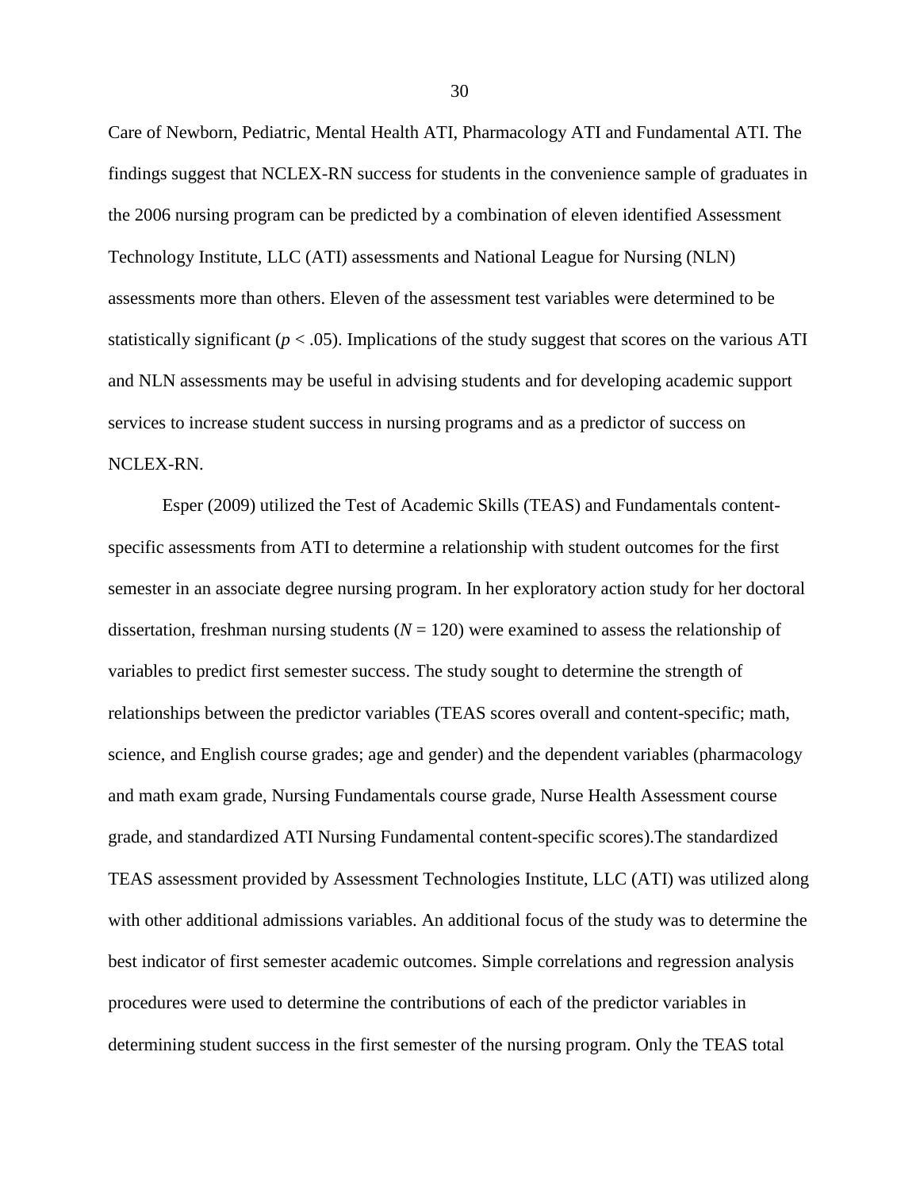Care of Newborn, Pediatric, Mental Health ATI, Pharmacology ATI and Fundamental ATI. The findings suggest that NCLEX-RN success for students in the convenience sample of graduates in the 2006 nursing program can be predicted by a combination of eleven identified Assessment Technology Institute, LLC (ATI) assessments and National League for Nursing (NLN) assessments more than others. Eleven of the assessment test variables were determined to be statistically significant ($p < .05$). Implications of the study suggest that scores on the various ATI and NLN assessments may be useful in advising students and for developing academic support services to increase student success in nursing programs and as a predictor of success on NCLEX-RN.

Esper (2009) utilized the Test of Academic Skills (TEAS) and Fundamentals content-specific assessments from ATI to determine a relationship with student outcomes for the first semester in an associate degree nursing program. In her exploratory action study for her doctoral dissertation, freshman nursing students ($N = 120$) were examined to assess the relationship of variables to predict first semester success. The study sought to determine the strength of relationships between the predictor variables (TEAS scores overall and content-specific; math, science, and English course grades; age and gender) and the dependent variables (pharmacology and math exam grade, Nursing Fundamentals course grade, Nurse Health Assessment course grade, and standardized ATI Nursing Fundamental content-specific scores).The standardized TEAS assessment provided by Assessment Technologies Institute, LLC (ATI) was utilized along with other additional admissions variables. An additional focus of the study was to determine the best indicator of first semester academic outcomes. Simple correlations and regression analysis procedures were used to determine the contributions of each of the predictor variables in determining student success in the first semester of the nursing program. Only the TEAS total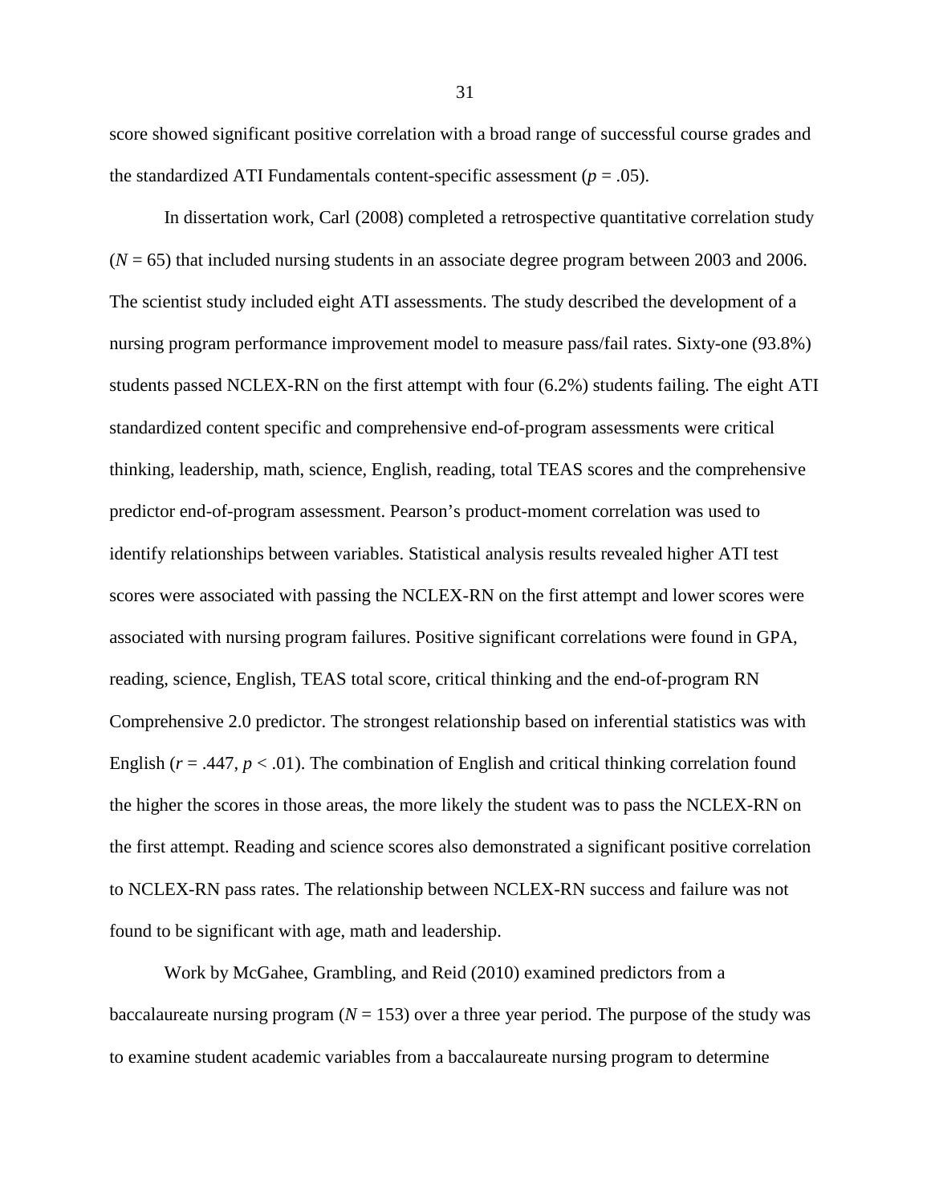score showed significant positive correlation with a broad range of successful course grades and the standardized ATI Fundamentals content-specific assessment ($p = .05$).

In dissertation work, Carl (2008) completed a retrospective quantitative correlation study ($N = 65$) that included nursing students in an associate degree program between 2003 and 2006. The scientist study included eight ATI assessments. The study described the development of a nursing program performance improvement model to measure pass/fail rates. Sixty-one (93.8%) students passed NCLEX-RN on the first attempt with four (6.2%) students failing. The eight ATI standardized content specific and comprehensive end-of-program assessments were critical thinking, leadership, math, science, English, reading, total TEAS scores and the comprehensive predictor end-of-program assessment. Pearson's product-moment correlation was used to identify relationships between variables. Statistical analysis results revealed higher ATI test scores were associated with passing the NCLEX-RN on the first attempt and lower scores were associated with nursing program failures. Positive significant correlations were found in GPA, reading, science, English, TEAS total score, critical thinking and the end-of-program RN Comprehensive 2.0 predictor. The strongest relationship based on inferential statistics was with English ($r = .447$, $p < .01$). The combination of English and critical thinking correlation found the higher the scores in those areas, the more likely the student was to pass the NCLEX-RN on the first attempt. Reading and science scores also demonstrated a significant positive correlation to NCLEX-RN pass rates. The relationship between NCLEX-RN success and failure was not found to be significant with age, math and leadership.

Work by McGahee, Grambling, and Reid (2010) examined predictors from a baccalaureate nursing program ($N = 153$) over a three year period. The purpose of the study was to examine student academic variables from a baccalaureate nursing program to determine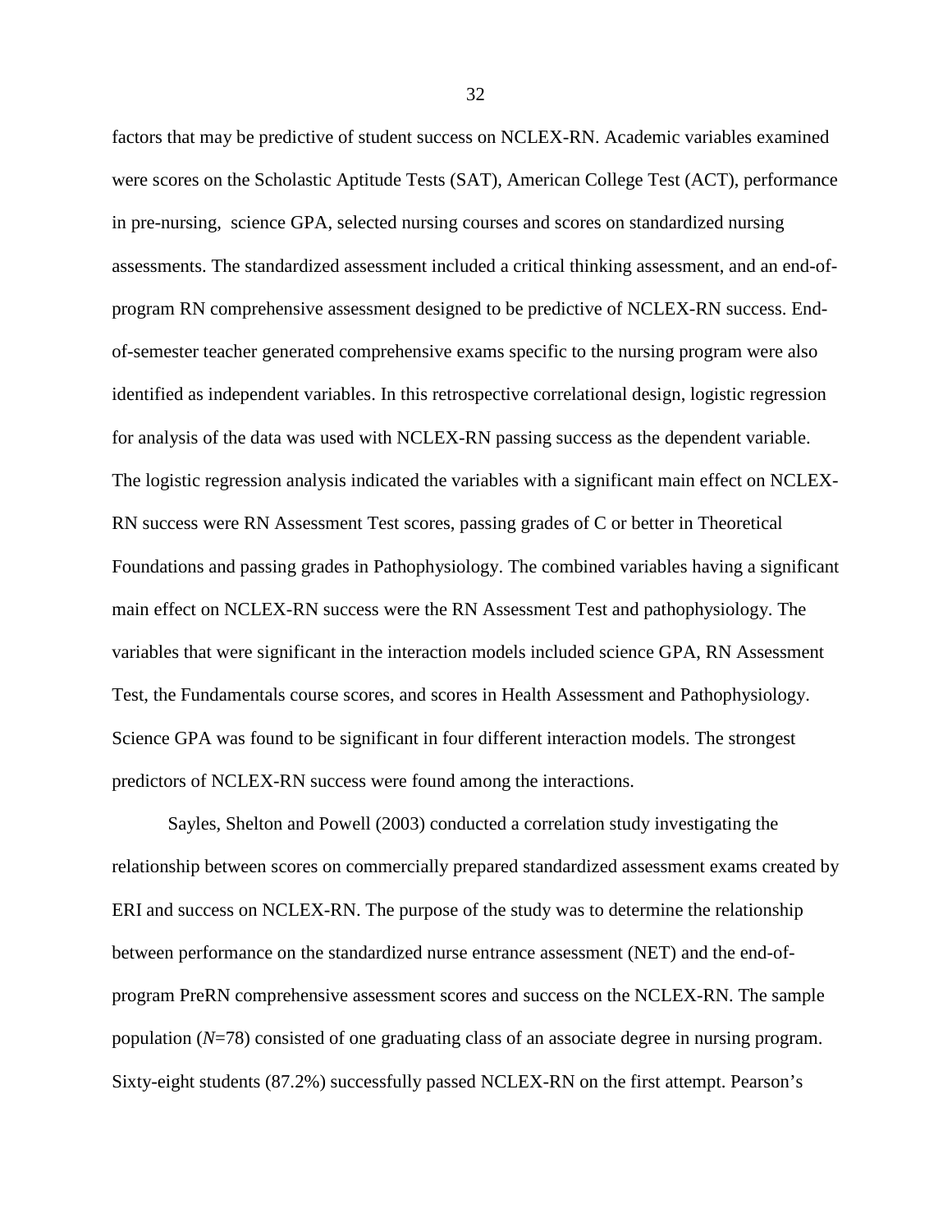factors that may be predictive of student success on NCLEX-RN. Academic variables examined were scores on the Scholastic Aptitude Tests (SAT), American College Test (ACT), performance in pre-nursing, science GPA, selected nursing courses and scores on standardized nursing assessments. The standardized assessment included a critical thinking assessment, and an end-of-program RN comprehensive assessment designed to be predictive of NCLEX-RN success. End-of-semester teacher generated comprehensive exams specific to the nursing program were also identified as independent variables. In this retrospective correlational design, logistic regression for analysis of the data was used with NCLEX-RN passing success as the dependent variable. The logistic regression analysis indicated the variables with a significant main effect on NCLEX-RN success were RN Assessment Test scores, passing grades of C or better in Theoretical Foundations and passing grades in Pathophysiology. The combined variables having a significant main effect on NCLEX-RN success were the RN Assessment Test and pathophysiology. The variables that were significant in the interaction models included science GPA, RN Assessment Test, the Fundamentals course scores, and scores in Health Assessment and Pathophysiology. Science GPA was found to be significant in four different interaction models. The strongest predictors of NCLEX-RN success were found among the interactions.

Sayles, Shelton and Powell (2003) conducted a correlation study investigating the relationship between scores on commercially prepared standardized assessment exams created by ERI and success on NCLEX-RN. The purpose of the study was to determine the relationship between performance on the standardized nurse entrance assessment (NET) and the end-of-program PreRN comprehensive assessment scores and success on the NCLEX-RN. The sample population (*N*=78) consisted of one graduating class of an associate degree in nursing program. Sixty-eight students (87.2%) successfully passed NCLEX-RN on the first attempt. Pearson's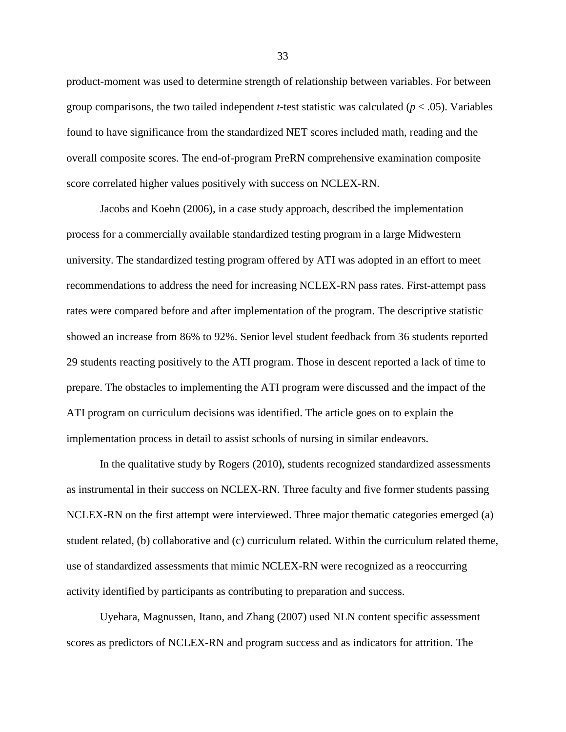product-moment was used to determine strength of relationship between variables. For between group comparisons, the two tailed independent *t*-test statistic was calculated ($p < .05$). Variables found to have significance from the standardized NET scores included math, reading and the overall composite scores. The end-of-program PreRN comprehensive examination composite score correlated higher values positively with success on NCLEX-RN.

Jacobs and Koehn (2006), in a case study approach, described the implementation process for a commercially available standardized testing program in a large Midwestern university. The standardized testing program offered by ATI was adopted in an effort to meet recommendations to address the need for increasing NCLEX-RN pass rates. First-attempt pass rates were compared before and after implementation of the program. The descriptive statistic showed an increase from 86% to 92%. Senior level student feedback from 36 students reported 29 students reacting positively to the ATI program. Those in descent reported a lack of time to prepare. The obstacles to implementing the ATI program were discussed and the impact of the ATI program on curriculum decisions was identified. The article goes on to explain the implementation process in detail to assist schools of nursing in similar endeavors.

In the qualitative study by Rogers (2010), students recognized standardized assessments as instrumental in their success on NCLEX-RN. Three faculty and five former students passing NCLEX-RN on the first attempt were interviewed. Three major thematic categories emerged (a) student related, (b) collaborative and (c) curriculum related. Within the curriculum related theme, use of standardized assessments that mimic NCLEX-RN were recognized as a reoccurring activity identified by participants as contributing to preparation and success.

Uyehara, Magnussen, Itano, and Zhang (2007) used NLN content specific assessment scores as predictors of NCLEX-RN and program success and as indicators for attrition. The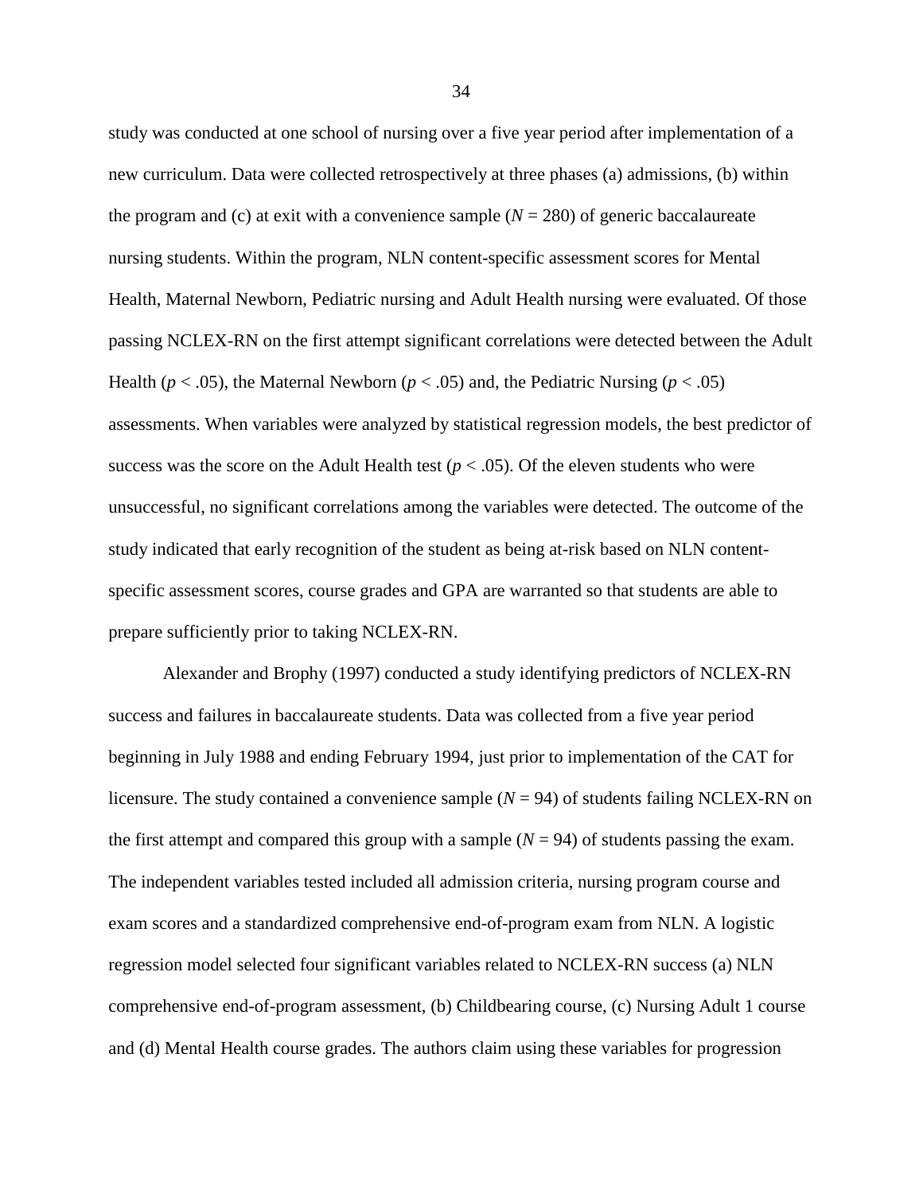study was conducted at one school of nursing over a five year period after implementation of a new curriculum. Data were collected retrospectively at three phases (a) admissions, (b) within the program and (c) at exit with a convenience sample ($N = 280$) of generic baccalaureate nursing students. Within the program, NLN content-specific assessment scores for Mental Health, Maternal Newborn, Pediatric nursing and Adult Health nursing were evaluated. Of those passing NCLEX-RN on the first attempt significant correlations were detected between the Adult Health ($p < .05$), the Maternal Newborn ($p < .05$) and, the Pediatric Nursing ($p < .05$) assessments. When variables were analyzed by statistical regression models, the best predictor of success was the score on the Adult Health test ($p < .05$). Of the eleven students who were unsuccessful, no significant correlations among the variables were detected. The outcome of the study indicated that early recognition of the student as being at-risk based on NLN content-specific assessment scores, course grades and GPA are warranted so that students are able to prepare sufficiently prior to taking NCLEX-RN.

Alexander and Brophy (1997) conducted a study identifying predictors of NCLEX-RN success and failures in baccalaureate students. Data was collected from a five year period beginning in July 1988 and ending February 1994, just prior to implementation of the CAT for licensure. The study contained a convenience sample ($N = 94$) of students failing NCLEX-RN on the first attempt and compared this group with a sample ($N = 94$) of students passing the exam. The independent variables tested included all admission criteria, nursing program course and exam scores and a standardized comprehensive end-of-program exam from NLN. A logistic regression model selected four significant variables related to NCLEX-RN success (a) NLN comprehensive end-of-program assessment, (b) Childbearing course, (c) Nursing Adult 1 course and (d) Mental Health course grades. The authors claim using these variables for progression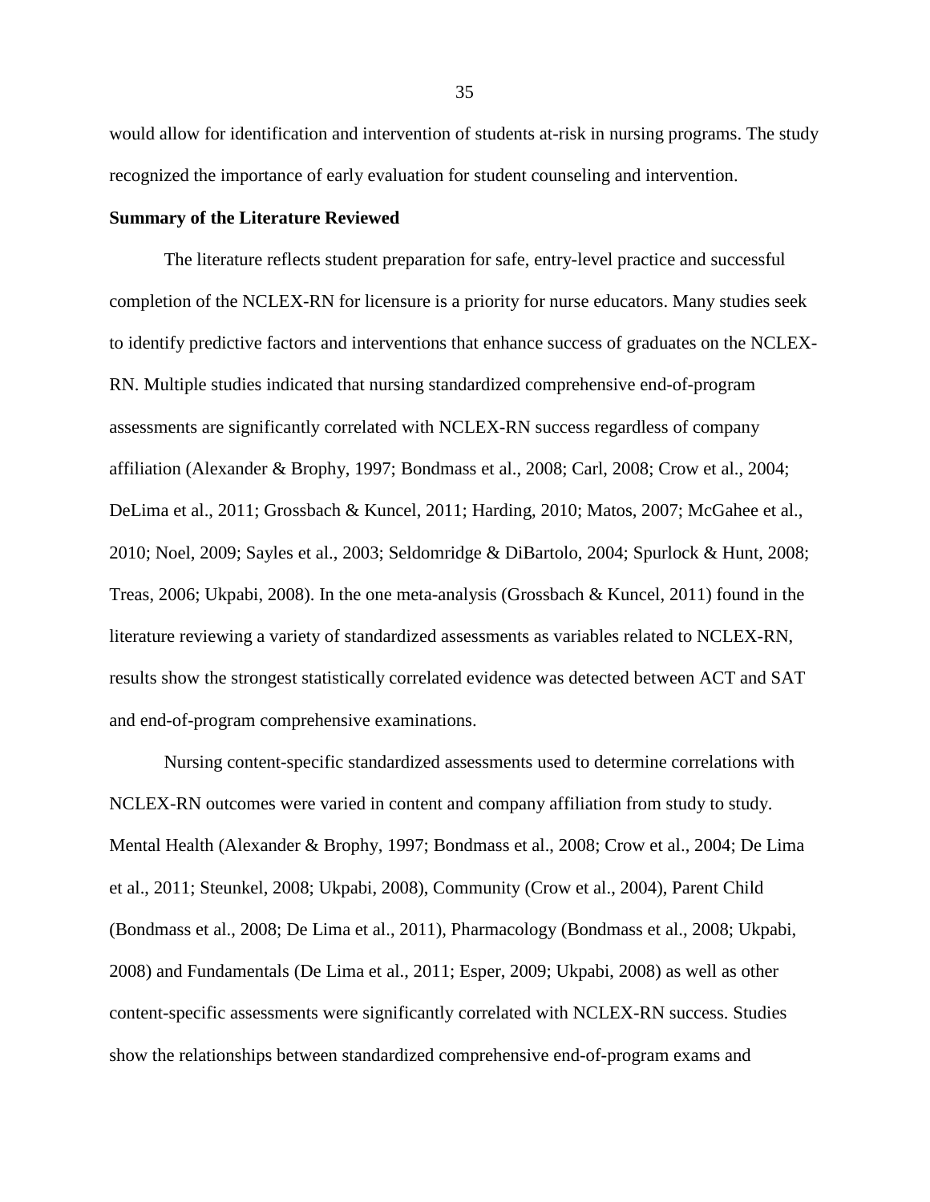would allow for identification and intervention of students at-risk in nursing programs. The study recognized the importance of early evaluation for student counseling and intervention.

**Summary of the Literature Reviewed**

The literature reflects student preparation for safe, entry-level practice and successful completion of the NCLEX-RN for licensure is a priority for nurse educators. Many studies seek to identify predictive factors and interventions that enhance success of graduates on the NCLEX-RN. Multiple studies indicated that nursing standardized comprehensive end-of-program assessments are significantly correlated with NCLEX-RN success regardless of company affiliation (Alexander & Brophy, 1997; Bondmass et al., 2008; Carl, 2008; Crow et al., 2004; DeLima et al., 2011; Grossbach & Kuncel, 2011; Harding, 2010; Matos, 2007; McGahee et al., 2010; Noel, 2009; Sayles et al., 2003; Seldomridge & DiBartolo, 2004; Spurlock & Hunt, 2008; Treas, 2006; Ukpabi, 2008). In the one meta-analysis (Grossbach & Kuncel, 2011) found in the literature reviewing a variety of standardized assessments as variables related to NCLEX-RN, results show the strongest statistically correlated evidence was detected between ACT and SAT and end-of-program comprehensive examinations.

Nursing content-specific standardized assessments used to determine correlations with NCLEX-RN outcomes were varied in content and company affiliation from study to study. Mental Health (Alexander & Brophy, 1997; Bondmass et al., 2008; Crow et al., 2004; De Lima et al., 2011; Steunkel, 2008; Ukpabi, 2008), Community (Crow et al., 2004), Parent Child (Bondmass et al., 2008; De Lima et al., 2011), Pharmacology (Bondmass et al., 2008; Ukpabi, 2008) and Fundamentals (De Lima et al., 2011; Esper, 2009; Ukpabi, 2008) as well as other content-specific assessments were significantly correlated with NCLEX-RN success. Studies show the relationships between standardized comprehensive end-of-program exams and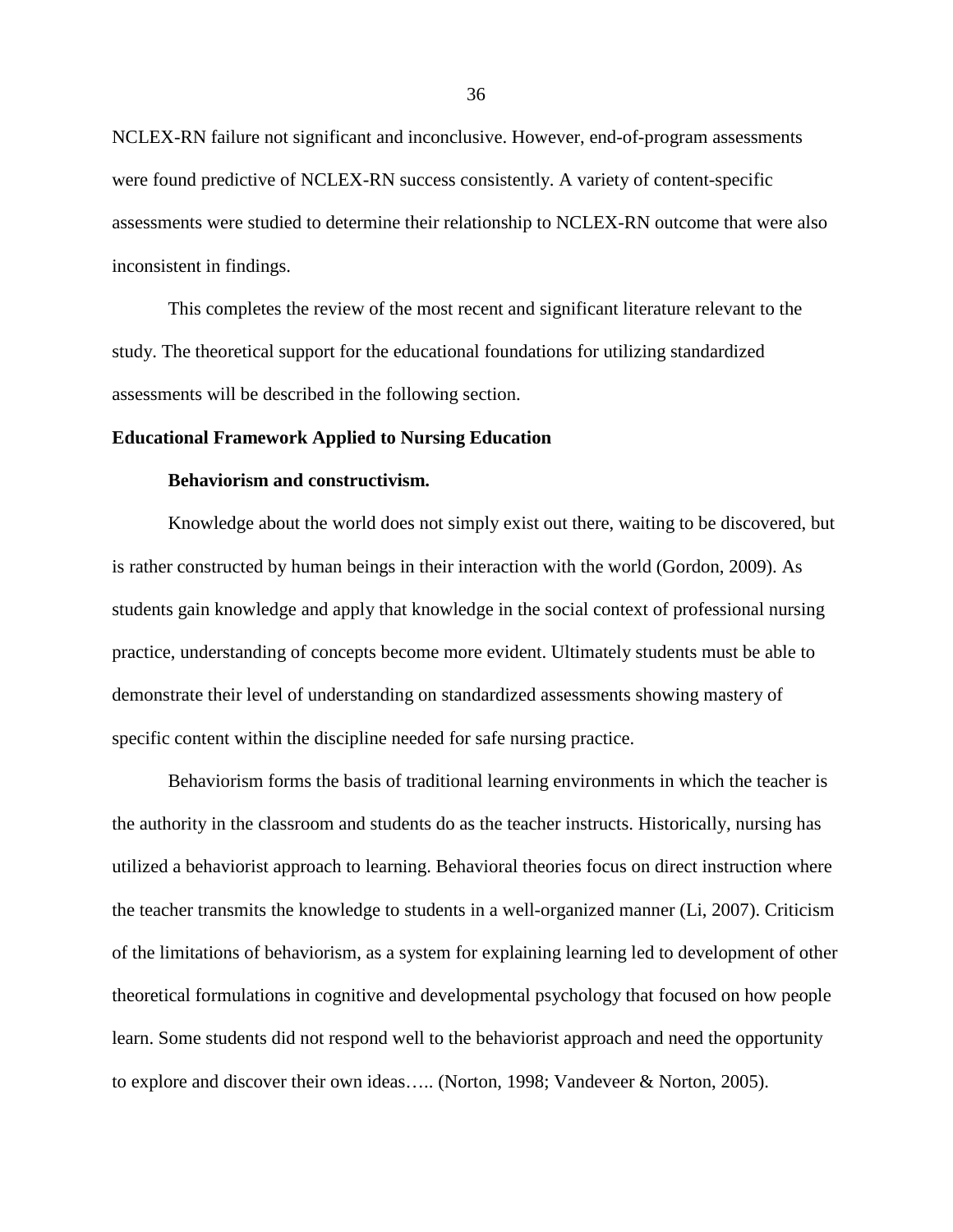NCLEX-RN failure not significant and inconclusive. However, end-of-program assessments were found predictive of NCLEX-RN success consistently. A variety of content-specific assessments were studied to determine their relationship to NCLEX-RN outcome that were also inconsistent in findings.

This completes the review of the most recent and significant literature relevant to the study. The theoretical support for the educational foundations for utilizing standardized assessments will be described in the following section.

## Educational Framework Applied to Nursing Education

### Behaviorism and constructivism.

Knowledge about the world does not simply exist out there, waiting to be discovered, but is rather constructed by human beings in their interaction with the world (Gordon, 2009). As students gain knowledge and apply that knowledge in the social context of professional nursing practice, understanding of concepts become more evident. Ultimately students must be able to demonstrate their level of understanding on standardized assessments showing mastery of specific content within the discipline needed for safe nursing practice.

Behaviorism forms the basis of traditional learning environments in which the teacher is the authority in the classroom and students do as the teacher instructs. Historically, nursing has utilized a behaviorist approach to learning. Behavioral theories focus on direct instruction where the teacher transmits the knowledge to students in a well-organized manner (Li, 2007). Criticism of the limitations of behaviorism, as a system for explaining learning led to development of other theoretical formulations in cognitive and developmental psychology that focused on how people learn. Some students did not respond well to the behaviorist approach and need the opportunity to explore and discover their own ideas….. (Norton, 1998; Vandeveer & Norton, 2005).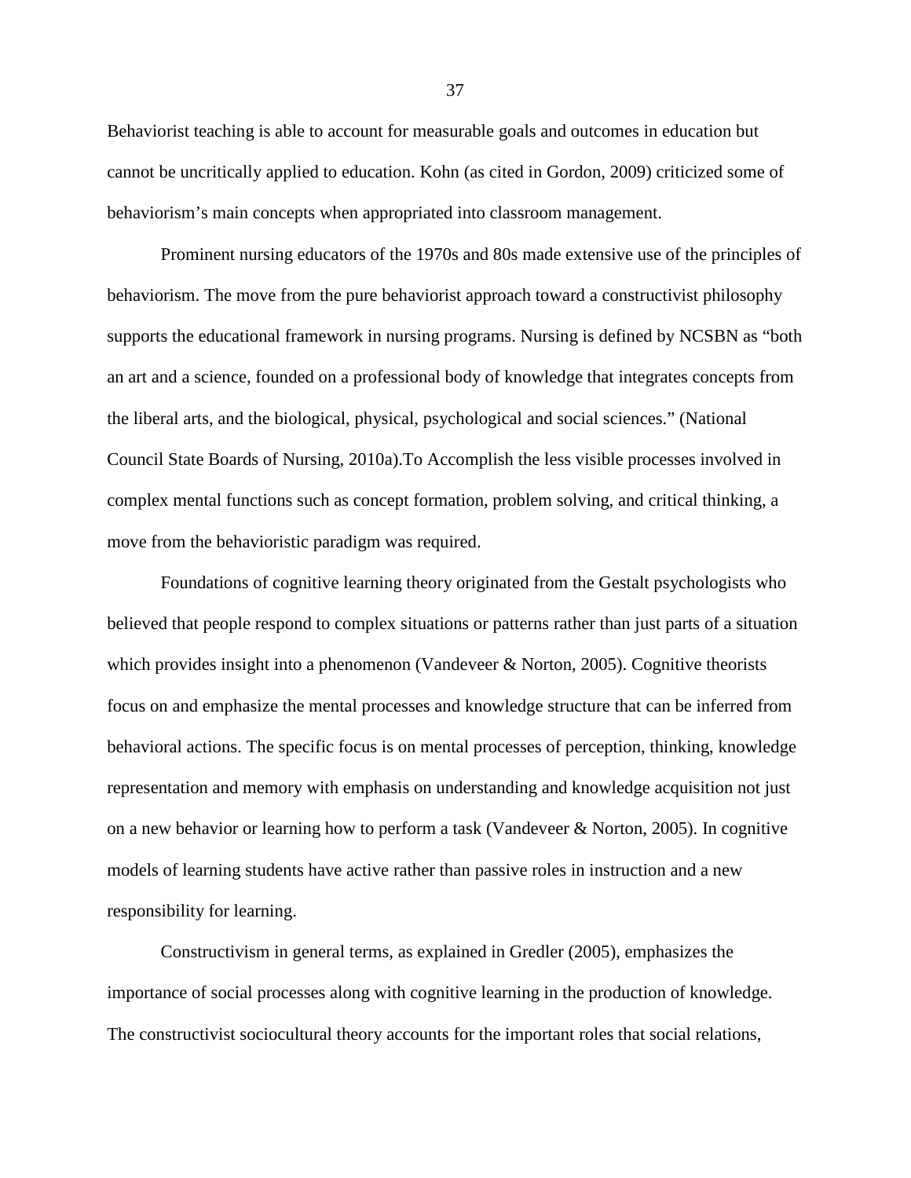Behaviorist teaching is able to account for measurable goals and outcomes in education but cannot be uncritically applied to education. Kohn (as cited in Gordon, 2009) criticized some of behaviorism's main concepts when appropriated into classroom management.

Prominent nursing educators of the 1970s and 80s made extensive use of the principles of behaviorism. The move from the pure behaviorist approach toward a constructivist philosophy supports the educational framework in nursing programs. Nursing is defined by NCSBN as "both an art and a science, founded on a professional body of knowledge that integrates concepts from the liberal arts, and the biological, physical, psychological and social sciences." (National Council State Boards of Nursing, 2010a).To Accomplish the less visible processes involved in complex mental functions such as concept formation, problem solving, and critical thinking, a move from the behavioristic paradigm was required.

Foundations of cognitive learning theory originated from the Gestalt psychologists who believed that people respond to complex situations or patterns rather than just parts of a situation which provides insight into a phenomenon (Vandeveer & Norton, 2005). Cognitive theorists focus on and emphasize the mental processes and knowledge structure that can be inferred from behavioral actions. The specific focus is on mental processes of perception, thinking, knowledge representation and memory with emphasis on understanding and knowledge acquisition not just on a new behavior or learning how to perform a task (Vandeveer & Norton, 2005). In cognitive models of learning students have active rather than passive roles in instruction and a new responsibility for learning.

Constructivism in general terms, as explained in Gredler (2005), emphasizes the importance of social processes along with cognitive learning in the production of knowledge. The constructivist sociocultural theory accounts for the important roles that social relations,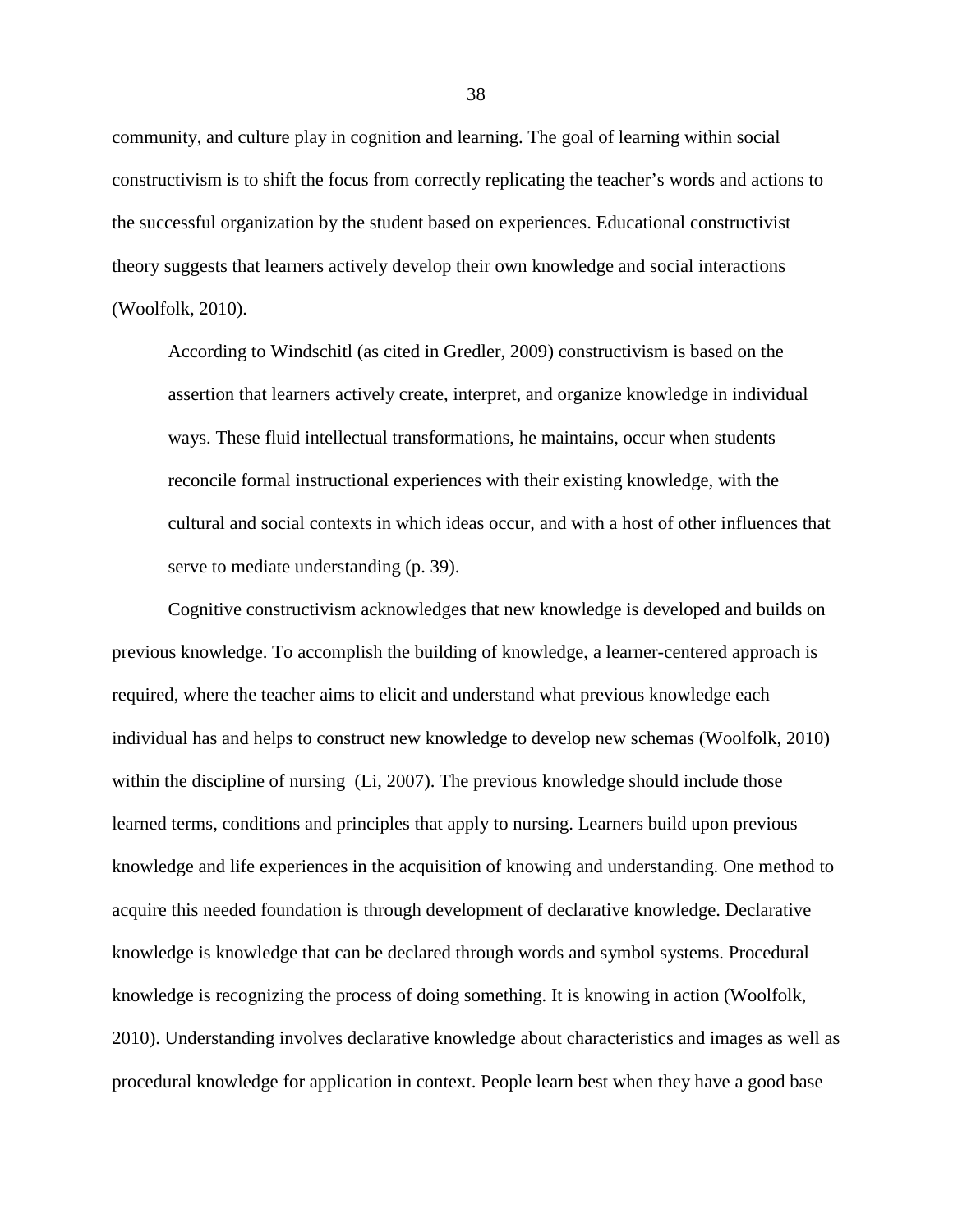community, and culture play in cognition and learning. The goal of learning within social constructivism is to shift the focus from correctly replicating the teacher's words and actions to the successful organization by the student based on experiences. Educational constructivist theory suggests that learners actively develop their own knowledge and social interactions (Woolfolk, 2010).

> According to Windschitl (as cited in Gredler, 2009) constructivism is based on the assertion that learners actively create, interpret, and organize knowledge in individual ways. These fluid intellectual transformations, he maintains, occur when students reconcile formal instructional experiences with their existing knowledge, with the cultural and social contexts in which ideas occur, and with a host of other influences that serve to mediate understanding (p. 39).

Cognitive constructivism acknowledges that new knowledge is developed and builds on previous knowledge. To accomplish the building of knowledge, a learner-centered approach is required, where the teacher aims to elicit and understand what previous knowledge each individual has and helps to construct new knowledge to develop new schemas (Woolfolk, 2010) within the discipline of nursing (Li, 2007). The previous knowledge should include those learned terms, conditions and principles that apply to nursing. Learners build upon previous knowledge and life experiences in the acquisition of knowing and understanding. One method to acquire this needed foundation is through development of declarative knowledge. Declarative knowledge is knowledge that can be declared through words and symbol systems. Procedural knowledge is recognizing the process of doing something. It is knowing in action (Woolfolk, 2010). Understanding involves declarative knowledge about characteristics and images as well as procedural knowledge for application in context. People learn best when they have a good base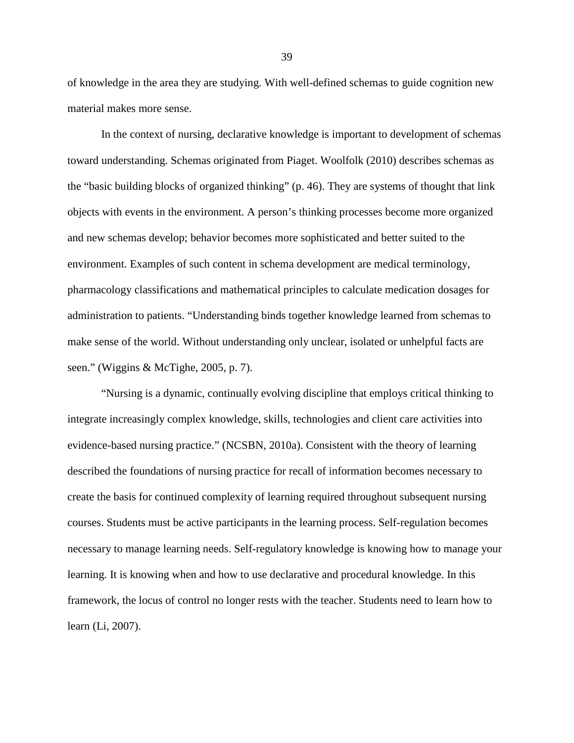of knowledge in the area they are studying. With well-defined schemas to guide cognition new material makes more sense.

In the context of nursing, declarative knowledge is important to development of schemas toward understanding. Schemas originated from Piaget. Woolfolk (2010) describes schemas as the "basic building blocks of organized thinking" (p. 46). They are systems of thought that link objects with events in the environment. A person's thinking processes become more organized and new schemas develop; behavior becomes more sophisticated and better suited to the environment. Examples of such content in schema development are medical terminology, pharmacology classifications and mathematical principles to calculate medication dosages for administration to patients. "Understanding binds together knowledge learned from schemas to make sense of the world. Without understanding only unclear, isolated or unhelpful facts are seen." (Wiggins & McTighe, 2005, p. 7).

"Nursing is a dynamic, continually evolving discipline that employs critical thinking to integrate increasingly complex knowledge, skills, technologies and client care activities into evidence-based nursing practice." (NCSBN, 2010a). Consistent with the theory of learning described the foundations of nursing practice for recall of information becomes necessary to create the basis for continued complexity of learning required throughout subsequent nursing courses. Students must be active participants in the learning process. Self-regulation becomes necessary to manage learning needs. Self-regulatory knowledge is knowing how to manage your learning. It is knowing when and how to use declarative and procedural knowledge. In this framework, the locus of control no longer rests with the teacher. Students need to learn how to learn (Li, 2007).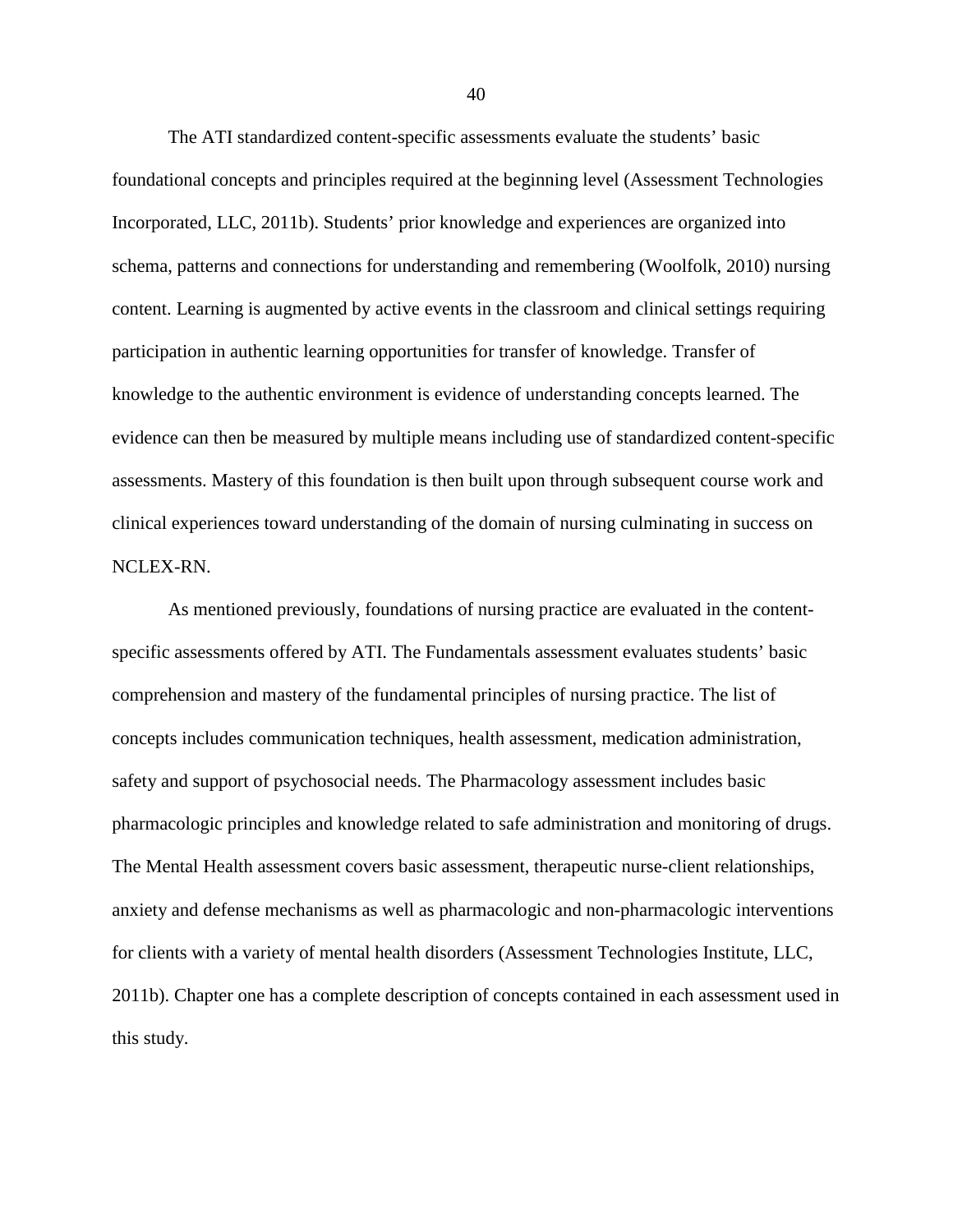The ATI standardized content-specific assessments evaluate the students' basic foundational concepts and principles required at the beginning level (Assessment Technologies Incorporated, LLC, 2011b). Students' prior knowledge and experiences are organized into schema, patterns and connections for understanding and remembering (Woolfolk, 2010) nursing content. Learning is augmented by active events in the classroom and clinical settings requiring participation in authentic learning opportunities for transfer of knowledge. Transfer of knowledge to the authentic environment is evidence of understanding concepts learned. The evidence can then be measured by multiple means including use of standardized content-specific assessments. Mastery of this foundation is then built upon through subsequent course work and clinical experiences toward understanding of the domain of nursing culminating in success on NCLEX-RN.

As mentioned previously, foundations of nursing practice are evaluated in the content-specific assessments offered by ATI. The Fundamentals assessment evaluates students' basic comprehension and mastery of the fundamental principles of nursing practice. The list of concepts includes communication techniques, health assessment, medication administration, safety and support of psychosocial needs. The Pharmacology assessment includes basic pharmacologic principles and knowledge related to safe administration and monitoring of drugs. The Mental Health assessment covers basic assessment, therapeutic nurse-client relationships, anxiety and defense mechanisms as well as pharmacologic and non-pharmacologic interventions for clients with a variety of mental health disorders (Assessment Technologies Institute, LLC, 2011b). Chapter one has a complete description of concepts contained in each assessment used in this study.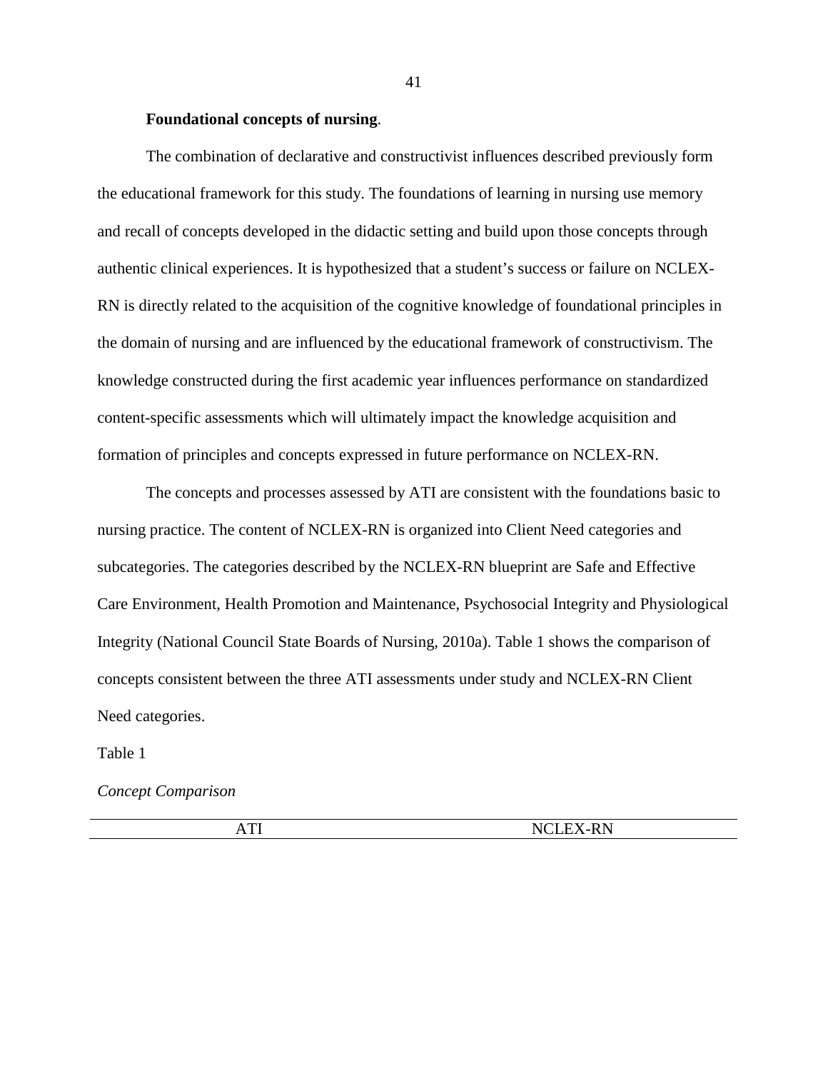**Foundational concepts of nursing**.

The combination of declarative and constructivist influences described previously form the educational framework for this study. The foundations of learning in nursing use memory and recall of concepts developed in the didactic setting and build upon those concepts through authentic clinical experiences. It is hypothesized that a student's success or failure on NCLEX-RN is directly related to the acquisition of the cognitive knowledge of foundational principles in the domain of nursing and are influenced by the educational framework of constructivism. The knowledge constructed during the first academic year influences performance on standardized content-specific assessments which will ultimately impact the knowledge acquisition and formation of principles and concepts expressed in future performance on NCLEX-RN.

The concepts and processes assessed by ATI are consistent with the foundations basic to nursing practice. The content of NCLEX-RN is organized into Client Need categories and subcategories. The categories described by the NCLEX-RN blueprint are Safe and Effective Care Environment, Health Promotion and Maintenance, Psychosocial Integrity and Physiological Integrity (National Council State Boards of Nursing, 2010a). Table 1 shows the comparison of concepts consistent between the three ATI assessments under study and NCLEX-RN Client Need categories.

Table 1

*Concept Comparison*

| ATI | NCLEX-RN |
|---|---|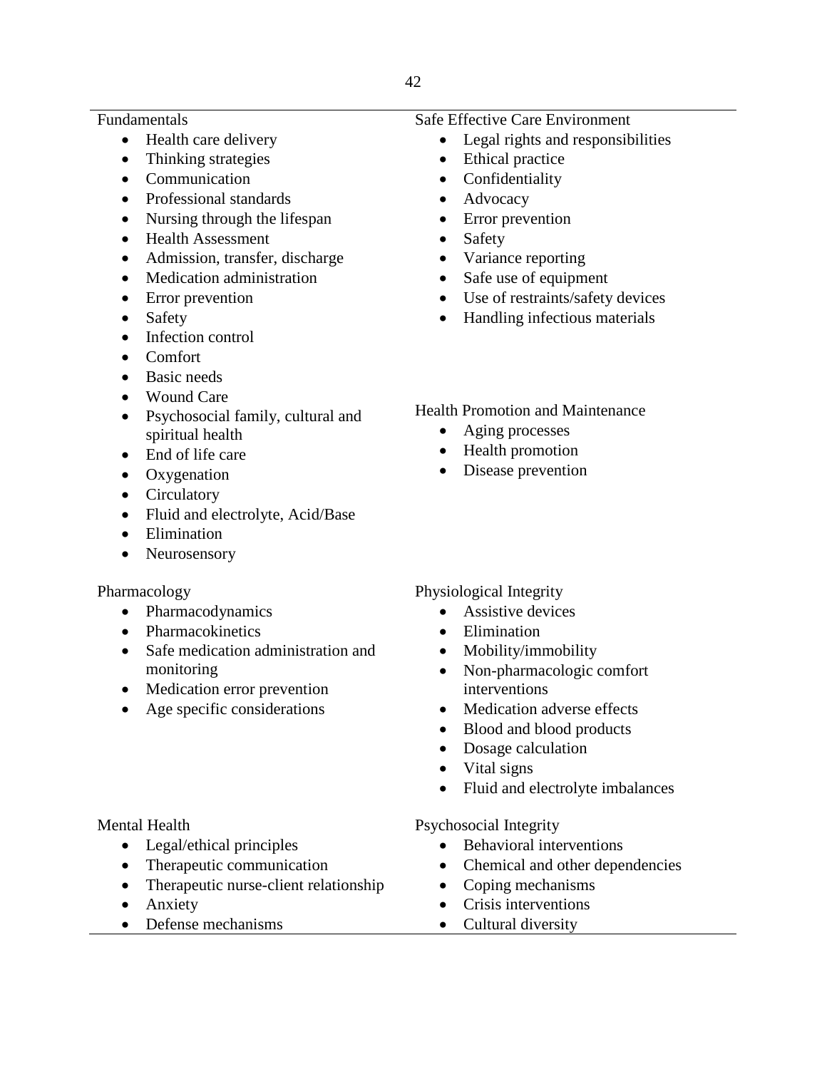Fundamentals

- Health care delivery
- Thinking strategies
- Communication
- Professional standards
- Nursing through the lifespan
- Health Assessment
- Admission, transfer, discharge
- Medication administration
- Error prevention
- Safety
- Infection control
- Comfort
- Basic needs
- Wound Care
- Psychosocial family, cultural and spiritual health
- End of life care
- Oxygenation
- Circulatory
- Fluid and electrolyte, Acid/Base
- Elimination
- Neurosensory

Safe Effective Care Environment

- Legal rights and responsibilities
- Ethical practice
- Confidentiality
- Advocacy
- Error prevention
- Safety
- Variance reporting
- Safe use of equipment
- Use of restraints/safety devices
- Handling infectious materials

Health Promotion and Maintenance

- Aging processes
- Health promotion
- Disease prevention

Pharmacology

- Pharmacodynamics
- Pharmacokinetics
- Safe medication administration and monitoring
- Medication error prevention
- Age specific considerations

Physiological Integrity

- Assistive devices
- Elimination
- Mobility/immobility
- Non-pharmacologic comfort interventions
- Medication adverse effects
- Blood and blood products
- Dosage calculation
- Vital signs
- Fluid and electrolyte imbalances

Mental Health

- Legal/ethical principles
- Therapeutic communication
- Therapeutic nurse-client relationship
- Anxiety
- Defense mechanisms

Psychosocial Integrity

- Behavioral interventions
- Chemical and other dependencies
- Coping mechanisms
- Crisis interventions
- Cultural diversity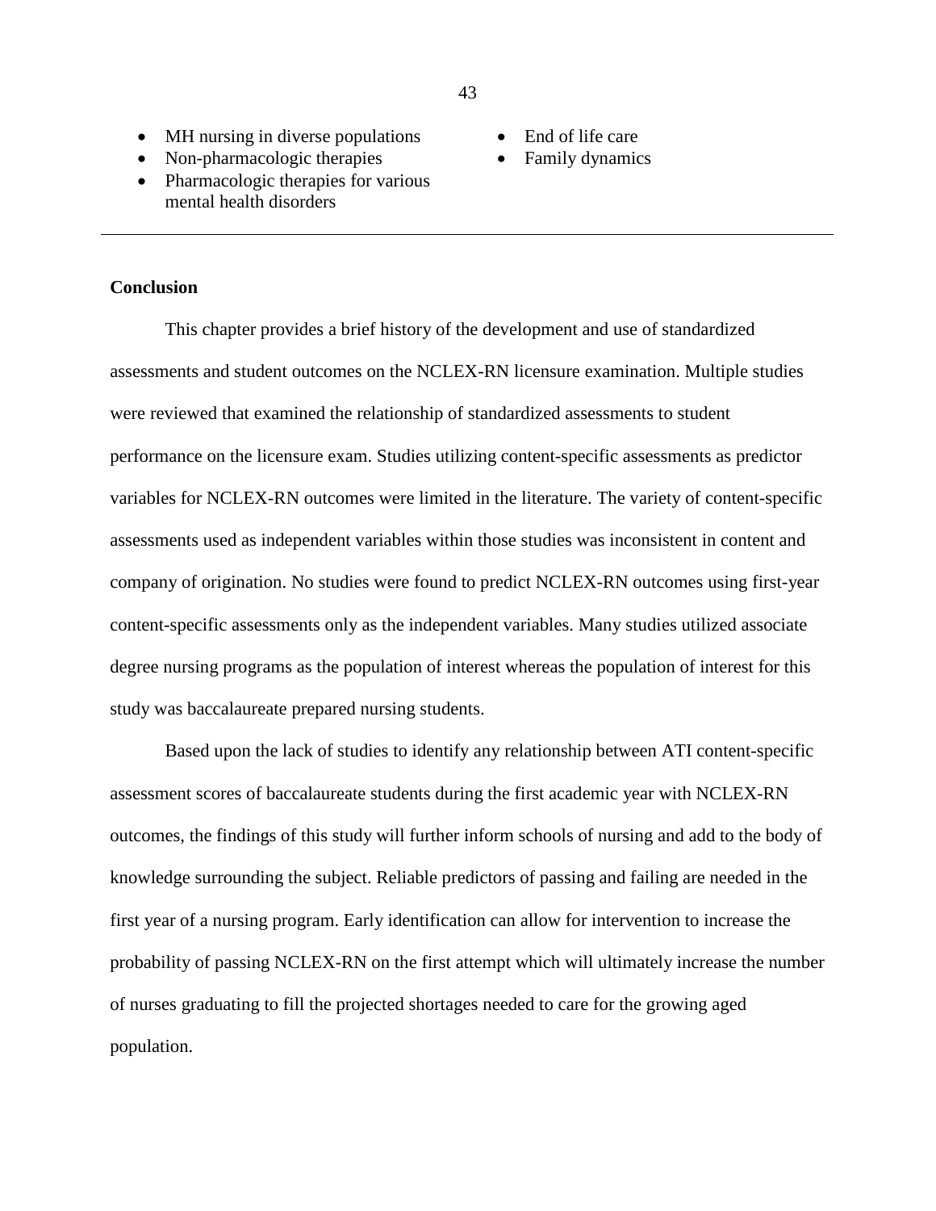- MH nursing in diverse populations
- Non-pharmacologic therapies
- Pharmacologic therapies for various mental health disorders
- End of life care
- Family dynamics

---

**Conclusion**

This chapter provides a brief history of the development and use of standardized assessments and student outcomes on the NCLEX-RN licensure examination. Multiple studies were reviewed that examined the relationship of standardized assessments to student performance on the licensure exam. Studies utilizing content-specific assessments as predictor variables for NCLEX-RN outcomes were limited in the literature. The variety of content-specific assessments used as independent variables within those studies was inconsistent in content and company of origination. No studies were found to predict NCLEX-RN outcomes using first-year content-specific assessments only as the independent variables. Many studies utilized associate degree nursing programs as the population of interest whereas the population of interest for this study was baccalaureate prepared nursing students.

Based upon the lack of studies to identify any relationship between ATI content-specific assessment scores of baccalaureate students during the first academic year with NCLEX-RN outcomes, the findings of this study will further inform schools of nursing and add to the body of knowledge surrounding the subject. Reliable predictors of passing and failing are needed in the first year of a nursing program. Early identification can allow for intervention to increase the probability of passing NCLEX-RN on the first attempt which will ultimately increase the number of nurses graduating to fill the projected shortages needed to care for the growing aged population.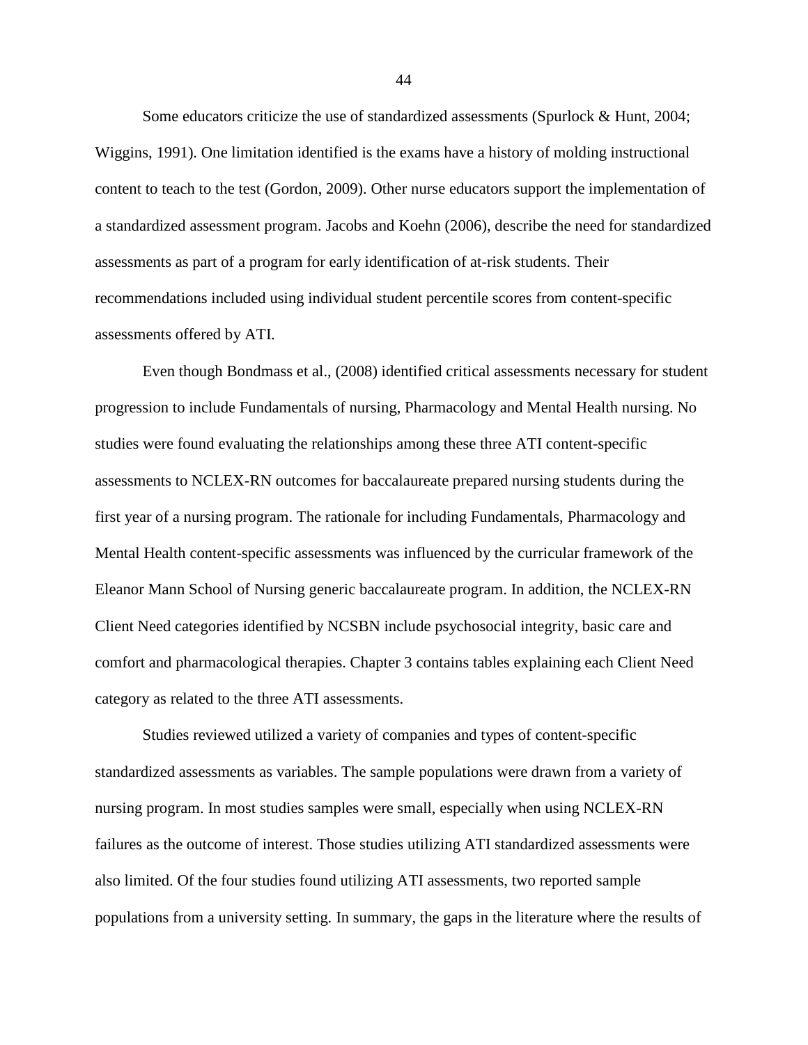Some educators criticize the use of standardized assessments (Spurlock & Hunt, 2004; Wiggins, 1991). One limitation identified is the exams have a history of molding instructional content to teach to the test (Gordon, 2009). Other nurse educators support the implementation of a standardized assessment program. Jacobs and Koehn (2006), describe the need for standardized assessments as part of a program for early identification of at-risk students. Their recommendations included using individual student percentile scores from content-specific assessments offered by ATI.

Even though Bondmass et al., (2008) identified critical assessments necessary for student progression to include Fundamentals of nursing, Pharmacology and Mental Health nursing. No studies were found evaluating the relationships among these three ATI content-specific assessments to NCLEX-RN outcomes for baccalaureate prepared nursing students during the first year of a nursing program. The rationale for including Fundamentals, Pharmacology and Mental Health content-specific assessments was influenced by the curricular framework of the Eleanor Mann School of Nursing generic baccalaureate program. In addition, the NCLEX-RN Client Need categories identified by NCSBN include psychosocial integrity, basic care and comfort and pharmacological therapies. Chapter 3 contains tables explaining each Client Need category as related to the three ATI assessments.

Studies reviewed utilized a variety of companies and types of content-specific standardized assessments as variables. The sample populations were drawn from a variety of nursing program. In most studies samples were small, especially when using NCLEX-RN failures as the outcome of interest. Those studies utilizing ATI standardized assessments were also limited. Of the four studies found utilizing ATI assessments, two reported sample populations from a university setting. In summary, the gaps in the literature where the results of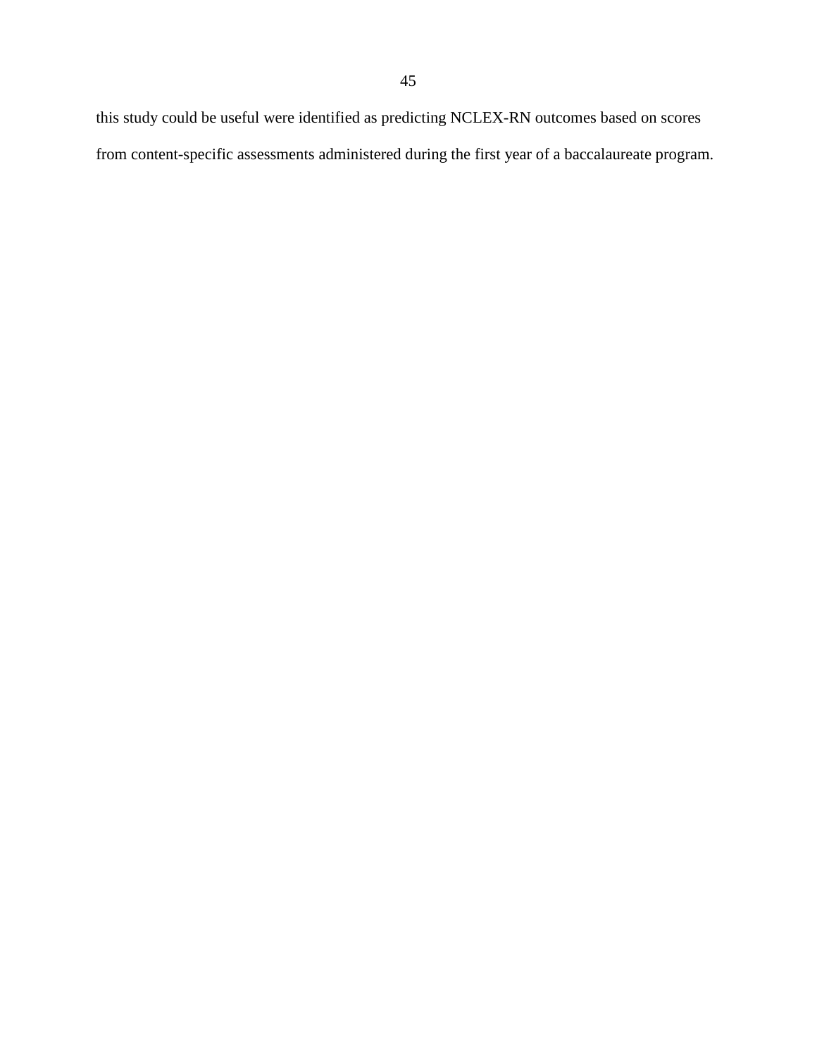this study could be useful were identified as predicting NCLEX-RN outcomes based on scores from content-specific assessments administered during the first year of a baccalaureate program.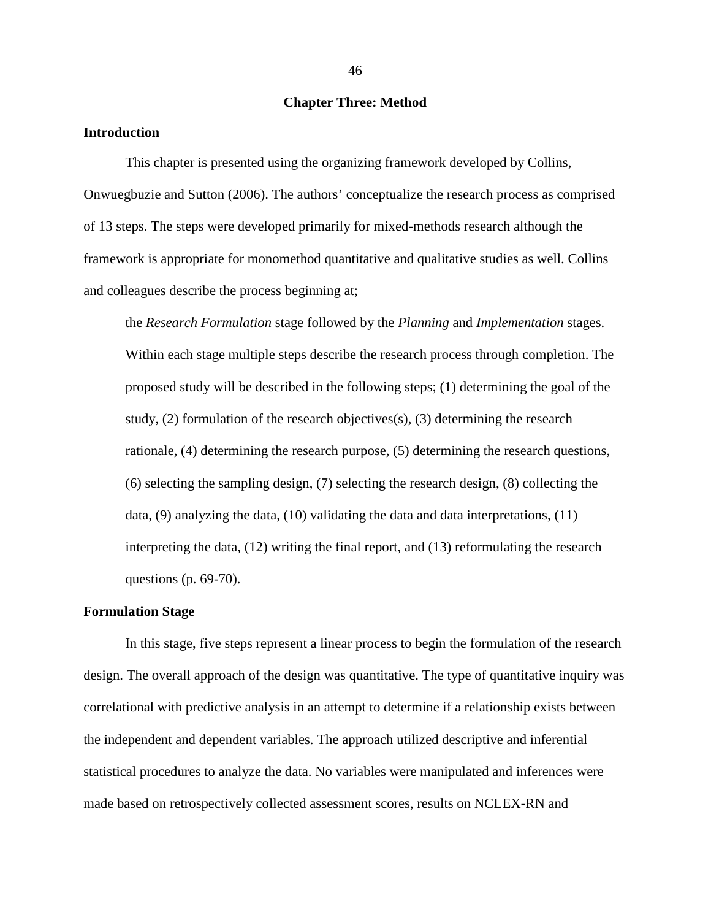# Chapter Three: Method

## Introduction

This chapter is presented using the organizing framework developed by Collins, Onwuegbuzie and Sutton (2006). The authors' conceptualize the research process as comprised of 13 steps. The steps were developed primarily for mixed-methods research although the framework is appropriate for monomethod quantitative and qualitative studies as well. Collins and colleagues describe the process beginning at;

> the *Research Formulation* stage followed by the *Planning* and *Implementation* stages. Within each stage multiple steps describe the research process through completion. The proposed study will be described in the following steps; (1) determining the goal of the study, (2) formulation of the research objectives(s), (3) determining the research rationale, (4) determining the research purpose, (5) determining the research questions, (6) selecting the sampling design, (7) selecting the research design, (8) collecting the data, (9) analyzing the data, (10) validating the data and data interpretations, (11) interpreting the data, (12) writing the final report, and (13) reformulating the research questions (p. 69-70).

## Formulation Stage

In this stage, five steps represent a linear process to begin the formulation of the research design. The overall approach of the design was quantitative. The type of quantitative inquiry was correlational with predictive analysis in an attempt to determine if a relationship exists between the independent and dependent variables. The approach utilized descriptive and inferential statistical procedures to analyze the data. No variables were manipulated and inferences were made based on retrospectively collected assessment scores, results on NCLEX-RN and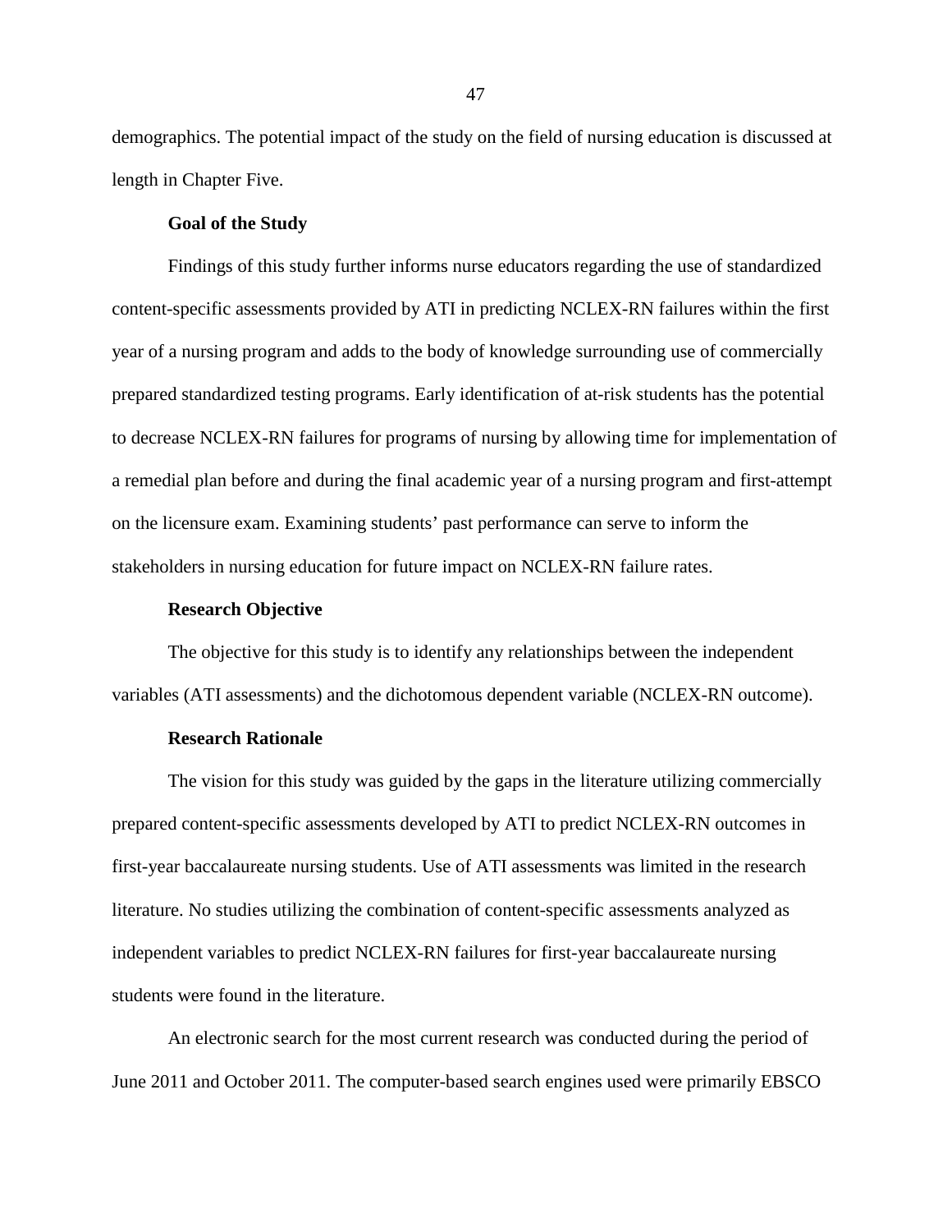demographics. The potential impact of the study on the field of nursing education is discussed at length in Chapter Five.

### Goal of the Study

Findings of this study further informs nurse educators regarding the use of standardized content-specific assessments provided by ATI in predicting NCLEX-RN failures within the first year of a nursing program and adds to the body of knowledge surrounding use of commercially prepared standardized testing programs. Early identification of at-risk students has the potential to decrease NCLEX-RN failures for programs of nursing by allowing time for implementation of a remedial plan before and during the final academic year of a nursing program and first-attempt on the licensure exam. Examining students' past performance can serve to inform the stakeholders in nursing education for future impact on NCLEX-RN failure rates.

### Research Objective

The objective for this study is to identify any relationships between the independent variables (ATI assessments) and the dichotomous dependent variable (NCLEX-RN outcome).

### Research Rationale

The vision for this study was guided by the gaps in the literature utilizing commercially prepared content-specific assessments developed by ATI to predict NCLEX-RN outcomes in first-year baccalaureate nursing students. Use of ATI assessments was limited in the research literature. No studies utilizing the combination of content-specific assessments analyzed as independent variables to predict NCLEX-RN failures for first-year baccalaureate nursing students were found in the literature.

An electronic search for the most current research was conducted during the period of June 2011 and October 2011. The computer-based search engines used were primarily EBSCO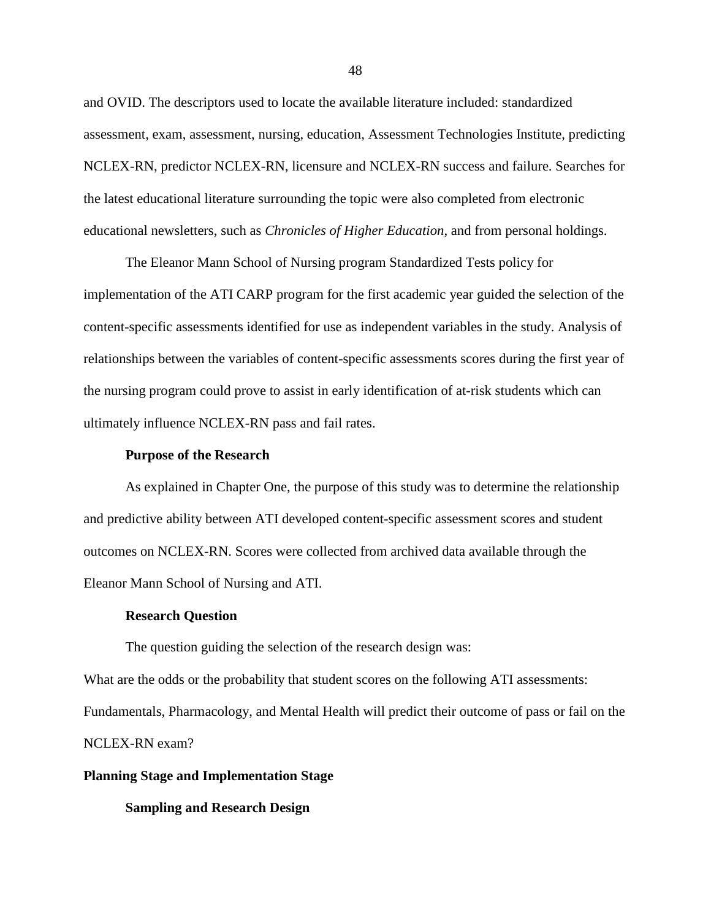and OVID. The descriptors used to locate the available literature included: standardized assessment, exam, assessment, nursing, education, Assessment Technologies Institute, predicting NCLEX-RN, predictor NCLEX-RN, licensure and NCLEX-RN success and failure. Searches for the latest educational literature surrounding the topic were also completed from electronic educational newsletters, such as *Chronicles of Higher Education,* and from personal holdings.

The Eleanor Mann School of Nursing program Standardized Tests policy for implementation of the ATI CARP program for the first academic year guided the selection of the content-specific assessments identified for use as independent variables in the study. Analysis of relationships between the variables of content-specific assessments scores during the first year of the nursing program could prove to assist in early identification of at-risk students which can ultimately influence NCLEX-RN pass and fail rates.

### Purpose of the Research

As explained in Chapter One, the purpose of this study was to determine the relationship and predictive ability between ATI developed content-specific assessment scores and student outcomes on NCLEX-RN. Scores were collected from archived data available through the Eleanor Mann School of Nursing and ATI.

### Research Question

The question guiding the selection of the research design was:

What are the odds or the probability that student scores on the following ATI assessments: Fundamentals, Pharmacology, and Mental Health will predict their outcome of pass or fail on the NCLEX-RN exam?

## Planning Stage and Implementation Stage

### Sampling and Research Design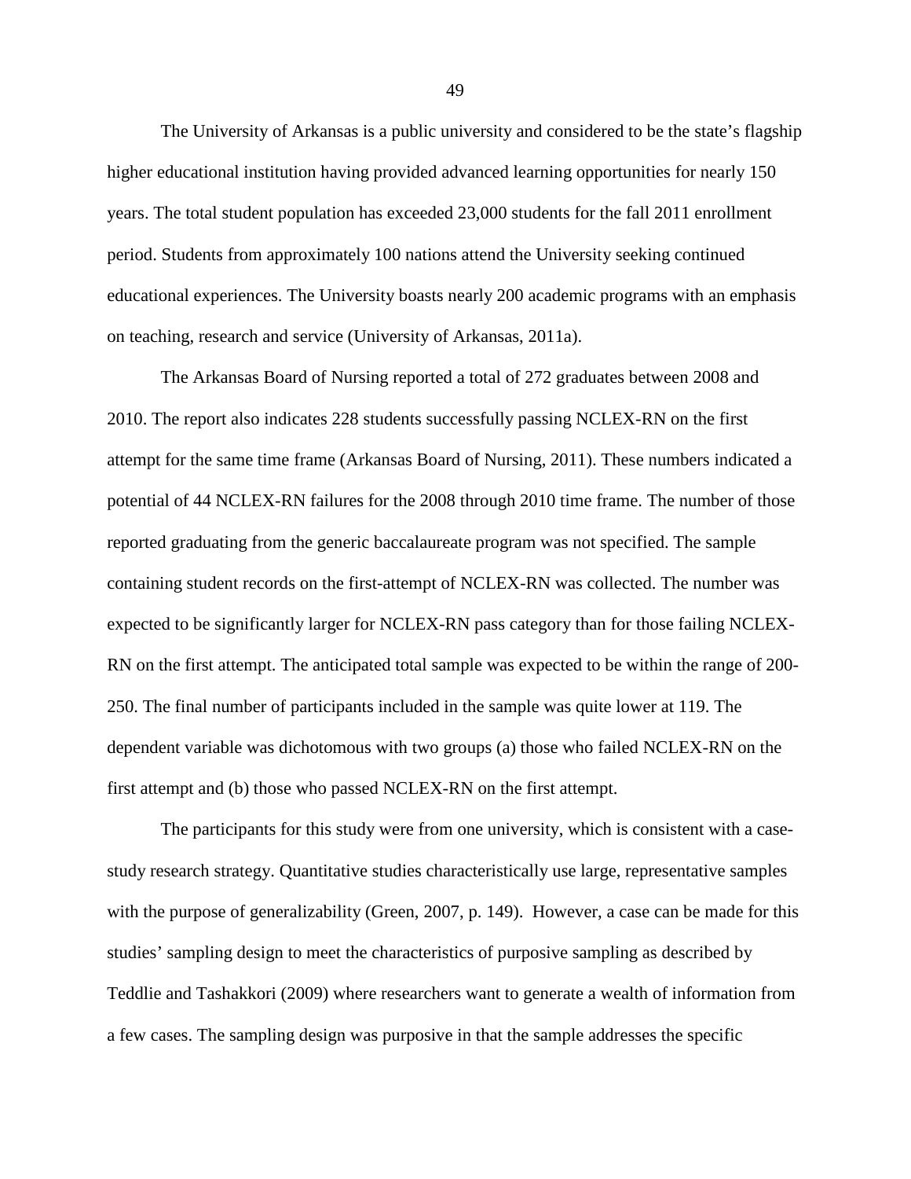The University of Arkansas is a public university and considered to be the state's flagship higher educational institution having provided advanced learning opportunities for nearly 150 years. The total student population has exceeded 23,000 students for the fall 2011 enrollment period. Students from approximately 100 nations attend the University seeking continued educational experiences. The University boasts nearly 200 academic programs with an emphasis on teaching, research and service (University of Arkansas, 2011a).

The Arkansas Board of Nursing reported a total of 272 graduates between 2008 and 2010. The report also indicates 228 students successfully passing NCLEX-RN on the first attempt for the same time frame (Arkansas Board of Nursing, 2011). These numbers indicated a potential of 44 NCLEX-RN failures for the 2008 through 2010 time frame. The number of those reported graduating from the generic baccalaureate program was not specified. The sample containing student records on the first-attempt of NCLEX-RN was collected. The number was expected to be significantly larger for NCLEX-RN pass category than for those failing NCLEX-RN on the first attempt. The anticipated total sample was expected to be within the range of 200-250. The final number of participants included in the sample was quite lower at 119. The dependent variable was dichotomous with two groups (a) those who failed NCLEX-RN on the first attempt and (b) those who passed NCLEX-RN on the first attempt.

The participants for this study were from one university, which is consistent with a case-study research strategy. Quantitative studies characteristically use large, representative samples with the purpose of generalizability (Green, 2007, p. 149). However, a case can be made for this studies' sampling design to meet the characteristics of purposive sampling as described by Teddlie and Tashakkori (2009) where researchers want to generate a wealth of information from a few cases. The sampling design was purposive in that the sample addresses the specific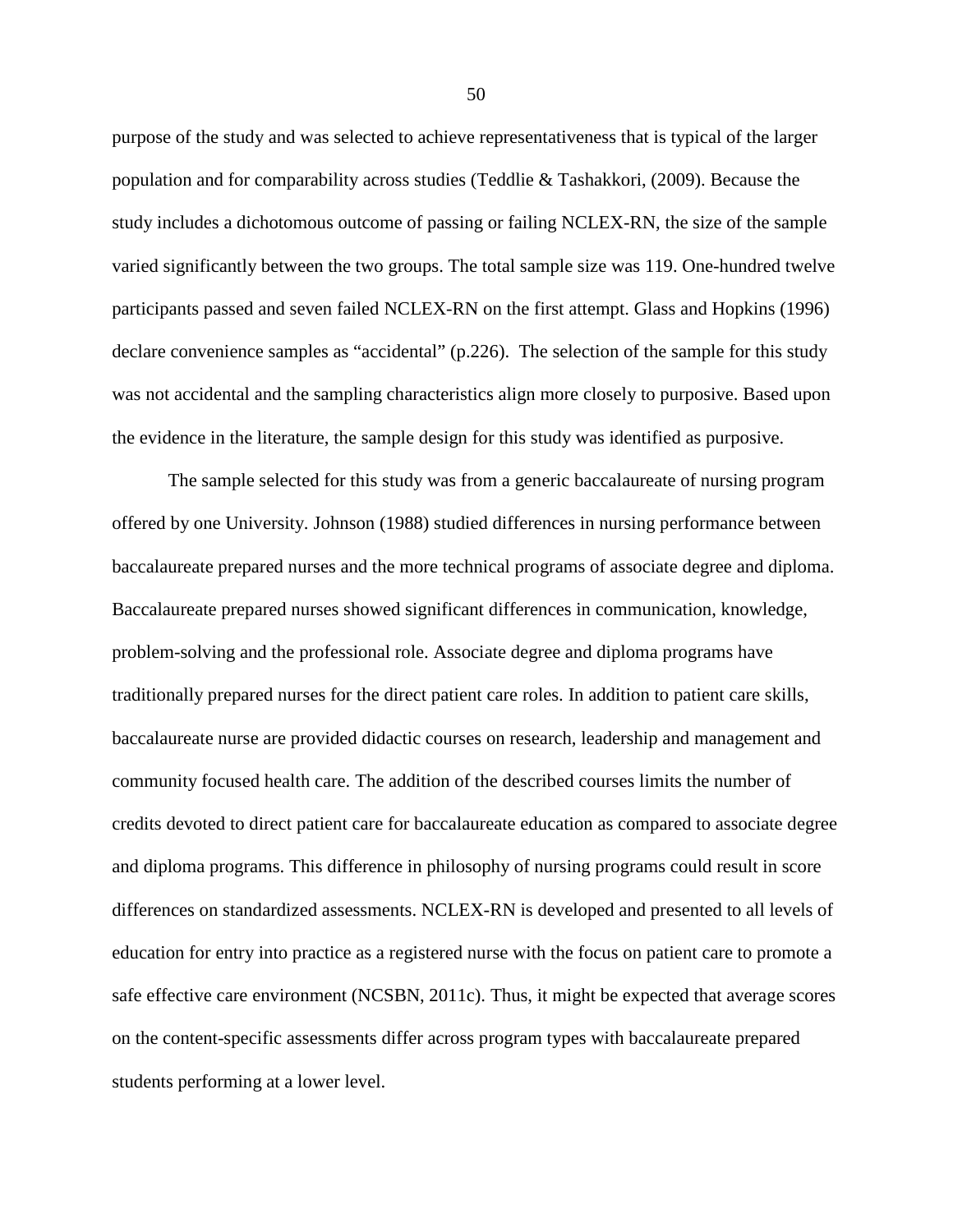purpose of the study and was selected to achieve representativeness that is typical of the larger population and for comparability across studies (Teddlie & Tashakkori, (2009). Because the study includes a dichotomous outcome of passing or failing NCLEX-RN, the size of the sample varied significantly between the two groups. The total sample size was 119. One-hundred twelve participants passed and seven failed NCLEX-RN on the first attempt. Glass and Hopkins (1996) declare convenience samples as "accidental" (p.226). The selection of the sample for this study was not accidental and the sampling characteristics align more closely to purposive. Based upon the evidence in the literature, the sample design for this study was identified as purposive.

The sample selected for this study was from a generic baccalaureate of nursing program offered by one University. Johnson (1988) studied differences in nursing performance between baccalaureate prepared nurses and the more technical programs of associate degree and diploma. Baccalaureate prepared nurses showed significant differences in communication, knowledge, problem-solving and the professional role. Associate degree and diploma programs have traditionally prepared nurses for the direct patient care roles. In addition to patient care skills, baccalaureate nurse are provided didactic courses on research, leadership and management and community focused health care. The addition of the described courses limits the number of credits devoted to direct patient care for baccalaureate education as compared to associate degree and diploma programs. This difference in philosophy of nursing programs could result in score differences on standardized assessments. NCLEX-RN is developed and presented to all levels of education for entry into practice as a registered nurse with the focus on patient care to promote a safe effective care environment (NCSBN, 2011c). Thus, it might be expected that average scores on the content-specific assessments differ across program types with baccalaureate prepared students performing at a lower level.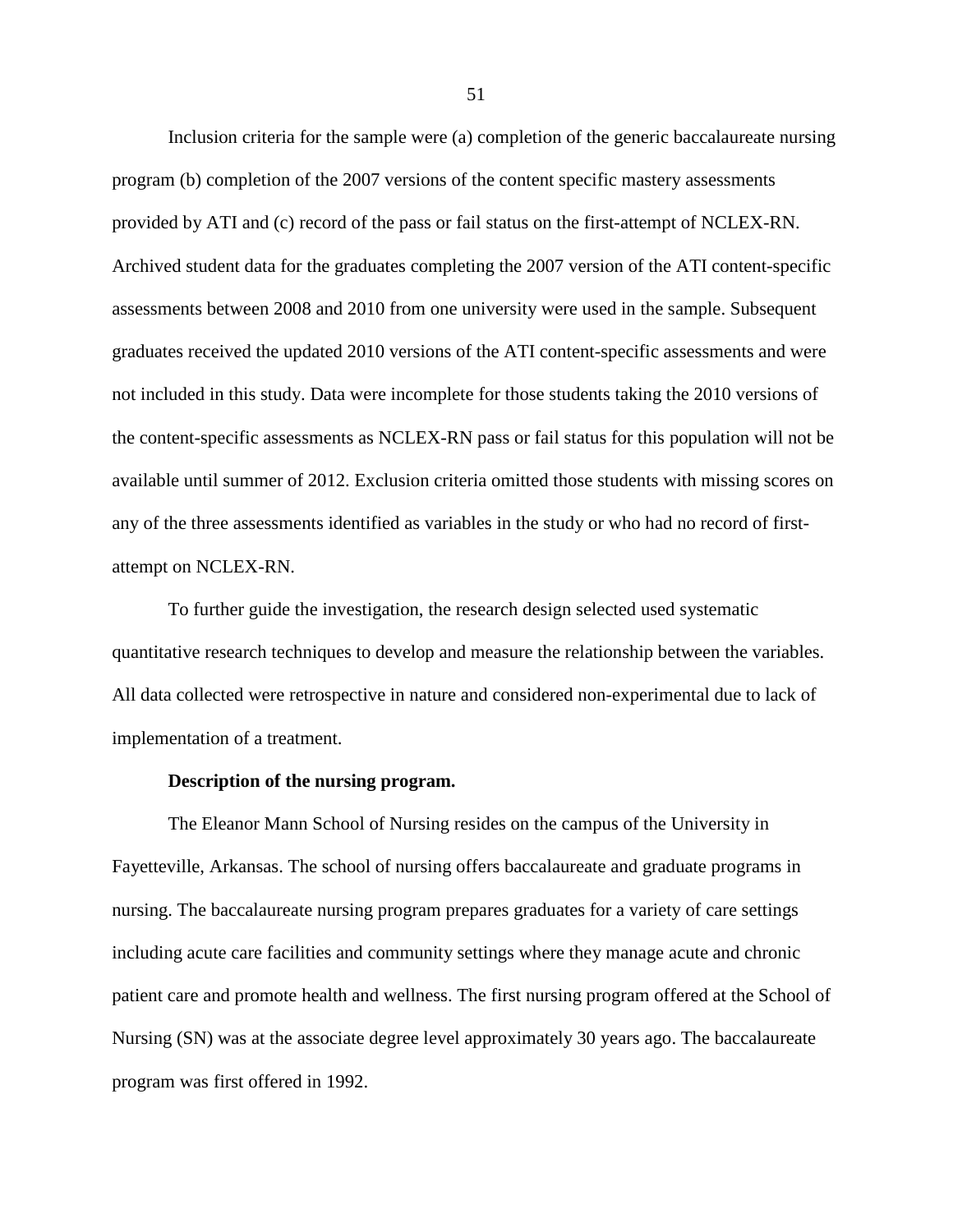Inclusion criteria for the sample were (a) completion of the generic baccalaureate nursing program (b) completion of the 2007 versions of the content specific mastery assessments provided by ATI and (c) record of the pass or fail status on the first-attempt of NCLEX-RN. Archived student data for the graduates completing the 2007 version of the ATI content-specific assessments between 2008 and 2010 from one university were used in the sample. Subsequent graduates received the updated 2010 versions of the ATI content-specific assessments and were not included in this study. Data were incomplete for those students taking the 2010 versions of the content-specific assessments as NCLEX-RN pass or fail status for this population will not be available until summer of 2012. Exclusion criteria omitted those students with missing scores on any of the three assessments identified as variables in the study or who had no record of first-attempt on NCLEX-RN.

To further guide the investigation, the research design selected used systematic quantitative research techniques to develop and measure the relationship between the variables. All data collected were retrospective in nature and considered non-experimental due to lack of implementation of a treatment.

**Description of the nursing program.**

The Eleanor Mann School of Nursing resides on the campus of the University in Fayetteville, Arkansas. The school of nursing offers baccalaureate and graduate programs in nursing. The baccalaureate nursing program prepares graduates for a variety of care settings including acute care facilities and community settings where they manage acute and chronic patient care and promote health and wellness. The first nursing program offered at the School of Nursing (SN) was at the associate degree level approximately 30 years ago. The baccalaureate program was first offered in 1992.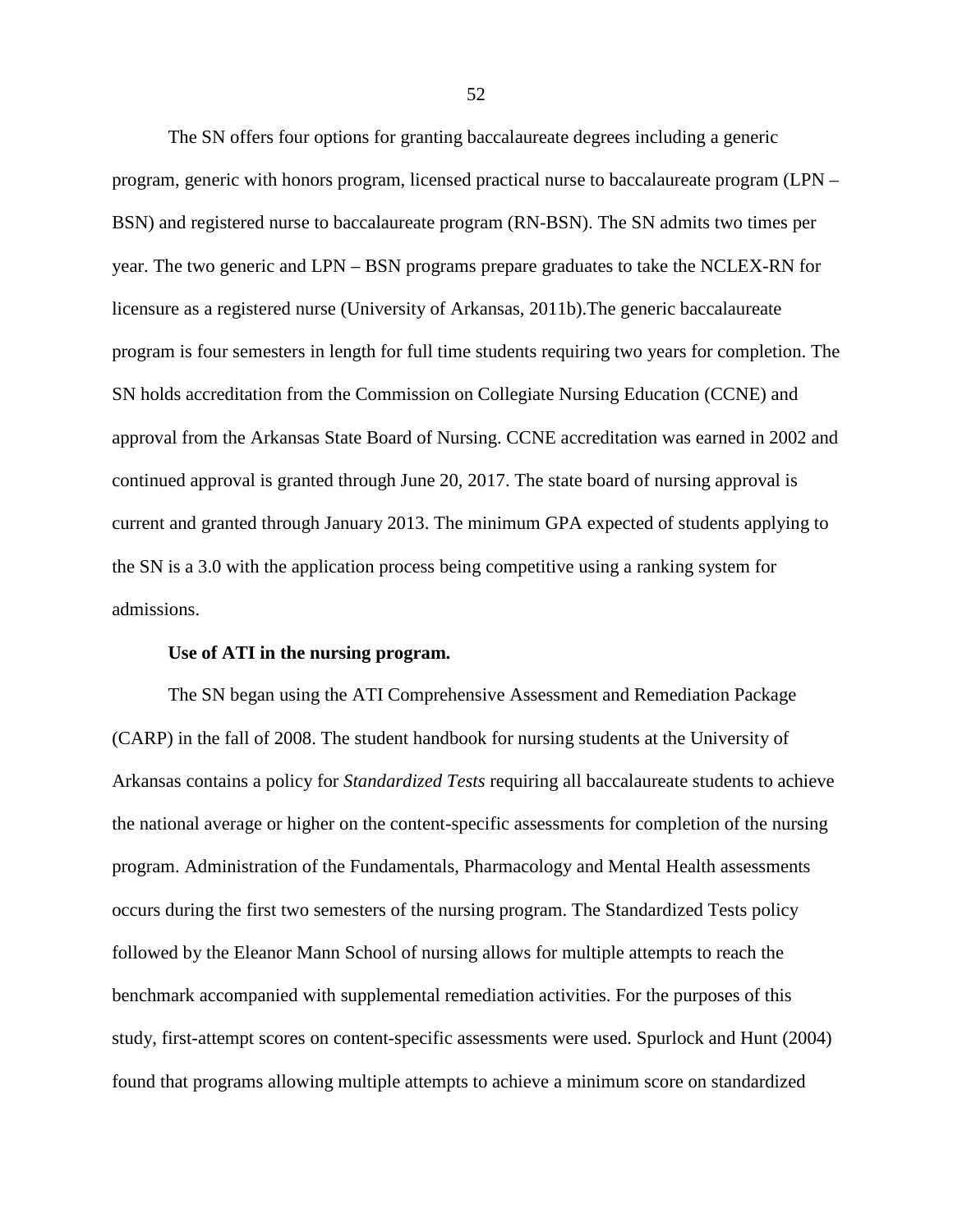The SN offers four options for granting baccalaureate degrees including a generic program, generic with honors program, licensed practical nurse to baccalaureate program (LPN – BSN) and registered nurse to baccalaureate program (RN-BSN). The SN admits two times per year. The two generic and LPN – BSN programs prepare graduates to take the NCLEX-RN for licensure as a registered nurse (University of Arkansas, 2011b).The generic baccalaureate program is four semesters in length for full time students requiring two years for completion. The SN holds accreditation from the Commission on Collegiate Nursing Education (CCNE) and approval from the Arkansas State Board of Nursing. CCNE accreditation was earned in 2002 and continued approval is granted through June 20, 2017. The state board of nursing approval is current and granted through January 2013. The minimum GPA expected of students applying to the SN is a 3.0 with the application process being competitive using a ranking system for admissions.

#### Use of ATI in the nursing program.

The SN began using the ATI Comprehensive Assessment and Remediation Package (CARP) in the fall of 2008. The student handbook for nursing students at the University of Arkansas contains a policy for *Standardized Tests* requiring all baccalaureate students to achieve the national average or higher on the content-specific assessments for completion of the nursing program. Administration of the Fundamentals, Pharmacology and Mental Health assessments occurs during the first two semesters of the nursing program. The Standardized Tests policy followed by the Eleanor Mann School of nursing allows for multiple attempts to reach the benchmark accompanied with supplemental remediation activities. For the purposes of this study, first-attempt scores on content-specific assessments were used. Spurlock and Hunt (2004) found that programs allowing multiple attempts to achieve a minimum score on standardized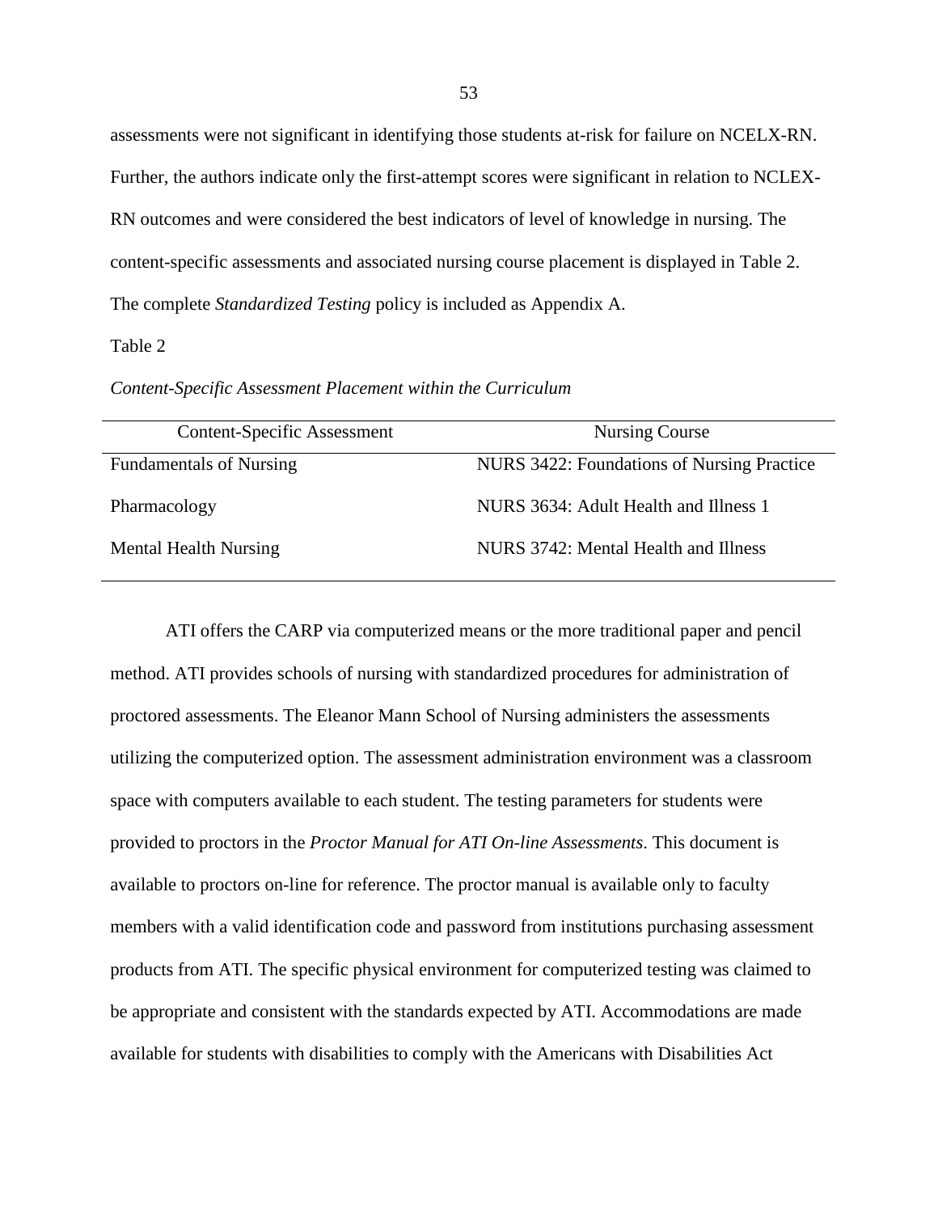assessments were not significant in identifying those students at-risk for failure on NCELX-RN. Further, the authors indicate only the first-attempt scores were significant in relation to NCLEX-RN outcomes and were considered the best indicators of level of knowledge in nursing. The content-specific assessments and associated nursing course placement is displayed in Table 2. The complete *Standardized Testing* policy is included as Appendix A.

Table 2

*Content-Specific Assessment Placement within the Curriculum*

| Content-Specific Assessment | Nursing Course |
|---|---|
| Fundamentals of Nursing | NURS 3422: Foundations of Nursing Practice |
| Pharmacology | NURS 3634: Adult Health and Illness 1 |
| Mental Health Nursing | NURS 3742: Mental Health and Illness |

ATI offers the CARP via computerized means or the more traditional paper and pencil method. ATI provides schools of nursing with standardized procedures for administration of proctored assessments. The Eleanor Mann School of Nursing administers the assessments utilizing the computerized option. The assessment administration environment was a classroom space with computers available to each student. The testing parameters for students were provided to proctors in the *Proctor Manual for ATI On-line Assessments*. This document is available to proctors on-line for reference. The proctor manual is available only to faculty members with a valid identification code and password from institutions purchasing assessment products from ATI. The specific physical environment for computerized testing was claimed to be appropriate and consistent with the standards expected by ATI. Accommodations are made available for students with disabilities to comply with the Americans with Disabilities Act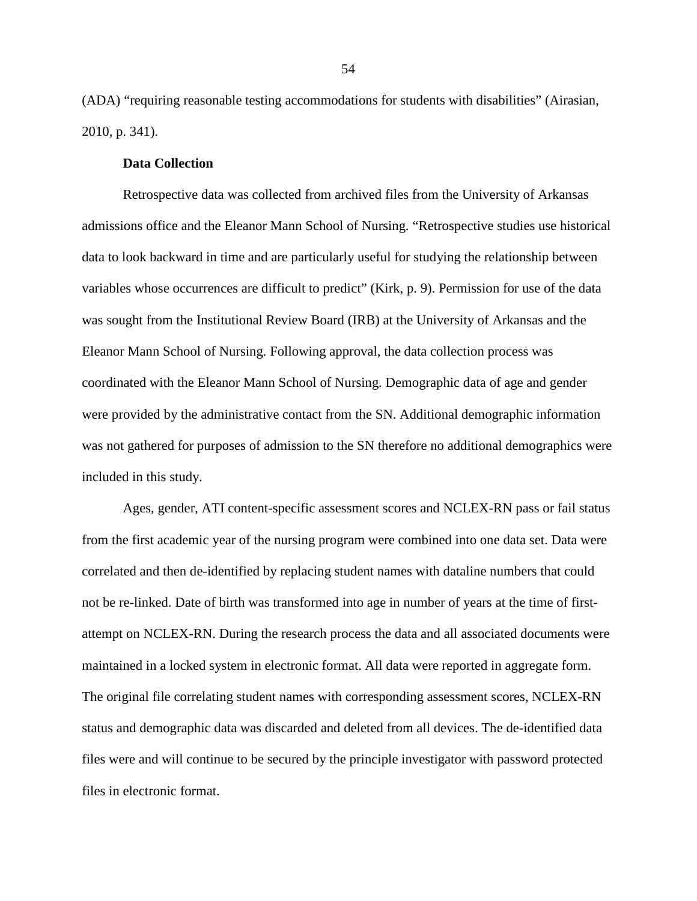(ADA) “requiring reasonable testing accommodations for students with disabilities” (Airasian, 2010, p. 341).

### Data Collection

Retrospective data was collected from archived files from the University of Arkansas admissions office and the Eleanor Mann School of Nursing. “Retrospective studies use historical data to look backward in time and are particularly useful for studying the relationship between variables whose occurrences are difficult to predict” (Kirk, p. 9). Permission for use of the data was sought from the Institutional Review Board (IRB) at the University of Arkansas and the Eleanor Mann School of Nursing. Following approval, the data collection process was coordinated with the Eleanor Mann School of Nursing. Demographic data of age and gender were provided by the administrative contact from the SN. Additional demographic information was not gathered for purposes of admission to the SN therefore no additional demographics were included in this study.

Ages, gender, ATI content-specific assessment scores and NCLEX-RN pass or fail status from the first academic year of the nursing program were combined into one data set. Data were correlated and then de-identified by replacing student names with dataline numbers that could not be re-linked. Date of birth was transformed into age in number of years at the time of first-attempt on NCLEX-RN. During the research process the data and all associated documents were maintained in a locked system in electronic format. All data were reported in aggregate form. The original file correlating student names with corresponding assessment scores, NCLEX-RN status and demographic data was discarded and deleted from all devices. The de-identified data files were and will continue to be secured by the principle investigator with password protected files in electronic format.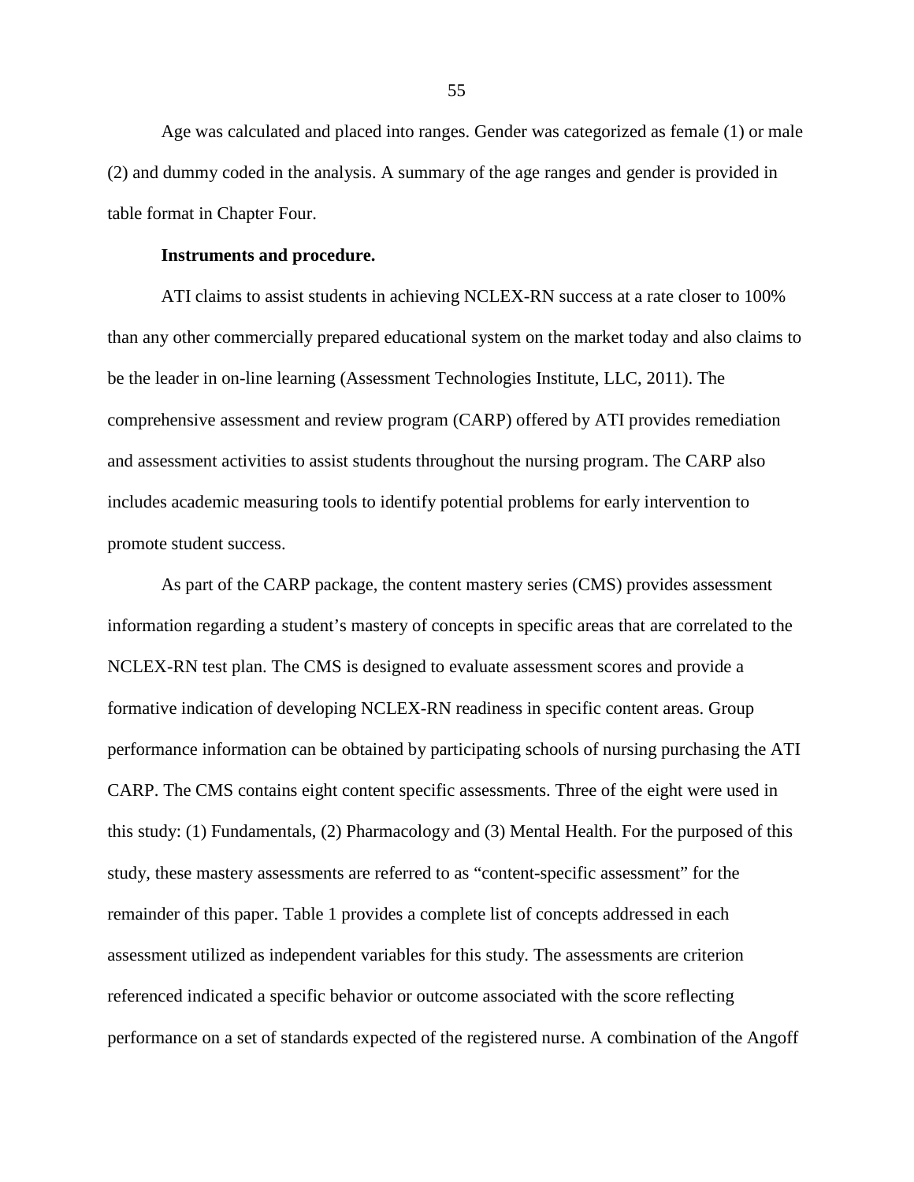Age was calculated and placed into ranges. Gender was categorized as female (1) or male (2) and dummy coded in the analysis. A summary of the age ranges and gender is provided in table format in Chapter Four.

**Instruments and procedure.**

ATI claims to assist students in achieving NCLEX-RN success at a rate closer to 100% than any other commercially prepared educational system on the market today and also claims to be the leader in on-line learning (Assessment Technologies Institute, LLC, 2011). The comprehensive assessment and review program (CARP) offered by ATI provides remediation and assessment activities to assist students throughout the nursing program. The CARP also includes academic measuring tools to identify potential problems for early intervention to promote student success.

As part of the CARP package, the content mastery series (CMS) provides assessment information regarding a student's mastery of concepts in specific areas that are correlated to the NCLEX-RN test plan. The CMS is designed to evaluate assessment scores and provide a formative indication of developing NCLEX-RN readiness in specific content areas. Group performance information can be obtained by participating schools of nursing purchasing the ATI CARP. The CMS contains eight content specific assessments. Three of the eight were used in this study: (1) Fundamentals, (2) Pharmacology and (3) Mental Health. For the purposed of this study, these mastery assessments are referred to as "content-specific assessment" for the remainder of this paper. Table 1 provides a complete list of concepts addressed in each assessment utilized as independent variables for this study. The assessments are criterion referenced indicated a specific behavior or outcome associated with the score reflecting performance on a set of standards expected of the registered nurse. A combination of the Angoff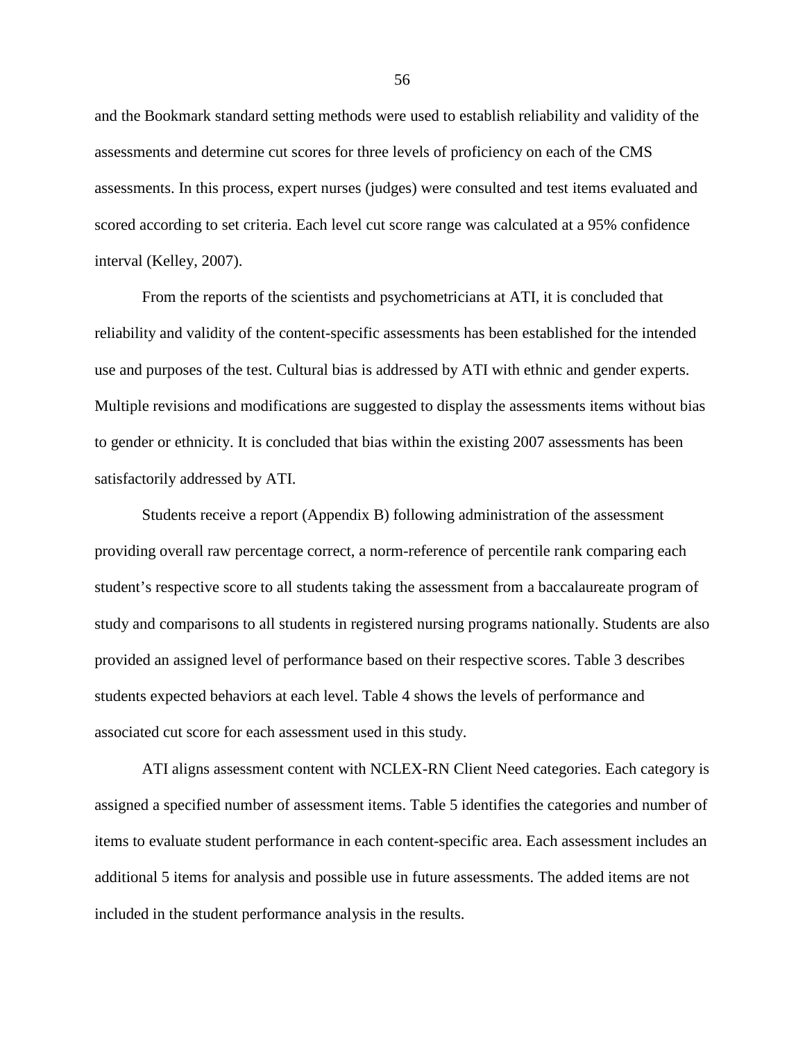and the Bookmark standard setting methods were used to establish reliability and validity of the assessments and determine cut scores for three levels of proficiency on each of the CMS assessments. In this process, expert nurses (judges) were consulted and test items evaluated and scored according to set criteria. Each level cut score range was calculated at a 95% confidence interval (Kelley, 2007).

From the reports of the scientists and psychometricians at ATI, it is concluded that reliability and validity of the content-specific assessments has been established for the intended use and purposes of the test. Cultural bias is addressed by ATI with ethnic and gender experts. Multiple revisions and modifications are suggested to display the assessments items without bias to gender or ethnicity. It is concluded that bias within the existing 2007 assessments has been satisfactorily addressed by ATI.

Students receive a report (Appendix B) following administration of the assessment providing overall raw percentage correct, a norm-reference of percentile rank comparing each student's respective score to all students taking the assessment from a baccalaureate program of study and comparisons to all students in registered nursing programs nationally. Students are also provided an assigned level of performance based on their respective scores. Table 3 describes students expected behaviors at each level. Table 4 shows the levels of performance and associated cut score for each assessment used in this study.

ATI aligns assessment content with NCLEX-RN Client Need categories. Each category is assigned a specified number of assessment items. Table 5 identifies the categories and number of items to evaluate student performance in each content-specific area. Each assessment includes an additional 5 items for analysis and possible use in future assessments. The added items are not included in the student performance analysis in the results.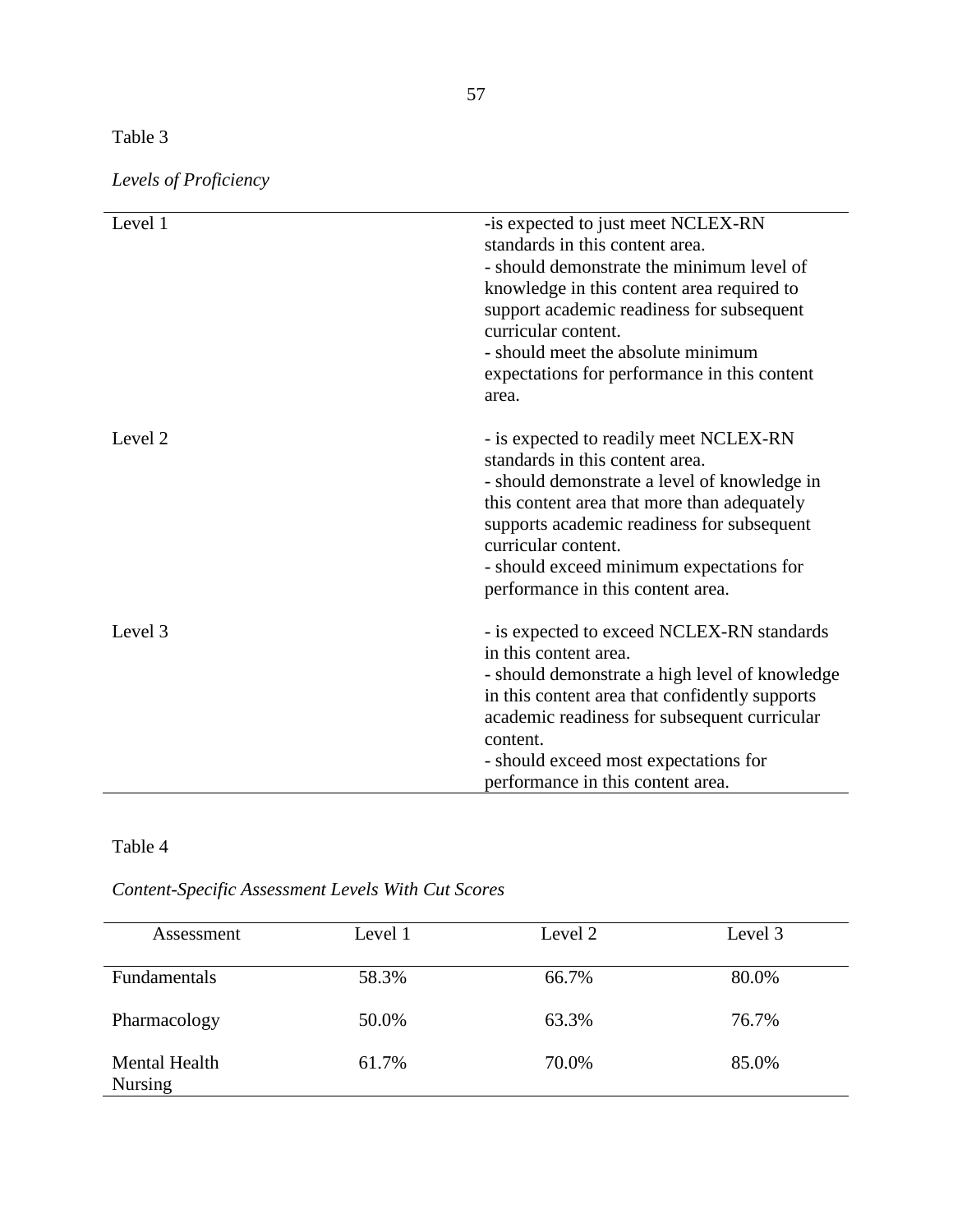Table 3

*Levels of Proficiency*

| | |
|---|---|
| Level 1 | -is expected to just meet NCLEX-RN standards in this content area.<br>- should demonstrate the minimum level of knowledge in this content area required to support academic readiness for subsequent curricular content.<br>- should meet the absolute minimum expectations for performance in this content area. |
| Level 2 | - is expected to readily meet NCLEX-RN standards in this content area.<br>- should demonstrate a level of knowledge in this content area that more than adequately supports academic readiness for subsequent curricular content.<br>- should exceed minimum expectations for performance in this content area. |
| Level 3 | - is expected to exceed NCLEX-RN standards in this content area.<br>- should demonstrate a high level of knowledge in this content area that confidently supports academic readiness for subsequent curricular content.<br>- should exceed most expectations for performance in this content area. |

Table 4

*Content-Specific Assessment Levels With Cut Scores*

| Assessment | Level 1 | Level 2 | Level 3 |
|---|---|---|---|
| Fundamentals | 58.3% | 66.7% | 80.0% |
| Pharmacology | 50.0% | 63.3% | 76.7% |
| Mental Health Nursing | 61.7% | 70.0% | 85.0% |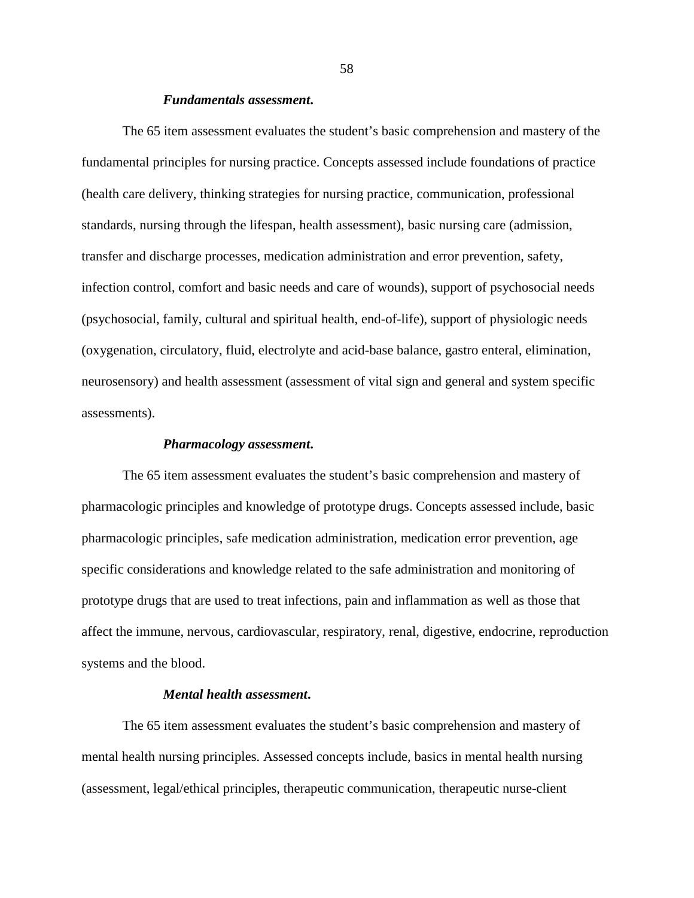#### *Fundamentals assessment.*

The 65 item assessment evaluates the student's basic comprehension and mastery of the fundamental principles for nursing practice. Concepts assessed include foundations of practice (health care delivery, thinking strategies for nursing practice, communication, professional standards, nursing through the lifespan, health assessment), basic nursing care (admission, transfer and discharge processes, medication administration and error prevention, safety, infection control, comfort and basic needs and care of wounds), support of psychosocial needs (psychosocial, family, cultural and spiritual health, end-of-life), support of physiologic needs (oxygenation, circulatory, fluid, electrolyte and acid-base balance, gastro enteral, elimination, neurosensory) and health assessment (assessment of vital sign and general and system specific assessments).

#### *Pharmacology assessment.*

The 65 item assessment evaluates the student's basic comprehension and mastery of pharmacologic principles and knowledge of prototype drugs. Concepts assessed include, basic pharmacologic principles, safe medication administration, medication error prevention, age specific considerations and knowledge related to the safe administration and monitoring of prototype drugs that are used to treat infections, pain and inflammation as well as those that affect the immune, nervous, cardiovascular, respiratory, renal, digestive, endocrine, reproduction systems and the blood.

#### *Mental health assessment.*

The 65 item assessment evaluates the student's basic comprehension and mastery of mental health nursing principles. Assessed concepts include, basics in mental health nursing (assessment, legal/ethical principles, therapeutic communication, therapeutic nurse-client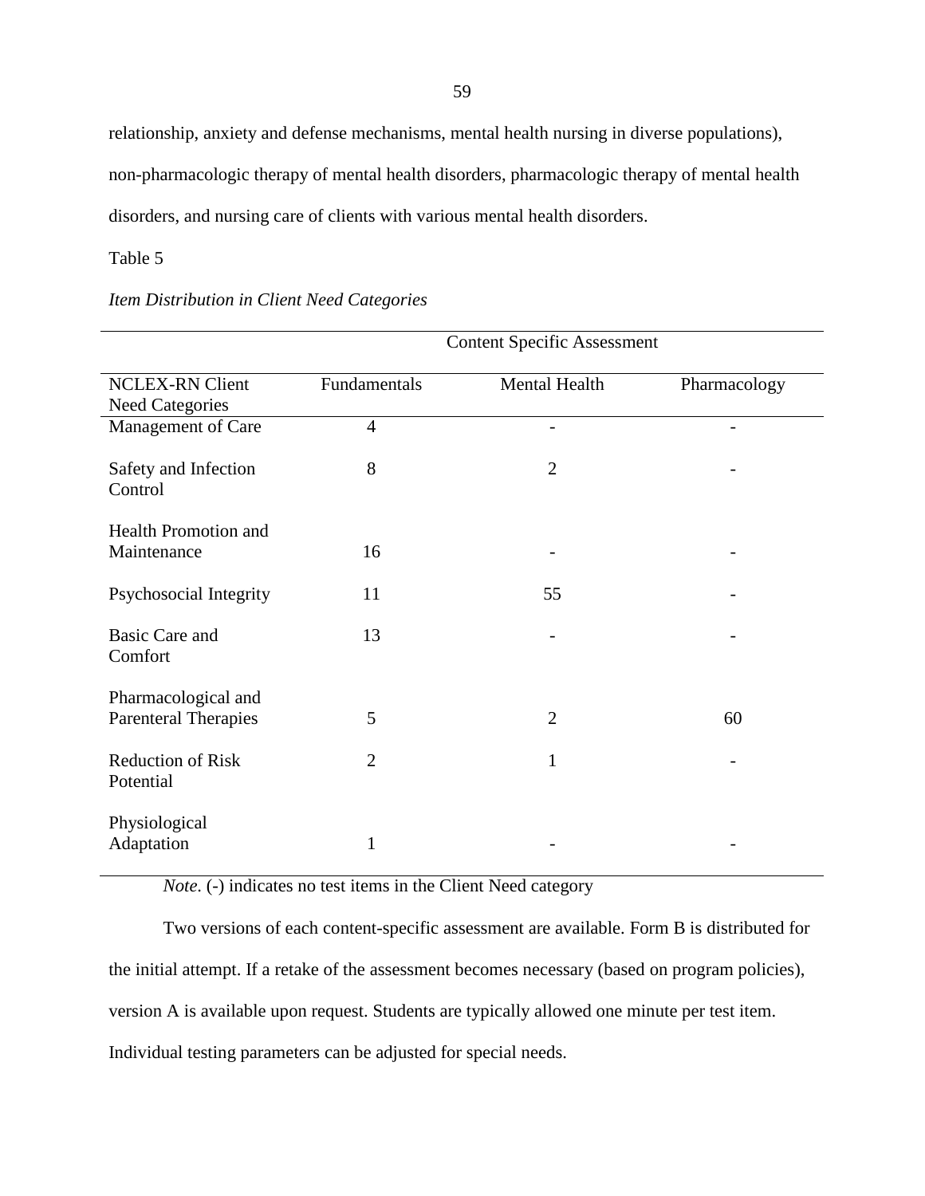relationship, anxiety and defense mechanisms, mental health nursing in diverse populations), non-pharmacologic therapy of mental health disorders, pharmacologic therapy of mental health disorders, and nursing care of clients with various mental health disorders.

Table 5

*Item Distribution in Client Need Categories*

| | Content Specific Assessment | | |
|---|---|---|---|
| NCLEX-RN Client Need Categories | Fundamentals | Mental Health | Pharmacology |
| Management of Care | 4 | - | - |
| Safety and Infection Control | 8 | 2 | - |
| Health Promotion and Maintenance | 16 | - | - |
| Psychosocial Integrity | 11 | 55 | - |
| Basic Care and Comfort | 13 | - | - |
| Pharmacological and Parenteral Therapies | 5 | 2 | 60 |
| Reduction of Risk Potential | 2 | 1 | - |
| Physiological Adaptation | 1 | - | - |

*Note.* (-) indicates no test items in the Client Need category

Two versions of each content-specific assessment are available. Form B is distributed for the initial attempt. If a retake of the assessment becomes necessary (based on program policies), version A is available upon request. Students are typically allowed one minute per test item. Individual testing parameters can be adjusted for special needs.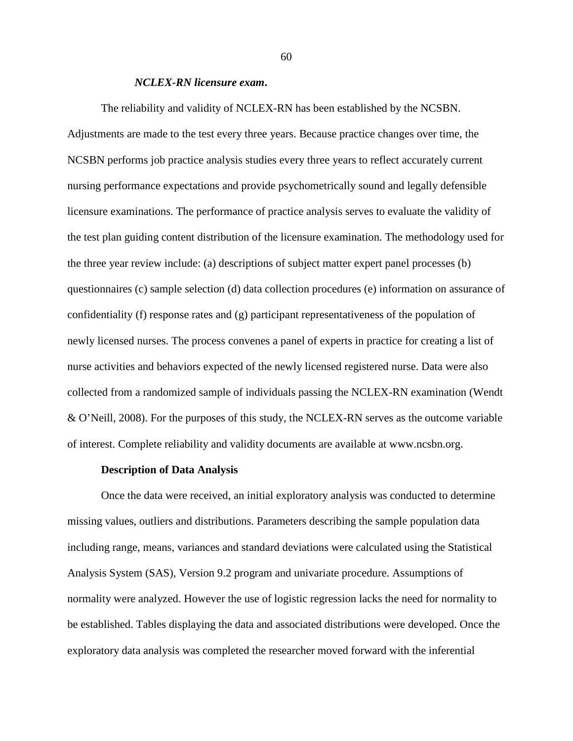#### *NCLEX-RN licensure exam.*

The reliability and validity of NCLEX-RN has been established by the NCSBN. Adjustments are made to the test every three years. Because practice changes over time, the NCSBN performs job practice analysis studies every three years to reflect accurately current nursing performance expectations and provide psychometrically sound and legally defensible licensure examinations. The performance of practice analysis serves to evaluate the validity of the test plan guiding content distribution of the licensure examination. The methodology used for the three year review include: (a) descriptions of subject matter expert panel processes (b) questionnaires (c) sample selection (d) data collection procedures (e) information on assurance of confidentiality (f) response rates and (g) participant representativeness of the population of newly licensed nurses. The process convenes a panel of experts in practice for creating a list of nurse activities and behaviors expected of the newly licensed registered nurse. Data were also collected from a randomized sample of individuals passing the NCLEX-RN examination (Wendt & O'Neill, 2008). For the purposes of this study, the NCLEX-RN serves as the outcome variable of interest. Complete reliability and validity documents are available at www.ncsbn.org.

### Description of Data Analysis

Once the data were received, an initial exploratory analysis was conducted to determine missing values, outliers and distributions. Parameters describing the sample population data including range, means, variances and standard deviations were calculated using the Statistical Analysis System (SAS), Version 9.2 program and univariate procedure. Assumptions of normality were analyzed. However the use of logistic regression lacks the need for normality to be established. Tables displaying the data and associated distributions were developed. Once the exploratory data analysis was completed the researcher moved forward with the inferential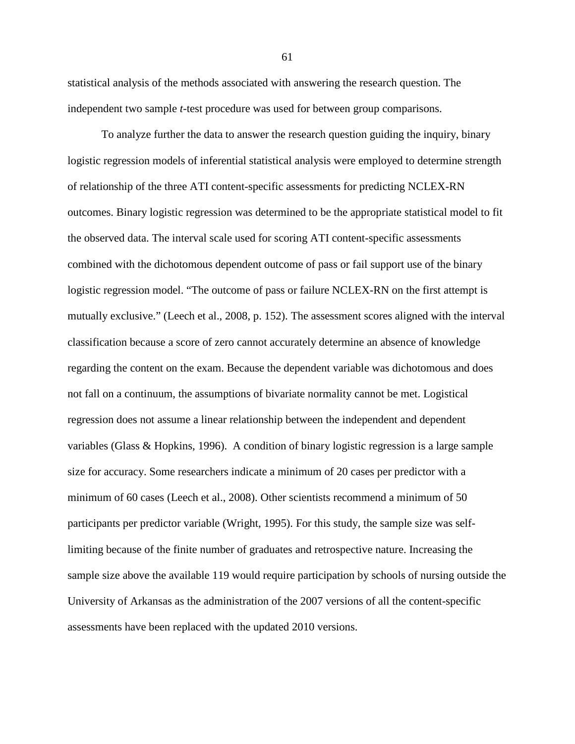statistical analysis of the methods associated with answering the research question. The independent two sample *t*-test procedure was used for between group comparisons.

To analyze further the data to answer the research question guiding the inquiry, binary logistic regression models of inferential statistical analysis were employed to determine strength of relationship of the three ATI content-specific assessments for predicting NCLEX-RN outcomes. Binary logistic regression was determined to be the appropriate statistical model to fit the observed data. The interval scale used for scoring ATI content-specific assessments combined with the dichotomous dependent outcome of pass or fail support use of the binary logistic regression model. "The outcome of pass or failure NCLEX-RN on the first attempt is mutually exclusive." (Leech et al., 2008, p. 152). The assessment scores aligned with the interval classification because a score of zero cannot accurately determine an absence of knowledge regarding the content on the exam. Because the dependent variable was dichotomous and does not fall on a continuum, the assumptions of bivariate normality cannot be met. Logistical regression does not assume a linear relationship between the independent and dependent variables (Glass & Hopkins, 1996). A condition of binary logistic regression is a large sample size for accuracy. Some researchers indicate a minimum of 20 cases per predictor with a minimum of 60 cases (Leech et al., 2008). Other scientists recommend a minimum of 50 participants per predictor variable (Wright, 1995). For this study, the sample size was self-limiting because of the finite number of graduates and retrospective nature. Increasing the sample size above the available 119 would require participation by schools of nursing outside the University of Arkansas as the administration of the 2007 versions of all the content-specific assessments have been replaced with the updated 2010 versions.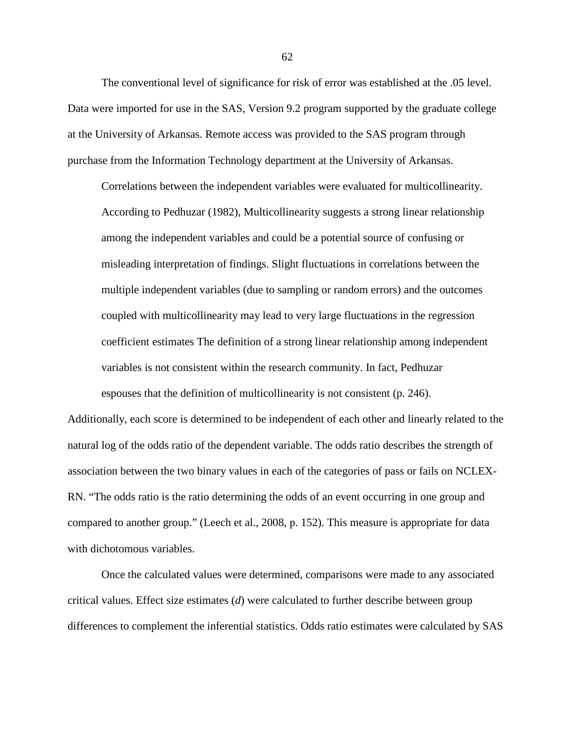The conventional level of significance for risk of error was established at the .05 level. Data were imported for use in the SAS, Version 9.2 program supported by the graduate college at the University of Arkansas. Remote access was provided to the SAS program through purchase from the Information Technology department at the University of Arkansas.

> Correlations between the independent variables were evaluated for multicollinearity. According to Pedhuzar (1982), Multicollinearity suggests a strong linear relationship among the independent variables and could be a potential source of confusing or misleading interpretation of findings. Slight fluctuations in correlations between the multiple independent variables (due to sampling or random errors) and the outcomes coupled with multicollinearity may lead to very large fluctuations in the regression coefficient estimates The definition of a strong linear relationship among independent variables is not consistent within the research community. In fact, Pedhuzar espouses that the definition of multicollinearity is not consistent (p. 246).

Additionally, each score is determined to be independent of each other and linearly related to the natural log of the odds ratio of the dependent variable. The odds ratio describes the strength of association between the two binary values in each of the categories of pass or fails on NCLEX-RN. "The odds ratio is the ratio determining the odds of an event occurring in one group and compared to another group." (Leech et al., 2008, p. 152). This measure is appropriate for data with dichotomous variables.

Once the calculated values were determined, comparisons were made to any associated critical values. Effect size estimates (*d*) were calculated to further describe between group differences to complement the inferential statistics. Odds ratio estimates were calculated by SAS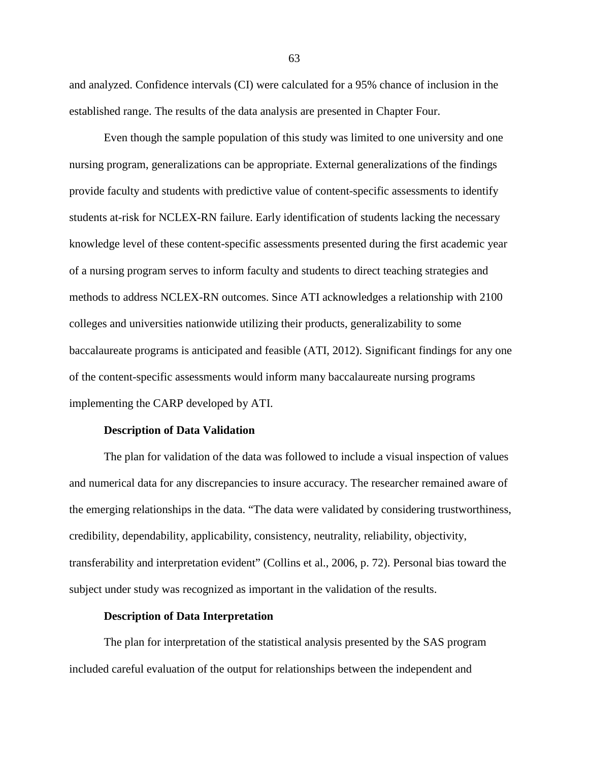and analyzed. Confidence intervals (CI) were calculated for a 95% chance of inclusion in the established range. The results of the data analysis are presented in Chapter Four.

Even though the sample population of this study was limited to one university and one nursing program, generalizations can be appropriate. External generalizations of the findings provide faculty and students with predictive value of content-specific assessments to identify students at-risk for NCLEX-RN failure. Early identification of students lacking the necessary knowledge level of these content-specific assessments presented during the first academic year of a nursing program serves to inform faculty and students to direct teaching strategies and methods to address NCLEX-RN outcomes. Since ATI acknowledges a relationship with 2100 colleges and universities nationwide utilizing their products, generalizability to some baccalaureate programs is anticipated and feasible (ATI, 2012). Significant findings for any one of the content-specific assessments would inform many baccalaureate nursing programs implementing the CARP developed by ATI.

### Description of Data Validation

The plan for validation of the data was followed to include a visual inspection of values and numerical data for any discrepancies to insure accuracy. The researcher remained aware of the emerging relationships in the data. "The data were validated by considering trustworthiness, credibility, dependability, applicability, consistency, neutrality, reliability, objectivity, transferability and interpretation evident" (Collins et al., 2006, p. 72). Personal bias toward the subject under study was recognized as important in the validation of the results.

### Description of Data Interpretation

The plan for interpretation of the statistical analysis presented by the SAS program included careful evaluation of the output for relationships between the independent and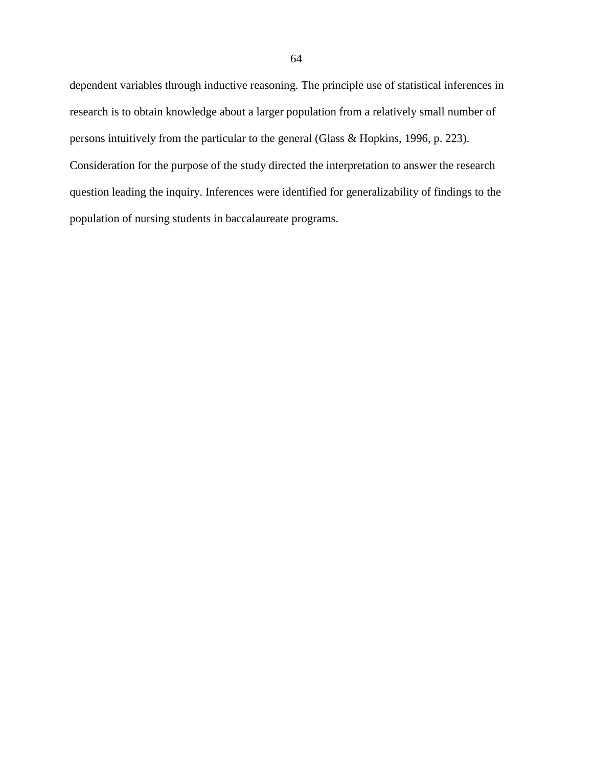dependent variables through inductive reasoning. The principle use of statistical inferences in research is to obtain knowledge about a larger population from a relatively small number of persons intuitively from the particular to the general (Glass & Hopkins, 1996, p. 223). Consideration for the purpose of the study directed the interpretation to answer the research question leading the inquiry. Inferences were identified for generalizability of findings to the population of nursing students in baccalaureate programs.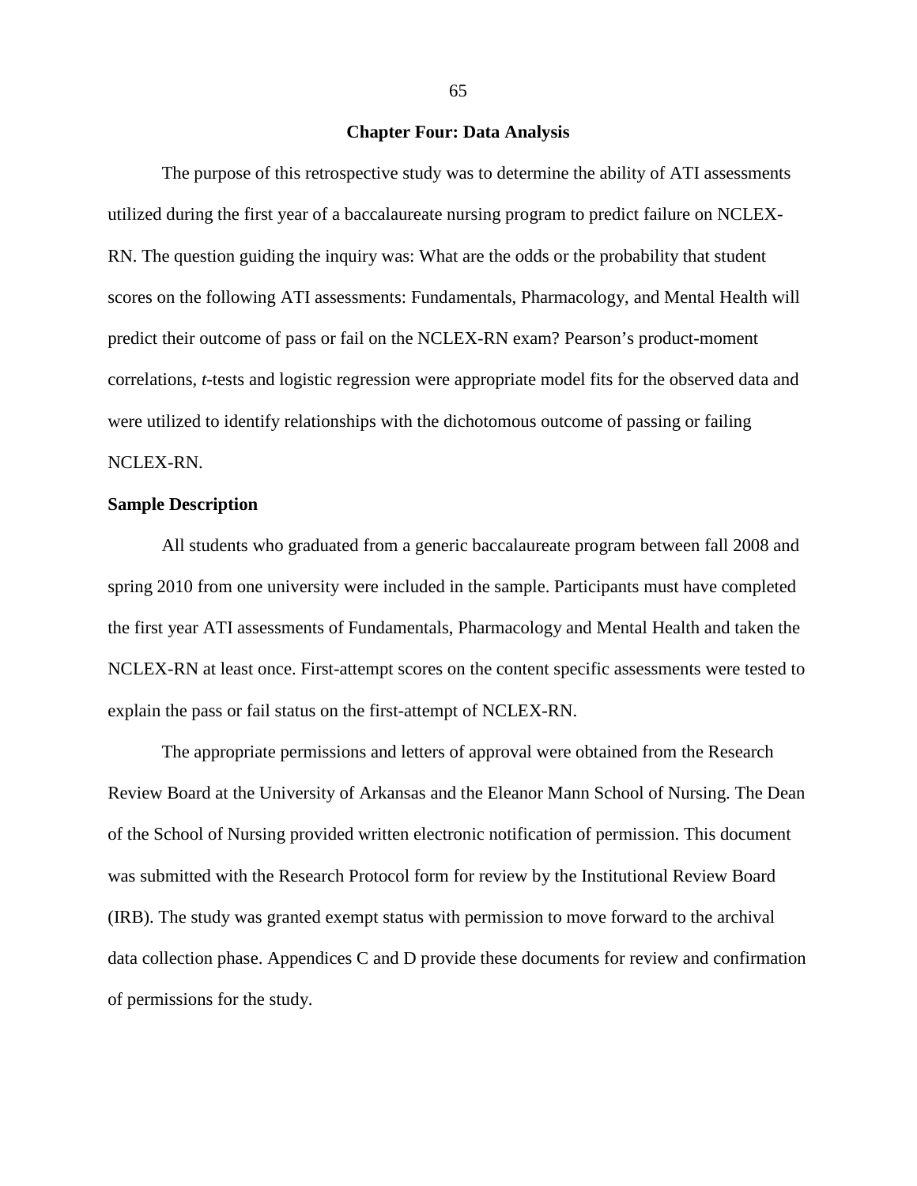# Chapter Four: Data Analysis

The purpose of this retrospective study was to determine the ability of ATI assessments utilized during the first year of a baccalaureate nursing program to predict failure on NCLEX-RN. The question guiding the inquiry was: What are the odds or the probability that student scores on the following ATI assessments: Fundamentals, Pharmacology, and Mental Health will predict their outcome of pass or fail on the NCLEX-RN exam? Pearson's product-moment correlations, *t*-tests and logistic regression were appropriate model fits for the observed data and were utilized to identify relationships with the dichotomous outcome of passing or failing NCLEX-RN.

## Sample Description

All students who graduated from a generic baccalaureate program between fall 2008 and spring 2010 from one university were included in the sample. Participants must have completed the first year ATI assessments of Fundamentals, Pharmacology and Mental Health and taken the NCLEX-RN at least once. First-attempt scores on the content specific assessments were tested to explain the pass or fail status on the first-attempt of NCLEX-RN.

The appropriate permissions and letters of approval were obtained from the Research Review Board at the University of Arkansas and the Eleanor Mann School of Nursing. The Dean of the School of Nursing provided written electronic notification of permission. This document was submitted with the Research Protocol form for review by the Institutional Review Board (IRB). The study was granted exempt status with permission to move forward to the archival data collection phase. Appendices C and D provide these documents for review and confirmation of permissions for the study.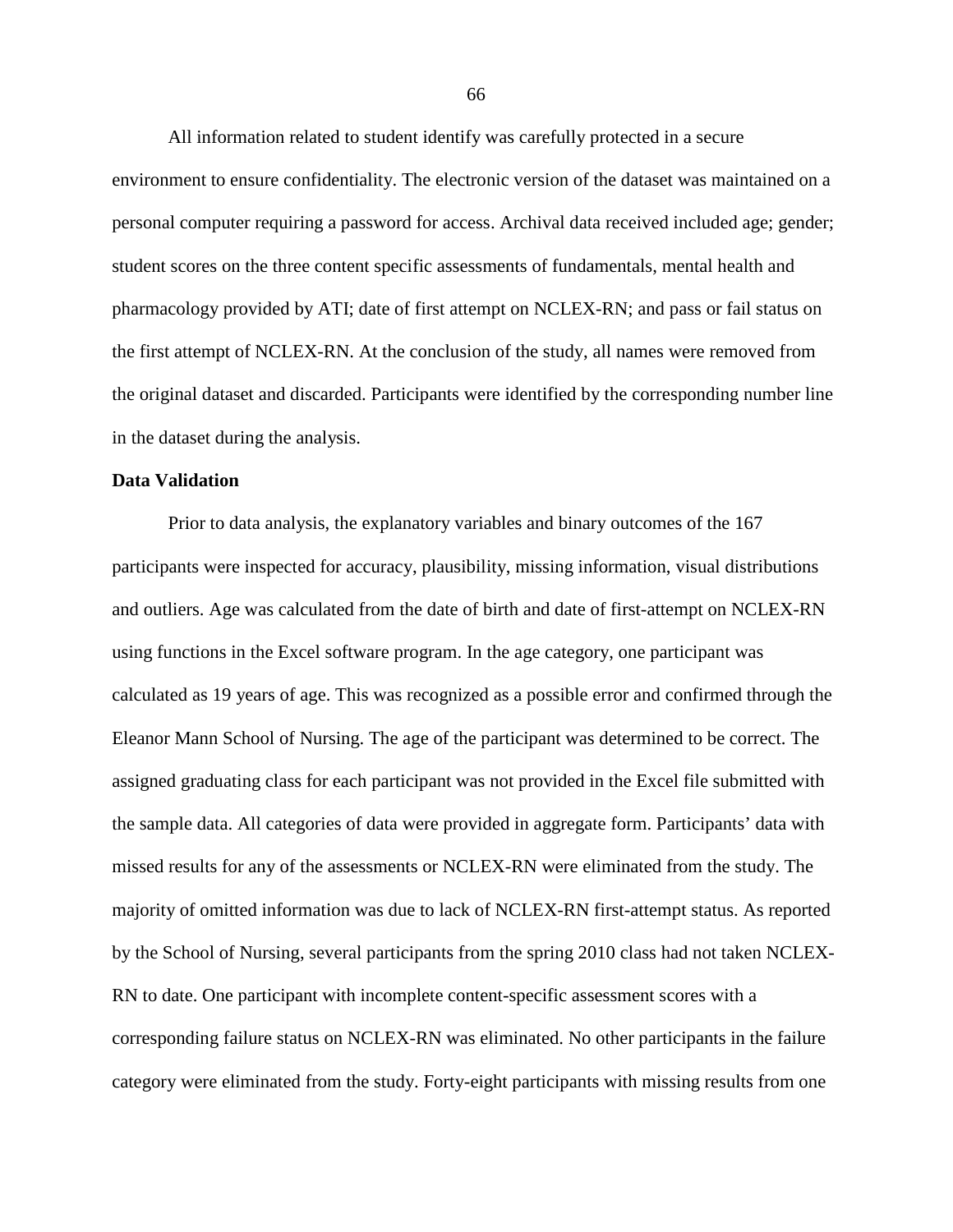All information related to student identify was carefully protected in a secure environment to ensure confidentiality. The electronic version of the dataset was maintained on a personal computer requiring a password for access. Archival data received included age; gender; student scores on the three content specific assessments of fundamentals, mental health and pharmacology provided by ATI; date of first attempt on NCLEX-RN; and pass or fail status on the first attempt of NCLEX-RN. At the conclusion of the study, all names were removed from the original dataset and discarded. Participants were identified by the corresponding number line in the dataset during the analysis.

**Data Validation**

Prior to data analysis, the explanatory variables and binary outcomes of the 167 participants were inspected for accuracy, plausibility, missing information, visual distributions and outliers. Age was calculated from the date of birth and date of first-attempt on NCLEX-RN using functions in the Excel software program. In the age category, one participant was calculated as 19 years of age. This was recognized as a possible error and confirmed through the Eleanor Mann School of Nursing. The age of the participant was determined to be correct. The assigned graduating class for each participant was not provided in the Excel file submitted with the sample data. All categories of data were provided in aggregate form. Participants' data with missed results for any of the assessments or NCLEX-RN were eliminated from the study. The majority of omitted information was due to lack of NCLEX-RN first-attempt status. As reported by the School of Nursing, several participants from the spring 2010 class had not taken NCLEX-RN to date. One participant with incomplete content-specific assessment scores with a corresponding failure status on NCLEX-RN was eliminated. No other participants in the failure category were eliminated from the study. Forty-eight participants with missing results from one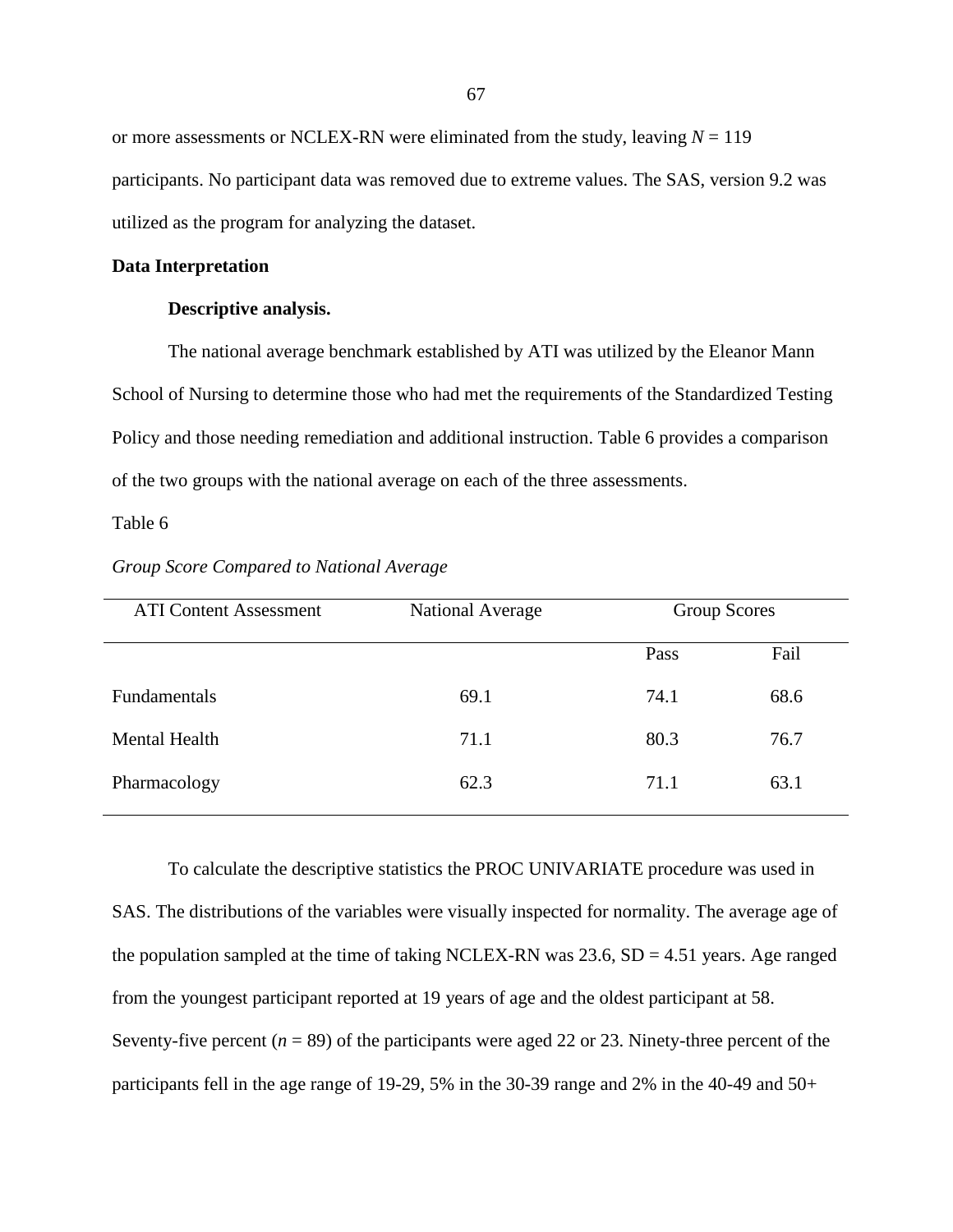or more assessments or NCLEX-RN were eliminated from the study, leaving $N = 119$ participants. No participant data was removed due to extreme values. The SAS, version 9.2 was utilized as the program for analyzing the dataset.

## Data Interpretation

### Descriptive analysis.

The national average benchmark established by ATI was utilized by the Eleanor Mann School of Nursing to determine those who had met the requirements of the Standardized Testing Policy and those needing remediation and additional instruction. Table 6 provides a comparison of the two groups with the national average on each of the three assessments.

Table 6

*Group Score Compared to National Average*

| ATI Content Assessment | National Average | Group Scores | |
|---|---|---|---|
| | | Pass | Fail |
| Fundamentals | 69.1 | 74.1 | 68.6 |
| Mental Health | 71.1 | 80.3 | 76.7 |
| Pharmacology | 62.3 | 71.1 | 63.1 |

To calculate the descriptive statistics the PROC UNIVARIATE procedure was used in SAS. The distributions of the variables were visually inspected for normality. The average age of the population sampled at the time of taking NCLEX-RN was 23.6, SD = 4.51 years. Age ranged from the youngest participant reported at 19 years of age and the oldest participant at 58. Seventy-five percent ($n = 89$) of the participants were aged 22 or 23. Ninety-three percent of the participants fell in the age range of 19-29, 5% in the 30-39 range and 2% in the 40-49 and 50+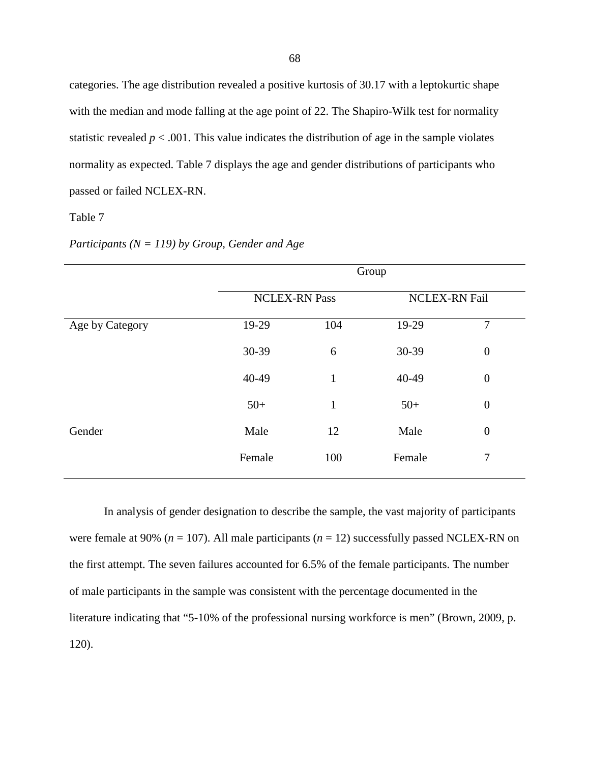categories. The age distribution revealed a positive kurtosis of 30.17 with a leptokurtic shape with the median and mode falling at the age point of 22. The Shapiro-Wilk test for normality statistic revealed $p < .001$. This value indicates the distribution of age in the sample violates normality as expected. Table 7 displays the age and gender distributions of participants who passed or failed NCLEX-RN.

Table 7

*Participants (N = 119) by Group, Gender and Age*

| | Group | | | |
|---|---|---|---|---|
| | NCLEX-RN Pass | | NCLEX-RN Fail | |
| Age by Category | 19-29 | 104 | 19-29 | 7 |
| | 30-39 | 6 | 30-39 | 0 |
| | 40-49 | 1 | 40-49 | 0 |
| | 50+ | 1 | 50+ | 0 |
| Gender | Male | 12 | Male | 0 |
| | Female | 100 | Female | 7 |

In analysis of gender designation to describe the sample, the vast majority of participants were female at 90% (*n* = 107). All male participants (*n* = 12) successfully passed NCLEX-RN on the first attempt. The seven failures accounted for 6.5% of the female participants. The number of male participants in the sample was consistent with the percentage documented in the literature indicating that "5-10% of the professional nursing workforce is men" (Brown, 2009, p. 120).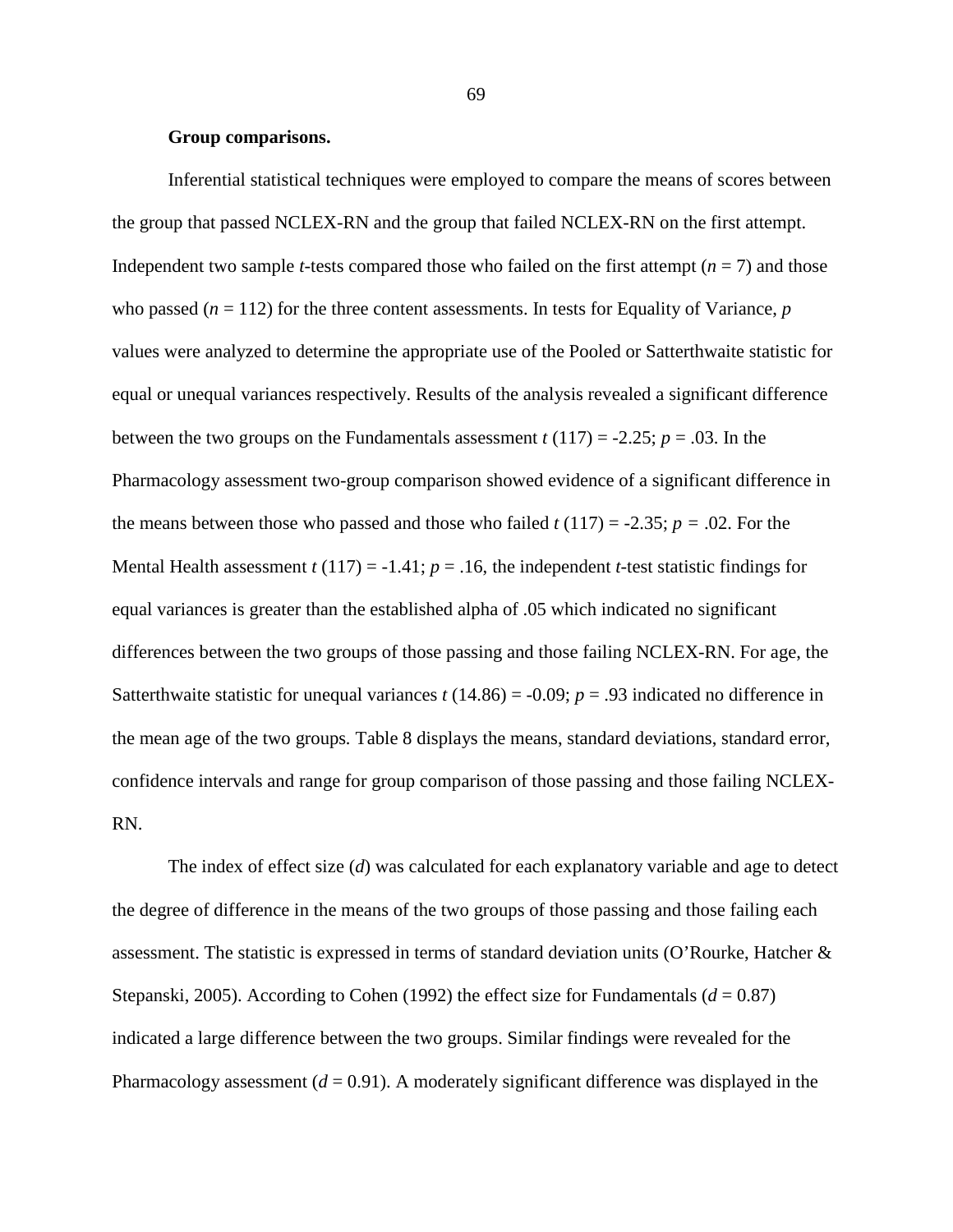**Group comparisons.**

Inferential statistical techniques were employed to compare the means of scores between the group that passed NCLEX-RN and the group that failed NCLEX-RN on the first attempt. Independent two sample *t*-tests compared those who failed on the first attempt ($n = 7$) and those who passed ($n = 112$) for the three content assessments. In tests for Equality of Variance, *p* values were analyzed to determine the appropriate use of the Pooled or Satterthwaite statistic for equal or unequal variances respectively. Results of the analysis revealed a significant difference between the two groups on the Fundamentals assessment $t\ (117) = -2.25$; $p = .03$. In the Pharmacology assessment two-group comparison showed evidence of a significant difference in the means between those who passed and those who failed $t\ (117) = -2.35$; $p = .02$. For the Mental Health assessment $t\ (117) = -1.41$; $p = .16$, the independent *t*-test statistic findings for equal variances is greater than the established alpha of .05 which indicated no significant differences between the two groups of those passing and those failing NCLEX-RN. For age, the Satterthwaite statistic for unequal variances $t\ (14.86) = -0.09$; $p = .93$ indicated no difference in the mean age of the two groups. Table 8 displays the means, standard deviations, standard error, confidence intervals and range for group comparison of those passing and those failing NCLEX-RN.

The index of effect size (*d*) was calculated for each explanatory variable and age to detect the degree of difference in the means of the two groups of those passing and those failing each assessment. The statistic is expressed in terms of standard deviation units (O'Rourke, Hatcher & Stepanski, 2005). According to Cohen (1992) the effect size for Fundamentals ($d = 0.87$) indicated a large difference between the two groups. Similar findings were revealed for the Pharmacology assessment ($d = 0.91$). A moderately significant difference was displayed in the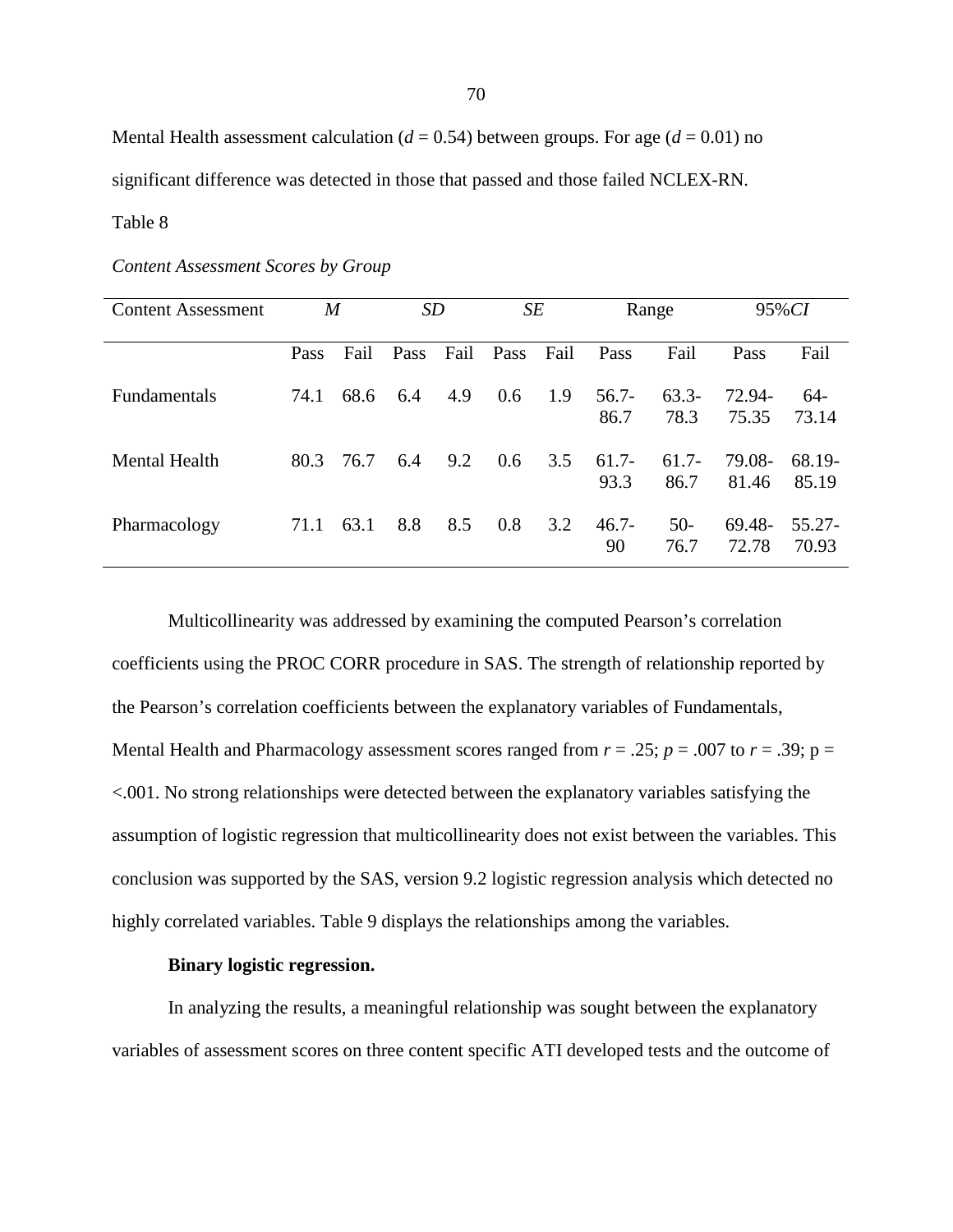Mental Health assessment calculation ($d = 0.54$) between groups. For age ($d = 0.01$) no significant difference was detected in those that passed and those failed NCLEX-RN.

Table 8

*Content Assessment Scores by Group*

| Content Assessment | *M* | | *SD* | | *SE* | | Range | | 95%*CI* | |
|---|---|---|---|---|---|---|---|---|---|---|
| | Pass | Fail | Pass | Fail | Pass | Fail | Pass | Fail | Pass | Fail |
| Fundamentals | 74.1 | 68.6 | 6.4 | 4.9 | 0.6 | 1.9 | 56.7-86.7 | 63.3-78.3 | 72.94-75.35 | 64-73.14 |
| Mental Health | 80.3 | 76.7 | 6.4 | 9.2 | 0.6 | 3.5 | 61.7-93.3 | 61.7-86.7 | 79.08-81.46 | 68.19-85.19 |
| Pharmacology | 71.1 | 63.1 | 8.8 | 8.5 | 0.8 | 3.2 | 46.7-90 | 50-76.7 | 69.48-72.78 | 55.27-70.93 |

Multicollinearity was addressed by examining the computed Pearson's correlation coefficients using the PROC CORR procedure in SAS. The strength of relationship reported by the Pearson's correlation coefficients between the explanatory variables of Fundamentals, Mental Health and Pharmacology assessment scores ranged from $r = .25$; $p = .007$ to $r = .39$; p = <.001. No strong relationships were detected between the explanatory variables satisfying the assumption of logistic regression that multicollinearity does not exist between the variables. This conclusion was supported by the SAS, version 9.2 logistic regression analysis which detected no highly correlated variables. Table 9 displays the relationships among the variables.

**Binary logistic regression.**

In analyzing the results, a meaningful relationship was sought between the explanatory variables of assessment scores on three content specific ATI developed tests and the outcome of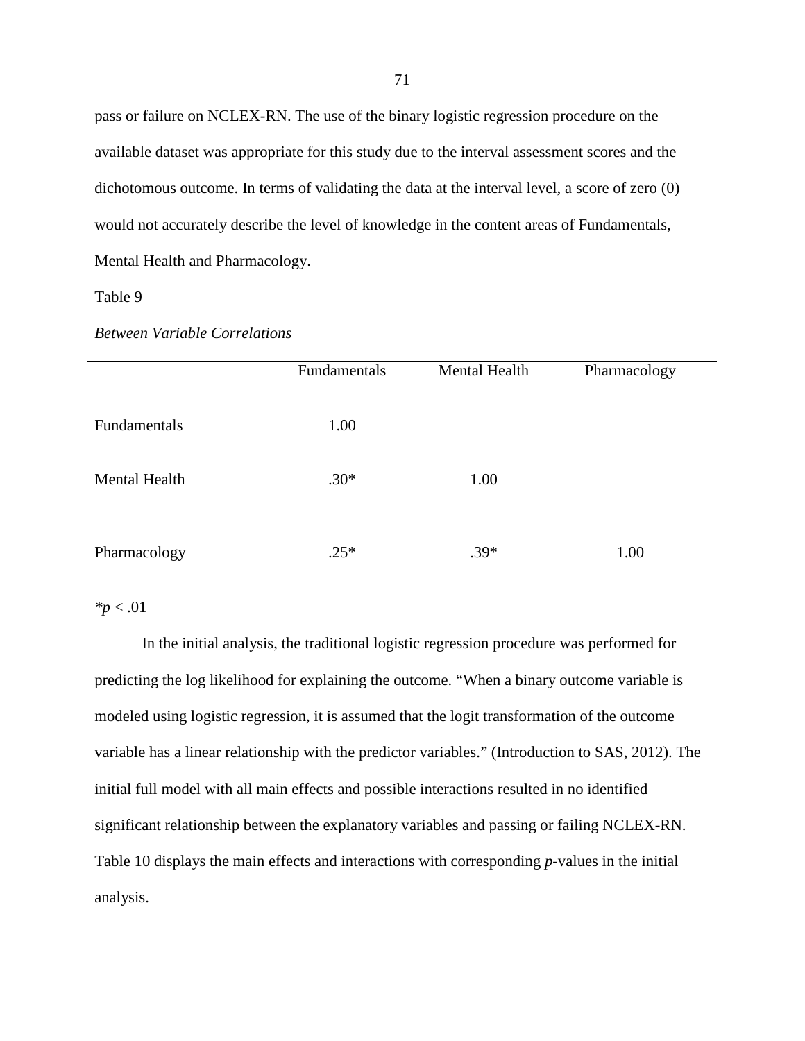pass or failure on NCLEX-RN. The use of the binary logistic regression procedure on the available dataset was appropriate for this study due to the interval assessment scores and the dichotomous outcome. In terms of validating the data at the interval level, a score of zero (0) would not accurately describe the level of knowledge in the content areas of Fundamentals, Mental Health and Pharmacology.

Table 9

*Between Variable Correlations*

| | Fundamentals | Mental Health | Pharmacology |
|---|---|---|---|
| Fundamentals | 1.00 | | |
| Mental Health | .30* | 1.00 | |
| Pharmacology | .25* | .39* | 1.00 |

*$p < .01$

In the initial analysis, the traditional logistic regression procedure was performed for predicting the log likelihood for explaining the outcome. "When a binary outcome variable is modeled using logistic regression, it is assumed that the logit transformation of the outcome variable has a linear relationship with the predictor variables." (Introduction to SAS, 2012). The initial full model with all main effects and possible interactions resulted in no identified significant relationship between the explanatory variables and passing or failing NCLEX-RN. Table 10 displays the main effects and interactions with corresponding *p*-values in the initial analysis.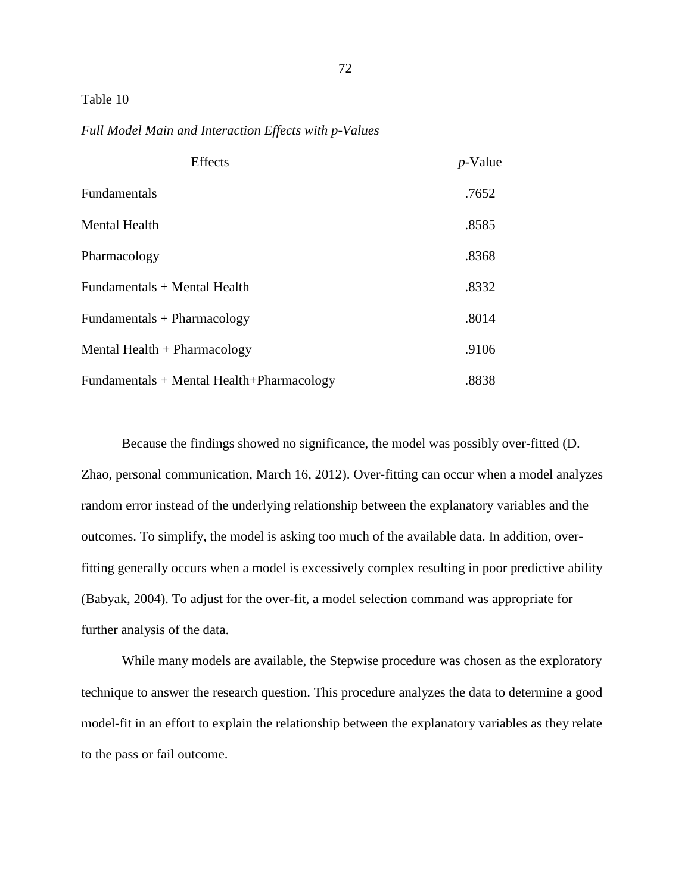Table 10

*Full Model Main and Interaction Effects with p-Values*

| Effects | *p*-Value |
|---|---|
| Fundamentals | .7652 |
| Mental Health | .8585 |
| Pharmacology | .8368 |
| Fundamentals + Mental Health | .8332 |
| Fundamentals + Pharmacology | .8014 |
| Mental Health + Pharmacology | .9106 |
| Fundamentals + Mental Health+Pharmacology | .8838 |

Because the findings showed no significance, the model was possibly over-fitted (D. Zhao, personal communication, March 16, 2012). Over-fitting can occur when a model analyzes random error instead of the underlying relationship between the explanatory variables and the outcomes. To simplify, the model is asking too much of the available data. In addition, over-fitting generally occurs when a model is excessively complex resulting in poor predictive ability (Babyak, 2004). To adjust for the over-fit, a model selection command was appropriate for further analysis of the data.

While many models are available, the Stepwise procedure was chosen as the exploratory technique to answer the research question. This procedure analyzes the data to determine a good model-fit in an effort to explain the relationship between the explanatory variables as they relate to the pass or fail outcome.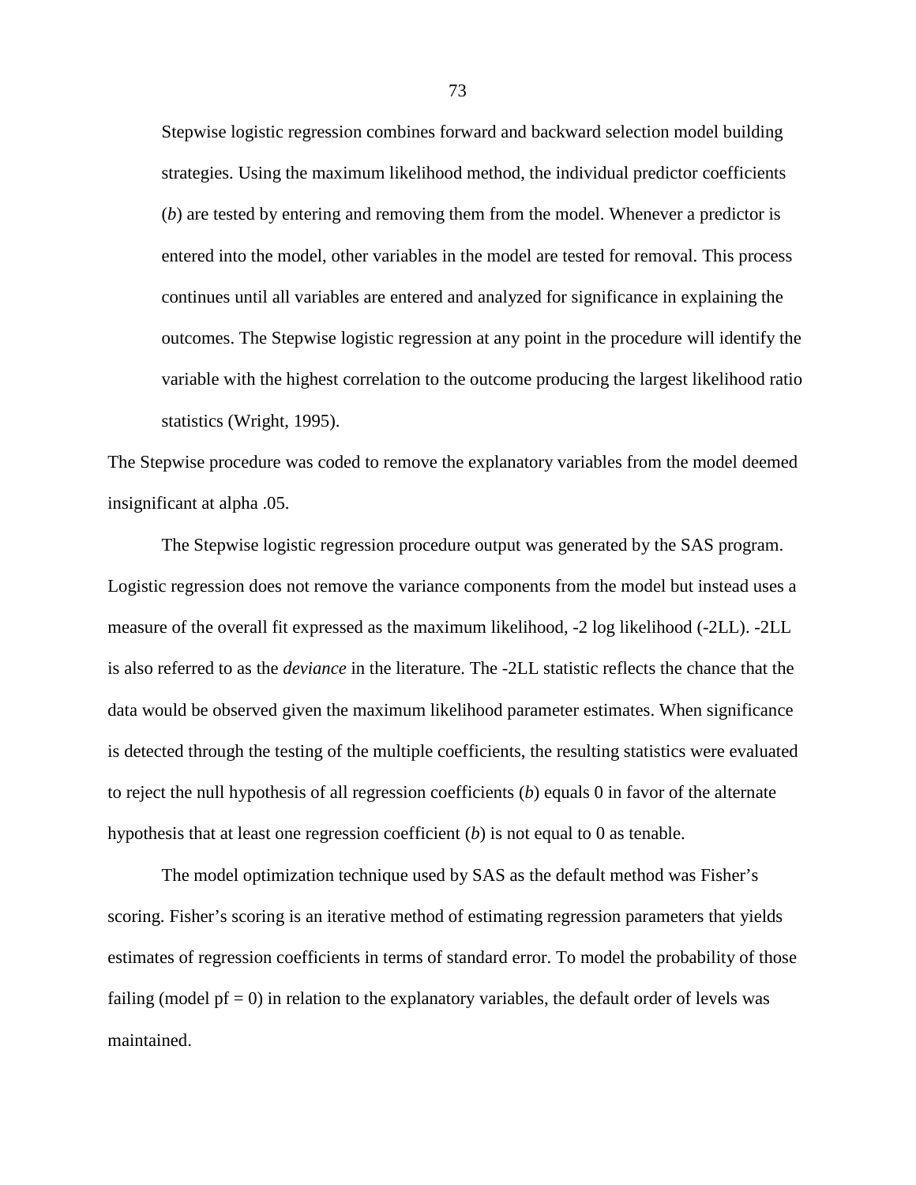> Stepwise logistic regression combines forward and backward selection model building strategies. Using the maximum likelihood method, the individual predictor coefficients (*b*) are tested by entering and removing them from the model. Whenever a predictor is entered into the model, other variables in the model are tested for removal. This process continues until all variables are entered and analyzed for significance in explaining the outcomes. The Stepwise logistic regression at any point in the procedure will identify the variable with the highest correlation to the outcome producing the largest likelihood ratio statistics (Wright, 1995).

The Stepwise procedure was coded to remove the explanatory variables from the model deemed insignificant at alpha .05.

The Stepwise logistic regression procedure output was generated by the SAS program. Logistic regression does not remove the variance components from the model but instead uses a measure of the overall fit expressed as the maximum likelihood, -2 log likelihood (-2LL). -2LL is also referred to as the *deviance* in the literature. The -2LL statistic reflects the chance that the data would be observed given the maximum likelihood parameter estimates. When significance is detected through the testing of the multiple coefficients, the resulting statistics were evaluated to reject the null hypothesis of all regression coefficients (*b*) equals 0 in favor of the alternate hypothesis that at least one regression coefficient (*b*) is not equal to 0 as tenable.

The model optimization technique used by SAS as the default method was Fisher's scoring. Fisher's scoring is an iterative method of estimating regression parameters that yields estimates of regression coefficients in terms of standard error. To model the probability of those failing (model pf = 0) in relation to the explanatory variables, the default order of levels was maintained.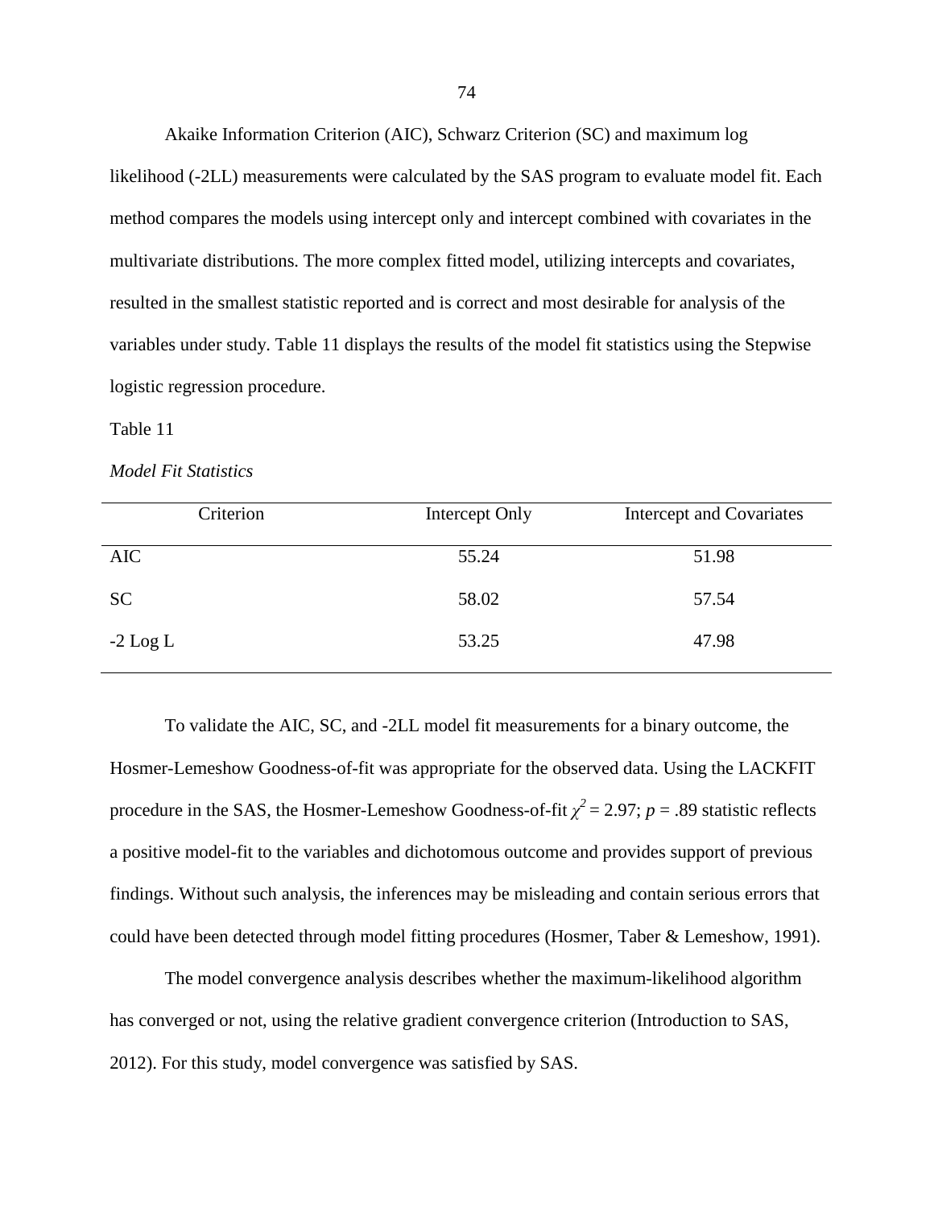Akaike Information Criterion (AIC), Schwarz Criterion (SC) and maximum log likelihood (-2LL) measurements were calculated by the SAS program to evaluate model fit. Each method compares the models using intercept only and intercept combined with covariates in the multivariate distributions. The more complex fitted model, utilizing intercepts and covariates, resulted in the smallest statistic reported and is correct and most desirable for analysis of the variables under study. Table 11 displays the results of the model fit statistics using the Stepwise logistic regression procedure.

Table 11

*Model Fit Statistics*

| Criterion | Intercept Only | Intercept and Covariates |
|---|---|---|
| AIC | 55.24 | 51.98 |
| SC | 58.02 | 57.54 |
| -2 Log L | 53.25 | 47.98 |

To validate the AIC, SC, and -2LL model fit measurements for a binary outcome, the Hosmer-Lemeshow Goodness-of-fit was appropriate for the observed data. Using the LACKFIT procedure in the SAS, the Hosmer-Lemeshow Goodness-of-fit $\chi^2 = 2.97$; $p = .89$ statistic reflects a positive model-fit to the variables and dichotomous outcome and provides support of previous findings. Without such analysis, the inferences may be misleading and contain serious errors that could have been detected through model fitting procedures (Hosmer, Taber & Lemeshow, 1991).

The model convergence analysis describes whether the maximum-likelihood algorithm has converged or not, using the relative gradient convergence criterion (Introduction to SAS, 2012). For this study, model convergence was satisfied by SAS.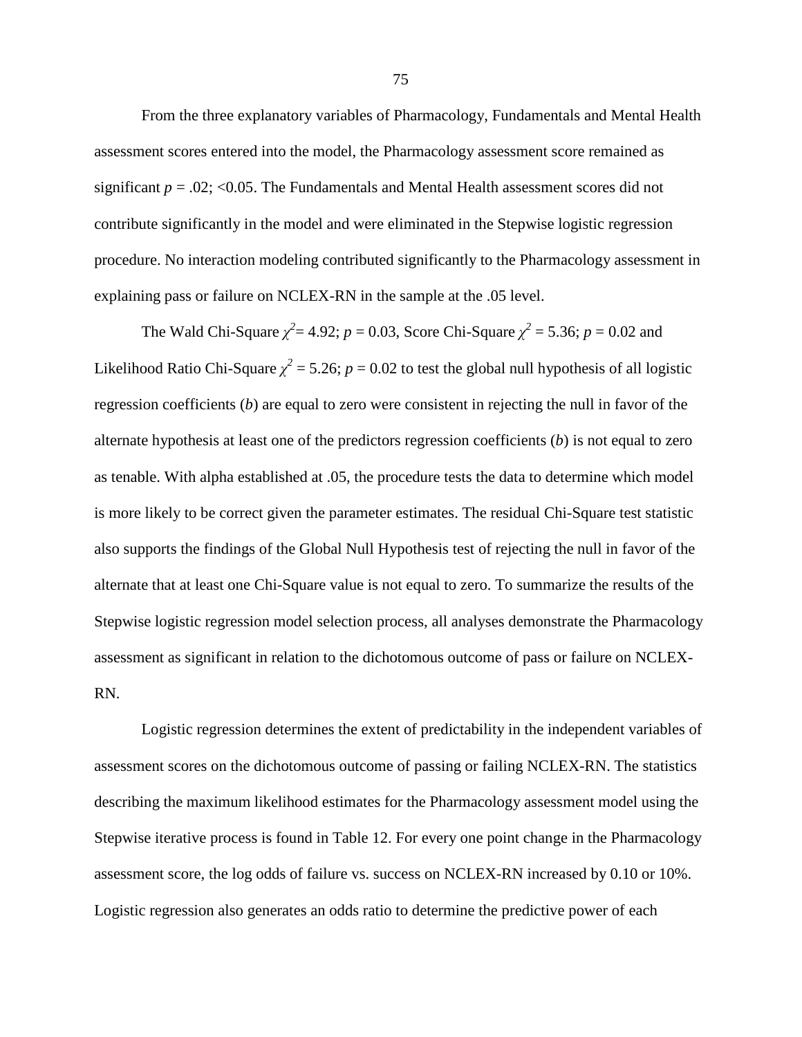From the three explanatory variables of Pharmacology, Fundamentals and Mental Health assessment scores entered into the model, the Pharmacology assessment score remained as significant $p = .02$; <0.05. The Fundamentals and Mental Health assessment scores did not contribute significantly in the model and were eliminated in the Stepwise logistic regression procedure. No interaction modeling contributed significantly to the Pharmacology assessment in explaining pass or failure on NCLEX-RN in the sample at the .05 level.

The Wald Chi-Square $\chi^2 = 4.92$; $p = 0.03$, Score Chi-Square $\chi^2 = 5.36$; $p = 0.02$ and Likelihood Ratio Chi-Square $\chi^2 = 5.26$; $p = 0.02$ to test the global null hypothesis of all logistic regression coefficients ($b$) are equal to zero were consistent in rejecting the null in favor of the alternate hypothesis at least one of the predictors regression coefficients ($b$) is not equal to zero as tenable. With alpha established at .05, the procedure tests the data to determine which model is more likely to be correct given the parameter estimates. The residual Chi-Square test statistic also supports the findings of the Global Null Hypothesis test of rejecting the null in favor of the alternate that at least one Chi-Square value is not equal to zero. To summarize the results of the Stepwise logistic regression model selection process, all analyses demonstrate the Pharmacology assessment as significant in relation to the dichotomous outcome of pass or failure on NCLEX-RN.

Logistic regression determines the extent of predictability in the independent variables of assessment scores on the dichotomous outcome of passing or failing NCLEX-RN. The statistics describing the maximum likelihood estimates for the Pharmacology assessment model using the Stepwise iterative process is found in Table 12. For every one point change in the Pharmacology assessment score, the log odds of failure vs. success on NCLEX-RN increased by 0.10 or 10%. Logistic regression also generates an odds ratio to determine the predictive power of each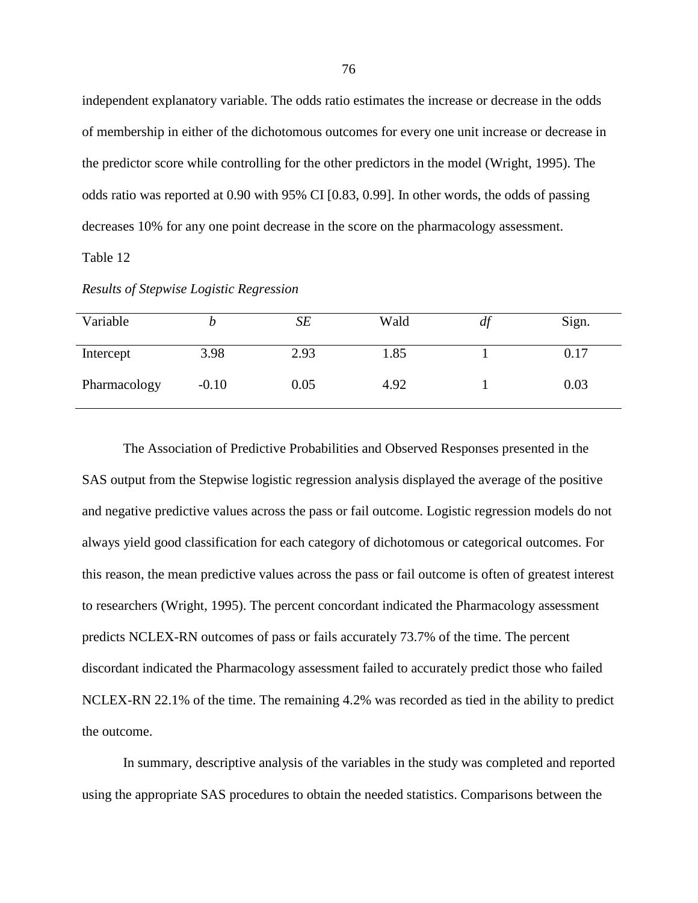independent explanatory variable. The odds ratio estimates the increase or decrease in the odds of membership in either of the dichotomous outcomes for every one unit increase or decrease in the predictor score while controlling for the other predictors in the model (Wright, 1995). The odds ratio was reported at 0.90 with 95% CI [0.83, 0.99]. In other words, the odds of passing decreases 10% for any one point decrease in the score on the pharmacology assessment.

Table 12

*Results of Stepwise Logistic Regression*

| Variable | *b* | *SE* | Wald | *df* | Sign. |
|---|---|---|---|---|---|
| Intercept | 3.98 | 2.93 | 1.85 | 1 | 0.17 |
| Pharmacology | -0.10 | 0.05 | 4.92 | 1 | 0.03 |

The Association of Predictive Probabilities and Observed Responses presented in the SAS output from the Stepwise logistic regression analysis displayed the average of the positive and negative predictive values across the pass or fail outcome. Logistic regression models do not always yield good classification for each category of dichotomous or categorical outcomes. For this reason, the mean predictive values across the pass or fail outcome is often of greatest interest to researchers (Wright, 1995). The percent concordant indicated the Pharmacology assessment predicts NCLEX-RN outcomes of pass or fails accurately 73.7% of the time. The percent discordant indicated the Pharmacology assessment failed to accurately predict those who failed NCLEX-RN 22.1% of the time. The remaining 4.2% was recorded as tied in the ability to predict the outcome.

In summary, descriptive analysis of the variables in the study was completed and reported using the appropriate SAS procedures to obtain the needed statistics. Comparisons between the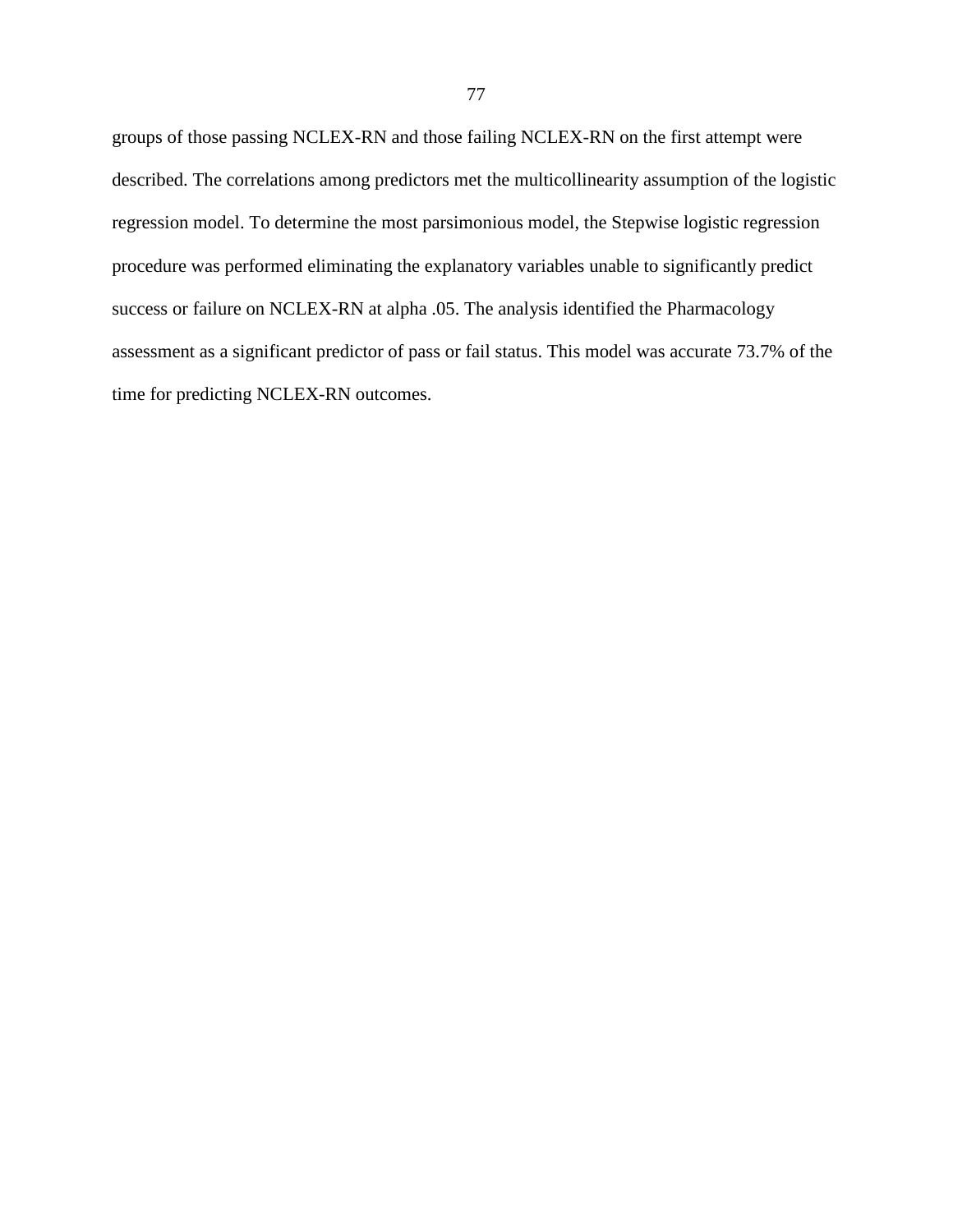groups of those passing NCLEX-RN and those failing NCLEX-RN on the first attempt were described. The correlations among predictors met the multicollinearity assumption of the logistic regression model. To determine the most parsimonious model, the Stepwise logistic regression procedure was performed eliminating the explanatory variables unable to significantly predict success or failure on NCLEX-RN at alpha .05. The analysis identified the Pharmacology assessment as a significant predictor of pass or fail status. This model was accurate 73.7% of the time for predicting NCLEX-RN outcomes.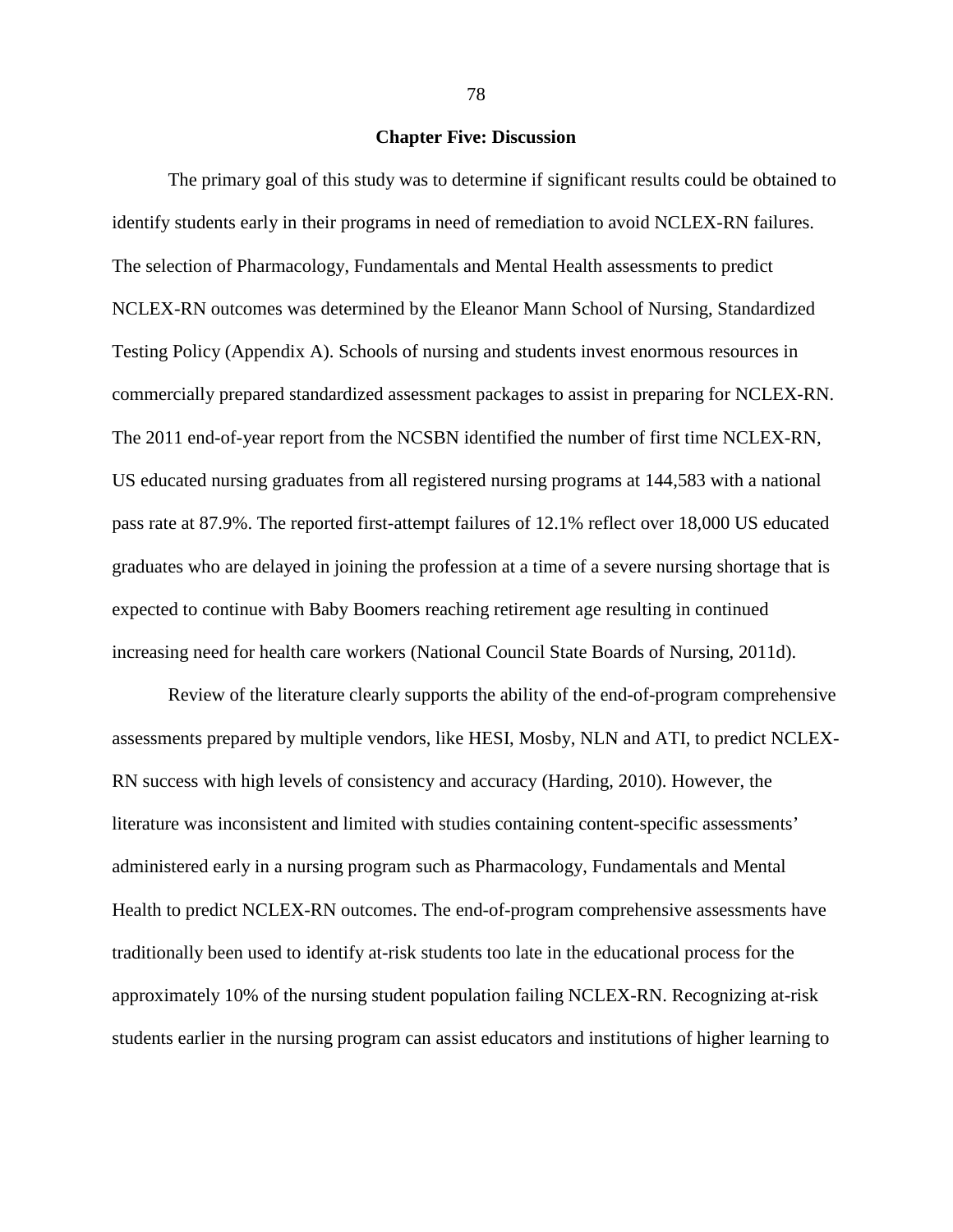# Chapter Five: Discussion

The primary goal of this study was to determine if significant results could be obtained to identify students early in their programs in need of remediation to avoid NCLEX-RN failures. The selection of Pharmacology, Fundamentals and Mental Health assessments to predict NCLEX-RN outcomes was determined by the Eleanor Mann School of Nursing, Standardized Testing Policy (Appendix A). Schools of nursing and students invest enormous resources in commercially prepared standardized assessment packages to assist in preparing for NCLEX-RN. The 2011 end-of-year report from the NCSBN identified the number of first time NCLEX-RN, US educated nursing graduates from all registered nursing programs at 144,583 with a national pass rate at 87.9%. The reported first-attempt failures of 12.1% reflect over 18,000 US educated graduates who are delayed in joining the profession at a time of a severe nursing shortage that is expected to continue with Baby Boomers reaching retirement age resulting in continued increasing need for health care workers (National Council State Boards of Nursing, 2011d).

Review of the literature clearly supports the ability of the end-of-program comprehensive assessments prepared by multiple vendors, like HESI, Mosby, NLN and ATI, to predict NCLEX-RN success with high levels of consistency and accuracy (Harding, 2010). However, the literature was inconsistent and limited with studies containing content-specific assessments' administered early in a nursing program such as Pharmacology, Fundamentals and Mental Health to predict NCLEX-RN outcomes. The end-of-program comprehensive assessments have traditionally been used to identify at-risk students too late in the educational process for the approximately 10% of the nursing student population failing NCLEX-RN. Recognizing at-risk students earlier in the nursing program can assist educators and institutions of higher learning to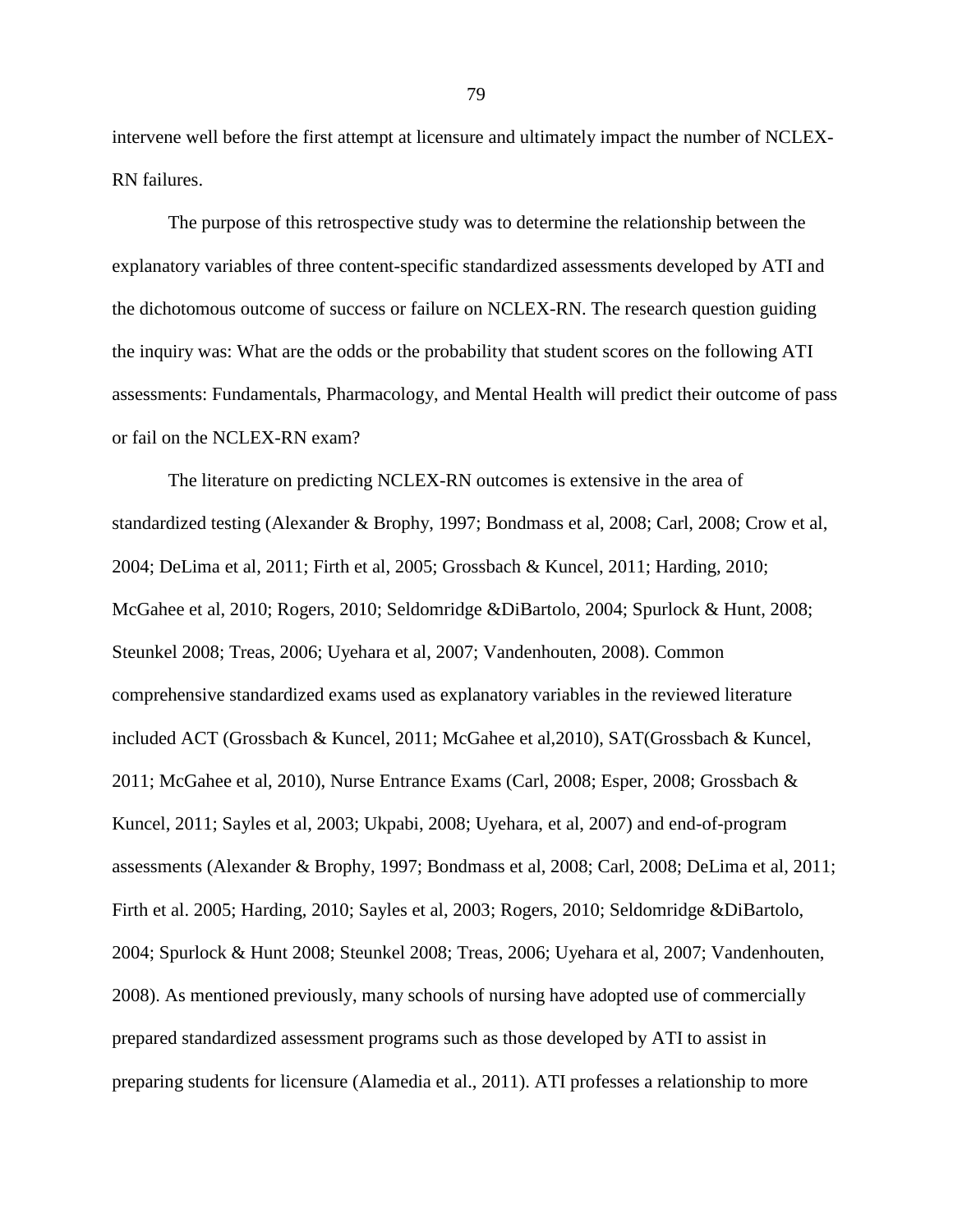intervene well before the first attempt at licensure and ultimately impact the number of NCLEX-RN failures.

The purpose of this retrospective study was to determine the relationship between the explanatory variables of three content-specific standardized assessments developed by ATI and the dichotomous outcome of success or failure on NCLEX-RN. The research question guiding the inquiry was: What are the odds or the probability that student scores on the following ATI assessments: Fundamentals, Pharmacology, and Mental Health will predict their outcome of pass or fail on the NCLEX-RN exam?

The literature on predicting NCLEX-RN outcomes is extensive in the area of standardized testing (Alexander & Brophy, 1997; Bondmass et al, 2008; Carl, 2008; Crow et al, 2004; DeLima et al, 2011; Firth et al, 2005; Grossbach & Kuncel, 2011; Harding, 2010; McGahee et al, 2010; Rogers, 2010; Seldomridge &DiBartolo, 2004; Spurlock & Hunt, 2008; Steunkel 2008; Treas, 2006; Uyehara et al, 2007; Vandenhouten, 2008). Common comprehensive standardized exams used as explanatory variables in the reviewed literature included ACT (Grossbach & Kuncel, 2011; McGahee et al,2010), SAT(Grossbach & Kuncel, 2011; McGahee et al, 2010), Nurse Entrance Exams (Carl, 2008; Esper, 2008; Grossbach & Kuncel, 2011; Sayles et al, 2003; Ukpabi, 2008; Uyehara, et al, 2007) and end-of-program assessments (Alexander & Brophy, 1997; Bondmass et al, 2008; Carl, 2008; DeLima et al, 2011; Firth et al. 2005; Harding, 2010; Sayles et al, 2003; Rogers, 2010; Seldomridge &DiBartolo, 2004; Spurlock & Hunt 2008; Steunkel 2008; Treas, 2006; Uyehara et al, 2007; Vandenhouten, 2008). As mentioned previously, many schools of nursing have adopted use of commercially prepared standardized assessment programs such as those developed by ATI to assist in preparing students for licensure (Alamedia et al., 2011). ATI professes a relationship to more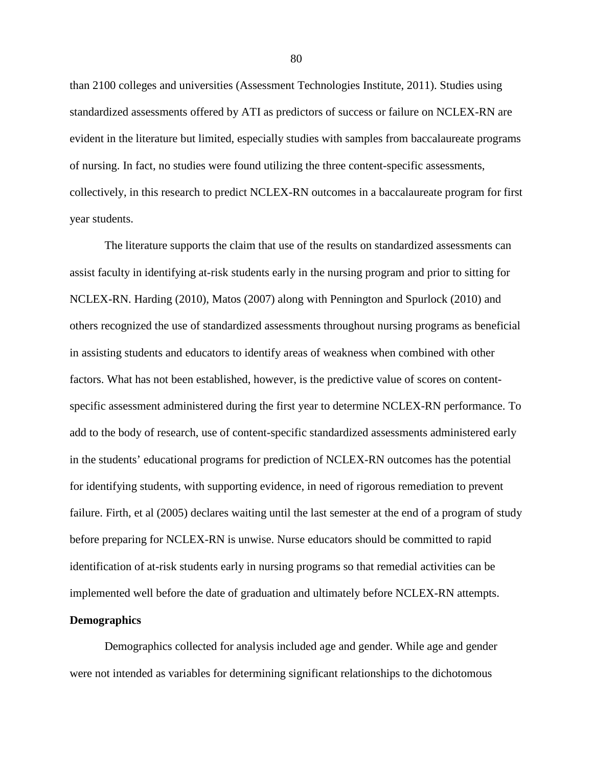than 2100 colleges and universities (Assessment Technologies Institute, 2011). Studies using standardized assessments offered by ATI as predictors of success or failure on NCLEX-RN are evident in the literature but limited, especially studies with samples from baccalaureate programs of nursing. In fact, no studies were found utilizing the three content-specific assessments, collectively, in this research to predict NCLEX-RN outcomes in a baccalaureate program for first year students.

The literature supports the claim that use of the results on standardized assessments can assist faculty in identifying at-risk students early in the nursing program and prior to sitting for NCLEX-RN. Harding (2010), Matos (2007) along with Pennington and Spurlock (2010) and others recognized the use of standardized assessments throughout nursing programs as beneficial in assisting students and educators to identify areas of weakness when combined with other factors. What has not been established, however, is the predictive value of scores on content-specific assessment administered during the first year to determine NCLEX-RN performance. To add to the body of research, use of content-specific standardized assessments administered early in the students' educational programs for prediction of NCLEX-RN outcomes has the potential for identifying students, with supporting evidence, in need of rigorous remediation to prevent failure. Firth, et al (2005) declares waiting until the last semester at the end of a program of study before preparing for NCLEX-RN is unwise. Nurse educators should be committed to rapid identification of at-risk students early in nursing programs so that remedial activities can be implemented well before the date of graduation and ultimately before NCLEX-RN attempts.

**Demographics**

Demographics collected for analysis included age and gender. While age and gender were not intended as variables for determining significant relationships to the dichotomous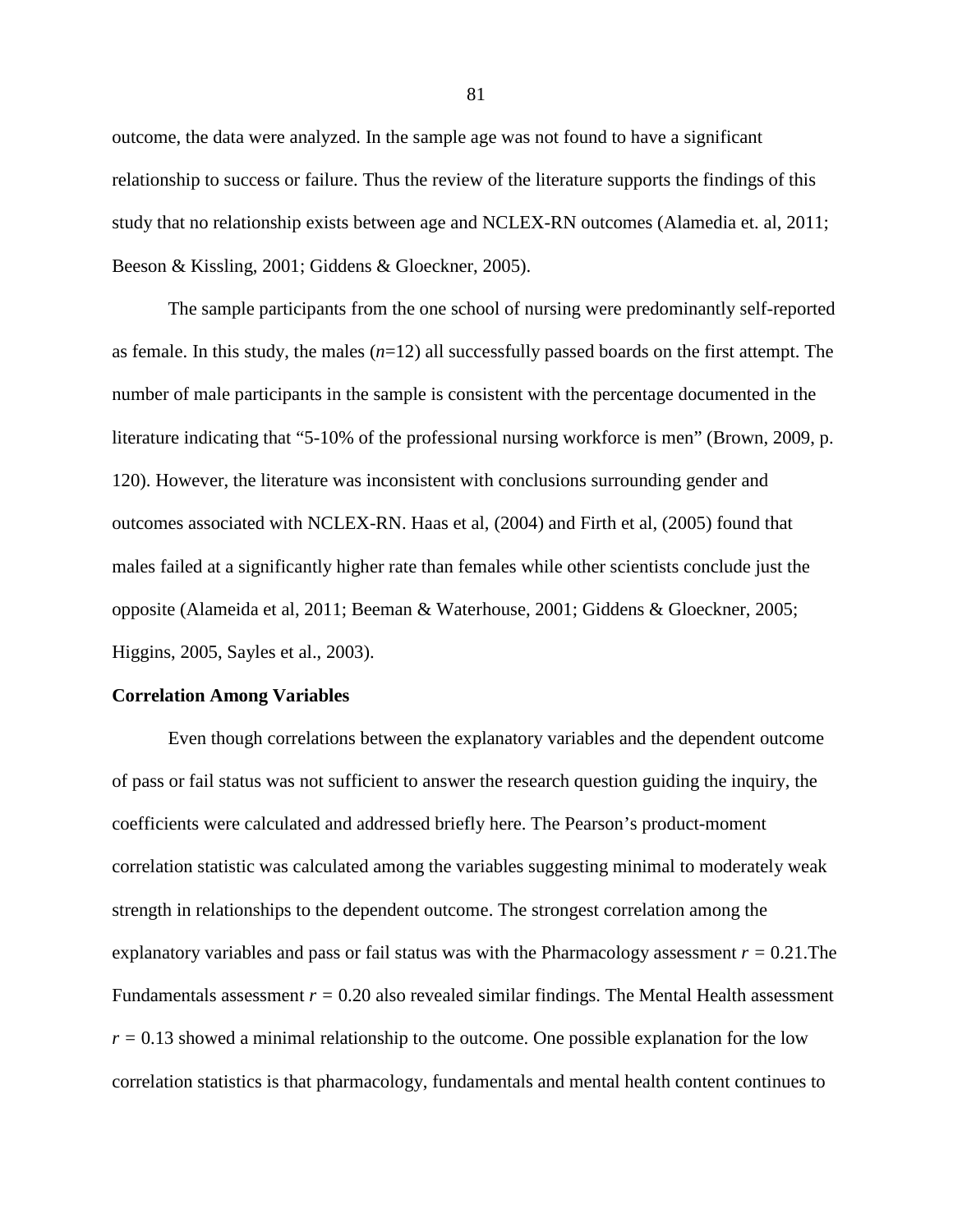outcome, the data were analyzed. In the sample age was not found to have a significant relationship to success or failure. Thus the review of the literature supports the findings of this study that no relationship exists between age and NCLEX-RN outcomes (Alamedia et. al, 2011; Beeson & Kissling, 2001; Giddens & Gloeckner, 2005).

The sample participants from the one school of nursing were predominantly self-reported as female. In this study, the males ($n$=12) all successfully passed boards on the first attempt. The number of male participants in the sample is consistent with the percentage documented in the literature indicating that "5-10% of the professional nursing workforce is men" (Brown, 2009, p. 120). However, the literature was inconsistent with conclusions surrounding gender and outcomes associated with NCLEX-RN. Haas et al, (2004) and Firth et al, (2005) found that males failed at a significantly higher rate than females while other scientists conclude just the opposite (Alameida et al, 2011; Beeman & Waterhouse, 2001; Giddens & Gloeckner, 2005; Higgins, 2005, Sayles et al., 2003).

**Correlation Among Variables**

Even though correlations between the explanatory variables and the dependent outcome of pass or fail status was not sufficient to answer the research question guiding the inquiry, the coefficients were calculated and addressed briefly here. The Pearson's product-moment correlation statistic was calculated among the variables suggesting minimal to moderately weak strength in relationships to the dependent outcome. The strongest correlation among the explanatory variables and pass or fail status was with the Pharmacology assessment $r$ = 0.21.The Fundamentals assessment $r$ = 0.20 also revealed similar findings. The Mental Health assessment $r$ = 0.13 showed a minimal relationship to the outcome. One possible explanation for the low correlation statistics is that pharmacology, fundamentals and mental health content continues to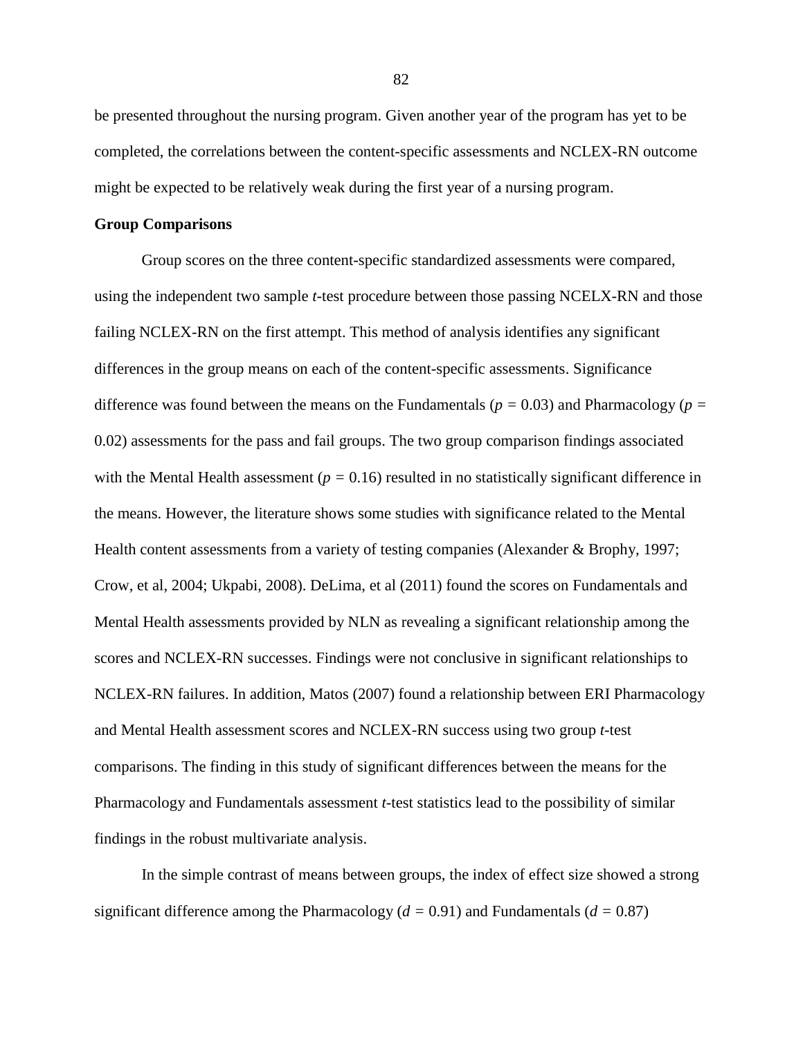be presented throughout the nursing program. Given another year of the program has yet to be completed, the correlations between the content-specific assessments and NCLEX-RN outcome might be expected to be relatively weak during the first year of a nursing program.

**Group Comparisons**

Group scores on the three content-specific standardized assessments were compared, using the independent two sample *t*-test procedure between those passing NCELX-RN and those failing NCLEX-RN on the first attempt. This method of analysis identifies any significant differences in the group means on each of the content-specific assessments. Significance difference was found between the means on the Fundamentals ($p = 0.03$) and Pharmacology ($p = 0.02$) assessments for the pass and fail groups. The two group comparison findings associated with the Mental Health assessment ($p = 0.16$) resulted in no statistically significant difference in the means. However, the literature shows some studies with significance related to the Mental Health content assessments from a variety of testing companies (Alexander & Brophy, 1997; Crow, et al, 2004; Ukpabi, 2008). DeLima, et al (2011) found the scores on Fundamentals and Mental Health assessments provided by NLN as revealing a significant relationship among the scores and NCLEX-RN successes. Findings were not conclusive in significant relationships to NCLEX-RN failures. In addition, Matos (2007) found a relationship between ERI Pharmacology and Mental Health assessment scores and NCLEX-RN success using two group *t*-test comparisons. The finding in this study of significant differences between the means for the Pharmacology and Fundamentals assessment *t*-test statistics lead to the possibility of similar findings in the robust multivariate analysis.

In the simple contrast of means between groups, the index of effect size showed a strong significant difference among the Pharmacology ($d = 0.91$) and Fundamentals ($d = 0.87$)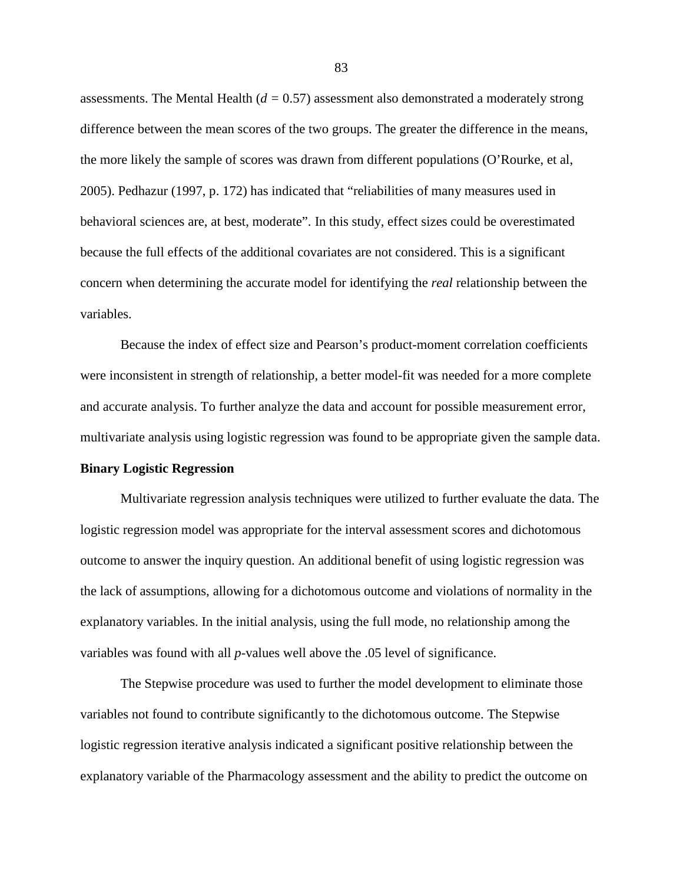assessments. The Mental Health ($d$ = 0.57) assessment also demonstrated a moderately strong difference between the mean scores of the two groups. The greater the difference in the means, the more likely the sample of scores was drawn from different populations (O'Rourke, et al, 2005). Pedhazur (1997, p. 172) has indicated that "reliabilities of many measures used in behavioral sciences are, at best, moderate". In this study, effect sizes could be overestimated because the full effects of the additional covariates are not considered. This is a significant concern when determining the accurate model for identifying the *real* relationship between the variables.

Because the index of effect size and Pearson's product-moment correlation coefficients were inconsistent in strength of relationship, a better model-fit was needed for a more complete and accurate analysis. To further analyze the data and account for possible measurement error, multivariate analysis using logistic regression was found to be appropriate given the sample data.

**Binary Logistic Regression**

Multivariate regression analysis techniques were utilized to further evaluate the data. The logistic regression model was appropriate for the interval assessment scores and dichotomous outcome to answer the inquiry question. An additional benefit of using logistic regression was the lack of assumptions, allowing for a dichotomous outcome and violations of normality in the explanatory variables. In the initial analysis, using the full mode, no relationship among the variables was found with all $p$-values well above the .05 level of significance.

The Stepwise procedure was used to further the model development to eliminate those variables not found to contribute significantly to the dichotomous outcome. The Stepwise logistic regression iterative analysis indicated a significant positive relationship between the explanatory variable of the Pharmacology assessment and the ability to predict the outcome on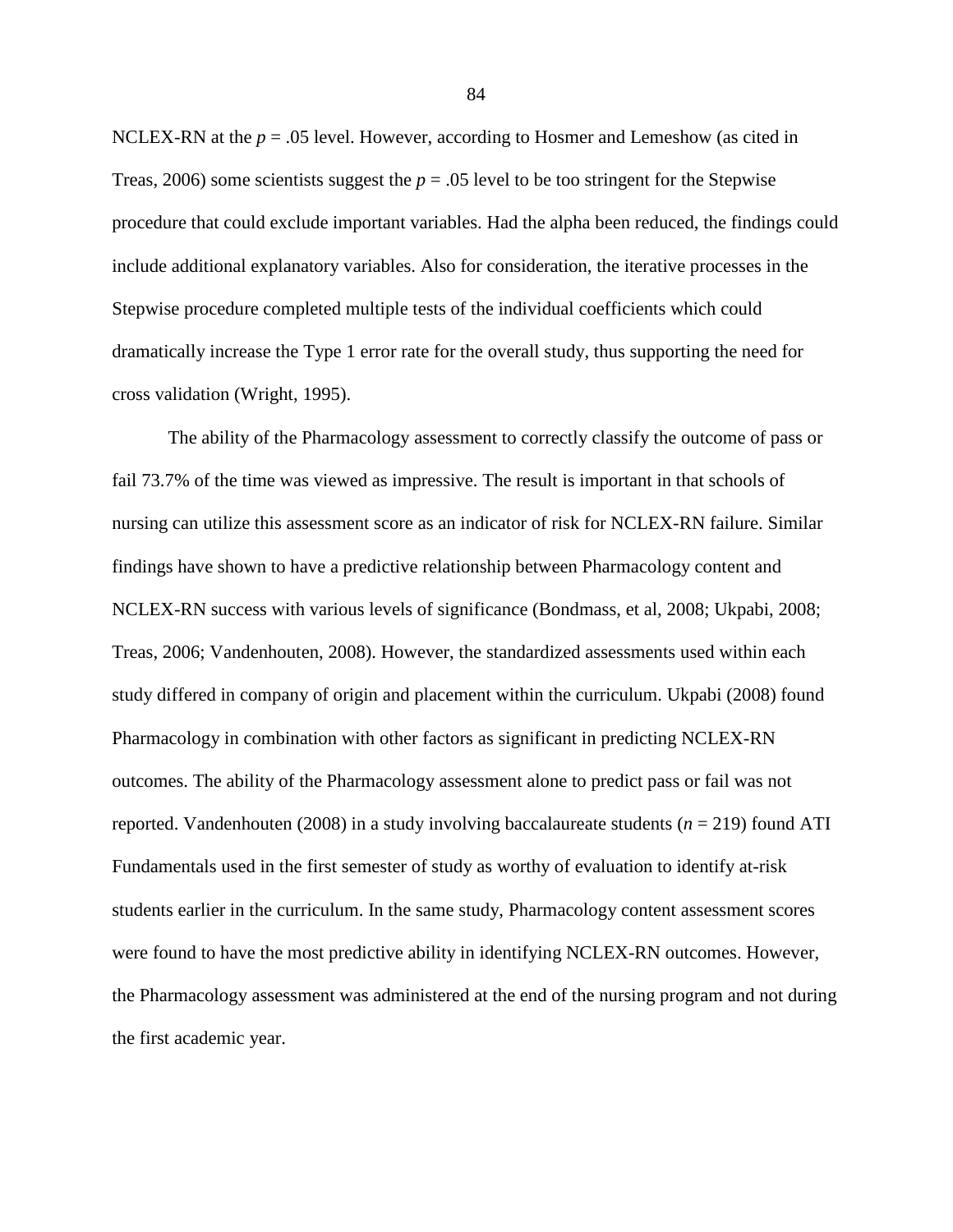NCLEX-RN at the $p = .05$ level. However, according to Hosmer and Lemeshow (as cited in Treas, 2006) some scientists suggest the $p = .05$ level to be too stringent for the Stepwise procedure that could exclude important variables. Had the alpha been reduced, the findings could include additional explanatory variables. Also for consideration, the iterative processes in the Stepwise procedure completed multiple tests of the individual coefficients which could dramatically increase the Type 1 error rate for the overall study, thus supporting the need for cross validation (Wright, 1995).

The ability of the Pharmacology assessment to correctly classify the outcome of pass or fail 73.7% of the time was viewed as impressive. The result is important in that schools of nursing can utilize this assessment score as an indicator of risk for NCLEX-RN failure. Similar findings have shown to have a predictive relationship between Pharmacology content and NCLEX-RN success with various levels of significance (Bondmass, et al, 2008; Ukpabi, 2008; Treas, 2006; Vandenhouten, 2008). However, the standardized assessments used within each study differed in company of origin and placement within the curriculum. Ukpabi (2008) found Pharmacology in combination with other factors as significant in predicting NCLEX-RN outcomes. The ability of the Pharmacology assessment alone to predict pass or fail was not reported. Vandenhouten (2008) in a study involving baccalaureate students ($n = 219$) found ATI Fundamentals used in the first semester of study as worthy of evaluation to identify at-risk students earlier in the curriculum. In the same study, Pharmacology content assessment scores were found to have the most predictive ability in identifying NCLEX-RN outcomes. However, the Pharmacology assessment was administered at the end of the nursing program and not during the first academic year.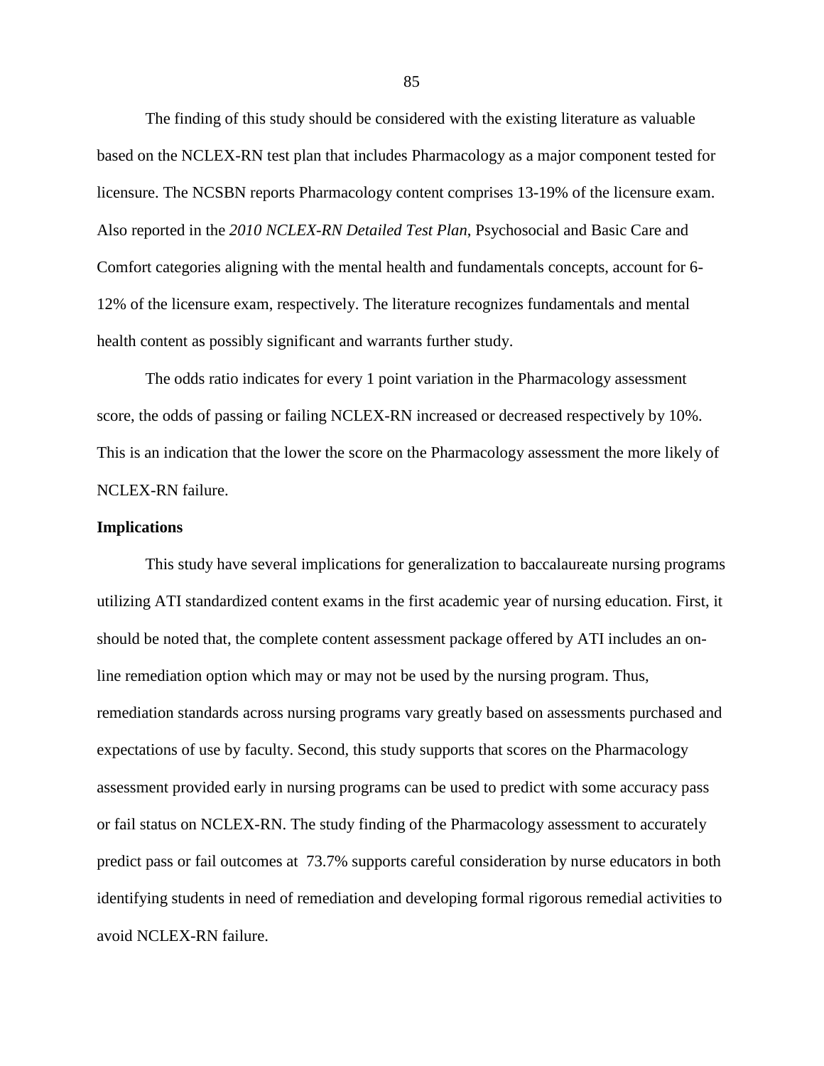The finding of this study should be considered with the existing literature as valuable based on the NCLEX-RN test plan that includes Pharmacology as a major component tested for licensure. The NCSBN reports Pharmacology content comprises 13-19% of the licensure exam. Also reported in the *2010 NCLEX-RN Detailed Test Plan*, Psychosocial and Basic Care and Comfort categories aligning with the mental health and fundamentals concepts, account for 6-12% of the licensure exam, respectively. The literature recognizes fundamentals and mental health content as possibly significant and warrants further study.

The odds ratio indicates for every 1 point variation in the Pharmacology assessment score, the odds of passing or failing NCLEX-RN increased or decreased respectively by 10%. This is an indication that the lower the score on the Pharmacology assessment the more likely of NCLEX-RN failure.

**Implications**

This study have several implications for generalization to baccalaureate nursing programs utilizing ATI standardized content exams in the first academic year of nursing education. First, it should be noted that, the complete content assessment package offered by ATI includes an on-line remediation option which may or may not be used by the nursing program. Thus, remediation standards across nursing programs vary greatly based on assessments purchased and expectations of use by faculty. Second, this study supports that scores on the Pharmacology assessment provided early in nursing programs can be used to predict with some accuracy pass or fail status on NCLEX-RN. The study finding of the Pharmacology assessment to accurately predict pass or fail outcomes at 73.7% supports careful consideration by nurse educators in both identifying students in need of remediation and developing formal rigorous remedial activities to avoid NCLEX-RN failure.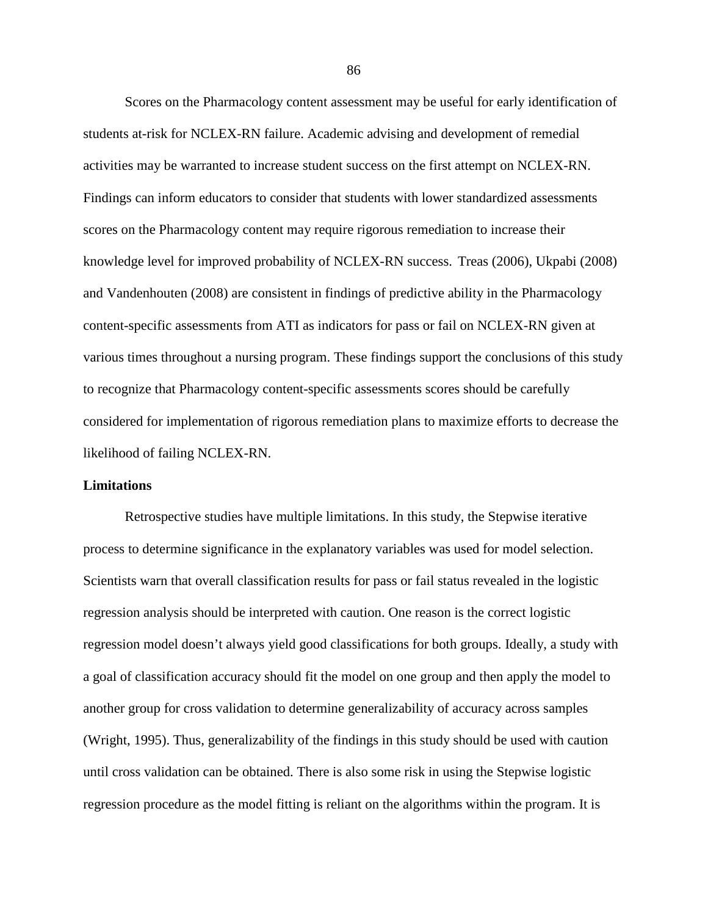Scores on the Pharmacology content assessment may be useful for early identification of students at-risk for NCLEX-RN failure. Academic advising and development of remedial activities may be warranted to increase student success on the first attempt on NCLEX-RN. Findings can inform educators to consider that students with lower standardized assessments scores on the Pharmacology content may require rigorous remediation to increase their knowledge level for improved probability of NCLEX-RN success. Treas (2006), Ukpabi (2008) and Vandenhouten (2008) are consistent in findings of predictive ability in the Pharmacology content-specific assessments from ATI as indicators for pass or fail on NCLEX-RN given at various times throughout a nursing program. These findings support the conclusions of this study to recognize that Pharmacology content-specific assessments scores should be carefully considered for implementation of rigorous remediation plans to maximize efforts to decrease the likelihood of failing NCLEX-RN.

**Limitations**

Retrospective studies have multiple limitations. In this study, the Stepwise iterative process to determine significance in the explanatory variables was used for model selection. Scientists warn that overall classification results for pass or fail status revealed in the logistic regression analysis should be interpreted with caution. One reason is the correct logistic regression model doesn't always yield good classifications for both groups. Ideally, a study with a goal of classification accuracy should fit the model on one group and then apply the model to another group for cross validation to determine generalizability of accuracy across samples (Wright, 1995). Thus, generalizability of the findings in this study should be used with caution until cross validation can be obtained. There is also some risk in using the Stepwise logistic regression procedure as the model fitting is reliant on the algorithms within the program. It is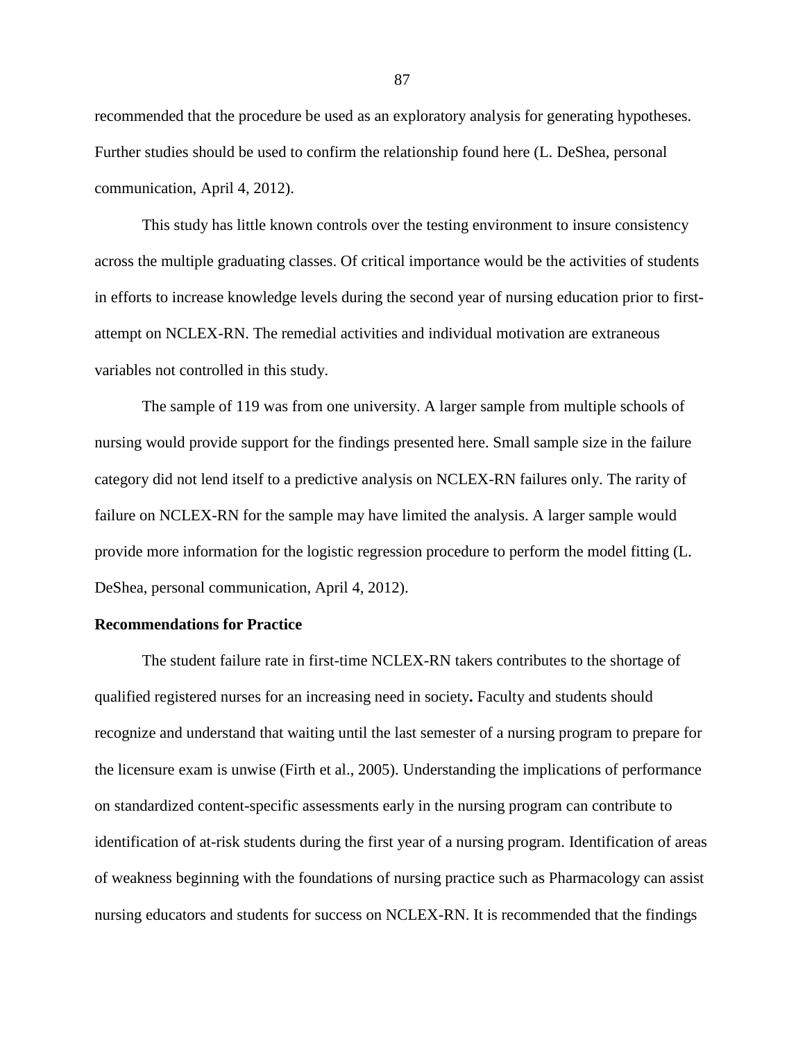recommended that the procedure be used as an exploratory analysis for generating hypotheses. Further studies should be used to confirm the relationship found here (L. DeShea, personal communication, April 4, 2012).

This study has little known controls over the testing environment to insure consistency across the multiple graduating classes. Of critical importance would be the activities of students in efforts to increase knowledge levels during the second year of nursing education prior to first-attempt on NCLEX-RN. The remedial activities and individual motivation are extraneous variables not controlled in this study.

The sample of 119 was from one university. A larger sample from multiple schools of nursing would provide support for the findings presented here. Small sample size in the failure category did not lend itself to a predictive analysis on NCLEX-RN failures only. The rarity of failure on NCLEX-RN for the sample may have limited the analysis. A larger sample would provide more information for the logistic regression procedure to perform the model fitting (L. DeShea, personal communication, April 4, 2012).

**Recommendations for Practice**

The student failure rate in first-time NCLEX-RN takers contributes to the shortage of qualified registered nurses for an increasing need in society**.** Faculty and students should recognize and understand that waiting until the last semester of a nursing program to prepare for the licensure exam is unwise (Firth et al., 2005). Understanding the implications of performance on standardized content-specific assessments early in the nursing program can contribute to identification of at-risk students during the first year of a nursing program. Identification of areas of weakness beginning with the foundations of nursing practice such as Pharmacology can assist nursing educators and students for success on NCLEX-RN. It is recommended that the findings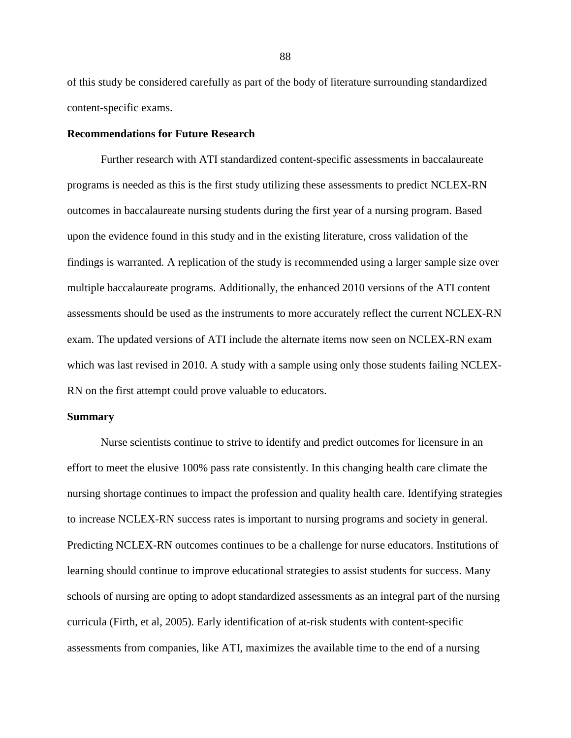of this study be considered carefully as part of the body of literature surrounding standardized content-specific exams.

## Recommendations for Future Research

Further research with ATI standardized content-specific assessments in baccalaureate programs is needed as this is the first study utilizing these assessments to predict NCLEX-RN outcomes in baccalaureate nursing students during the first year of a nursing program. Based upon the evidence found in this study and in the existing literature, cross validation of the findings is warranted. A replication of the study is recommended using a larger sample size over multiple baccalaureate programs. Additionally, the enhanced 2010 versions of the ATI content assessments should be used as the instruments to more accurately reflect the current NCLEX-RN exam. The updated versions of ATI include the alternate items now seen on NCLEX-RN exam which was last revised in 2010. A study with a sample using only those students failing NCLEX-RN on the first attempt could prove valuable to educators.

## Summary

Nurse scientists continue to strive to identify and predict outcomes for licensure in an effort to meet the elusive 100% pass rate consistently. In this changing health care climate the nursing shortage continues to impact the profession and quality health care. Identifying strategies to increase NCLEX-RN success rates is important to nursing programs and society in general. Predicting NCLEX-RN outcomes continues to be a challenge for nurse educators. Institutions of learning should continue to improve educational strategies to assist students for success. Many schools of nursing are opting to adopt standardized assessments as an integral part of the nursing curricula (Firth, et al, 2005). Early identification of at-risk students with content-specific assessments from companies, like ATI, maximizes the available time to the end of a nursing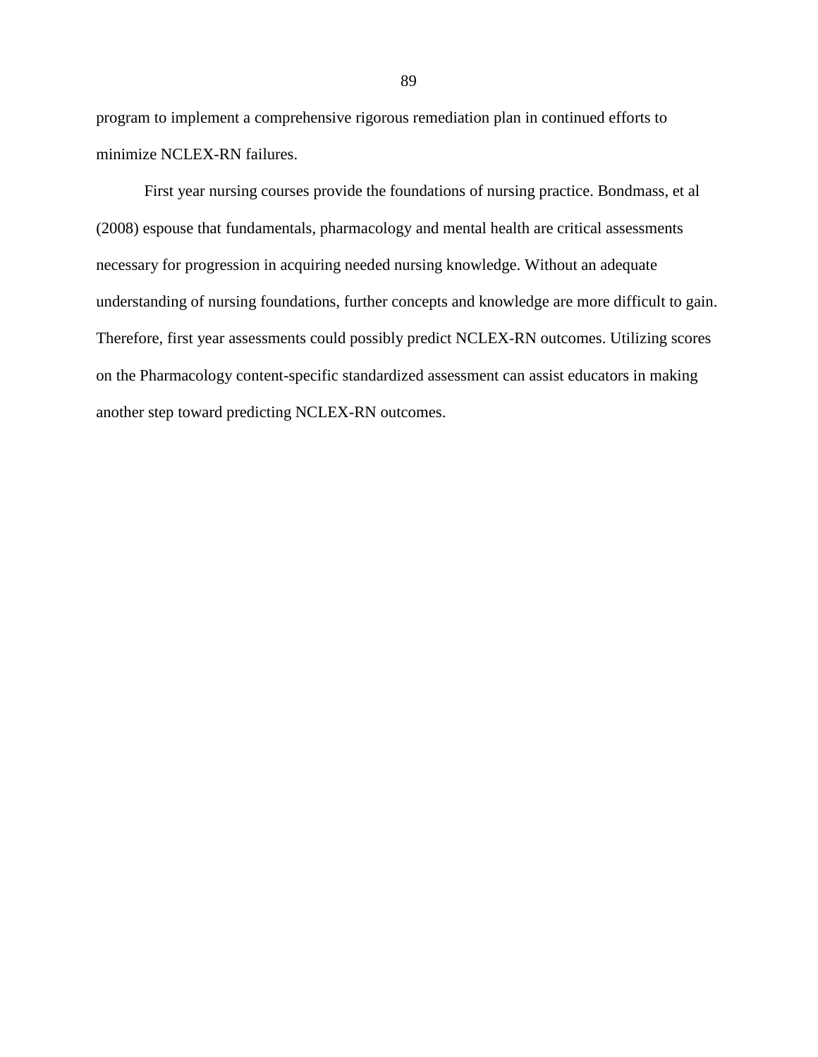program to implement a comprehensive rigorous remediation plan in continued efforts to minimize NCLEX-RN failures.

First year nursing courses provide the foundations of nursing practice. Bondmass, et al (2008) espouse that fundamentals, pharmacology and mental health are critical assessments necessary for progression in acquiring needed nursing knowledge. Without an adequate understanding of nursing foundations, further concepts and knowledge are more difficult to gain. Therefore, first year assessments could possibly predict NCLEX-RN outcomes. Utilizing scores on the Pharmacology content-specific standardized assessment can assist educators in making another step toward predicting NCLEX-RN outcomes.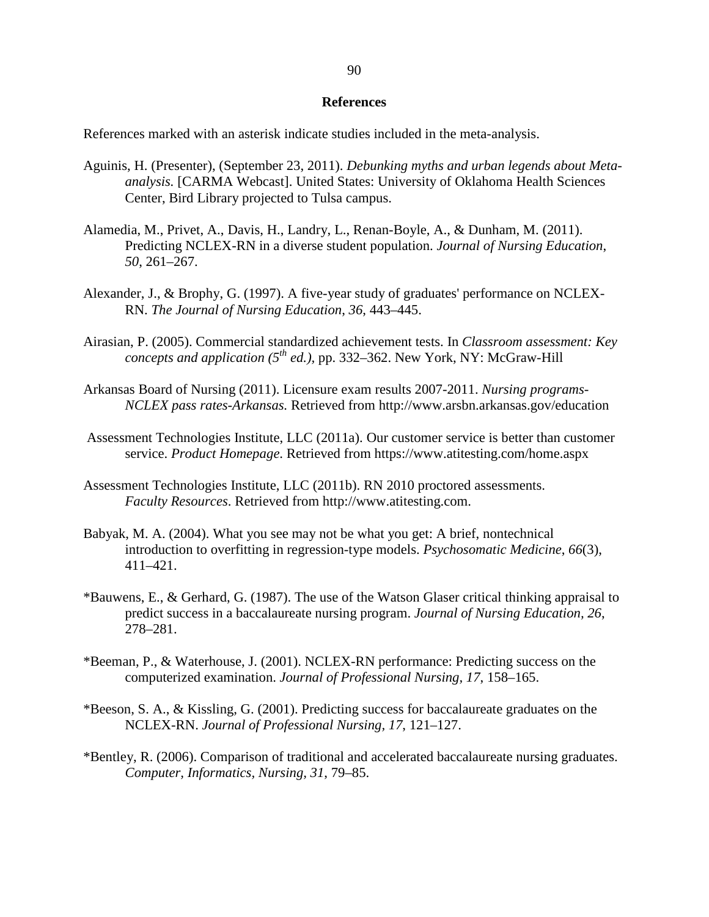## References

References marked with an asterisk indicate studies included in the meta-analysis.

Aguinis, H. (Presenter), (September 23, 2011). *Debunking myths and urban legends about Meta-analysis.* [CARMA Webcast]. United States: University of Oklahoma Health Sciences Center, Bird Library projected to Tulsa campus.

Alamedia, M., Privet, A., Davis, H., Landry, L., Renan-Boyle, A., & Dunham, M. (2011). Predicting NCLEX-RN in a diverse student population. *Journal of Nursing Education*, *50*, 261–267.

Alexander, J., & Brophy, G. (1997). A five-year study of graduates' performance on NCLEX-RN. *The Journal of Nursing Education*, *36*, 443–445.

Airasian, P. (2005). Commercial standardized achievement tests. In *Classroom assessment: Key concepts and application (5th ed.)*, pp. 332–362. New York, NY: McGraw-Hill

Arkansas Board of Nursing (2011). Licensure exam results 2007-2011. *Nursing programs-NCLEX pass rates-Arkansas.* Retrieved from http://www.arsbn.arkansas.gov/education

Assessment Technologies Institute, LLC (2011a). Our customer service is better than customer service. *Product Homepage*. Retrieved from https://www.atitesting.com/home.aspx

Assessment Technologies Institute, LLC (2011b). RN 2010 proctored assessments. *Faculty Resources*. Retrieved from http://www.atitesting.com.

Babyak, M. A. (2004). What you see may not be what you get: A brief, nontechnical introduction to overfitting in regression-type models. *Psychosomatic Medicine*, *66*(3), 411–421.

*Bauwens, E., & Gerhard, G. (1987). The use of the Watson Glaser critical thinking appraisal to predict success in a baccalaureate nursing program. *Journal of Nursing Education*, *26*, 278–281.

*Beeman, P., & Waterhouse, J. (2001). NCLEX-RN performance: Predicting success on the computerized examination. *Journal of Professional Nursing*, *17*, 158–165.

*Beeson, S. A., & Kissling, G. (2001). Predicting success for baccalaureate graduates on the NCLEX-RN. *Journal of Professional Nursing*, *17*, 121–127.

*Bentley, R. (2006). Comparison of traditional and accelerated baccalaureate nursing graduates. *Computer, Informatics, Nursing*, *31*, 79–85.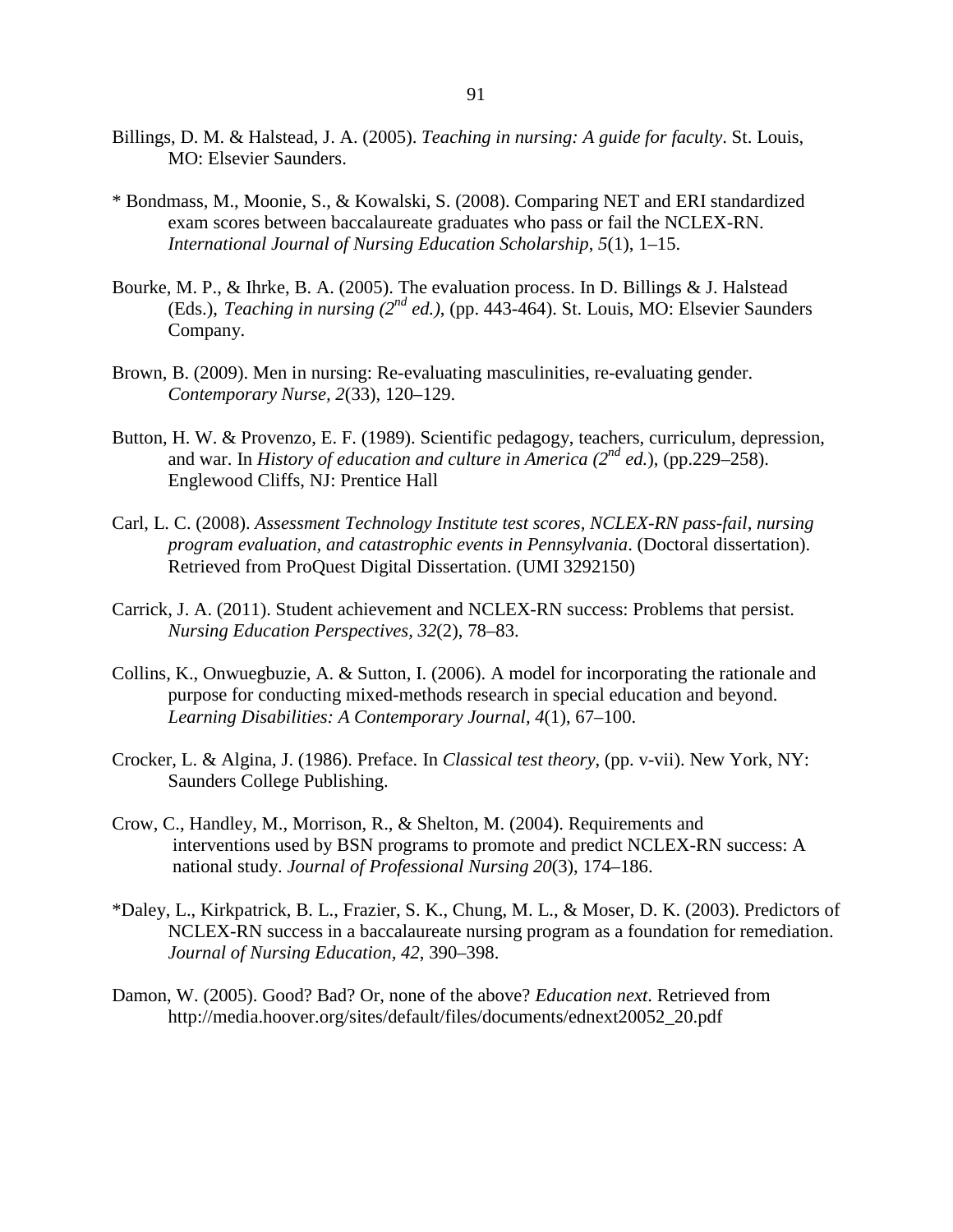Billings, D. M. & Halstead, J. A. (2005). *Teaching in nursing: A guide for faculty*. St. Louis, MO: Elsevier Saunders.

* Bondmass, M., Moonie, S., & Kowalski, S. (2008). Comparing NET and ERI standardized exam scores between baccalaureate graduates who pass or fail the NCLEX-RN. *International Journal of Nursing Education Scholarship*, *5*(1), 1–15.

Bourke, M. P., & Ihrke, B. A. (2005). The evaluation process. In D. Billings & J. Halstead (Eds.), *Teaching in nursing (2nd ed.)*, (pp. 443-464). St. Louis, MO: Elsevier Saunders Company.

Brown, B. (2009). Men in nursing: Re-evaluating masculinities, re-evaluating gender. *Contemporary Nurse, 2*(33), 120–129.

Button, H. W. & Provenzo, E. F. (1989). Scientific pedagogy, teachers, curriculum, depression, and war. In *History of education and culture in America (2nd ed.*), (pp.229–258). Englewood Cliffs, NJ: Prentice Hall

Carl, L. C. (2008). *Assessment Technology Institute test scores, NCLEX-RN pass-fail, nursing program evaluation, and catastrophic events in Pennsylvania*. (Doctoral dissertation). Retrieved from ProQuest Digital Dissertation. (UMI 3292150)

Carrick, J. A. (2011). Student achievement and NCLEX-RN success: Problems that persist. *Nursing Education Perspectives, 32*(2), 78–83.

Collins, K., Onwuegbuzie, A. & Sutton, I. (2006). A model for incorporating the rationale and purpose for conducting mixed-methods research in special education and beyond. *Learning Disabilities: A Contemporary Journal*, *4*(1), 67–100.

Crocker, L. & Algina, J. (1986). Preface. In *Classical test theory*, (pp. v-vii). New York, NY: Saunders College Publishing.

Crow, C., Handley, M., Morrison, R., & Shelton, M. (2004). Requirements and interventions used by BSN programs to promote and predict NCLEX-RN success: A national study. *Journal of Professional Nursing 20*(3), 174–186.

*Daley, L., Kirkpatrick, B. L., Frazier, S. K., Chung, M. L., & Moser, D. K. (2003). Predictors of NCLEX-RN success in a baccalaureate nursing program as a foundation for remediation. *Journal of Nursing Education*, *42*, 390–398.

Damon, W. (2005). Good? Bad? Or, none of the above? *Education next*. Retrieved from http://media.hoover.org/sites/default/files/documents/ednext20052_20.pdf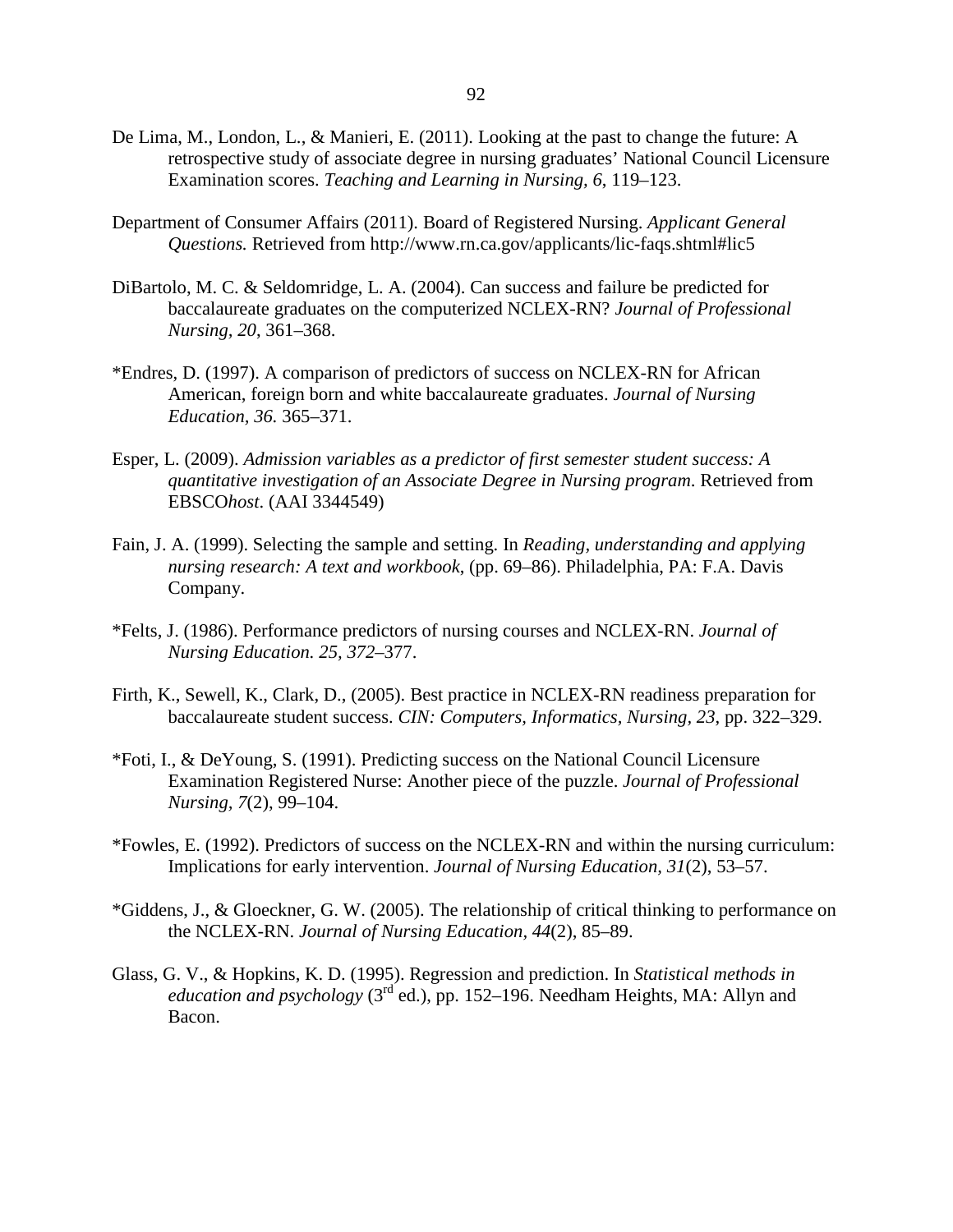De Lima, M., London, L., & Manieri, E. (2011). Looking at the past to change the future: A retrospective study of associate degree in nursing graduates' National Council Licensure Examination scores. *Teaching and Learning in Nursing, 6*, 119–123.

Department of Consumer Affairs (2011). Board of Registered Nursing. *Applicant General Questions.* Retrieved from http://www.rn.ca.gov/applicants/lic-faqs.shtml#lic5

DiBartolo, M. C. & Seldomridge, L. A. (2004). Can success and failure be predicted for baccalaureate graduates on the computerized NCLEX-RN? *Journal of Professional Nursing, 20*, 361–368.

*Endres, D. (1997). A comparison of predictors of success on NCLEX-RN for African American, foreign born and white baccalaureate graduates. *Journal of Nursing Education, 36.* 365–371.

Esper, L. (2009). *Admission variables as a predictor of first semester student success: A quantitative investigation of an Associate Degree in Nursing program*. Retrieved from EBSCO*host*. (AAI 3344549)

Fain, J. A. (1999). Selecting the sample and setting. In *Reading, understanding and applying nursing research: A text and workbook*, (pp. 69–86). Philadelphia, PA: F.A. Davis Company.

*Felts, J. (1986). Performance predictors of nursing courses and NCLEX-RN. *Journal of Nursing Education. 25, 372*–377.

Firth, K., Sewell, K., Clark, D., (2005). Best practice in NCLEX-RN readiness preparation for baccalaureate student success. *CIN: Computers, Informatics, Nursing, 23*, pp. 322–329.

*Foti, I., & DeYoung, S. (1991). Predicting success on the National Council Licensure Examination Registered Nurse: Another piece of the puzzle. *Journal of Professional Nursing, 7*(2), 99–104.

*Fowles, E. (1992). Predictors of success on the NCLEX-RN and within the nursing curriculum: Implications for early intervention. *Journal of Nursing Education, 31*(2), 53–57.

*Giddens, J., & Gloeckner, G. W. (2005). The relationship of critical thinking to performance on the NCLEX-RN. *Journal of Nursing Education, 44*(2), 85–89.

Glass, G. V., & Hopkins, K. D. (1995). Regression and prediction. In *Statistical methods in education and psychology* (3rd ed.), pp. 152–196. Needham Heights, MA: Allyn and Bacon.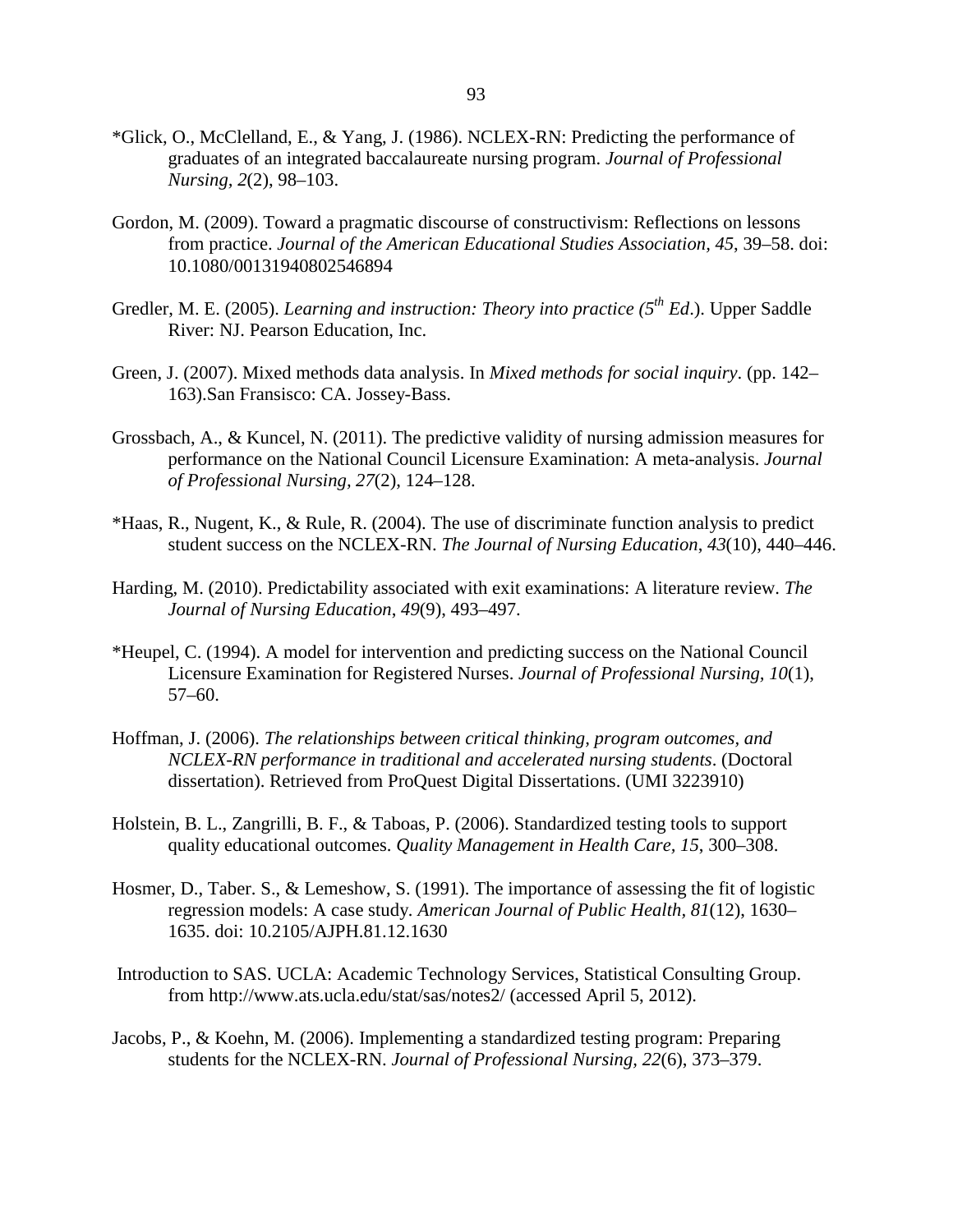*Glick, O., McClelland, E., & Yang, J. (1986). NCLEX-RN: Predicting the performance of graduates of an integrated baccalaureate nursing program. *Journal of Professional Nursing, 2*(2), 98–103.

Gordon, M. (2009). Toward a pragmatic discourse of constructivism: Reflections on lessons from practice. *Journal of the American Educational Studies Association, 45,* 39–58. doi: 10.1080/00131940802546894

Gredler, M. E. (2005). *Learning and instruction: Theory into practice (5th Ed*.). Upper Saddle River: NJ. Pearson Education, Inc.

Green, J. (2007). Mixed methods data analysis. In *Mixed methods for social inquiry*. (pp. 142–163).San Fransisco: CA. Jossey-Bass.

Grossbach, A., & Kuncel, N. (2011). The predictive validity of nursing admission measures for performance on the National Council Licensure Examination: A meta-analysis. *Journal of Professional Nursing, 27*(2), 124–128.

*Haas, R., Nugent, K., & Rule, R. (2004). The use of discriminate function analysis to predict student success on the NCLEX-RN. *The Journal of Nursing Education*, *43*(10), 440–446.

Harding, M. (2010). Predictability associated with exit examinations: A literature review. *The Journal of Nursing Education*, *49*(9), 493–497.

*Heupel, C. (1994). A model for intervention and predicting success on the National Council Licensure Examination for Registered Nurses. *Journal of Professional Nursing, 10*(1), 57–60.

Hoffman, J. (2006). *The relationships between critical thinking, program outcomes, and NCLEX-RN performance in traditional and accelerated nursing students*. (Doctoral dissertation). Retrieved from ProQuest Digital Dissertations. (UMI 3223910)

Holstein, B. L., Zangrilli, B. F., & Taboas, P. (2006). Standardized testing tools to support quality educational outcomes. *Quality Management in Health Care*, *15*, 300–308.

Hosmer, D., Taber. S., & Lemeshow, S. (1991). The importance of assessing the fit of logistic regression models: A case study. *American Journal of Public Health, 81*(12), 1630–1635. doi: 10.2105/AJPH.81.12.1630

Introduction to SAS. UCLA: Academic Technology Services, Statistical Consulting Group. from http://www.ats.ucla.edu/stat/sas/notes2/ (accessed April 5, 2012).

Jacobs, P., & Koehn, M. (2006). Implementing a standardized testing program: Preparing students for the NCLEX-RN. *Journal of Professional Nursing, 22*(6), 373–379.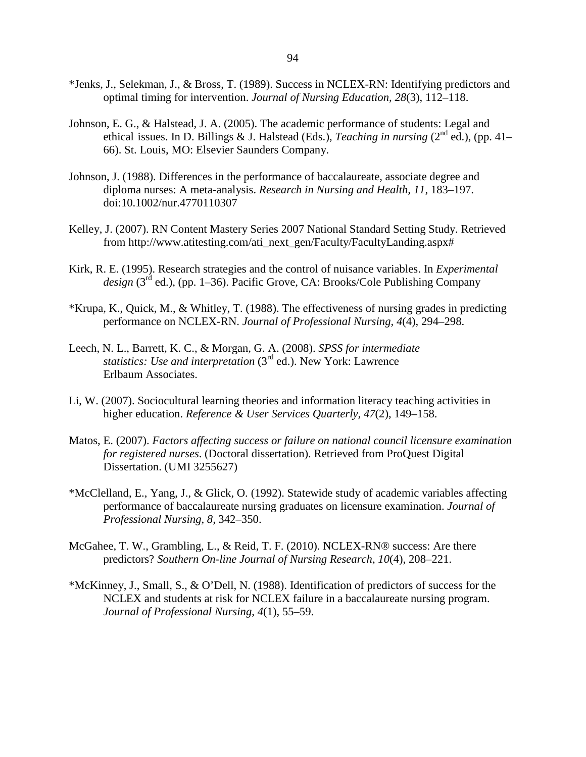*Jenks, J., Selekman, J., & Bross, T. (1989). Success in NCLEX-RN: Identifying predictors and optimal timing for intervention. *Journal of Nursing Education, 28*(3), 112–118.

Johnson, E. G., & Halstead, J. A. (2005). The academic performance of students: Legal and ethical issues. In D. Billings & J. Halstead (Eds.), *Teaching in nursing* (2nd ed.), (pp. 41–66). St. Louis, MO: Elsevier Saunders Company.

Johnson, J. (1988). Differences in the performance of baccalaureate, associate degree and diploma nurses: A meta-analysis. *Research in Nursing and Health, 11*, 183–197. doi:10.1002/nur.4770110307

Kelley, J. (2007). RN Content Mastery Series 2007 National Standard Setting Study. Retrieved from http://www.atitesting.com/ati_next_gen/Faculty/FacultyLanding.aspx#

Kirk, R. E. (1995). Research strategies and the control of nuisance variables. In *Experimental design* (3rd ed.), (pp. 1–36). Pacific Grove, CA: Brooks/Cole Publishing Company

*Krupa, K., Quick, M., & Whitley, T. (1988). The effectiveness of nursing grades in predicting performance on NCLEX-RN. *Journal of Professional Nursing, 4*(4), 294–298.

Leech, N. L., Barrett, K. C., & Morgan, G. A. (2008). *SPSS for intermediate statistics: Use and interpretation* (3rd ed.). New York: Lawrence Erlbaum Associates.

Li, W. (2007). Sociocultural learning theories and information literacy teaching activities in higher education. *Reference & User Services Quarterly, 47*(2), 149–158.

Matos, E. (2007). *Factors affecting success or failure on national council licensure examination for registered nurses*. (Doctoral dissertation). Retrieved from ProQuest Digital Dissertation. (UMI 3255627)

*McClelland, E., Yang, J., & Glick, O. (1992). Statewide study of academic variables affecting performance of baccalaureate nursing graduates on licensure examination. *Journal of Professional Nursing, 8,* 342–350.

McGahee, T. W., Grambling, L., & Reid, T. F. (2010). NCLEX-RN® success: Are there predictors? *Southern On-line Journal of Nursing Research, 10*(4), 208–221.

*McKinney, J., Small, S., & O'Dell, N. (1988). Identification of predictors of success for the NCLEX and students at risk for NCLEX failure in a baccalaureate nursing program. *Journal of Professional Nursing, 4*(1), 55–59.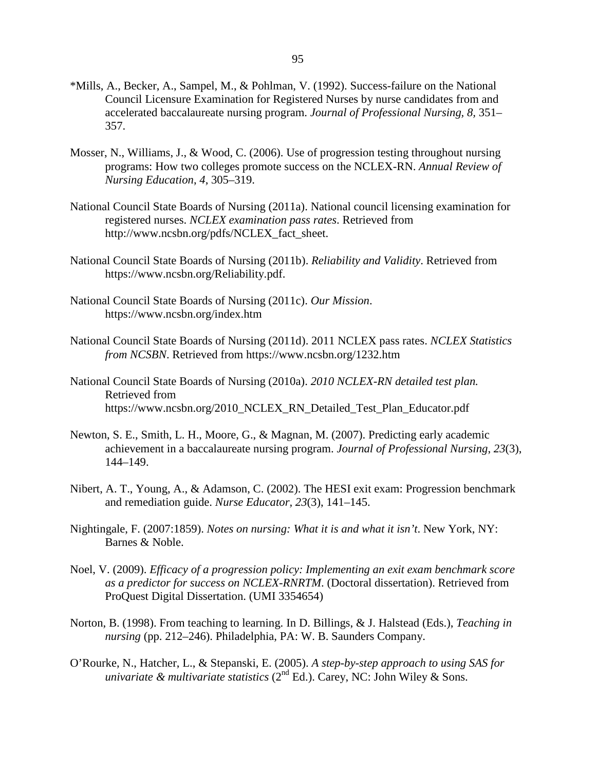*Mills, A., Becker, A., Sampel, M., & Pohlman, V. (1992). Success-failure on the National Council Licensure Examination for Registered Nurses by nurse candidates from and accelerated baccalaureate nursing program. *Journal of Professional Nursing, 8*, 351–357.

Mosser, N., Williams, J., & Wood, C. (2006). Use of progression testing throughout nursing programs: How two colleges promote success on the NCLEX-RN. *Annual Review of Nursing Education, 4*, 305–319.

National Council State Boards of Nursing (2011a). National council licensing examination for registered nurses. *NCLEX examination pass rates*. Retrieved from http://www.ncsbn.org/pdfs/NCLEX_fact_sheet.

National Council State Boards of Nursing (2011b). *Reliability and Validity*. Retrieved from https://www.ncsbn.org/Reliability.pdf.

National Council State Boards of Nursing (2011c). *Our Mission*. https://www.ncsbn.org/index.htm

National Council State Boards of Nursing (2011d). 2011 NCLEX pass rates. *NCLEX Statistics from NCSBN*. Retrieved from https://www.ncsbn.org/1232.htm

National Council State Boards of Nursing (2010a). *2010 NCLEX-RN detailed test plan.* Retrieved from https://www.ncsbn.org/2010_NCLEX_RN_Detailed_Test_Plan_Educator.pdf

Newton, S. E., Smith, L. H., Moore, G., & Magnan, M. (2007). Predicting early academic achievement in a baccalaureate nursing program. *Journal of Professional Nursing, 23*(3), 144–149.

Nibert, A. T., Young, A., & Adamson, C. (2002). The HESI exit exam: Progression benchmark and remediation guide. *Nurse Educator, 23*(3), 141–145.

Nightingale, F. (2007:1859). *Notes on nursing: What it is and what it isn't*. New York, NY: Barnes & Noble.

Noel, V. (2009). *Efficacy of a progression policy: Implementing an exit exam benchmark score as a predictor for success on NCLEX-RNRTM*. (Doctoral dissertation). Retrieved from ProQuest Digital Dissertation. (UMI 3354654)

Norton, B. (1998). From teaching to learning. In D. Billings, & J. Halstead (Eds.), *Teaching in nursing* (pp. 212–246). Philadelphia, PA: W. B. Saunders Company.

O'Rourke, N., Hatcher, L., & Stepanski, E. (2005). *A step-by-step approach to using SAS for univariate & multivariate statistics* (2nd Ed.). Carey, NC: John Wiley & Sons.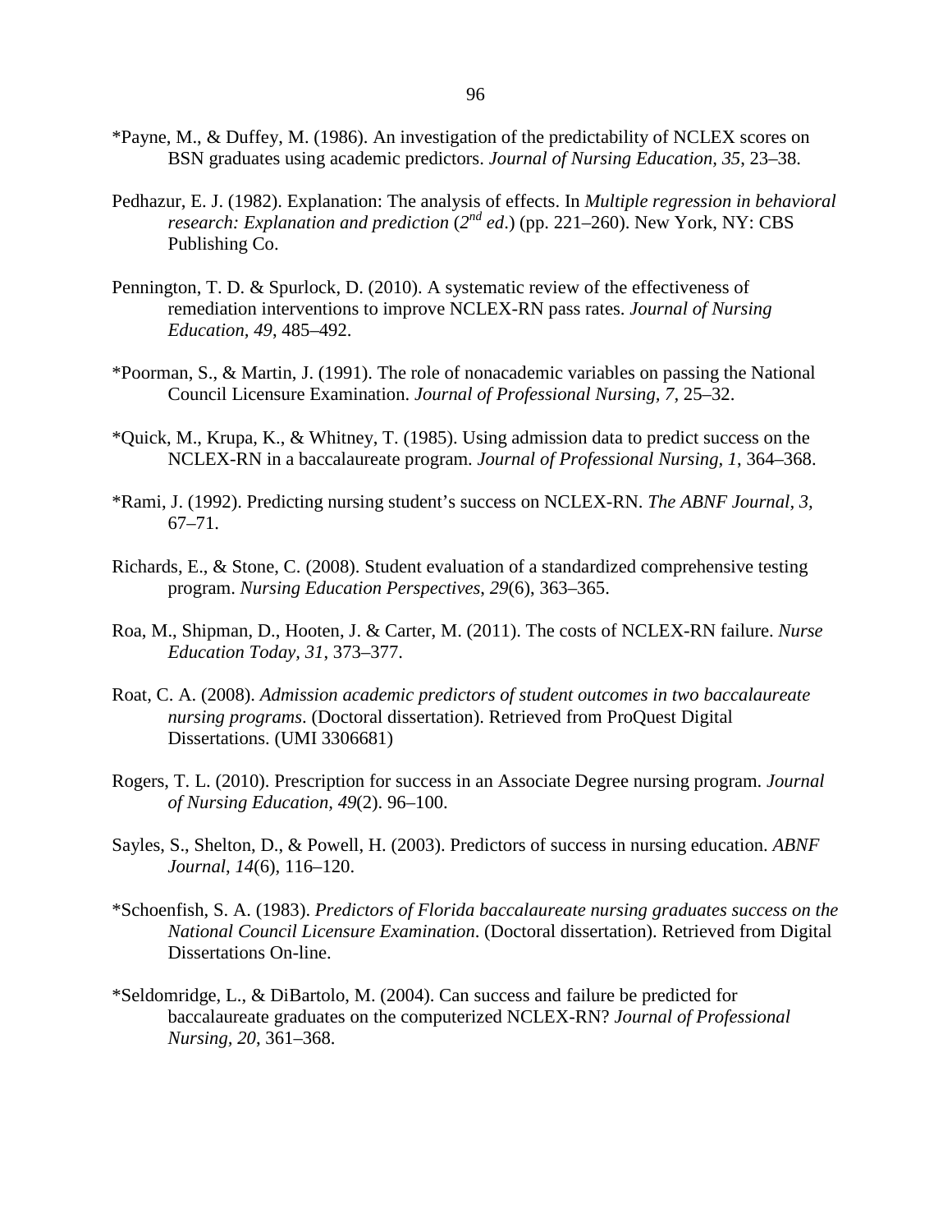*Payne, M., & Duffey, M. (1986). An investigation of the predictability of NCLEX scores on BSN graduates using academic predictors. *Journal of Nursing Education, 35*, 23–38.

Pedhazur, E. J. (1982). Explanation: The analysis of effects. In *Multiple regression in behavioral research: Explanation and prediction* (*2nd ed*.) (pp. 221–260). New York, NY: CBS Publishing Co.

Pennington, T. D. & Spurlock, D. (2010). A systematic review of the effectiveness of remediation interventions to improve NCLEX-RN pass rates. *Journal of Nursing Education, 49*, 485–492.

*Poorman, S., & Martin, J. (1991). The role of nonacademic variables on passing the National Council Licensure Examination. *Journal of Professional Nursing, 7,* 25–32.

*Quick, M., Krupa, K., & Whitney, T. (1985). Using admission data to predict success on the NCLEX-RN in a baccalaureate program. *Journal of Professional Nursing, 1*, 364–368.

*Rami, J. (1992). Predicting nursing student's success on NCLEX-RN. *The ABNF Journal, 3,* 67–71.

Richards, E., & Stone, C. (2008). Student evaluation of a standardized comprehensive testing program. *Nursing Education Perspectives*, *29*(6), 363–365.

Roa, M., Shipman, D., Hooten, J. & Carter, M. (2011). The costs of NCLEX-RN failure. *Nurse Education Today, 31*, 373–377.

Roat, C. A. (2008). *Admission academic predictors of student outcomes in two baccalaureate nursing programs*. (Doctoral dissertation). Retrieved from ProQuest Digital Dissertations. (UMI 3306681)

Rogers, T. L. (2010). Prescription for success in an Associate Degree nursing program. *Journal of Nursing Education, 49*(2). 96–100.

Sayles, S., Shelton, D., & Powell, H. (2003). Predictors of success in nursing education. *ABNF Journal*, *14*(6), 116–120.

*Schoenfish, S. A. (1983). *Predictors of Florida baccalaureate nursing graduates success on the National Council Licensure Examination*. (Doctoral dissertation). Retrieved from Digital Dissertations On-line.

*Seldomridge, L., & DiBartolo, M. (2004). Can success and failure be predicted for baccalaureate graduates on the computerized NCLEX-RN? *Journal of Professional Nursing, 20*, 361–368.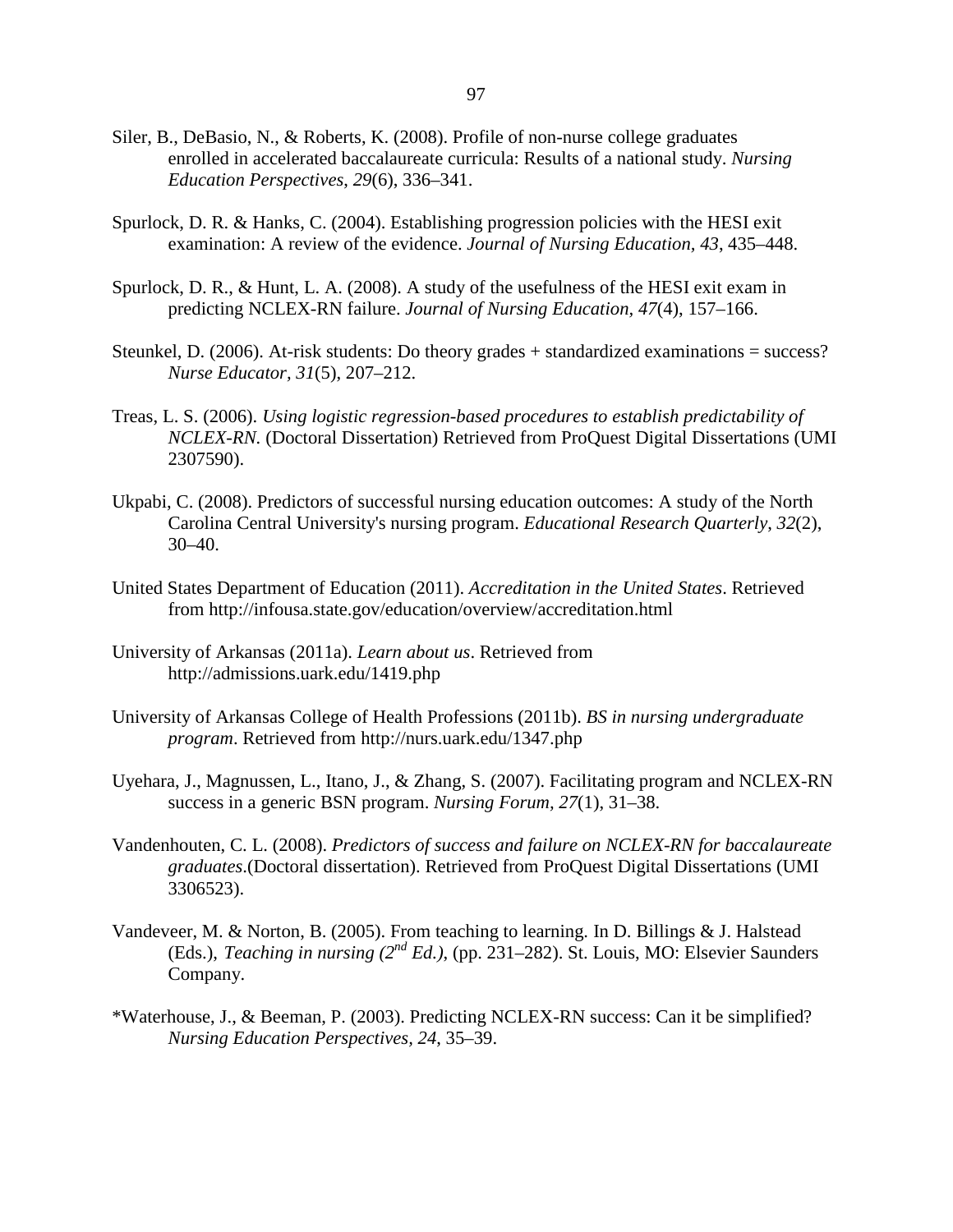Siler, B., DeBasio, N., & Roberts, K. (2008). Profile of non-nurse college graduates enrolled in accelerated baccalaureate curricula: Results of a national study. *Nursing Education Perspectives*, *29*(6), 336–341.

Spurlock, D. R. & Hanks, C. (2004). Establishing progression policies with the HESI exit examination: A review of the evidence. *Journal of Nursing Education, 43*, 435–448.

Spurlock, D. R., & Hunt, L. A. (2008). A study of the usefulness of the HESI exit exam in predicting NCLEX-RN failure. *Journal of Nursing Education, 47*(4), 157–166.

Steunkel, D. (2006). At-risk students: Do theory grades + standardized examinations = success? *Nurse Educator, 31*(5), 207–212.

Treas, L. S. (2006). *Using logistic regression-based procedures to establish predictability of NCLEX-RN.* (Doctoral Dissertation) Retrieved from ProQuest Digital Dissertations (UMI 2307590).

Ukpabi, C. (2008). Predictors of successful nursing education outcomes: A study of the North Carolina Central University's nursing program. *Educational Research Quarterly, 32*(2), 30–40.

United States Department of Education (2011). *Accreditation in the United States*. Retrieved from http://infousa.state.gov/education/overview/accreditation.html

University of Arkansas (2011a). *Learn about us*. Retrieved from http://admissions.uark.edu/1419.php

University of Arkansas College of Health Professions (2011b). *BS in nursing undergraduate program*. Retrieved from http://nurs.uark.edu/1347.php

Uyehara, J., Magnussen, L., Itano, J., & Zhang, S. (2007). Facilitating program and NCLEX-RN success in a generic BSN program. *Nursing Forum, 27*(1), 31–38.

Vandenhouten, C. L. (2008). *Predictors of success and failure on NCLEX-RN for baccalaureate graduates.*(Doctoral dissertation). Retrieved from ProQuest Digital Dissertations (UMI 3306523).

Vandeveer, M. & Norton, B. (2005). From teaching to learning. In D. Billings & J. Halstead (Eds.), *Teaching in nursing (2nd Ed.)*, (pp. 231–282). St. Louis, MO: Elsevier Saunders Company.

*Waterhouse, J., & Beeman, P. (2003). Predicting NCLEX-RN success: Can it be simplified? *Nursing Education Perspectives, 24*, 35–39.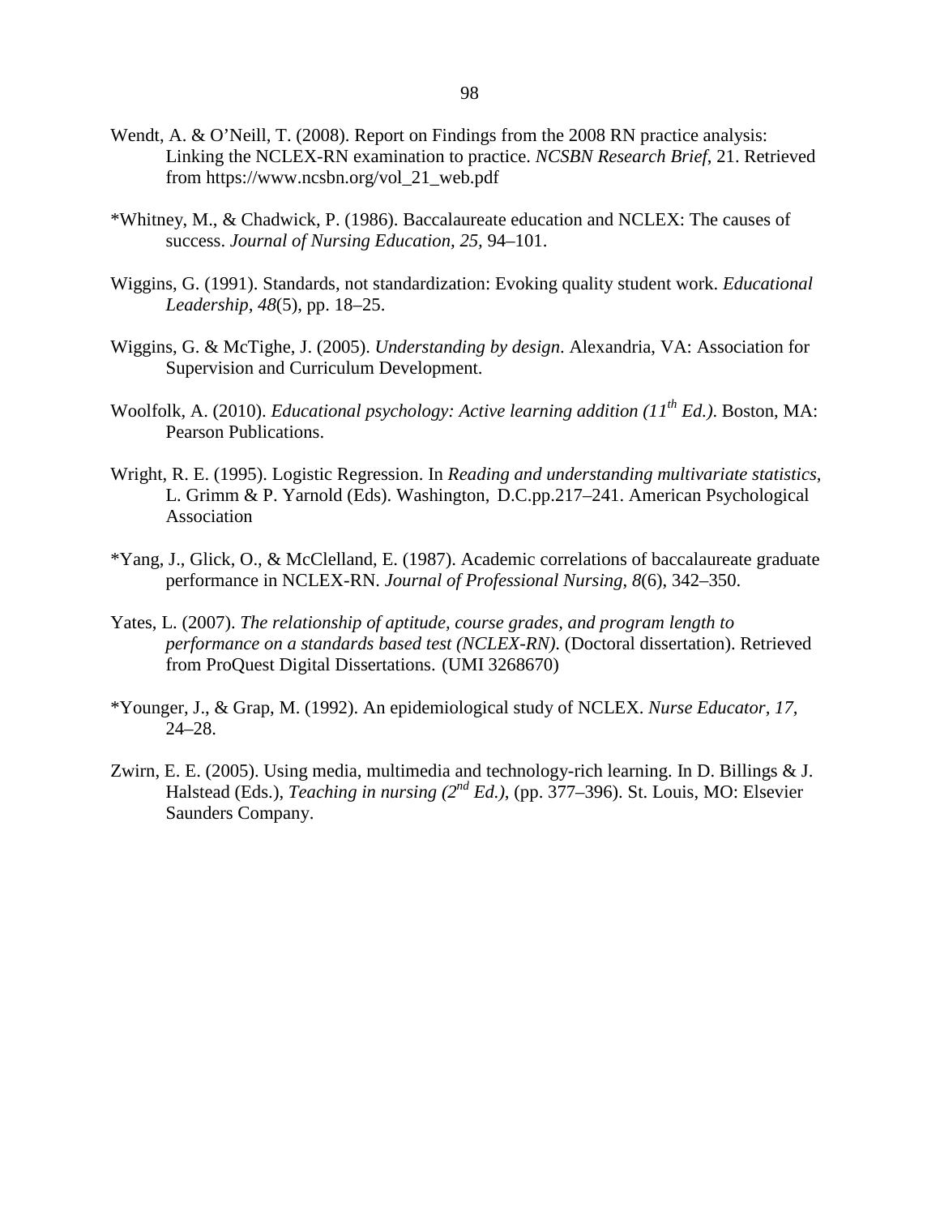Wendt, A. & O'Neill, T. (2008). Report on Findings from the 2008 RN practice analysis: Linking the NCLEX-RN examination to practice. *NCSBN Research Brief*, 21. Retrieved from https://www.ncsbn.org/vol_21_web.pdf

*Whitney, M., & Chadwick, P. (1986). Baccalaureate education and NCLEX: The causes of success. *Journal of Nursing Education, 25,* 94–101.

Wiggins, G. (1991). Standards, not standardization: Evoking quality student work. *Educational Leadership, 48*(5), pp. 18–25.

Wiggins, G. & McTighe, J. (2005). *Understanding by design*. Alexandria, VA: Association for Supervision and Curriculum Development.

Woolfolk, A. (2010). *Educational psychology: Active learning addition (11th Ed.)*. Boston, MA: Pearson Publications.

Wright, R. E. (1995). Logistic Regression. In *Reading and understanding multivariate statistics*, L. Grimm & P. Yarnold (Eds). Washington, D.C.pp.217–241. American Psychological Association

*Yang, J., Glick, O., & McClelland, E. (1987). Academic correlations of baccalaureate graduate performance in NCLEX-RN. *Journal of Professional Nursing, 8*(6), 342–350.

Yates, L. (2007). *The relationship of aptitude, course grades, and program length to performance on a standards based test (NCLEX-RN)*. (Doctoral dissertation). Retrieved from ProQuest Digital Dissertations. (UMI 3268670)

*Younger, J., & Grap, M. (1992). An epidemiological study of NCLEX. *Nurse Educator, 17,* 24–28.

Zwirn, E. E. (2005). Using media, multimedia and technology-rich learning. In D. Billings & J. Halstead (Eds.), *Teaching in nursing (2nd Ed.)*, (pp. 377–396). St. Louis, MO: Elsevier Saunders Company.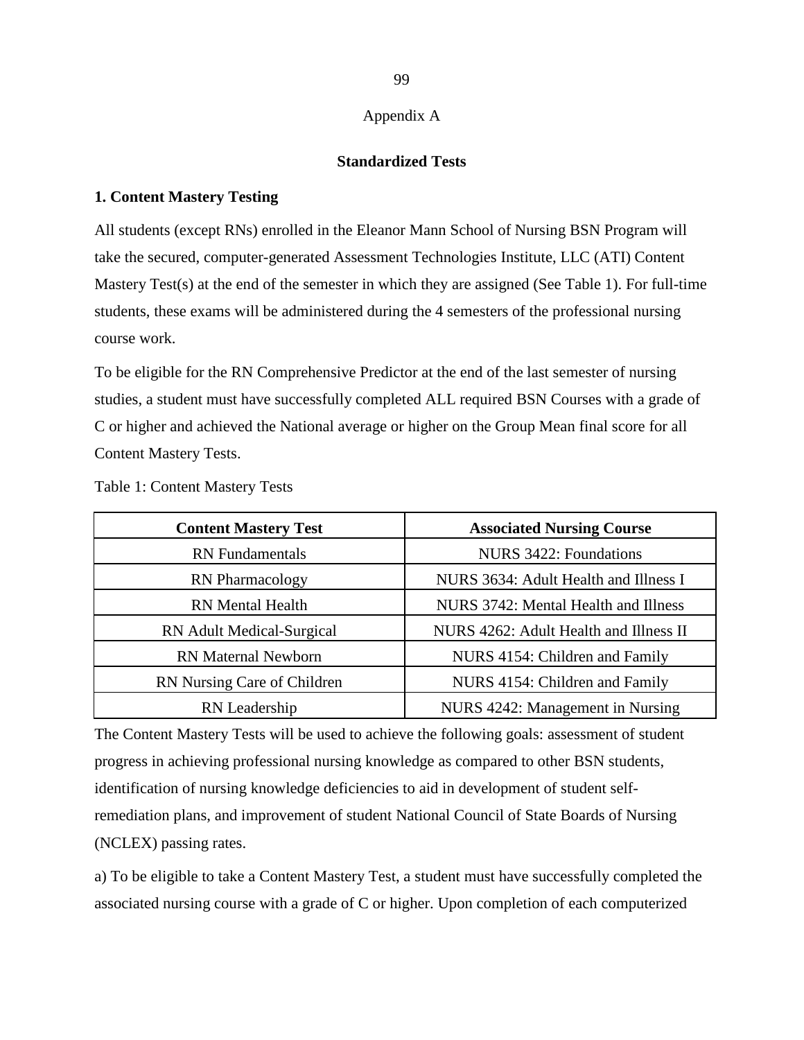Appendix A

## Standardized Tests

### 1. Content Mastery Testing

All students (except RNs) enrolled in the Eleanor Mann School of Nursing BSN Program will take the secured, computer-generated Assessment Technologies Institute, LLC (ATI) Content Mastery Test(s) at the end of the semester in which they are assigned (See Table 1). For full-time students, these exams will be administered during the 4 semesters of the professional nursing course work.

To be eligible for the RN Comprehensive Predictor at the end of the last semester of nursing studies, a student must have successfully completed ALL required BSN Courses with a grade of C or higher and achieved the National average or higher on the Group Mean final score for all Content Mastery Tests.

Table 1: Content Mastery Tests

| Content Mastery Test | Associated Nursing Course |
|---|---|
| RN Fundamentals | NURS 3422: Foundations |
| RN Pharmacology | NURS 3634: Adult Health and Illness I |
| RN Mental Health | NURS 3742: Mental Health and Illness |
| RN Adult Medical-Surgical | NURS 4262: Adult Health and Illness II |
| RN Maternal Newborn | NURS 4154: Children and Family |
| RN Nursing Care of Children | NURS 4154: Children and Family |
| RN Leadership | NURS 4242: Management in Nursing |

The Content Mastery Tests will be used to achieve the following goals: assessment of student progress in achieving professional nursing knowledge as compared to other BSN students, identification of nursing knowledge deficiencies to aid in development of student self-remediation plans, and improvement of student National Council of State Boards of Nursing (NCLEX) passing rates.

a) To be eligible to take a Content Mastery Test, a student must have successfully completed the associated nursing course with a grade of C or higher. Upon completion of each computerized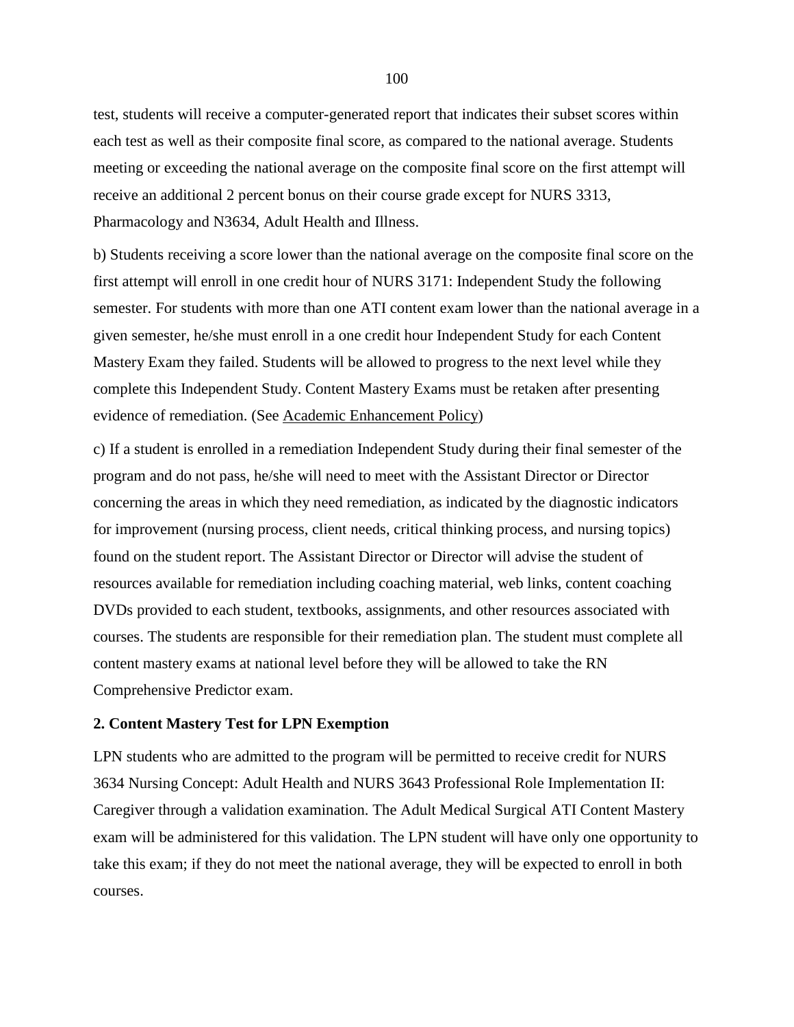test, students will receive a computer-generated report that indicates their subset scores within each test as well as their composite final score, as compared to the national average. Students meeting or exceeding the national average on the composite final score on the first attempt will receive an additional 2 percent bonus on their course grade except for NURS 3313, Pharmacology and N3634, Adult Health and Illness.

b) Students receiving a score lower than the national average on the composite final score on the first attempt will enroll in one credit hour of NURS 3171: Independent Study the following semester. For students with more than one ATI content exam lower than the national average in a given semester, he/she must enroll in a one credit hour Independent Study for each Content Mastery Exam they failed. Students will be allowed to progress to the next level while they complete this Independent Study. Content Mastery Exams must be retaken after presenting evidence of remediation. (See Academic Enhancement Policy)

c) If a student is enrolled in a remediation Independent Study during their final semester of the program and do not pass, he/she will need to meet with the Assistant Director or Director concerning the areas in which they need remediation, as indicated by the diagnostic indicators for improvement (nursing process, client needs, critical thinking process, and nursing topics) found on the student report. The Assistant Director or Director will advise the student of resources available for remediation including coaching material, web links, content coaching DVDs provided to each student, textbooks, assignments, and other resources associated with courses. The students are responsible for their remediation plan. The student must complete all content mastery exams at national level before they will be allowed to take the RN Comprehensive Predictor exam.

**2. Content Mastery Test for LPN Exemption**

LPN students who are admitted to the program will be permitted to receive credit for NURS 3634 Nursing Concept: Adult Health and NURS 3643 Professional Role Implementation II: Caregiver through a validation examination. The Adult Medical Surgical ATI Content Mastery exam will be administered for this validation. The LPN student will have only one opportunity to take this exam; if they do not meet the national average, they will be expected to enroll in both courses.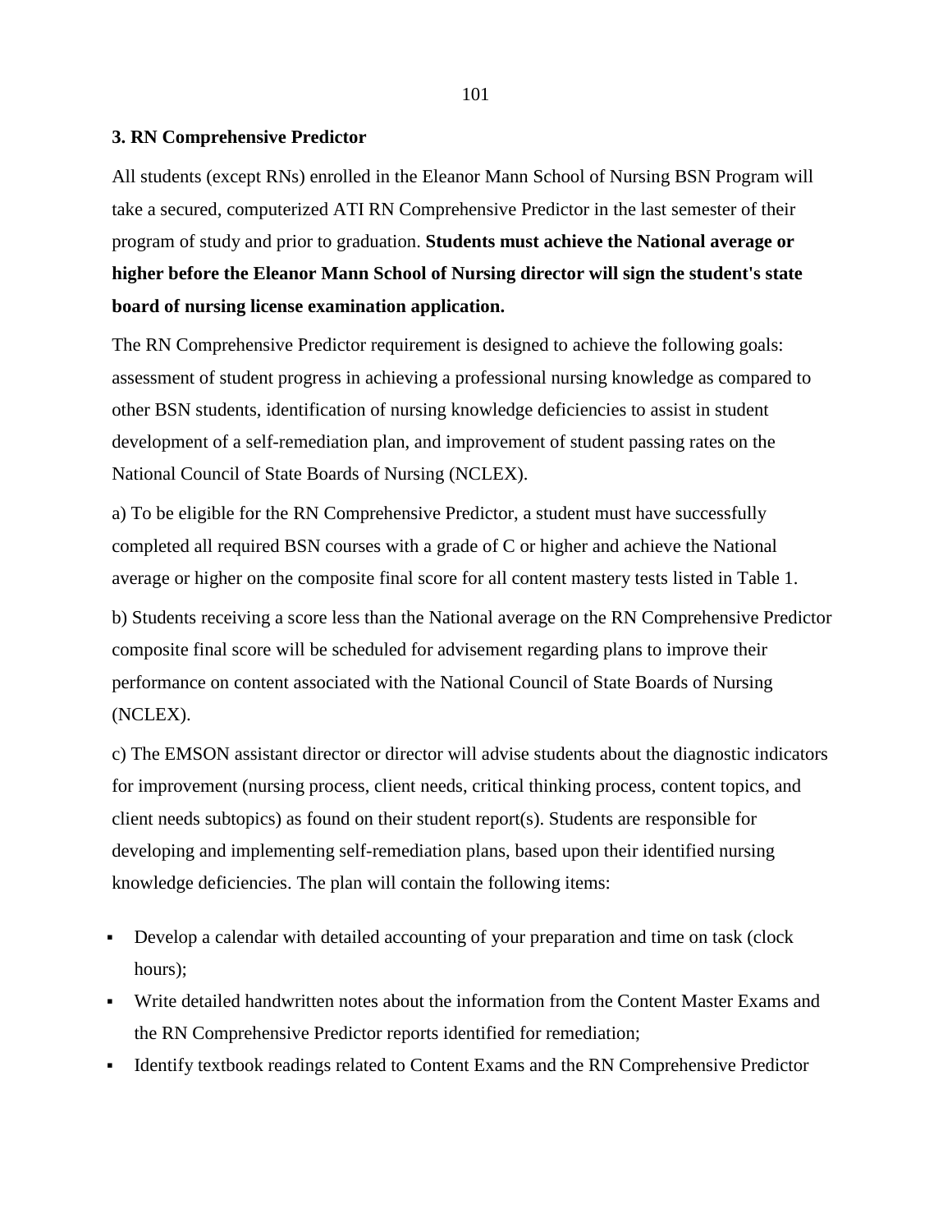### 3. RN Comprehensive Predictor

All students (except RNs) enrolled in the Eleanor Mann School of Nursing BSN Program will take a secured, computerized ATI RN Comprehensive Predictor in the last semester of their program of study and prior to graduation. **Students must achieve the National average or higher before the Eleanor Mann School of Nursing director will sign the student's state board of nursing license examination application.**

The RN Comprehensive Predictor requirement is designed to achieve the following goals: assessment of student progress in achieving a professional nursing knowledge as compared to other BSN students, identification of nursing knowledge deficiencies to assist in student development of a self-remediation plan, and improvement of student passing rates on the National Council of State Boards of Nursing (NCLEX).

a) To be eligible for the RN Comprehensive Predictor, a student must have successfully completed all required BSN courses with a grade of C or higher and achieve the National average or higher on the composite final score for all content mastery tests listed in Table 1.

b) Students receiving a score less than the National average on the RN Comprehensive Predictor composite final score will be scheduled for advisement regarding plans to improve their performance on content associated with the National Council of State Boards of Nursing (NCLEX).

c) The EMSON assistant director or director will advise students about the diagnostic indicators for improvement (nursing process, client needs, critical thinking process, content topics, and client needs subtopics) as found on their student report(s). Students are responsible for developing and implementing self-remediation plans, based upon their identified nursing knowledge deficiencies. The plan will contain the following items:

- Develop a calendar with detailed accounting of your preparation and time on task (clock hours);
- Write detailed handwritten notes about the information from the Content Master Exams and the RN Comprehensive Predictor reports identified for remediation;
- Identify textbook readings related to Content Exams and the RN Comprehensive Predictor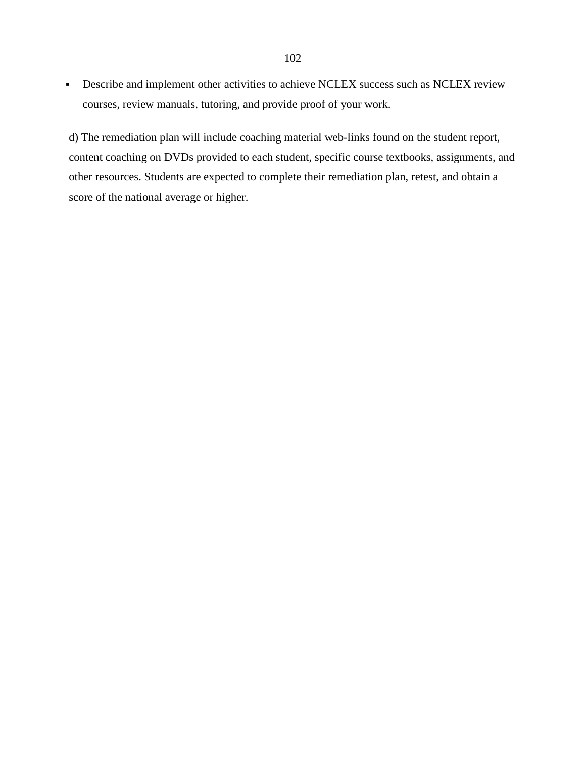- Describe and implement other activities to achieve NCLEX success such as NCLEX review courses, review manuals, tutoring, and provide proof of your work.

d) The remediation plan will include coaching material web-links found on the student report, content coaching on DVDs provided to each student, specific course textbooks, assignments, and other resources. Students are expected to complete their remediation plan, retest, and obtain a score of the national average or higher.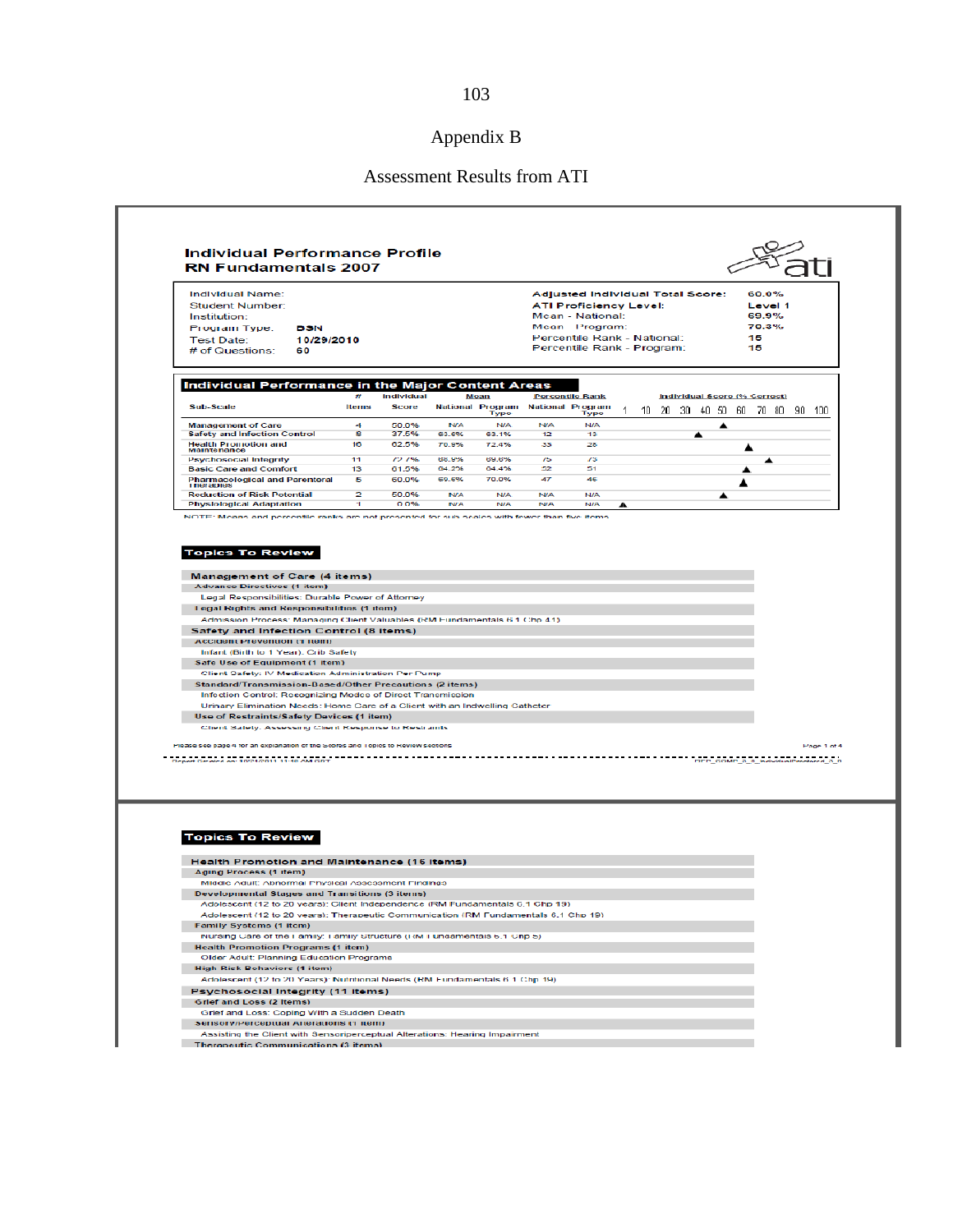# Appendix B

## Assessment Results from ATI

**Individual Performance Profile**
**RN Fundamentals 2007**

ati

| | | | |
|---|---|---|---|
| Individual Name: | | **Adjusted Individual Total Score:** | **60.0%** |
| Student Number: | | **ATI Proficiency Level:** | **Level 1** |
| Institution: | | Mean - National: | **69.9%** |
| Program Type: | **BSN** | Mean - Program: | **70.3%** |
| Test Date: | **10/29/2010** | Percentile Rank - National: | **15** |
| # of Questions: | **60** | Percentile Rank - Program: | **15** |

**Individual Performance in the Major Content Areas**

| Sub-Scale | # Items | Individual Score | Mean National | Mean Program Type | Percentile Rank National | Percentile Rank Program Type |
|---|---|---|---|---|---|---|
| Management of Care | 4 | 50.0% | N/A | N/A | N/A | N/A |
| Safety and Infection Control | 8 | 37.5% | 63.6% | 63.1% | 12 | 13 |
| Health Promotion and Maintenance | 16 | 62.5% | 70.8% | 72.4% | 33 | 28 |
| Psychosocial Integrity | 11 | 72.7% | 68.9% | 69.6% | 75 | 73 |
| Basic Care and Comfort | 13 | 61.5% | 64.2% | 64.4% | 52 | 51 |
| Pharmacological and Parenteral Therapies | 5 | 60.0% | 69.6% | 70.0% | 47 | 46 |
| Reduction of Risk Potential | 2 | 50.0% | N/A | N/A | N/A | N/A |
| Physiological Adaptation | 1 | 0.0% | N/A | N/A | N/A | N/A |

NOTE: Means and percentile ranks are not presented for sub-scales with fewer than five items.

**Topics To Review**

**Management of Care (4 items)**
- Advance Directives (1 item)
  - Legal Responsibilities: Durable Power of Attorney
- Legal Rights and Responsibilities (1 item)
  - Admission Process: Managing Client Valuables (RM Fundamentals 6.1 Chp 41)

**Safety and Infection Control (8 items)**
- Accident Prevention (1 item)
  - Infant (Birth to 1 Year): Crib Safety
- Safe Use of Equipment (1 item)
  - Client Safety: IV Medication Administration Per Pump
- Standard/Transmission-Based/Other Precautions (2 items)
  - Infection Control: Recognizing Modes of Direct Transmission
  - Urinary Elimination Needs: Home Care of a Client with an Indwelling Catheter
- Use of Restraints/Safety Devices (1 item)
  - Client Safety: Assessing Client Response to Restraints

Please see page 4 for an explanation of the Scores and Topics to Review sections

**Topics To Review**

**Health Promotion and Maintenance (16 items)**
- Aging Process (1 item)
  - Middle Adult: Abnormal Physical Assessment Findings
- Developmental Stages and Transitions (3 items)
  - Adolescent (12 to 20 years): Client Independence (RM Fundamentals 6.1 Chp 19)
  - Adolescent (12 to 20 years): Therapeutic Communication (RM Fundamentals 6.1 Chp 19)
- Family Systems (1 item)
  - Nursing Care of the Family: Family Structure (RM Fundamentals 6.1 Chp 5)
- Health Promotion Programs (1 item)
  - Older Adult: Planning Education Programs
- High Risk Behaviors (1 item)
  - Adolescent (12 to 20 Years): Nutritional Needs (RM Fundamentals 6.1 Chp 19)

**Psychosocial Integrity (11 items)**
- Grief and Loss (2 items)
  - Grief and Loss: Coping With a Sudden Death
- Sensory/Perceptual Alterations (1 item)
  - Assisting the Client with Sensoriperceptual Alterations: Hearing Impairment
- Therapeutic Communications (2 items)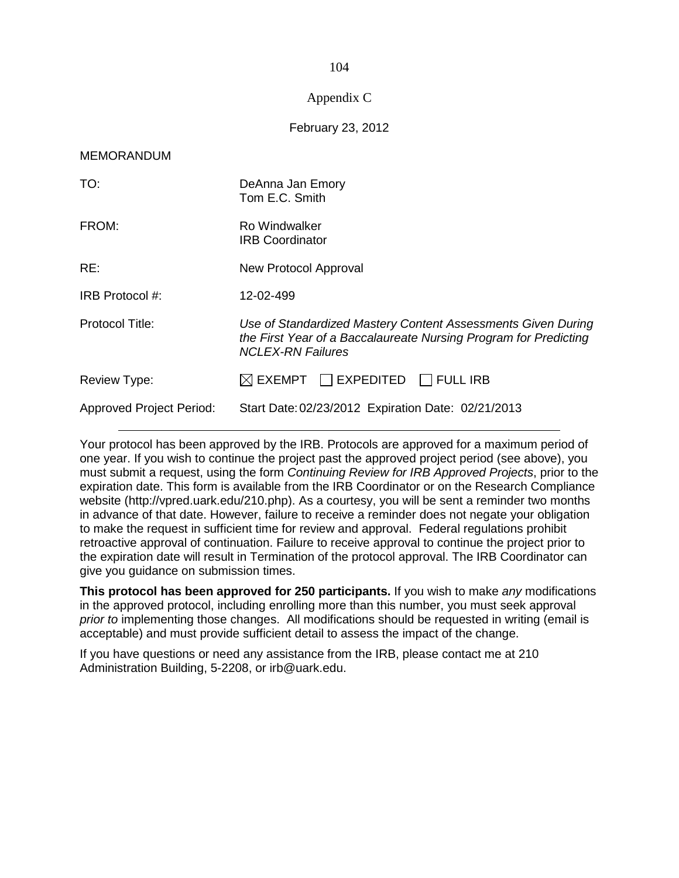# Appendix C

February 23, 2012

MEMORANDUM

| | |
|---|---|
| TO: | DeAnna Jan Emory<br>Tom E.C. Smith |
| FROM: | Ro Windwalker<br>IRB Coordinator |
| RE: | New Protocol Approval |
| IRB Protocol #: | 12-02-499 |
| Protocol Title: | *Use of Standardized Mastery Content Assessments Given During the First Year of a Baccalaureate Nursing Program for Predicting NCLEX-RN Failures* |
| Review Type: | ☒ EXEMPT ☐ EXPEDITED ☐ FULL IRB |
| Approved Project Period: | Start Date: 02/23/2012 Expiration Date: 02/21/2013 |

---

Your protocol has been approved by the IRB. Protocols are approved for a maximum period of one year. If you wish to continue the project past the approved project period (see above), you must submit a request, using the form *Continuing Review for IRB Approved Projects*, prior to the expiration date. This form is available from the IRB Coordinator or on the Research Compliance website (http://vpred.uark.edu/210.php). As a courtesy, you will be sent a reminder two months in advance of that date. However, failure to receive a reminder does not negate your obligation to make the request in sufficient time for review and approval. Federal regulations prohibit retroactive approval of continuation. Failure to receive approval to continue the project prior to the expiration date will result in Termination of the protocol approval. The IRB Coordinator can give you guidance on submission times.

**This protocol has been approved for 250 participants.** If you wish to make *any* modifications in the approved protocol, including enrolling more than this number, you must seek approval *prior to* implementing those changes. All modifications should be requested in writing (email is acceptable) and must provide sufficient detail to assess the impact of the change.

If you have questions or need any assistance from the IRB, please contact me at 210 Administration Building, 5-2208, or irb@uark.edu.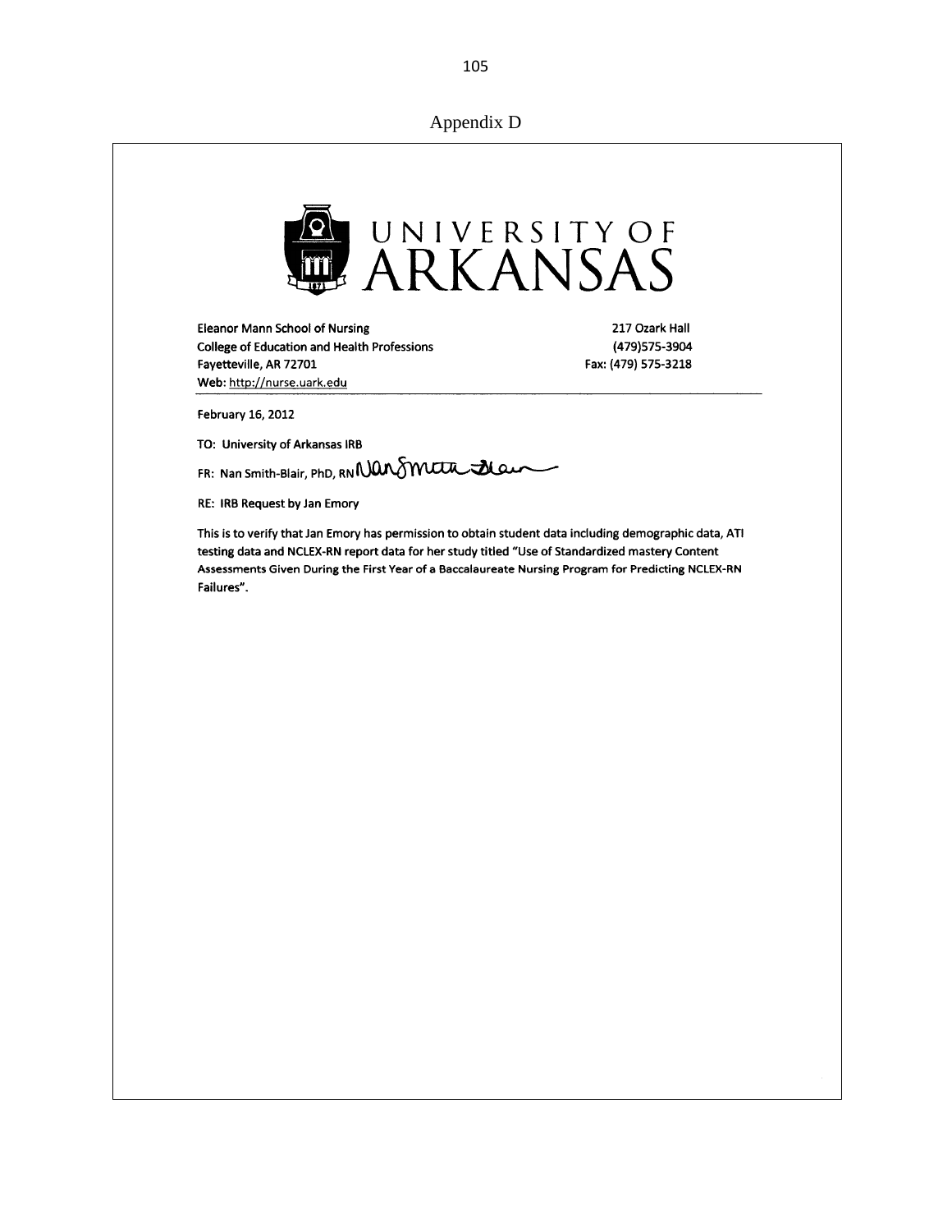# Appendix D

UNIVERSITY OF ARKANSAS

**Eleanor Mann School of Nursing**
**College of Education and Health Professions**
**Fayetteville, AR 72701**
**Web:** http://nurse.uark.edu

**217 Ozark Hall**
**(479)575-3904**
**Fax: (479) 575-3218**

February 16, 2012

TO: University of Arkansas IRB

FR: Nan Smith-Blair, PhD, RN Nan Smith-Blair

RE: IRB Request by Jan Emory

This is to verify that Jan Emory has permission to obtain student data including demographic data, ATI testing data and NCLEX-RN report data for her study titled "Use of Standardized mastery Content Assessments Given During the First Year of a Baccalaureate Nursing Program for Predicting NCLEX-RN Failures".